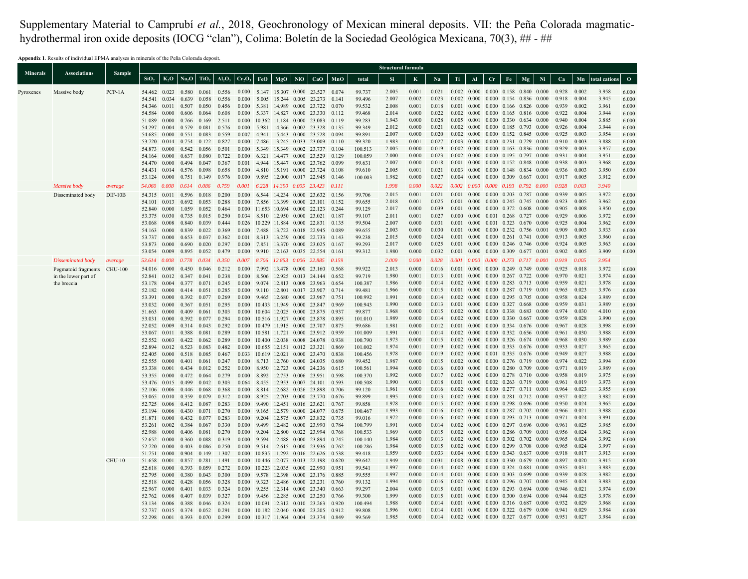Supplementary Material to Camprubí *et al.*, 2018, Geochronology of Mexican mineral deposits. VII: the Peña Colorada magmatic-hydrothermal iron oxide deposits (IOCG "clan"), Colima: Boletín de la Sociedad Geológica Mexicana, 70(3), ## - ##

**Appendix 1**. Results of individual EPMA analyses in minerals of the Peña Colorada deposit.

| Minerals | Associations | Sample | $SiO_2$ | $K_2O$ | $Na_2O$ | $TiO_2$ | $Al_2O_3$ | $Cr_2O_3$ | FeO | MgO | NiO | CaO | MnO | total | Si | K | Na | Ti | Al | Cr | Fe | Mg | Ni | Ca | Mn | total cations | O |
|---|---|---|---|---|---|---|---|---|---|---|---|---|---|---|---|---|---|---|---|---|---|---|---|---|---|---|---|
| | | | | | | | | | | | | | | | Structural formula | | | | | | | | | | | | |
| Pyroxenes | Massive body | PCP-1A | 54.462 | 0.023 | 0.580 | 0.061 | 0.556 | 0.000 | 5.147 | 15.307 | 0.000 | 23.527 | 0.074 | 99.737 | 2.005 | 0.001 | 0.021 | 0.002 | 0.000 | 0.000 | 0.158 | 0.840 | 0.000 | 0.928 | 0.002 | 3.958 | 6.000 |
| | | | 54.541 | 0.034 | 0.639 | 0.058 | 0.556 | 0.000 | 5.005 | 15.244 | 0.005 | 23.273 | 0.141 | 99.496 | 2.007 | 0.002 | 0.023 | 0.002 | 0.000 | 0.000 | 0.154 | 0.836 | 0.000 | 0.918 | 0.004 | 3.945 | 6.000 |
| | | | 54.346 | 0.011 | 0.507 | 0.050 | 0.456 | 0.000 | 5.381 | 14.989 | 0.000 | 23.722 | 0.070 | 99.532 | 2.008 | 0.001 | 0.018 | 0.001 | 0.000 | 0.000 | 0.166 | 0.826 | 0.000 | 0.939 | 0.002 | 3.961 | 6.000 |
| | | | 54.584 | 0.000 | 0.606 | 0.064 | 0.608 | 0.000 | 5.337 | 14.827 | 0.000 | 23.330 | 0.112 | 99.468 | 2.014 | 0.000 | 0.022 | 0.002 | 0.000 | 0.000 | 0.165 | 0.816 | 0.000 | 0.922 | 0.004 | 3.944 | 6.000 |
| | | | 51.089 | 0.000 | 0.766 | 0.169 | 2.511 | 0.000 | 10.362 | 11.184 | 0.000 | 23.083 | 0.119 | 99.283 | 1.943 | 0.000 | 0.028 | 0.005 | 0.001 | 0.000 | 0.330 | 0.634 | 0.000 | 0.940 | 0.004 | 3.885 | 6.000 |
| | | | 54.297 | 0.004 | 0.579 | 0.081 | 0.576 | 0.000 | 5.981 | 14.366 | 0.002 | 23.328 | 0.135 | 99.349 | 2.012 | 0.000 | 0.021 | 0.002 | 0.000 | 0.000 | 0.185 | 0.793 | 0.000 | 0.926 | 0.004 | 3.944 | 6.000 |
| | | | 54.685 | 0.000 | 0.551 | 0.083 | 0.559 | 0.007 | 4.941 | 15.443 | 0.000 | 23.528 | 0.094 | 99.891 | 2.007 | 0.000 | 0.020 | 0.002 | 0.000 | 0.000 | 0.152 | 0.845 | 0.000 | 0.925 | 0.003 | 3.954 | 6.000 |
| | | | 53.720 | 0.014 | 0.754 | 0.122 | 0.827 | 0.000 | 7.486 | 13.245 | 0.033 | 23.009 | 0.110 | 99.320 | 1.983 | 0.001 | 0.027 | 0.003 | 0.000 | 0.000 | 0.231 | 0.729 | 0.001 | 0.910 | 0.003 | 3.888 | 6.000 |
| | | | 54.873 | 0.000 | 0.542 | 0.056 | 0.501 | 0.000 | 5.349 | 15.349 | 0.002 | 23.737 | 0.104 | 100.513 | 2.005 | 0.000 | 0.019 | 0.002 | 0.000 | 0.000 | 0.163 | 0.836 | 0.000 | 0.929 | 0.003 | 3.957 | 6.000 |
| | | | 54.164 | 0.000 | 0.637 | 0.080 | 0.722 | 0.000 | 6.321 | 14.477 | 0.000 | 23.529 | 0.129 | 100.059 | 2.000 | 0.000 | 0.023 | 0.002 | 0.000 | 0.000 | 0.195 | 0.797 | 0.000 | 0.931 | 0.004 | 3.951 | 6.000 |
| | | | 54.470 | 0.000 | 0.494 | 0.047 | 0.367 | 0.001 | 4.944 | 15.447 | 0.000 | 23.762 | 0.099 | 99.631 | 2.007 | 0.000 | 0.018 | 0.001 | 0.000 | 0.000 | 0.152 | 0.848 | 0.000 | 0.938 | 0.003 | 3.968 | 6.000 |
| | | | 54.431 | 0.014 | 0.576 | 0.098 | 0.658 | 0.000 | 4.810 | 15.191 | 0.000 | 23.724 | 0.108 | 99.610 | 2.005 | 0.001 | 0.021 | 0.003 | 0.000 | 0.000 | 0.148 | 0.834 | 0.000 | 0.936 | 0.003 | 3.950 | 6.000 |
| | | | 53.124 | 0.000 | 0.751 | 0.149 | 0.976 | 0.000 | 9.895 | 12.000 | 0.017 | 22.945 | 0.146 | 100.003 | 1.982 | 0.000 | 0.027 | 0.004 | 0.000 | 0.000 | 0.309 | 0.667 | 0.001 | 0.917 | 0.005 | 3.912 | 6.000 |
| | *Massive body* | *average* | *54.060* | *0.008* | *0.614* | *0.086* | *0.759* | *0.001* | *6.228* | *14.390* | *0.005* | *23.423* | *0.111* | | *1.998* | *0.000* | *0.022* | *0.002* | *0.000* | *0.000* | *0.193* | *0.792* | *0.000* | *0.928* | *0.003* | *3.940* | |
| | Disseminated body | DIF-10B | 54.315 | 0.011 | 0.596 | 0.018 | 0.200 | 0.000 | 6.544 | 14.234 | 0.000 | 23.632 | 0.156 | 99.706 | 2.015 | 0.001 | 0.021 | 0.001 | 0.000 | 0.000 | 0.203 | 0.787 | 0.000 | 0.939 | 0.005 | 3.972 | 6.000 |
| | | | 54.101 | 0.013 | 0.692 | 0.053 | 0.288 | 0.000 | 7.856 | 13.399 | 0.000 | 23.101 | 0.152 | 99.655 | 2.018 | 0.001 | 0.025 | 0.001 | 0.000 | 0.000 | 0.245 | 0.745 | 0.000 | 0.923 | 0.005 | 3.962 | 6.000 |
| | | | 52.840 | 0.000 | 1.059 | 0.052 | 0.464 | 0.000 | 11.653 | 10.694 | 0.000 | 22.123 | 0.244 | 99.129 | 2.017 | 0.000 | 0.039 | 0.001 | 0.000 | 0.000 | 0.372 | 0.608 | 0.000 | 0.905 | 0.008 | 3.950 | 6.000 |
| | | | 53.375 | 0.030 | 0.735 | 0.015 | 0.250 | 0.034 | 8.510 | 12.950 | 0.000 | 23.021 | 0.187 | 99.107 | 2.011 | 0.001 | 0.027 | 0.000 | 0.000 | 0.001 | 0.268 | 0.727 | 0.000 | 0.929 | 0.006 | 3.972 | 6.000 |
| | | | 53.068 | 0.008 | 0.840 | 0.039 | 0.444 | 0.026 | 10.229 | 11.884 | 0.000 | 22.831 | 0.135 | 99.504 | 2.007 | 0.000 | 0.031 | 0.001 | 0.000 | 0.001 | 0.323 | 0.670 | 0.000 | 0.925 | 0.004 | 3.962 | 6.000 |
| | | | 54.163 | 0.000 | 0.839 | 0.022 | 0.369 | 0.000 | 7.488 | 13.722 | 0.018 | 22.945 | 0.089 | 99.655 | 2.003 | 0.000 | 0.030 | 0.001 | 0.000 | 0.000 | 0.232 | 0.756 | 0.001 | 0.909 | 0.003 | 3.933 | 6.000 |
| | | | 53.737 | 0.000 | 0.653 | 0.037 | 0.362 | 0.001 | 8.313 | 13.259 | 0.000 | 22.733 | 0.143 | 99.238 | 2.015 | 0.000 | 0.024 | 0.001 | 0.000 | 0.000 | 0.261 | 0.741 | 0.000 | 0.913 | 0.005 | 3.960 | 6.000 |
| | | | 53.873 | 0.000 | 0.690 | 0.020 | 0.297 | 0.000 | 7.851 | 13.370 | 0.000 | 23.025 | 0.167 | 99.293 | 2.017 | 0.000 | 0.025 | 0.001 | 0.000 | 0.000 | 0.246 | 0.746 | 0.000 | 0.924 | 0.005 | 3.963 | 6.000 |
| | | | 53.054 | 0.009 | 0.895 | 0.052 | 0.479 | 0.000 | 9.910 | 12.163 | 0.035 | 22.554 | 0.161 | 99.312 | 1.980 | 0.000 | 0.032 | 0.001 | 0.000 | 0.000 | 0.309 | 0.677 | 0.001 | 0.902 | 0.005 | 3.909 | 6.000 |
| | *Disseminated body* | *average* | *53.614* | *0.008* | *0.778* | *0.034* | *0.350* | *0.007* | *8.706* | *12.853* | *0.006* | *22.885* | *0.159* | | *2.009* | *0.000* | *0.028* | *0.001* | *0.000* | *0.000* | *0.273* | *0.717* | *0.000* | *0.919* | *0.005* | *3.954* | |
| | Pegmatoid fragments in the lower part of the breccia | CHU-100 | 54.016 | 0.000 | 0.450 | 0.046 | 0.212 | 0.000 | 7.992 | 13.478 | 0.000 | 23.160 | 0.568 | 99.922 | 2.013 | 0.000 | 0.016 | 0.001 | 0.000 | 0.000 | 0.249 | 0.749 | 0.000 | 0.925 | 0.018 | 3.972 | 6.000 |
| | | | 52.841 | 0.012 | 0.347 | 0.041 | 0.238 | 0.000 | 8.506 | 12.925 | 0.013 | 24.144 | 0.652 | 99.719 | 1.980 | 0.001 | 0.013 | 0.001 | 0.000 | 0.000 | 0.267 | 0.722 | 0.000 | 0.970 | 0.021 | 3.974 | 6.000 |
| | | | 53.178 | 0.004 | 0.377 | 0.071 | 0.245 | 0.000 | 9.074 | 12.813 | 0.008 | 23.963 | 0.654 | 100.387 | 1.986 | 0.000 | 0.014 | 0.002 | 0.000 | 0.000 | 0.283 | 0.713 | 0.000 | 0.959 | 0.021 | 3.978 | 6.000 |
| | | | 52.182 | 0.000 | 0.414 | 0.051 | 0.285 | 0.000 | 9.110 | 12.801 | 0.017 | 23.907 | 0.714 | 99.481 | 1.966 | 0.000 | 0.015 | 0.001 | 0.000 | 0.000 | 0.287 | 0.719 | 0.001 | 0.965 | 0.023 | 3.976 | 6.000 |
| | | | 53.391 | 0.000 | 0.392 | 0.077 | 0.269 | 0.000 | 9.465 | 12.680 | 0.000 | 23.967 | 0.751 | 100.992 | 1.991 | 0.000 | 0.014 | 0.002 | 0.000 | 0.000 | 0.295 | 0.705 | 0.000 | 0.958 | 0.024 | 3.989 | 6.000 |
| | | | 53.032 | 0.000 | 0.367 | 0.051 | 0.295 | 0.000 | 10.433 | 11.949 | 0.000 | 23.847 | 0.969 | 100.943 | 1.990 | 0.000 | 0.013 | 0.001 | 0.000 | 0.000 | 0.327 | 0.668 | 0.000 | 0.959 | 0.031 | 3.989 | 6.000 |
| | | | 51.663 | 0.000 | 0.409 | 0.061 | 0.303 | 0.000 | 10.604 | 12.025 | 0.000 | 23.875 | 0.937 | 99.877 | 1.968 | 0.000 | 0.015 | 0.002 | 0.000 | 0.000 | 0.338 | 0.683 | 0.000 | 0.974 | 0.030 | 4.010 | 6.000 |
| | | | 53.031 | 0.000 | 0.392 | 0.077 | 0.294 | 0.000 | 10.516 | 11.927 | 0.000 | 23.878 | 0.895 | 101.010 | 1.989 | 0.000 | 0.014 | 0.002 | 0.000 | 0.000 | 0.330 | 0.667 | 0.000 | 0.959 | 0.028 | 3.990 | 6.000 |
| | | | 52.052 | 0.009 | 0.314 | 0.043 | 0.292 | 0.000 | 10.479 | 11.915 | 0.000 | 23.707 | 0.875 | 99.686 | 1.981 | 0.000 | 0.012 | 0.001 | 0.000 | 0.000 | 0.334 | 0.676 | 0.000 | 0.967 | 0.028 | 3.998 | 6.000 |
| | | | 53.067 | 0.011 | 0.388 | 0.081 | 0.289 | 0.000 | 10.581 | 11.721 | 0.000 | 23.912 | 0.959 | 101.009 | 1.991 | 0.001 | 0.014 | 0.002 | 0.000 | 0.000 | 0.332 | 0.656 | 0.000 | 0.961 | 0.030 | 3.988 | 6.000 |
| | | | 52.552 | 0.003 | 0.422 | 0.062 | 0.289 | 0.000 | 10.400 | 12.038 | 0.008 | 24.078 | 0.938 | 100.790 | 1.973 | 0.000 | 0.015 | 0.002 | 0.000 | 0.000 | 0.326 | 0.674 | 0.000 | 0.968 | 0.030 | 3.989 | 6.000 |
| | | | 52.894 | 0.012 | 0.523 | 0.083 | 0.482 | 0.000 | 10.655 | 12.151 | 0.012 | 23.321 | 0.869 | 101.002 | 1.974 | 0.001 | 0.019 | 0.002 | 0.000 | 0.000 | 0.333 | 0.676 | 0.000 | 0.933 | 0.027 | 3.965 | 6.000 |
| | | | 52.405 | 0.000 | 0.518 | 0.085 | 0.467 | 0.033 | 10.619 | 12.021 | 0.000 | 23.470 | 0.838 | 100.456 | 1.978 | 0.000 | 0.019 | 0.002 | 0.000 | 0.001 | 0.335 | 0.676 | 0.000 | 0.949 | 0.027 | 3.988 | 6.000 |
| | | | 52.555 | 0.000 | 0.401 | 0.061 | 0.247 | 0.000 | 8.713 | 12.760 | 0.000 | 24.035 | 0.680 | 99.452 | 1.987 | 0.000 | 0.015 | 0.002 | 0.000 | 0.000 | 0.276 | 0.719 | 0.000 | 0.974 | 0.022 | 3.994 | 6.000 |
| | | | 53.338 | 0.001 | 0.434 | 0.012 | 0.252 | 0.000 | 8.950 | 12.723 | 0.000 | 24.236 | 0.615 | 100.561 | 1.994 | 0.000 | 0.016 | 0.000 | 0.000 | 0.000 | 0.280 | 0.709 | 0.000 | 0.971 | 0.019 | 3.989 | 6.000 |
| | | | 53.355 | 0.000 | 0.472 | 0.064 | 0.279 | 0.000 | 8.892 | 12.753 | 0.006 | 23.951 | 0.598 | 100.370 | 1.992 | 0.000 | 0.017 | 0.002 | 0.000 | 0.000 | 0.278 | 0.710 | 0.000 | 0.958 | 0.019 | 3.975 | 6.000 |
| | | | 53.476 | 0.015 | 0.499 | 0.042 | 0.303 | 0.064 | 8.455 | 12.953 | 0.007 | 24.101 | 0.593 | 100.508 | 1.990 | 0.001 | 0.018 | 0.001 | 0.000 | 0.002 | 0.263 | 0.719 | 0.000 | 0.961 | 0.019 | 3.973 | 6.000 |
| | | | 52.106 | 0.006 | 0.446 | 0.068 | 0.368 | 0.000 | 8.814 | 12.682 | 0.026 | 23.898 | 0.706 | 99.120 | 1.961 | 0.000 | 0.016 | 0.002 | 0.000 | 0.000 | 0.277 | 0.711 | 0.001 | 0.964 | 0.023 | 3.955 | 6.000 |
| | | | 53.065 | 0.010 | 0.359 | 0.079 | 0.312 | 0.000 | 8.925 | 12.703 | 0.000 | 23.770 | 0.676 | 99.899 | 1.995 | 0.000 | 0.013 | 0.002 | 0.000 | 0.000 | 0.281 | 0.712 | 0.000 | 0.957 | 0.022 | 3.982 | 6.000 |
| | | | 52.725 | 0.006 | 0.412 | 0.087 | 0.283 | 0.000 | 9.490 | 12.451 | 0.016 | 23.621 | 0.767 | 99.858 | 1.978 | 0.000 | 0.015 | 0.002 | 0.000 | 0.000 | 0.298 | 0.696 | 0.000 | 0.950 | 0.024 | 3.965 | 6.000 |
| | | | 53.194 | 0.006 | 0.430 | 0.071 | 0.270 | 0.000 | 9.165 | 12.579 | 0.000 | 24.077 | 0.675 | 100.467 | 1.993 | 0.000 | 0.016 | 0.002 | 0.000 | 0.000 | 0.287 | 0.702 | 0.000 | 0.966 | 0.021 | 3.988 | 6.000 |
| | | | 51.871 | 0.000 | 0.432 | 0.077 | 0.283 | 0.000 | 9.204 | 12.575 | 0.007 | 23.832 | 0.735 | 99.016 | 1.972 | 0.000 | 0.016 | 0.002 | 0.000 | 0.000 | 0.293 | 0.713 | 0.000 | 0.971 | 0.024 | 3.991 | 6.000 |
| | | | 53.261 | 0.002 | 0.384 | 0.067 | 0.330 | 0.000 | 9.499 | 12.482 | 0.000 | 23.990 | 0.784 | 100.799 | 1.991 | 0.000 | 0.014 | 0.002 | 0.000 | 0.000 | 0.297 | 0.696 | 0.000 | 0.961 | 0.025 | 3.985 | 6.000 |
| | | | 52.988 | 0.000 | 0.406 | 0.081 | 0.270 | 0.000 | 9.204 | 12.800 | 0.022 | 23.994 | 0.768 | 100.533 | 1.969 | 0.000 | 0.015 | 0.002 | 0.000 | 0.000 | 0.286 | 0.709 | 0.001 | 0.956 | 0.024 | 3.962 | 6.000 |
| | | | 52.652 | 0.000 | 0.360 | 0.088 | 0.319 | 0.000 | 9.594 | 12.488 | 0.000 | 23.894 | 0.745 | 100.140 | 1.984 | 0.000 | 0.013 | 0.002 | 0.000 | 0.000 | 0.302 | 0.702 | 0.000 | 0.965 | 0.024 | 3.992 | 6.000 |
| | | | 52.720 | 0.000 | 0.403 | 0.086 | 0.250 | 0.000 | 9.514 | 12.615 | 0.000 | 23.936 | 0.762 | 100.286 | 1.984 | 0.000 | 0.015 | 0.002 | 0.000 | 0.000 | 0.299 | 0.708 | 0.000 | 0.965 | 0.024 | 3.997 | 6.000 |
| | | | 51.751 | 0.000 | 0.904 | 0.149 | 1.307 | 0.000 | 10.835 | 11.292 | 0.016 | 22.626 | 0.538 | 99.418 | 1.959 | 0.000 | 0.033 | 0.004 | 0.000 | 0.000 | 0.343 | 0.637 | 0.000 | 0.918 | 0.017 | 3.913 | 6.000 |
| | | CHU-10 | 51.658 | 0.001 | 0.857 | 0.281 | 1.491 | 0.000 | 10.446 | 12.077 | 0.013 | 22.198 | 0.620 | 99.642 | 1.949 | 0.000 | 0.031 | 0.008 | 0.000 | 0.000 | 0.330 | 0.679 | 0.000 | 0.897 | 0.020 | 3.915 | 6.000 |
| | | | 52.618 | 0.000 | 0.393 | 0.059 | 0.272 | 0.000 | 10.223 | 12.035 | 0.000 | 22.990 | 0.951 | 99.541 | 1.997 | 0.000 | 0.014 | 0.002 | 0.000 | 0.000 | 0.324 | 0.681 | 0.000 | 0.935 | 0.031 | 3.983 | 6.000 |
| | | | 52.795 | 0.000 | 0.380 | 0.043 | 0.300 | 0.000 | 9.578 | 12.398 | 0.000 | 23.176 | 0.885 | 99.555 | 1.997 | 0.000 | 0.014 | 0.001 | 0.000 | 0.000 | 0.303 | 0.699 | 0.000 | 0.939 | 0.028 | 3.982 | 6.000 |
| | | | 52.518 | 0.002 | 0.428 | 0.056 | 0.328 | 0.000 | 9.323 | 12.486 | 0.000 | 23.231 | 0.760 | 99.132 | 1.994 | 0.000 | 0.016 | 0.002 | 0.000 | 0.000 | 0.296 | 0.707 | 0.000 | 0.945 | 0.024 | 3.983 | 6.000 |
| | | | 52.967 | 0.000 | 0.401 | 0.033 | 0.324 | 0.000 | 9.255 | 12.314 | 0.000 | 23.340 | 0.663 | 99.297 | 2.004 | 0.000 | 0.015 | 0.001 | 0.000 | 0.000 | 0.293 | 0.694 | 0.000 | 0.946 | 0.021 | 3.974 | 6.000 |
| | | | 52.762 | 0.008 | 0.407 | 0.039 | 0.327 | 0.000 | 9.456 | 12.285 | 0.000 | 23.250 | 0.766 | 99.300 | 1.999 | 0.000 | 0.015 | 0.001 | 0.000 | 0.000 | 0.300 | 0.694 | 0.000 | 0.944 | 0.025 | 3.978 | 6.000 |
| | | | 53.134 | 0.006 | 0.388 | 0.046 | 0.324 | 0.000 | 10.091 | 12.312 | 0.010 | 23.263 | 0.920 | 100.494 | 1.988 | 0.000 | 0.014 | 0.001 | 0.000 | 0.000 | 0.316 | 0.687 | 0.000 | 0.932 | 0.029 | 3.968 | 6.000 |
| | | | 52.737 | 0.015 | 0.374 | 0.052 | 0.291 | 0.000 | 10.182 | 12.040 | 0.000 | 23.205 | 0.912 | 99.808 | 1.996 | 0.001 | 0.014 | 0.001 | 0.000 | 0.000 | 0.322 | 0.679 | 0.000 | 0.941 | 0.029 | 3.984 | 6.000 |
| | | | 52.298 | 0.001 | 0.393 | 0.070 | 0.299 | 0.000 | 10.317 | 11.964 | 0.004 | 23.374 | 0.849 | 99.569 | 1.985 | 0.000 | 0.014 | 0.002 | 0.000 | 0.000 | 0.327 | 0.677 | 0.000 | 0.951 | 0.027 | 3.984 | 6.000 |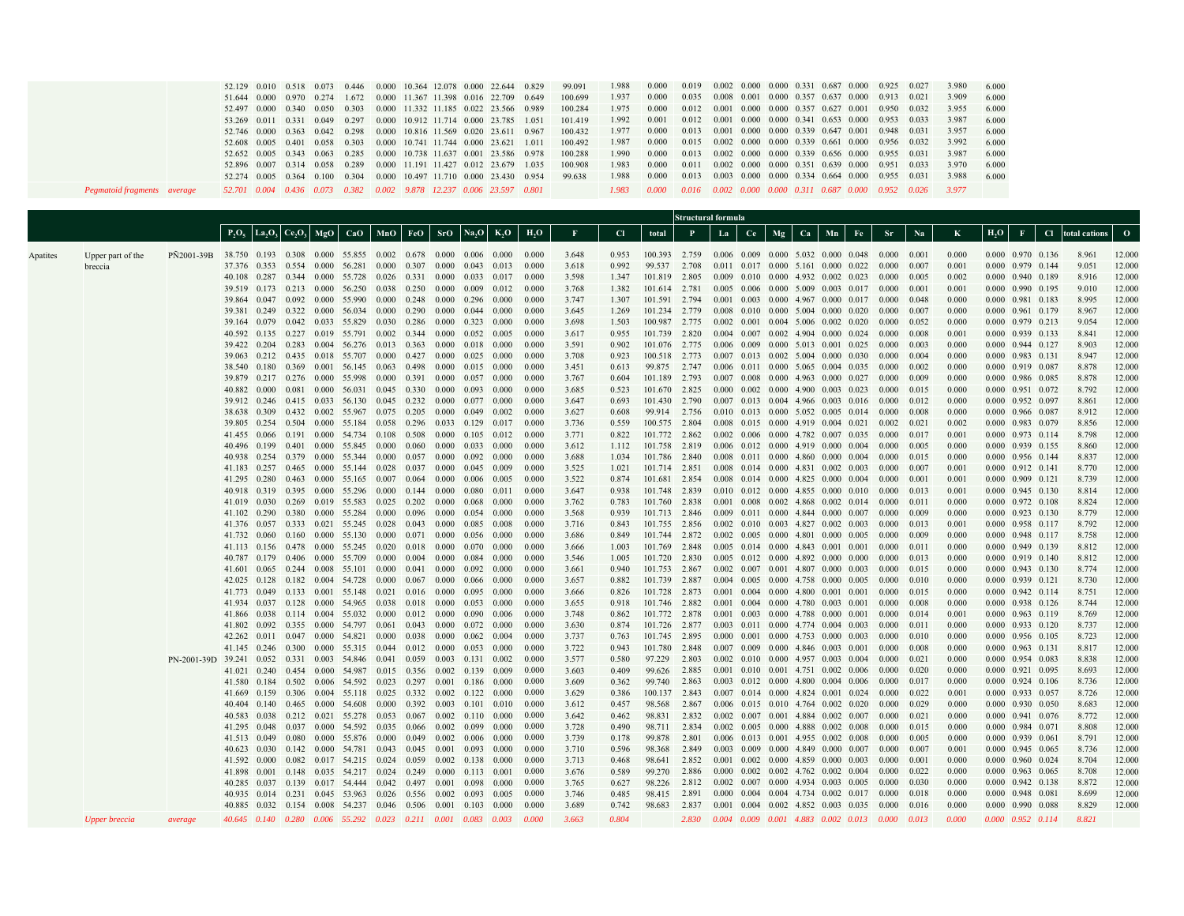| | | | | | | | | | | | | | | | | | | | | | | | | | |
|---|---|---|---|---|---|---|---|---|---|---|---|---|---|---|---|---|---|---|---|---|---|---|---|---|---|
| | | 52.129 | 0.010 | 0.518 | 0.073 | 0.446 | 0.000 | 10.364 | 12.078 | 0.000 | 22.644 | 0.829 | 99.091 | 1.988 | 0.000 | 0.019 | 0.002 | 0.000 | 0.000 | 0.331 | 0.687 | 0.000 | 0.925 | 0.027 | 3.980 | 6.000 |
| | | 51.644 | 0.000 | 0.970 | 0.274 | 1.672 | 0.000 | 11.367 | 11.398 | 0.016 | 22.709 | 0.649 | 100.699 | 1.937 | 0.000 | 0.035 | 0.008 | 0.001 | 0.000 | 0.357 | 0.637 | 0.000 | 0.913 | 0.021 | 3.909 | 6.000 |
| | | 52.497 | 0.000 | 0.340 | 0.050 | 0.303 | 0.000 | 11.332 | 11.185 | 0.022 | 23.566 | 0.989 | 100.284 | 1.975 | 0.000 | 0.012 | 0.001 | 0.000 | 0.000 | 0.357 | 0.627 | 0.001 | 0.950 | 0.032 | 3.955 | 6.000 |
| | | 53.269 | 0.011 | 0.331 | 0.049 | 0.297 | 0.000 | 10.912 | 11.714 | 0.000 | 23.785 | 1.051 | 101.419 | 1.992 | 0.001 | 0.012 | 0.001 | 0.000 | 0.000 | 0.341 | 0.653 | 0.000 | 0.953 | 0.033 | 3.987 | 6.000 |
| | | 52.746 | 0.000 | 0.363 | 0.042 | 0.298 | 0.000 | 10.816 | 11.569 | 0.020 | 23.611 | 0.967 | 100.432 | 1.977 | 0.000 | 0.013 | 0.001 | 0.000 | 0.000 | 0.339 | 0.647 | 0.001 | 0.948 | 0.031 | 3.957 | 6.000 |
| | | 52.608 | 0.005 | 0.401 | 0.058 | 0.303 | 0.000 | 10.741 | 11.744 | 0.000 | 23.621 | 1.011 | 100.492 | 1.987 | 0.000 | 0.015 | 0.002 | 0.000 | 0.000 | 0.339 | 0.661 | 0.000 | 0.956 | 0.032 | 3.992 | 6.000 |
| | | 52.652 | 0.005 | 0.343 | 0.063 | 0.285 | 0.000 | 10.738 | 11.637 | 0.001 | 23.586 | 0.978 | 100.288 | 1.990 | 0.000 | 0.013 | 0.002 | 0.000 | 0.000 | 0.339 | 0.656 | 0.000 | 0.955 | 0.031 | 3.987 | 6.000 |
| | | 52.896 | 0.007 | 0.314 | 0.058 | 0.289 | 0.000 | 11.191 | 11.427 | 0.012 | 23.679 | 1.035 | 100.908 | 1.983 | 0.000 | 0.011 | 0.002 | 0.000 | 0.000 | 0.351 | 0.639 | 0.000 | 0.951 | 0.033 | 3.970 | 6.000 |
| | | 52.274 | 0.005 | 0.364 | 0.100 | 0.304 | 0.000 | 10.497 | 11.710 | 0.000 | 23.430 | 0.954 | 99.638 | 1.988 | 0.000 | 0.013 | 0.003 | 0.000 | 0.000 | 0.334 | 0.664 | 0.000 | 0.955 | 0.031 | 3.988 | 6.000 |
| *Pegmatoid fragments* | *average* | *52.701* | *0.004* | *0.436* | *0.073* | *0.382* | *0.002* | *9.878* | *12.237* | *0.006* | *23.597* | *0.801* | | *1.983* | *0.000* | *0.016* | *0.002* | *0.000* | *0.000* | *0.311* | *0.687* | *0.000* | *0.952* | *0.026* | *3.977* | |

| | | | | | | | | | | | | | | | | Structural formula | | | | | | | | | | | | | | |
|---|---|---|---|---|---|---|---|---|---|---|---|---|---|---|---|---|---|---|---|---|---|---|---|---|---|---|---|---|---|---|---|
| | | | $P_2O_5$ | $La_2O_3$ | $Ce_2O_3$ | MgO | CaO | MnO | FeO | SrO | $Na_2O$ | $K_2O$ | $H_2O$ | F | Cl | total | P | La | Ce | Mg | Ca | Mn | Fe | Sr | Na | K | $H_2O$ | F | Cl | total cations | O |
| Apatites | Upper part of the breccia | PÑ2001-39B | 38.750 | 0.193 | 0.308 | 0.000 | 55.855 | 0.002 | 0.678 | 0.000 | 0.006 | 0.000 | 0.000 | 3.648 | 0.953 | 100.393 | 2.759 | 0.006 | 0.009 | 0.000 | 5.032 | 0.000 | 0.048 | 0.000 | 0.001 | 0.000 | 0.000 | 0.970 | 0.136 | 8.961 | 12.000 |
| | | | 37.376 | 0.353 | 0.554 | 0.000 | 56.281 | 0.000 | 0.307 | 0.000 | 0.043 | 0.013 | 0.000 | 3.618 | 0.992 | 99.537 | 2.708 | 0.011 | 0.017 | 0.000 | 5.161 | 0.000 | 0.022 | 0.000 | 0.007 | 0.001 | 0.000 | 0.979 | 0.144 | 9.051 | 12.000 |
| | | | 40.108 | 0.287 | 0.344 | 0.000 | 55.728 | 0.026 | 0.331 | 0.000 | 0.033 | 0.017 | 0.000 | 3.598 | 1.347 | 101.819 | 2.805 | 0.009 | 0.010 | 0.000 | 4.932 | 0.002 | 0.023 | 0.000 | 0.005 | 0.002 | 0.000 | 0.940 | 0.189 | 8.916 | 12.000 |
| | | | 39.519 | 0.173 | 0.213 | 0.000 | 56.250 | 0.038 | 0.250 | 0.000 | 0.009 | 0.012 | 0.000 | 3.768 | 1.382 | 101.614 | 2.781 | 0.005 | 0.006 | 0.000 | 5.009 | 0.003 | 0.017 | 0.000 | 0.001 | 0.001 | 0.000 | 0.990 | 0.195 | 9.010 | 12.000 |
| | | | 39.864 | 0.047 | 0.092 | 0.000 | 55.990 | 0.000 | 0.248 | 0.000 | 0.296 | 0.000 | 0.000 | 3.747 | 1.307 | 101.591 | 2.794 | 0.001 | 0.003 | 0.000 | 4.967 | 0.000 | 0.017 | 0.000 | 0.048 | 0.000 | 0.000 | 0.981 | 0.183 | 8.995 | 12.000 |
| | | | 39.381 | 0.249 | 0.322 | 0.000 | 56.034 | 0.000 | 0.290 | 0.000 | 0.044 | 0.000 | 0.000 | 3.645 | 1.269 | 101.234 | 2.779 | 0.008 | 0.010 | 0.000 | 5.004 | 0.000 | 0.020 | 0.000 | 0.007 | 0.000 | 0.000 | 0.961 | 0.179 | 8.967 | 12.000 |
| | | | 39.164 | 0.079 | 0.042 | 0.033 | 55.829 | 0.030 | 0.286 | 0.000 | 0.323 | 0.000 | 0.000 | 3.698 | 1.503 | 100.987 | 2.775 | 0.002 | 0.001 | 0.004 | 5.006 | 0.002 | 0.020 | 0.000 | 0.052 | 0.000 | 0.000 | 0.979 | 0.213 | 9.054 | 12.000 |
| | | | 40.592 | 0.135 | 0.227 | 0.019 | 55.791 | 0.002 | 0.344 | 0.000 | 0.052 | 0.005 | 0.000 | 3.617 | 0.955 | 101.739 | 2.820 | 0.004 | 0.007 | 0.002 | 4.904 | 0.000 | 0.024 | 0.000 | 0.008 | 0.001 | 0.000 | 0.939 | 0.133 | 8.841 | 12.000 |
| | | | 39.422 | 0.204 | 0.283 | 0.004 | 56.276 | 0.013 | 0.363 | 0.000 | 0.018 | 0.000 | 0.000 | 3.591 | 0.902 | 101.076 | 2.775 | 0.006 | 0.009 | 0.000 | 5.013 | 0.001 | 0.025 | 0.000 | 0.003 | 0.000 | 0.000 | 0.944 | 0.127 | 8.903 | 12.000 |
| | | | 39.063 | 0.212 | 0.435 | 0.018 | 55.707 | 0.000 | 0.427 | 0.000 | 0.025 | 0.000 | 0.000 | 3.708 | 0.923 | 100.518 | 2.773 | 0.007 | 0.013 | 0.002 | 5.004 | 0.000 | 0.030 | 0.000 | 0.004 | 0.000 | 0.000 | 0.983 | 0.131 | 8.947 | 12.000 |
| | | | 38.540 | 0.180 | 0.369 | 0.001 | 56.145 | 0.063 | 0.498 | 0.000 | 0.015 | 0.000 | 0.000 | 3.451 | 0.613 | 99.875 | 2.747 | 0.006 | 0.011 | 0.000 | 5.065 | 0.004 | 0.035 | 0.000 | 0.002 | 0.000 | 0.000 | 0.919 | 0.087 | 8.878 | 12.000 |
| | | | 39.879 | 0.217 | 0.276 | 0.000 | 55.998 | 0.000 | 0.391 | 0.000 | 0.057 | 0.000 | 0.000 | 3.767 | 0.604 | 101.189 | 2.793 | 0.007 | 0.008 | 0.000 | 4.963 | 0.000 | 0.027 | 0.000 | 0.009 | 0.000 | 0.000 | 0.986 | 0.085 | 8.878 | 12.000 |
| | | | 40.882 | 0.000 | 0.081 | 0.000 | 56.031 | 0.045 | 0.330 | 0.000 | 0.093 | 0.000 | 0.000 | 3.685 | 0.523 | 101.670 | 2.825 | 0.000 | 0.002 | 0.000 | 4.900 | 0.003 | 0.023 | 0.000 | 0.015 | 0.000 | 0.000 | 0.951 | 0.072 | 8.792 | 12.000 |
| | | | 39.912 | 0.246 | 0.415 | 0.033 | 56.130 | 0.045 | 0.232 | 0.000 | 0.077 | 0.000 | 0.000 | 3.647 | 0.693 | 101.430 | 2.790 | 0.007 | 0.013 | 0.004 | 4.966 | 0.003 | 0.016 | 0.000 | 0.012 | 0.000 | 0.000 | 0.952 | 0.097 | 8.861 | 12.000 |
| | | | 38.638 | 0.309 | 0.432 | 0.002 | 55.967 | 0.075 | 0.205 | 0.000 | 0.049 | 0.002 | 0.000 | 3.627 | 0.608 | 99.914 | 2.756 | 0.010 | 0.013 | 0.000 | 5.052 | 0.005 | 0.014 | 0.000 | 0.008 | 0.000 | 0.000 | 0.966 | 0.087 | 8.912 | 12.000 |
| | | | 39.805 | 0.254 | 0.504 | 0.000 | 55.184 | 0.058 | 0.296 | 0.033 | 0.129 | 0.017 | 0.000 | 3.736 | 0.559 | 100.575 | 2.804 | 0.008 | 0.015 | 0.000 | 4.919 | 0.004 | 0.021 | 0.002 | 0.021 | 0.002 | 0.000 | 0.983 | 0.079 | 8.856 | 12.000 |
| | | | 41.455 | 0.066 | 0.191 | 0.000 | 54.734 | 0.108 | 0.508 | 0.000 | 0.105 | 0.012 | 0.000 | 3.771 | 0.822 | 101.772 | 2.862 | 0.002 | 0.006 | 0.000 | 4.782 | 0.007 | 0.035 | 0.000 | 0.017 | 0.001 | 0.000 | 0.973 | 0.114 | 8.798 | 12.000 |
| | | | 40.496 | 0.199 | 0.401 | 0.000 | 55.845 | 0.000 | 0.060 | 0.000 | 0.033 | 0.000 | 0.000 | 3.612 | 1.112 | 101.758 | 2.819 | 0.006 | 0.012 | 0.000 | 4.919 | 0.000 | 0.004 | 0.000 | 0.005 | 0.000 | 0.000 | 0.939 | 0.155 | 8.860 | 12.000 |
| | | | 40.938 | 0.254 | 0.379 | 0.000 | 55.344 | 0.000 | 0.057 | 0.000 | 0.092 | 0.000 | 0.000 | 3.688 | 1.034 | 101.786 | 2.840 | 0.008 | 0.011 | 0.000 | 4.860 | 0.000 | 0.004 | 0.000 | 0.015 | 0.000 | 0.000 | 0.956 | 0.144 | 8.837 | 12.000 |
| | | | 41.183 | 0.257 | 0.465 | 0.000 | 55.144 | 0.028 | 0.037 | 0.000 | 0.045 | 0.009 | 0.000 | 3.525 | 1.021 | 101.714 | 2.851 | 0.008 | 0.014 | 0.000 | 4.831 | 0.002 | 0.003 | 0.000 | 0.007 | 0.001 | 0.000 | 0.912 | 0.141 | 8.770 | 12.000 |
| | | | 41.295 | 0.280 | 0.463 | 0.000 | 55.165 | 0.007 | 0.064 | 0.000 | 0.006 | 0.005 | 0.000 | 3.522 | 0.874 | 101.681 | 2.854 | 0.008 | 0.014 | 0.000 | 4.825 | 0.000 | 0.004 | 0.000 | 0.001 | 0.001 | 0.000 | 0.909 | 0.121 | 8.739 | 12.000 |
| | | | 40.918 | 0.319 | 0.395 | 0.000 | 55.296 | 0.000 | 0.144 | 0.000 | 0.080 | 0.011 | 0.000 | 3.647 | 0.938 | 101.748 | 2.839 | 0.010 | 0.012 | 0.000 | 4.855 | 0.000 | 0.010 | 0.000 | 0.013 | 0.001 | 0.000 | 0.945 | 0.130 | 8.814 | 12.000 |
| | | | 41.019 | 0.030 | 0.269 | 0.019 | 55.583 | 0.025 | 0.202 | 0.000 | 0.068 | 0.000 | 0.000 | 3.762 | 0.783 | 101.760 | 2.838 | 0.001 | 0.008 | 0.002 | 4.868 | 0.002 | 0.014 | 0.000 | 0.011 | 0.000 | 0.000 | 0.972 | 0.108 | 8.824 | 12.000 |
| | | | 41.102 | 0.290 | 0.380 | 0.000 | 55.284 | 0.000 | 0.096 | 0.000 | 0.054 | 0.000 | 0.000 | 3.568 | 0.939 | 101.713 | 2.846 | 0.009 | 0.011 | 0.000 | 4.844 | 0.000 | 0.007 | 0.000 | 0.009 | 0.000 | 0.000 | 0.923 | 0.130 | 8.779 | 12.000 |
| | | | 41.376 | 0.057 | 0.333 | 0.021 | 55.245 | 0.028 | 0.043 | 0.000 | 0.085 | 0.008 | 0.000 | 3.716 | 0.843 | 101.755 | 2.856 | 0.002 | 0.010 | 0.003 | 4.827 | 0.002 | 0.003 | 0.000 | 0.013 | 0.001 | 0.000 | 0.958 | 0.117 | 8.792 | 12.000 |
| | | | 41.732 | 0.060 | 0.160 | 0.000 | 55.130 | 0.000 | 0.071 | 0.000 | 0.056 | 0.000 | 0.000 | 3.686 | 0.849 | 101.744 | 2.872 | 0.002 | 0.005 | 0.000 | 4.801 | 0.000 | 0.005 | 0.000 | 0.009 | 0.000 | 0.000 | 0.948 | 0.117 | 8.758 | 12.000 |
| | | | 41.113 | 0.156 | 0.478 | 0.000 | 55.245 | 0.020 | 0.018 | 0.000 | 0.070 | 0.000 | 0.000 | 3.666 | 1.003 | 101.769 | 2.848 | 0.005 | 0.014 | 0.000 | 4.843 | 0.001 | 0.001 | 0.000 | 0.011 | 0.000 | 0.000 | 0.949 | 0.139 | 8.812 | 12.000 |
| | | | 40.787 | 0.179 | 0.406 | 0.000 | 55.709 | 0.000 | 0.004 | 0.000 | 0.084 | 0.000 | 0.000 | 3.546 | 1.005 | 101.720 | 2.830 | 0.005 | 0.012 | 0.000 | 4.892 | 0.000 | 0.000 | 0.000 | 0.013 | 0.000 | 0.000 | 0.919 | 0.140 | 8.812 | 12.000 |
| | | | 41.601 | 0.065 | 0.244 | 0.008 | 55.101 | 0.000 | 0.041 | 0.000 | 0.092 | 0.000 | 0.000 | 3.661 | 0.940 | 101.753 | 2.867 | 0.002 | 0.007 | 0.001 | 4.807 | 0.000 | 0.003 | 0.000 | 0.015 | 0.000 | 0.000 | 0.943 | 0.130 | 8.774 | 12.000 |
| | | | 42.025 | 0.128 | 0.182 | 0.004 | 54.728 | 0.000 | 0.067 | 0.000 | 0.066 | 0.000 | 0.000 | 3.657 | 0.882 | 101.739 | 2.887 | 0.004 | 0.005 | 0.000 | 4.758 | 0.000 | 0.005 | 0.000 | 0.010 | 0.000 | 0.000 | 0.939 | 0.121 | 8.730 | 12.000 |
| | | | 41.773 | 0.049 | 0.133 | 0.001 | 55.148 | 0.021 | 0.016 | 0.000 | 0.095 | 0.000 | 0.000 | 3.666 | 0.826 | 101.728 | 2.873 | 0.001 | 0.004 | 0.000 | 4.800 | 0.001 | 0.001 | 0.000 | 0.015 | 0.000 | 0.000 | 0.942 | 0.114 | 8.751 | 12.000 |
| | | | 41.934 | 0.037 | 0.128 | 0.000 | 54.965 | 0.038 | 0.018 | 0.000 | 0.053 | 0.000 | 0.000 | 3.655 | 0.918 | 101.746 | 2.882 | 0.001 | 0.004 | 0.000 | 4.780 | 0.003 | 0.001 | 0.000 | 0.008 | 0.000 | 0.000 | 0.938 | 0.126 | 8.744 | 12.000 |
| | | | 41.866 | 0.038 | 0.114 | 0.004 | 55.032 | 0.000 | 0.012 | 0.000 | 0.090 | 0.006 | 0.000 | 3.748 | 0.862 | 101.772 | 2.878 | 0.001 | 0.003 | 0.000 | 4.788 | 0.000 | 0.001 | 0.000 | 0.014 | 0.001 | 0.000 | 0.963 | 0.119 | 8.769 | 12.000 |
| | | | 41.802 | 0.092 | 0.355 | 0.000 | 54.797 | 0.061 | 0.043 | 0.000 | 0.072 | 0.000 | 0.000 | 3.630 | 0.874 | 101.726 | 2.877 | 0.003 | 0.011 | 0.000 | 4.774 | 0.004 | 0.003 | 0.000 | 0.011 | 0.000 | 0.000 | 0.933 | 0.120 | 8.737 | 12.000 |
| | | | 42.262 | 0.011 | 0.047 | 0.000 | 54.821 | 0.000 | 0.038 | 0.000 | 0.062 | 0.004 | 0.000 | 3.737 | 0.763 | 101.745 | 2.895 | 0.000 | 0.001 | 0.000 | 4.753 | 0.000 | 0.003 | 0.000 | 0.010 | 0.000 | 0.000 | 0.956 | 0.105 | 8.723 | 12.000 |
| | | | 41.145 | 0.246 | 0.300 | 0.000 | 55.315 | 0.044 | 0.012 | 0.000 | 0.053 | 0.000 | 0.000 | 3.722 | 0.943 | 101.780 | 2.848 | 0.007 | 0.009 | 0.000 | 4.846 | 0.003 | 0.001 | 0.000 | 0.008 | 0.000 | 0.000 | 0.963 | 0.131 | 8.817 | 12.000 |
| | | PN-2001-39D | 39.241 | 0.052 | 0.331 | 0.003 | 54.846 | 0.041 | 0.059 | 0.003 | 0.131 | 0.002 | 0.000 | 3.577 | 0.580 | 97.229 | 2.803 | 0.002 | 0.010 | 0.000 | 4.957 | 0.003 | 0.004 | 0.000 | 0.021 | 0.000 | 0.000 | 0.954 | 0.083 | 8.838 | 12.000 |
| | | | 41.021 | 0.240 | 0.454 | 0.000 | 54.987 | 0.015 | 0.356 | 0.002 | 0.139 | 0.009 | 0.000 | 3.603 | 0.409 | 99.626 | 2.885 | 0.001 | 0.010 | 0.001 | 4.751 | 0.002 | 0.006 | 0.000 | 0.020 | 0.000 | 0.000 | 0.921 | 0.095 | 8.693 | 12.000 |
| | | | 41.580 | 0.184 | 0.502 | 0.006 | 54.592 | 0.023 | 0.297 | 0.001 | 0.186 | 0.000 | 0.000 | 3.609 | 0.362 | 99.740 | 2.863 | 0.003 | 0.012 | 0.000 | 4.800 | 0.004 | 0.006 | 0.000 | 0.017 | 0.000 | 0.000 | 0.924 | 0.106 | 8.736 | 12.000 |
| | | | 41.669 | 0.159 | 0.306 | 0.004 | 55.118 | 0.025 | 0.332 | 0.002 | 0.122 | 0.000 | 0.000 | 3.629 | 0.386 | 100.137 | 2.843 | 0.007 | 0.014 | 0.000 | 4.824 | 0.001 | 0.024 | 0.000 | 0.022 | 0.001 | 0.000 | 0.933 | 0.057 | 8.726 | 12.000 |
| | | | 40.404 | 0.140 | 0.465 | 0.000 | 54.608 | 0.000 | 0.392 | 0.003 | 0.101 | 0.010 | 0.000 | 3.612 | 0.457 | 98.568 | 2.867 | 0.006 | 0.015 | 0.010 | 4.764 | 0.002 | 0.020 | 0.000 | 0.029 | 0.000 | 0.000 | 0.930 | 0.050 | 8.683 | 12.000 |
| | | | 40.583 | 0.038 | 0.212 | 0.021 | 55.278 | 0.053 | 0.067 | 0.002 | 0.110 | 0.000 | 0.000 | 3.642 | 0.462 | 98.831 | 2.832 | 0.002 | 0.007 | 0.001 | 4.884 | 0.002 | 0.007 | 0.000 | 0.021 | 0.000 | 0.000 | 0.941 | 0.076 | 8.772 | 12.000 |
| | | | 41.295 | 0.048 | 0.037 | 0.000 | 54.592 | 0.035 | 0.066 | 0.002 | 0.099 | 0.000 | 0.000 | 3.728 | 0.490 | 98.711 | 2.834 | 0.002 | 0.005 | 0.000 | 4.888 | 0.002 | 0.008 | 0.000 | 0.015 | 0.000 | 0.000 | 0.984 | 0.071 | 8.808 | 12.000 |
| | | | 41.513 | 0.049 | 0.080 | 0.000 | 55.876 | 0.000 | 0.049 | 0.002 | 0.006 | 0.000 | 0.000 | 3.739 | 0.178 | 99.878 | 2.801 | 0.006 | 0.013 | 0.001 | 4.955 | 0.002 | 0.008 | 0.000 | 0.005 | 0.000 | 0.000 | 0.939 | 0.061 | 8.791 | 12.000 |
| | | | 40.623 | 0.030 | 0.142 | 0.000 | 54.781 | 0.043 | 0.045 | 0.001 | 0.093 | 0.000 | 0.000 | 3.710 | 0.596 | 98.368 | 2.849 | 0.003 | 0.009 | 0.000 | 4.849 | 0.000 | 0.007 | 0.000 | 0.007 | 0.001 | 0.000 | 0.945 | 0.065 | 8.736 | 12.000 |
| | | | 41.592 | 0.000 | 0.082 | 0.017 | 54.215 | 0.024 | 0.059 | 0.002 | 0.138 | 0.000 | 0.000 | 3.713 | 0.468 | 98.641 | 2.852 | 0.001 | 0.002 | 0.000 | 4.859 | 0.000 | 0.003 | 0.000 | 0.001 | 0.000 | 0.000 | 0.960 | 0.024 | 8.704 | 12.000 |
| | | | 41.898 | 0.001 | 0.148 | 0.035 | 54.217 | 0.024 | 0.249 | 0.000 | 0.113 | 0.001 | 0.000 | 3.676 | 0.589 | 99.270 | 2.886 | 0.000 | 0.002 | 0.002 | 4.762 | 0.002 | 0.004 | 0.000 | 0.022 | 0.000 | 0.000 | 0.963 | 0.065 | 8.708 | 12.000 |
| | | | 40.285 | 0.037 | 0.139 | 0.017 | 54.444 | 0.042 | 0.497 | 0.001 | 0.098 | 0.000 | 0.000 | 3.765 | 0.627 | 98.226 | 2.812 | 0.002 | 0.007 | 0.000 | 4.934 | 0.003 | 0.005 | 0.000 | 0.030 | 0.000 | 0.000 | 0.942 | 0.138 | 8.872 | 12.000 |
| | | | 40.935 | 0.014 | 0.231 | 0.045 | 53.963 | 0.026 | 0.556 | 0.002 | 0.093 | 0.005 | 0.000 | 3.746 | 0.485 | 98.415 | 2.891 | 0.000 | 0.004 | 0.004 | 4.734 | 0.002 | 0.017 | 0.000 | 0.018 | 0.000 | 0.000 | 0.948 | 0.081 | 8.699 | 12.000 |
| | | | 40.885 | 0.032 | 0.154 | 0.008 | 54.237 | 0.046 | 0.506 | 0.001 | 0.103 | 0.000 | 0.000 | 3.689 | 0.742 | 98.683 | 2.837 | 0.001 | 0.004 | 0.002 | 4.852 | 0.003 | 0.035 | 0.000 | 0.016 | 0.000 | 0.000 | 0.990 | 0.088 | 8.829 | 12.000 |
| | *Upper breccia* | *average* | *40.645* | *0.140* | *0.280* | *0.006* | *55.292* | *0.023* | *0.211* | *0.001* | *0.083* | *0.003* | *0.000* | *3.663* | *0.804* | | *2.830* | *0.004* | *0.009* | *0.001* | *4.883* | *0.002* | *0.013* | *0.000* | *0.013* | *0.000* | *0.000* | *0.952* | *0.114* | *8.821* | |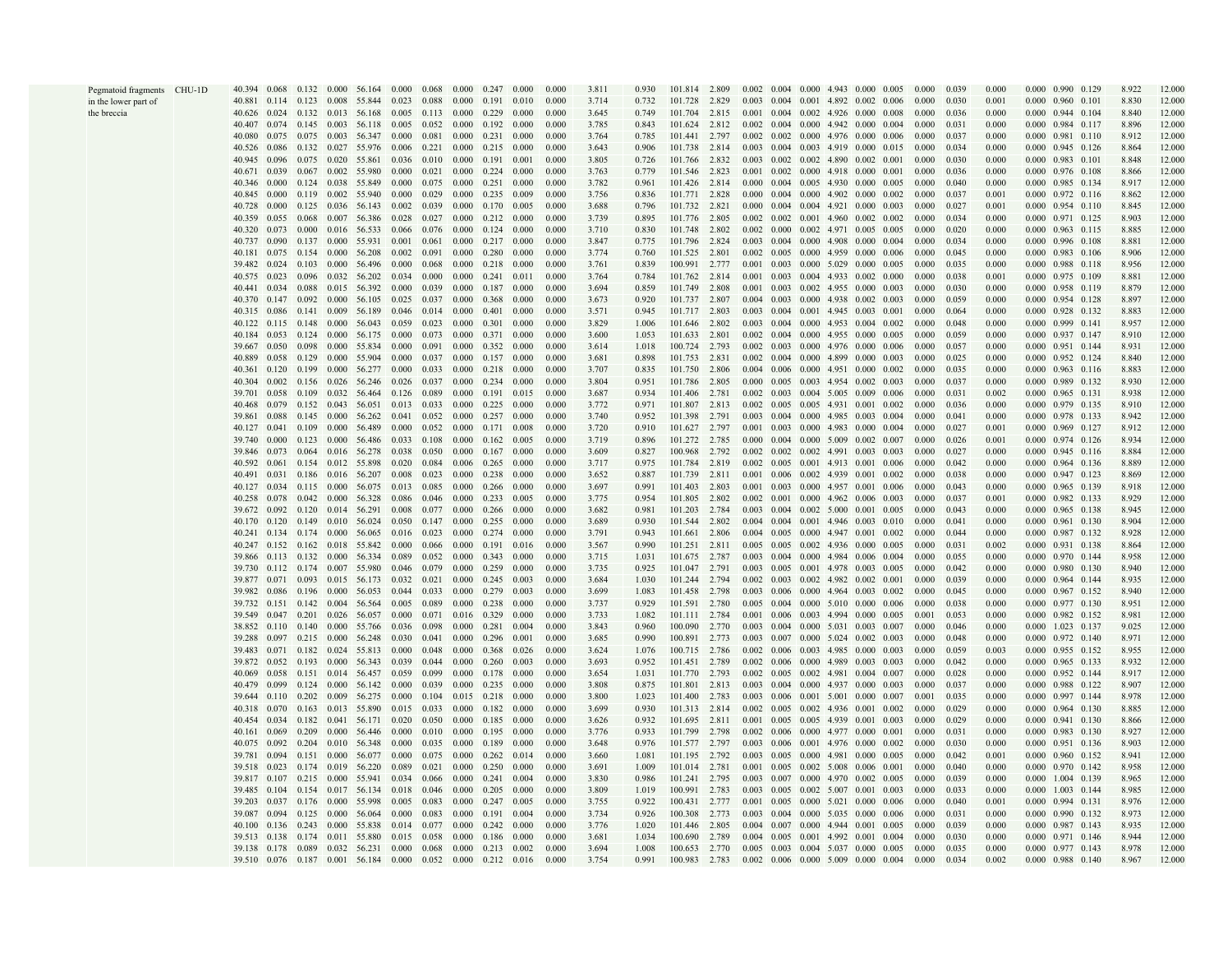| | | | | | | | | | | | | | | | | | | | | | | | | | | | | | | |
|---|---|---|---|---|---|---|---|---|---|---|---|---|---|---|---|---|---|---|---|---|---|---|---|---|---|---|---|---|---|---|
| Pegmatoid fragments in the lower part of the breccia | CHU-1D | 40.394 | 0.068 | 0.132 | 0.000 | 56.164 | 0.000 | 0.068 | 0.000 | 0.247 | 0.000 | 0.000 | 3.811 | 0.930 | 101.814 | 2.809 | 0.002 | 0.004 | 0.000 | 4.943 | 0.000 | 0.005 | 0.000 | 0.039 | 0.000 | 0.000 | 0.990 | 0.129 | 8.922 | 12.000 |
| | | 40.881 | 0.114 | 0.123 | 0.008 | 55.844 | 0.023 | 0.088 | 0.000 | 0.191 | 0.010 | 0.000 | 3.714 | 0.732 | 101.728 | 2.829 | 0.003 | 0.004 | 0.001 | 4.892 | 0.002 | 0.006 | 0.000 | 0.030 | 0.001 | 0.000 | 0.960 | 0.101 | 8.830 | 12.000 |
| | | 40.626 | 0.024 | 0.132 | 0.013 | 56.168 | 0.005 | 0.113 | 0.000 | 0.229 | 0.000 | 0.000 | 3.645 | 0.749 | 101.704 | 2.815 | 0.001 | 0.004 | 0.002 | 4.926 | 0.000 | 0.008 | 0.000 | 0.036 | 0.000 | 0.000 | 0.944 | 0.104 | 8.840 | 12.000 |
| | | 40.407 | 0.074 | 0.145 | 0.003 | 56.118 | 0.005 | 0.052 | 0.000 | 0.192 | 0.000 | 0.000 | 3.785 | 0.843 | 101.624 | 2.812 | 0.002 | 0.004 | 0.000 | 4.942 | 0.000 | 0.004 | 0.000 | 0.031 | 0.000 | 0.000 | 0.984 | 0.117 | 8.896 | 12.000 |
| | | 40.080 | 0.075 | 0.075 | 0.003 | 56.347 | 0.000 | 0.081 | 0.000 | 0.231 | 0.000 | 0.000 | 3.764 | 0.785 | 101.441 | 2.797 | 0.002 | 0.002 | 0.000 | 4.976 | 0.000 | 0.006 | 0.000 | 0.037 | 0.000 | 0.000 | 0.981 | 0.110 | 8.912 | 12.000 |
| | | 40.526 | 0.086 | 0.132 | 0.027 | 55.976 | 0.006 | 0.221 | 0.000 | 0.215 | 0.000 | 0.000 | 3.643 | 0.906 | 101.738 | 2.814 | 0.003 | 0.004 | 0.003 | 4.919 | 0.000 | 0.015 | 0.000 | 0.034 | 0.000 | 0.000 | 0.945 | 0.126 | 8.864 | 12.000 |
| | | 40.945 | 0.096 | 0.075 | 0.020 | 55.861 | 0.036 | 0.010 | 0.000 | 0.191 | 0.001 | 0.000 | 3.805 | 0.726 | 101.766 | 2.832 | 0.003 | 0.002 | 0.002 | 4.890 | 0.002 | 0.001 | 0.000 | 0.030 | 0.000 | 0.000 | 0.983 | 0.101 | 8.848 | 12.000 |
| | | 40.671 | 0.039 | 0.067 | 0.002 | 55.980 | 0.000 | 0.021 | 0.000 | 0.224 | 0.000 | 0.000 | 3.763 | 0.779 | 101.546 | 2.823 | 0.001 | 0.002 | 0.000 | 4.918 | 0.000 | 0.001 | 0.000 | 0.036 | 0.000 | 0.000 | 0.976 | 0.108 | 8.866 | 12.000 |
| | | 40.346 | 0.000 | 0.124 | 0.038 | 55.849 | 0.000 | 0.075 | 0.000 | 0.251 | 0.000 | 0.000 | 3.782 | 0.961 | 101.426 | 2.814 | 0.000 | 0.004 | 0.005 | 4.930 | 0.000 | 0.005 | 0.000 | 0.040 | 0.000 | 0.000 | 0.985 | 0.134 | 8.917 | 12.000 |
| | | 40.845 | 0.000 | 0.119 | 0.002 | 55.940 | 0.000 | 0.029 | 0.000 | 0.235 | 0.009 | 0.000 | 3.756 | 0.836 | 101.771 | 2.828 | 0.000 | 0.004 | 0.000 | 4.902 | 0.000 | 0.002 | 0.000 | 0.037 | 0.001 | 0.000 | 0.972 | 0.116 | 8.862 | 12.000 |
| | | 40.728 | 0.000 | 0.125 | 0.036 | 56.143 | 0.002 | 0.039 | 0.000 | 0.170 | 0.005 | 0.000 | 3.688 | 0.796 | 101.732 | 2.821 | 0.000 | 0.004 | 0.004 | 4.921 | 0.000 | 0.003 | 0.000 | 0.027 | 0.001 | 0.000 | 0.954 | 0.110 | 8.845 | 12.000 |
| | | 40.359 | 0.055 | 0.068 | 0.007 | 56.386 | 0.028 | 0.027 | 0.000 | 0.212 | 0.000 | 0.000 | 3.739 | 0.895 | 101.776 | 2.805 | 0.002 | 0.002 | 0.001 | 4.960 | 0.002 | 0.002 | 0.000 | 0.034 | 0.000 | 0.000 | 0.971 | 0.125 | 8.903 | 12.000 |
| | | 40.320 | 0.073 | 0.000 | 0.016 | 56.533 | 0.066 | 0.076 | 0.000 | 0.124 | 0.000 | 0.000 | 3.710 | 0.830 | 101.748 | 2.802 | 0.002 | 0.000 | 0.002 | 4.971 | 0.005 | 0.005 | 0.000 | 0.020 | 0.000 | 0.000 | 0.963 | 0.115 | 8.885 | 12.000 |
| | | 40.737 | 0.090 | 0.137 | 0.000 | 55.931 | 0.001 | 0.061 | 0.000 | 0.217 | 0.000 | 0.000 | 3.847 | 0.775 | 101.796 | 2.824 | 0.003 | 0.004 | 0.000 | 4.908 | 0.000 | 0.004 | 0.000 | 0.034 | 0.000 | 0.000 | 0.996 | 0.108 | 8.881 | 12.000 |
| | | 40.181 | 0.075 | 0.154 | 0.000 | 56.208 | 0.002 | 0.091 | 0.000 | 0.280 | 0.000 | 0.000 | 3.774 | 0.760 | 101.525 | 2.801 | 0.002 | 0.005 | 0.000 | 4.959 | 0.000 | 0.006 | 0.000 | 0.045 | 0.000 | 0.000 | 0.983 | 0.106 | 8.906 | 12.000 |
| | | 39.482 | 0.024 | 0.103 | 0.000 | 56.496 | 0.000 | 0.068 | 0.000 | 0.218 | 0.000 | 0.000 | 3.761 | 0.839 | 100.991 | 2.777 | 0.001 | 0.003 | 0.000 | 5.029 | 0.000 | 0.005 | 0.000 | 0.035 | 0.000 | 0.000 | 0.988 | 0.118 | 8.956 | 12.000 |
| | | 40.575 | 0.023 | 0.096 | 0.032 | 56.202 | 0.034 | 0.000 | 0.000 | 0.241 | 0.011 | 0.000 | 3.764 | 0.784 | 101.762 | 2.814 | 0.001 | 0.003 | 0.004 | 4.933 | 0.002 | 0.000 | 0.000 | 0.038 | 0.001 | 0.000 | 0.975 | 0.109 | 8.881 | 12.000 |
| | | 40.441 | 0.034 | 0.088 | 0.015 | 56.392 | 0.000 | 0.039 | 0.000 | 0.187 | 0.000 | 0.000 | 3.694 | 0.859 | 101.749 | 2.808 | 0.001 | 0.003 | 0.002 | 4.955 | 0.000 | 0.003 | 0.000 | 0.030 | 0.000 | 0.000 | 0.958 | 0.119 | 8.879 | 12.000 |
| | | 40.370 | 0.147 | 0.092 | 0.000 | 56.105 | 0.025 | 0.037 | 0.000 | 0.368 | 0.000 | 0.000 | 3.673 | 0.920 | 101.737 | 2.807 | 0.004 | 0.003 | 0.000 | 4.938 | 0.002 | 0.003 | 0.000 | 0.059 | 0.000 | 0.000 | 0.954 | 0.128 | 8.897 | 12.000 |
| | | 40.315 | 0.086 | 0.141 | 0.009 | 56.189 | 0.046 | 0.014 | 0.000 | 0.401 | 0.000 | 0.000 | 3.571 | 0.945 | 101.717 | 2.803 | 0.003 | 0.004 | 0.001 | 4.945 | 0.003 | 0.001 | 0.000 | 0.064 | 0.000 | 0.000 | 0.928 | 0.132 | 8.883 | 12.000 |
| | | 40.122 | 0.115 | 0.148 | 0.000 | 56.043 | 0.059 | 0.023 | 0.000 | 0.301 | 0.000 | 0.000 | 3.829 | 1.006 | 101.646 | 2.802 | 0.003 | 0.004 | 0.000 | 4.953 | 0.004 | 0.002 | 0.000 | 0.048 | 0.000 | 0.000 | 0.999 | 0.141 | 8.957 | 12.000 |
| | | 40.184 | 0.053 | 0.124 | 0.000 | 56.175 | 0.000 | 0.073 | 0.000 | 0.371 | 0.000 | 0.000 | 3.600 | 1.053 | 101.633 | 2.801 | 0.002 | 0.004 | 0.000 | 4.955 | 0.000 | 0.005 | 0.000 | 0.059 | 0.000 | 0.000 | 0.937 | 0.147 | 8.910 | 12.000 |
| | | 39.667 | 0.050 | 0.098 | 0.000 | 55.834 | 0.000 | 0.091 | 0.000 | 0.352 | 0.000 | 0.000 | 3.614 | 1.018 | 100.724 | 2.793 | 0.002 | 0.003 | 0.000 | 4.976 | 0.000 | 0.006 | 0.000 | 0.057 | 0.000 | 0.000 | 0.951 | 0.144 | 8.931 | 12.000 |
| | | 40.889 | 0.058 | 0.129 | 0.000 | 55.904 | 0.000 | 0.037 | 0.000 | 0.157 | 0.000 | 0.000 | 3.681 | 0.898 | 101.753 | 2.831 | 0.002 | 0.004 | 0.000 | 4.899 | 0.000 | 0.003 | 0.000 | 0.025 | 0.000 | 0.000 | 0.952 | 0.124 | 8.840 | 12.000 |
| | | 40.361 | 0.120 | 0.199 | 0.000 | 56.277 | 0.000 | 0.033 | 0.000 | 0.218 | 0.000 | 0.000 | 3.707 | 0.835 | 101.750 | 2.806 | 0.004 | 0.006 | 0.000 | 4.951 | 0.000 | 0.002 | 0.000 | 0.035 | 0.000 | 0.000 | 0.963 | 0.116 | 8.883 | 12.000 |
| | | 40.304 | 0.002 | 0.156 | 0.026 | 56.246 | 0.026 | 0.037 | 0.000 | 0.234 | 0.000 | 0.000 | 3.804 | 0.951 | 101.786 | 2.805 | 0.000 | 0.005 | 0.003 | 4.954 | 0.002 | 0.003 | 0.000 | 0.037 | 0.000 | 0.000 | 0.989 | 0.132 | 8.930 | 12.000 |
| | | 39.701 | 0.058 | 0.109 | 0.032 | 56.464 | 0.126 | 0.089 | 0.000 | 0.191 | 0.015 | 0.000 | 3.687 | 0.934 | 101.406 | 2.781 | 0.002 | 0.003 | 0.004 | 5.005 | 0.009 | 0.006 | 0.000 | 0.031 | 0.002 | 0.000 | 0.965 | 0.131 | 8.938 | 12.000 |
| | | 40.468 | 0.079 | 0.152 | 0.043 | 56.051 | 0.013 | 0.033 | 0.000 | 0.225 | 0.000 | 0.000 | 3.772 | 0.971 | 101.807 | 2.813 | 0.002 | 0.005 | 0.005 | 4.931 | 0.001 | 0.002 | 0.000 | 0.036 | 0.000 | 0.000 | 0.979 | 0.135 | 8.910 | 12.000 |
| | | 39.861 | 0.088 | 0.145 | 0.000 | 56.262 | 0.041 | 0.052 | 0.000 | 0.257 | 0.000 | 0.000 | 3.740 | 0.952 | 101.398 | 2.791 | 0.003 | 0.004 | 0.000 | 4.985 | 0.003 | 0.004 | 0.000 | 0.041 | 0.000 | 0.000 | 0.978 | 0.133 | 8.942 | 12.000 |
| | | 40.127 | 0.041 | 0.109 | 0.000 | 56.489 | 0.000 | 0.052 | 0.000 | 0.171 | 0.008 | 0.000 | 3.720 | 0.910 | 101.627 | 2.797 | 0.001 | 0.003 | 0.000 | 4.983 | 0.000 | 0.004 | 0.000 | 0.027 | 0.001 | 0.000 | 0.969 | 0.127 | 8.912 | 12.000 |
| | | 39.740 | 0.000 | 0.123 | 0.000 | 56.486 | 0.033 | 0.108 | 0.000 | 0.162 | 0.005 | 0.000 | 3.719 | 0.896 | 101.272 | 2.785 | 0.000 | 0.004 | 0.000 | 5.009 | 0.002 | 0.007 | 0.000 | 0.026 | 0.001 | 0.000 | 0.974 | 0.126 | 8.934 | 12.000 |
| | | 39.846 | 0.073 | 0.064 | 0.016 | 56.278 | 0.038 | 0.050 | 0.000 | 0.167 | 0.000 | 0.000 | 3.609 | 0.827 | 100.968 | 2.792 | 0.002 | 0.002 | 0.002 | 4.991 | 0.003 | 0.003 | 0.000 | 0.027 | 0.000 | 0.000 | 0.945 | 0.116 | 8.884 | 12.000 |
| | | 40.592 | 0.061 | 0.154 | 0.012 | 55.898 | 0.020 | 0.084 | 0.006 | 0.265 | 0.000 | 0.000 | 3.717 | 0.975 | 101.784 | 2.819 | 0.002 | 0.005 | 0.001 | 4.913 | 0.001 | 0.006 | 0.000 | 0.042 | 0.000 | 0.000 | 0.964 | 0.136 | 8.889 | 12.000 |
| | | 40.491 | 0.031 | 0.186 | 0.016 | 56.207 | 0.008 | 0.023 | 0.000 | 0.238 | 0.000 | 0.000 | 3.652 | 0.887 | 101.739 | 2.811 | 0.001 | 0.006 | 0.002 | 4.939 | 0.001 | 0.002 | 0.000 | 0.038 | 0.000 | 0.000 | 0.947 | 0.123 | 8.869 | 12.000 |
| | | 40.127 | 0.034 | 0.115 | 0.000 | 56.075 | 0.013 | 0.085 | 0.000 | 0.266 | 0.000 | 0.000 | 3.697 | 0.991 | 101.403 | 2.803 | 0.001 | 0.003 | 0.000 | 4.957 | 0.001 | 0.006 | 0.000 | 0.043 | 0.000 | 0.000 | 0.965 | 0.139 | 8.918 | 12.000 |
| | | 40.258 | 0.078 | 0.042 | 0.000 | 56.328 | 0.086 | 0.046 | 0.000 | 0.233 | 0.005 | 0.000 | 3.775 | 0.954 | 101.805 | 2.802 | 0.002 | 0.001 | 0.000 | 4.962 | 0.006 | 0.003 | 0.000 | 0.037 | 0.001 | 0.000 | 0.982 | 0.133 | 8.929 | 12.000 |
| | | 39.672 | 0.092 | 0.120 | 0.014 | 56.291 | 0.008 | 0.077 | 0.000 | 0.266 | 0.000 | 0.000 | 3.682 | 0.981 | 101.203 | 2.784 | 0.003 | 0.004 | 0.002 | 5.000 | 0.001 | 0.005 | 0.000 | 0.043 | 0.000 | 0.000 | 0.965 | 0.138 | 8.945 | 12.000 |
| | | 40.170 | 0.120 | 0.149 | 0.010 | 56.024 | 0.050 | 0.147 | 0.000 | 0.255 | 0.000 | 0.000 | 3.689 | 0.930 | 101.544 | 2.802 | 0.004 | 0.004 | 0.001 | 4.946 | 0.003 | 0.010 | 0.000 | 0.041 | 0.000 | 0.000 | 0.961 | 0.130 | 8.904 | 12.000 |
| | | 40.241 | 0.134 | 0.174 | 0.000 | 56.065 | 0.016 | 0.023 | 0.000 | 0.274 | 0.000 | 0.000 | 3.791 | 0.943 | 101.661 | 2.806 | 0.004 | 0.005 | 0.000 | 4.947 | 0.001 | 0.002 | 0.000 | 0.044 | 0.000 | 0.000 | 0.987 | 0.132 | 8.928 | 12.000 |
| | | 40.247 | 0.152 | 0.162 | 0.018 | 55.842 | 0.000 | 0.066 | 0.000 | 0.191 | 0.016 | 0.000 | 3.567 | 0.990 | 101.251 | 2.811 | 0.005 | 0.005 | 0.002 | 4.936 | 0.000 | 0.005 | 0.000 | 0.031 | 0.002 | 0.000 | 0.931 | 0.138 | 8.864 | 12.000 |
| | | 39.866 | 0.113 | 0.132 | 0.000 | 56.334 | 0.089 | 0.052 | 0.000 | 0.343 | 0.000 | 0.000 | 3.715 | 1.031 | 101.675 | 2.787 | 0.003 | 0.004 | 0.000 | 4.984 | 0.006 | 0.004 | 0.000 | 0.055 | 0.000 | 0.000 | 0.970 | 0.144 | 8.958 | 12.000 |
| | | 39.730 | 0.112 | 0.174 | 0.007 | 55.980 | 0.046 | 0.079 | 0.000 | 0.259 | 0.000 | 0.000 | 3.735 | 0.925 | 101.047 | 2.791 | 0.003 | 0.005 | 0.001 | 4.978 | 0.003 | 0.005 | 0.000 | 0.042 | 0.000 | 0.000 | 0.980 | 0.130 | 8.940 | 12.000 |
| | | 39.877 | 0.071 | 0.093 | 0.015 | 56.173 | 0.032 | 0.021 | 0.000 | 0.245 | 0.003 | 0.000 | 3.684 | 1.030 | 101.244 | 2.794 | 0.002 | 0.003 | 0.002 | 4.982 | 0.002 | 0.001 | 0.000 | 0.039 | 0.000 | 0.000 | 0.964 | 0.144 | 8.935 | 12.000 |
| | | 39.982 | 0.086 | 0.196 | 0.000 | 56.053 | 0.044 | 0.033 | 0.000 | 0.279 | 0.003 | 0.000 | 3.699 | 1.083 | 101.458 | 2.798 | 0.003 | 0.006 | 0.000 | 4.964 | 0.003 | 0.002 | 0.000 | 0.045 | 0.000 | 0.000 | 0.967 | 0.152 | 8.940 | 12.000 |
| | | 39.732 | 0.151 | 0.142 | 0.004 | 56.564 | 0.005 | 0.089 | 0.000 | 0.238 | 0.000 | 0.000 | 3.737 | 0.929 | 101.591 | 2.780 | 0.005 | 0.004 | 0.000 | 5.010 | 0.000 | 0.006 | 0.000 | 0.038 | 0.000 | 0.000 | 0.977 | 0.130 | 8.951 | 12.000 |
| | | 39.549 | 0.047 | 0.201 | 0.026 | 56.057 | 0.000 | 0.071 | 0.016 | 0.329 | 0.000 | 0.000 | 3.733 | 1.082 | 101.111 | 2.784 | 0.001 | 0.006 | 0.003 | 4.994 | 0.000 | 0.005 | 0.001 | 0.053 | 0.000 | 0.000 | 0.982 | 0.152 | 8.981 | 12.000 |
| | | 38.852 | 0.110 | 0.140 | 0.000 | 55.766 | 0.036 | 0.098 | 0.000 | 0.281 | 0.004 | 0.000 | 3.843 | 0.960 | 100.090 | 2.770 | 0.003 | 0.004 | 0.000 | 5.031 | 0.003 | 0.007 | 0.000 | 0.046 | 0.000 | 0.000 | 1.023 | 0.137 | 9.025 | 12.000 |
| | | 39.288 | 0.097 | 0.215 | 0.000 | 56.248 | 0.030 | 0.041 | 0.000 | 0.296 | 0.001 | 0.000 | 3.685 | 0.990 | 100.891 | 2.773 | 0.003 | 0.007 | 0.000 | 5.024 | 0.002 | 0.003 | 0.000 | 0.048 | 0.000 | 0.000 | 0.972 | 0.140 | 8.971 | 12.000 |
| | | 39.483 | 0.071 | 0.182 | 0.024 | 55.813 | 0.000 | 0.048 | 0.000 | 0.368 | 0.026 | 0.000 | 3.624 | 1.076 | 100.715 | 2.786 | 0.002 | 0.006 | 0.003 | 4.985 | 0.000 | 0.003 | 0.000 | 0.059 | 0.003 | 0.000 | 0.955 | 0.152 | 8.955 | 12.000 |
| | | 39.872 | 0.052 | 0.193 | 0.000 | 56.343 | 0.039 | 0.044 | 0.000 | 0.260 | 0.003 | 0.000 | 3.693 | 0.952 | 101.451 | 2.789 | 0.002 | 0.006 | 0.000 | 4.989 | 0.003 | 0.003 | 0.000 | 0.042 | 0.000 | 0.000 | 0.965 | 0.133 | 8.932 | 12.000 |
| | | 40.069 | 0.058 | 0.151 | 0.014 | 56.457 | 0.059 | 0.099 | 0.000 | 0.178 | 0.000 | 0.000 | 3.654 | 1.031 | 101.770 | 2.793 | 0.002 | 0.005 | 0.002 | 4.981 | 0.004 | 0.007 | 0.000 | 0.028 | 0.000 | 0.000 | 0.952 | 0.144 | 8.917 | 12.000 |
| | | 40.479 | 0.099 | 0.124 | 0.000 | 56.142 | 0.000 | 0.039 | 0.000 | 0.235 | 0.000 | 0.000 | 3.808 | 0.875 | 101.801 | 2.813 | 0.003 | 0.004 | 0.000 | 4.937 | 0.000 | 0.003 | 0.000 | 0.037 | 0.000 | 0.000 | 0.988 | 0.122 | 8.907 | 12.000 |
| | | 39.644 | 0.110 | 0.202 | 0.009 | 56.275 | 0.000 | 0.104 | 0.015 | 0.218 | 0.000 | 0.000 | 3.800 | 1.023 | 101.400 | 2.783 | 0.003 | 0.006 | 0.001 | 5.001 | 0.000 | 0.007 | 0.001 | 0.035 | 0.000 | 0.000 | 0.997 | 0.144 | 8.978 | 12.000 |
| | | 40.318 | 0.070 | 0.163 | 0.013 | 55.890 | 0.015 | 0.033 | 0.000 | 0.182 | 0.000 | 0.000 | 3.699 | 0.930 | 101.313 | 2.814 | 0.002 | 0.005 | 0.002 | 4.936 | 0.001 | 0.002 | 0.000 | 0.029 | 0.000 | 0.000 | 0.964 | 0.130 | 8.885 | 12.000 |
| | | 40.454 | 0.034 | 0.182 | 0.041 | 56.171 | 0.020 | 0.050 | 0.000 | 0.185 | 0.000 | 0.000 | 3.626 | 0.932 | 101.695 | 2.811 | 0.001 | 0.005 | 0.005 | 4.939 | 0.001 | 0.003 | 0.000 | 0.029 | 0.000 | 0.000 | 0.941 | 0.130 | 8.866 | 12.000 |
| | | 40.161 | 0.069 | 0.209 | 0.000 | 56.446 | 0.000 | 0.010 | 0.000 | 0.195 | 0.000 | 0.000 | 3.776 | 0.933 | 101.799 | 2.798 | 0.002 | 0.006 | 0.000 | 4.977 | 0.000 | 0.001 | 0.000 | 0.031 | 0.000 | 0.000 | 0.983 | 0.130 | 8.927 | 12.000 |
| | | 40.075 | 0.092 | 0.204 | 0.010 | 56.348 | 0.000 | 0.035 | 0.000 | 0.189 | 0.000 | 0.000 | 3.648 | 0.976 | 101.577 | 2.797 | 0.003 | 0.006 | 0.001 | 4.976 | 0.000 | 0.002 | 0.000 | 0.030 | 0.000 | 0.000 | 0.951 | 0.136 | 8.903 | 12.000 |
| | | 39.781 | 0.094 | 0.151 | 0.000 | 56.077 | 0.000 | 0.075 | 0.000 | 0.262 | 0.014 | 0.000 | 3.660 | 1.081 | 101.195 | 2.792 | 0.003 | 0.005 | 0.000 | 4.981 | 0.000 | 0.005 | 0.000 | 0.042 | 0.001 | 0.000 | 0.960 | 0.152 | 8.941 | 12.000 |
| | | 39.518 | 0.023 | 0.174 | 0.019 | 56.220 | 0.089 | 0.021 | 0.000 | 0.250 | 0.000 | 0.000 | 3.691 | 1.009 | 101.014 | 2.781 | 0.001 | 0.005 | 0.002 | 5.008 | 0.006 | 0.001 | 0.000 | 0.040 | 0.000 | 0.000 | 0.970 | 0.142 | 8.958 | 12.000 |
| | | 39.817 | 0.107 | 0.215 | 0.000 | 55.941 | 0.034 | 0.066 | 0.000 | 0.241 | 0.004 | 0.000 | 3.830 | 0.986 | 101.241 | 2.795 | 0.003 | 0.007 | 0.000 | 4.970 | 0.002 | 0.005 | 0.000 | 0.039 | 0.000 | 0.000 | 1.004 | 0.139 | 8.965 | 12.000 |
| | | 39.485 | 0.104 | 0.154 | 0.017 | 56.134 | 0.018 | 0.046 | 0.000 | 0.205 | 0.000 | 0.000 | 3.809 | 1.019 | 100.991 | 2.783 | 0.003 | 0.005 | 0.002 | 5.007 | 0.001 | 0.003 | 0.000 | 0.033 | 0.000 | 0.000 | 1.003 | 0.144 | 8.985 | 12.000 |
| | | 39.203 | 0.037 | 0.176 | 0.000 | 55.998 | 0.005 | 0.083 | 0.000 | 0.247 | 0.005 | 0.000 | 3.755 | 0.922 | 100.431 | 2.777 | 0.001 | 0.005 | 0.000 | 5.021 | 0.000 | 0.006 | 0.000 | 0.040 | 0.001 | 0.000 | 0.994 | 0.131 | 8.976 | 12.000 |
| | | 39.087 | 0.094 | 0.125 | 0.000 | 56.064 | 0.000 | 0.083 | 0.000 | 0.191 | 0.004 | 0.000 | 3.734 | 0.926 | 100.308 | 2.773 | 0.003 | 0.004 | 0.000 | 5.035 | 0.000 | 0.006 | 0.000 | 0.031 | 0.000 | 0.000 | 0.990 | 0.132 | 8.973 | 12.000 |
| | | 40.100 | 0.136 | 0.243 | 0.000 | 55.838 | 0.014 | 0.077 | 0.000 | 0.242 | 0.000 | 0.000 | 3.776 | 1.020 | 101.446 | 2.805 | 0.004 | 0.007 | 0.000 | 4.944 | 0.001 | 0.005 | 0.000 | 0.039 | 0.000 | 0.000 | 0.987 | 0.143 | 8.935 | 12.000 |
| | | 39.513 | 0.138 | 0.174 | 0.011 | 55.880 | 0.015 | 0.058 | 0.000 | 0.186 | 0.000 | 0.000 | 3.681 | 1.034 | 100.690 | 2.784 | 0.004 | 0.005 | 0.001 | 4.992 | 0.001 | 0.004 | 0.000 | 0.030 | 0.000 | 0.000 | 0.971 | 0.146 | 8.944 | 12.000 |
| | | 39.138 | 0.178 | 0.089 | 0.032 | 56.231 | 0.000 | 0.068 | 0.000 | 0.213 | 0.002 | 0.000 | 3.694 | 1.008 | 100.653 | 2.770 | 0.005 | 0.003 | 0.004 | 5.037 | 0.000 | 0.005 | 0.000 | 0.035 | 0.000 | 0.000 | 0.977 | 0.143 | 8.978 | 12.000 |
| | | 39.510 | 0.076 | 0.187 | 0.001 | 56.184 | 0.000 | 0.052 | 0.000 | 0.212 | 0.016 | 0.000 | 3.754 | 0.991 | 100.983 | 2.783 | 0.002 | 0.006 | 0.000 | 5.009 | 0.000 | 0.004 | 0.000 | 0.034 | 0.002 | 0.000 | 0.988 | 0.140 | 8.967 | 12.000 |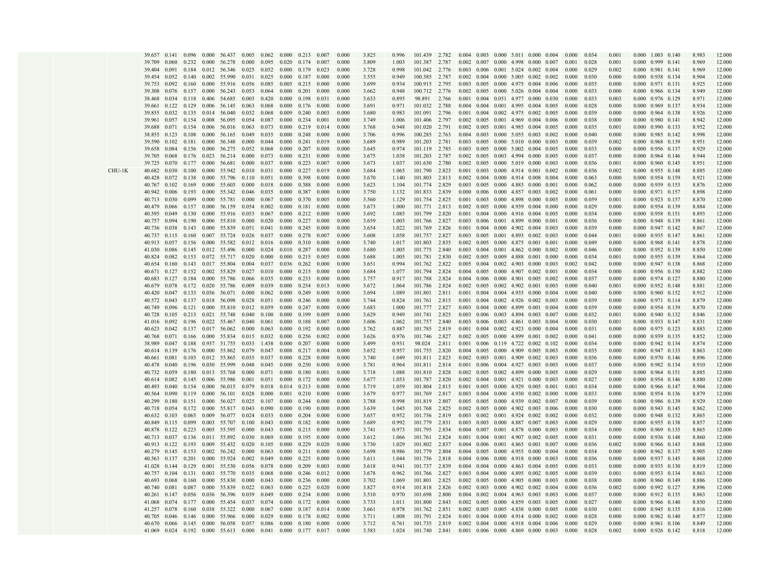| | | | | | | | | | | | | | | | | | | | | | | | | | | | | |
|---|---|---|---|---|---|---|---|---|---|---|---|---|---|---|---|---|---|---|---|---|---|---|---|---|---|---|---|---|
| | 39.657 | 0.141 | 0.096 | 0.000 | 56.437 | 0.005 | 0.062 | 0.000 | 0.213 | 0.007 | 0.000 | 3.825 | 0.996 | 101.439 | 2.782 | 0.004 | 0.003 | 0.000 | 5.011 | 0.000 | 0.004 | 0.000 | 0.034 | 0.001 | 0.000 | 1.003 | 0.140 | 8.983 | 12.000 |
| | 39.709 | 0.060 | 0.232 | 0.000 | 56.278 | 0.000 | 0.095 | 0.020 | 0.174 | 0.007 | 0.000 | 3.809 | 1.003 | 101.387 | 2.787 | 0.002 | 0.007 | 0.000 | 4.998 | 0.000 | 0.007 | 0.001 | 0.028 | 0.001 | 0.000 | 0.999 | 0.141 | 8.969 | 12.000 |
| | 39.404 | 0.091 | 0.184 | 0.012 | 56.346 | 0.025 | 0.052 | 0.000 | 0.179 | 0.023 | 0.000 | 3.728 | 0.998 | 101.042 | 2.776 | 0.003 | 0.006 | 0.001 | 5.024 | 0.002 | 0.004 | 0.000 | 0.029 | 0.002 | 0.000 | 0.981 | 0.141 | 8.969 | 12.000 |
| | 39.454 | 0.052 | 0.140 | 0.002 | 55.990 | 0.031 | 0.025 | 0.000 | 0.187 | 0.000 | 0.000 | 3.555 | 0.949 | 100.385 | 2.787 | 0.002 | 0.004 | 0.000 | 5.005 | 0.002 | 0.002 | 0.000 | 0.030 | 0.000 | 0.000 | 0.938 | 0.134 | 8.904 | 12.000 |
| | 39.753 | 0.092 | 0.160 | 0.000 | 55.916 | 0.056 | 0.085 | 0.005 | 0.215 | 0.000 | 0.000 | 3.699 | 0.934 | 100.915 | 2.795 | 0.003 | 0.005 | 0.000 | 4.975 | 0.004 | 0.006 | 0.000 | 0.035 | 0.000 | 0.000 | 0.971 | 0.131 | 8.925 | 12.000 |
| | 39.308 | 0.076 | 0.157 | 0.000 | 56.243 | 0.053 | 0.064 | 0.000 | 0.201 | 0.000 | 0.000 | 3.662 | 0.948 | 100.712 | 2.776 | 0.002 | 0.005 | 0.000 | 5.026 | 0.004 | 0.004 | 0.000 | 0.033 | 0.000 | 0.000 | 0.966 | 0.134 | 8.949 | 12.000 |
| | 38.468 | 0.034 | 0.118 | 0.406 | 54.685 | 0.003 | 0.420 | 0.000 | 0.198 | 0.031 | 0.000 | 3.633 | 0.895 | 98.891 | 2.766 | 0.001 | 0.004 | 0.051 | 4.977 | 0.000 | 0.030 | 0.000 | 0.033 | 0.003 | 0.000 | 0.976 | 0.129 | 8.971 | 12.000 |
| | 39.661 | 0.122 | 0.129 | 0.006 | 56.145 | 0.063 | 0.068 | 0.000 | 0.176 | 0.000 | 0.000 | 3.691 | 0.971 | 101.032 | 2.788 | 0.004 | 0.004 | 0.001 | 4.995 | 0.004 | 0.005 | 0.000 | 0.028 | 0.000 | 0.000 | 0.969 | 0.137 | 8.934 | 12.000 |
| | 39.855 | 0.032 | 0.135 | 0.014 | 56.040 | 0.032 | 0.068 | 0.009 | 0.240 | 0.003 | 0.000 | 3.680 | 0.983 | 101.091 | 2.796 | 0.001 | 0.004 | 0.002 | 4.975 | 0.002 | 0.005 | 0.000 | 0.039 | 0.000 | 0.000 | 0.964 | 0.138 | 8.926 | 12.000 |
| | 39.961 | 0.057 | 0.154 | 0.008 | 56.095 | 0.054 | 0.087 | 0.000 | 0.234 | 0.001 | 0.000 | 3.749 | 1.006 | 101.406 | 2.797 | 0.002 | 0.005 | 0.001 | 4.969 | 0.004 | 0.006 | 0.000 | 0.038 | 0.000 | 0.000 | 0.980 | 0.141 | 8.942 | 12.000 |
| | 39.688 | 0.071 | 0.154 | 0.006 | 56.016 | 0.063 | 0.073 | 0.000 | 0.219 | 0.014 | 0.000 | 3.768 | 0.948 | 101.020 | 2.791 | 0.002 | 0.005 | 0.001 | 4.985 | 0.004 | 0.005 | 0.000 | 0.035 | 0.001 | 0.000 | 0.990 | 0.133 | 8.952 | 12.000 |
| | 38.855 | 0.123 | 0.108 | 0.000 | 56.165 | 0.049 | 0.035 | 0.000 | 0.248 | 0.000 | 0.000 | 3.706 | 0.996 | 100.285 | 2.763 | 0.004 | 0.003 | 0.000 | 5.055 | 0.003 | 0.002 | 0.000 | 0.040 | 0.000 | 0.000 | 0.985 | 0.142 | 8.998 | 12.000 |
| | 39.590 | 0.102 | 0.181 | 0.000 | 56.348 | 0.000 | 0.044 | 0.000 | 0.241 | 0.019 | 0.000 | 3.689 | 0.989 | 101.203 | 2.781 | 0.003 | 0.005 | 0.000 | 5.010 | 0.000 | 0.003 | 0.000 | 0.039 | 0.002 | 0.000 | 0.968 | 0.139 | 8.951 | 12.000 |
| | 39.658 | 0.084 | 0.156 | 0.000 | 56.275 | 0.052 | 0.068 | 0.000 | 0.207 | 0.000 | 0.000 | 3.645 | 0.974 | 101.119 | 2.785 | 0.003 | 0.005 | 0.000 | 5.002 | 0.004 | 0.005 | 0.000 | 0.033 | 0.000 | 0.000 | 0.956 | 0.137 | 8.929 | 12.000 |
| | 39.705 | 0.068 | 0.176 | 0.023 | 56.214 | 0.000 | 0.073 | 0.000 | 0.231 | 0.000 | 0.000 | 3.675 | 1.038 | 101.203 | 2.787 | 0.002 | 0.005 | 0.003 | 4.994 | 0.000 | 0.005 | 0.000 | 0.037 | 0.000 | 0.000 | 0.964 | 0.146 | 8.944 | 12.000 |
| | 39.725 | 0.070 | 0.177 | 0.000 | 56.681 | 0.000 | 0.037 | 0.000 | 0.223 | 0.007 | 0.000 | 3.673 | 1.037 | 101.630 | 2.780 | 0.002 | 0.005 | 0.000 | 5.019 | 0.000 | 0.003 | 0.000 | 0.036 | 0.001 | 0.000 | 0.960 | 0.145 | 8.951 | 12.000 |
| CHU-1K | 40.682 | 0.030 | 0.100 | 0.000 | 55.942 | 0.010 | 0.031 | 0.000 | 0.227 | 0.019 | 0.000 | 3.684 | 1.065 | 101.790 | 2.823 | 0.001 | 0.003 | 0.000 | 4.914 | 0.001 | 0.002 | 0.000 | 0.036 | 0.002 | 0.000 | 0.955 | 0.148 | 8.885 | 12.000 |
| | 40.428 | 0.072 | 0.138 | 0.000 | 55.796 | 0.110 | 0.051 | 0.000 | 0.398 | 0.000 | 0.000 | 3.670 | 1.140 | 101.803 | 2.813 | 0.002 | 0.004 | 0.000 | 4.914 | 0.008 | 0.004 | 0.000 | 0.063 | 0.000 | 0.000 | 0.954 | 0.159 | 8.921 | 12.000 |
| | 40.767 | 0.102 | 0.169 | 0.000 | 55.603 | 0.000 | 0.018 | 0.000 | 0.388 | 0.000 | 0.000 | 3.623 | 1.104 | 101.774 | 2.829 | 0.003 | 0.005 | 0.000 | 4.883 | 0.000 | 0.001 | 0.000 | 0.062 | 0.000 | 0.000 | 0.939 | 0.153 | 8.876 | 12.000 |
| | 40.942 | 0.006 | 0.193 | 0.000 | 55.342 | 0.046 | 0.035 | 0.000 | 0.387 | 0.000 | 0.000 | 3.750 | 1.132 | 101.833 | 2.839 | 0.000 | 0.006 | 0.000 | 4.857 | 0.003 | 0.002 | 0.000 | 0.061 | 0.000 | 0.000 | 0.971 | 0.157 | 8.898 | 12.000 |
| | 40.713 | 0.030 | 0.099 | 0.000 | 55.781 | 0.000 | 0.067 | 0.000 | 0.370 | 0.005 | 0.000 | 3.560 | 1.129 | 101.754 | 2.825 | 0.001 | 0.003 | 0.000 | 4.898 | 0.000 | 0.005 | 0.000 | 0.059 | 0.001 | 0.000 | 0.923 | 0.157 | 8.870 | 12.000 |
| | 40.479 | 0.066 | 0.157 | 0.000 | 56.159 | 0.054 | 0.002 | 0.000 | 0.181 | 0.000 | 0.000 | 3.673 | 1.000 | 101.771 | 2.813 | 0.002 | 0.005 | 0.000 | 4.939 | 0.004 | 0.000 | 0.000 | 0.029 | 0.000 | 0.000 | 0.954 | 0.139 | 8.884 | 12.000 |
| | 40.595 | 0.049 | 0.130 | 0.000 | 55.916 | 0.053 | 0.067 | 0.000 | 0.212 | 0.000 | 0.000 | 3.692 | 1.085 | 101.799 | 2.820 | 0.001 | 0.004 | 0.000 | 4.916 | 0.004 | 0.005 | 0.000 | 0.034 | 0.000 | 0.000 | 0.958 | 0.151 | 8.893 | 12.000 |
| | 40.757 | 0.094 | 0.190 | 0.006 | 55.810 | 0.000 | 0.020 | 0.000 | 0.227 | 0.000 | 0.000 | 3.659 | 1.003 | 101.766 | 2.827 | 0.003 | 0.006 | 0.001 | 4.899 | 0.000 | 0.001 | 0.000 | 0.036 | 0.000 | 0.000 | 0.948 | 0.139 | 8.861 | 12.000 |
| | 40.736 | 0.038 | 0.143 | 0.000 | 55.839 | 0.051 | 0.041 | 0.000 | 0.245 | 0.000 | 0.000 | 3.654 | 1.022 | 101.769 | 2.826 | 0.001 | 0.004 | 0.000 | 4.902 | 0.004 | 0.003 | 0.000 | 0.039 | 0.000 | 0.000 | 0.947 | 0.142 | 8.867 | 12.000 |
| | 40.737 | 0.115 | 0.160 | 0.007 | 55.724 | 0.026 | 0.037 | 0.000 | 0.278 | 0.007 | 0.000 | 3.608 | 1.058 | 101.757 | 2.827 | 0.003 | 0.005 | 0.001 | 4.893 | 0.002 | 0.003 | 0.000 | 0.044 | 0.001 | 0.000 | 0.935 | 0.147 | 8.861 | 12.000 |
| | 40.913 | 0.057 | 0.156 | 0.000 | 55.582 | 0.012 | 0.016 | 0.000 | 0.310 | 0.000 | 0.000 | 3.740 | 1.017 | 101.803 | 2.835 | 0.002 | 0.005 | 0.000 | 4.875 | 0.001 | 0.001 | 0.000 | 0.049 | 0.000 | 0.000 | 0.968 | 0.141 | 8.878 | 12.000 |
| | 41.030 | 0.086 | 0.145 | 0.012 | 55.496 | 0.000 | 0.024 | 0.010 | 0.287 | 0.000 | 0.000 | 3.680 | 1.005 | 101.775 | 2.840 | 0.003 | 0.004 | 0.001 | 4.862 | 0.000 | 0.002 | 0.000 | 0.046 | 0.000 | 0.000 | 0.952 | 0.139 | 8.850 | 12.000 |
| | 40.824 | 0.082 | 0.153 | 0.072 | 55.717 | 0.020 | 0.000 | 0.000 | 0.215 | 0.005 | 0.000 | 3.688 | 1.005 | 101.781 | 2.830 | 0.002 | 0.005 | 0.009 | 4.888 | 0.001 | 0.000 | 0.000 | 0.034 | 0.001 | 0.000 | 0.955 | 0.139 | 8.864 | 12.000 |
| | 40.654 | 0.160 | 0.143 | 0.017 | 55.804 | 0.004 | 0.037 | 0.036 | 0.262 | 0.000 | 0.000 | 3.651 | 0.994 | 101.762 | 2.822 | 0.005 | 0.004 | 0.002 | 4.903 | 0.000 | 0.003 | 0.002 | 0.042 | 0.000 | 0.000 | 0.947 | 0.138 | 8.868 | 12.000 |
| | 40.671 | 0.127 | 0.152 | 0.002 | 55.829 | 0.027 | 0.010 | 0.000 | 0.215 | 0.000 | 0.000 | 3.684 | 1.077 | 101.794 | 2.824 | 0.004 | 0.005 | 0.000 | 4.907 | 0.002 | 0.001 | 0.000 | 0.034 | 0.000 | 0.000 | 0.956 | 0.150 | 8.882 | 12.000 |
| | 40.683 | 0.127 | 0.184 | 0.000 | 55.786 | 0.066 | 0.035 | 0.000 | 0.233 | 0.000 | 0.000 | 3.757 | 0.917 | 101.788 | 2.824 | 0.004 | 0.006 | 0.000 | 4.901 | 0.005 | 0.002 | 0.000 | 0.037 | 0.000 | 0.000 | 0.974 | 0.127 | 8.880 | 12.000 |
| | 40.679 | 0.078 | 0.172 | 0.020 | 55.786 | 0.009 | 0.039 | 0.000 | 0.254 | 0.013 | 0.000 | 3.672 | 1.064 | 101.786 | 2.824 | 0.002 | 0.005 | 0.002 | 4.902 | 0.001 | 0.003 | 0.000 | 0.040 | 0.001 | 0.000 | 0.952 | 0.148 | 8.881 | 12.000 |
| | 40.420 | 0.047 | 0.133 | 0.036 | 56.071 | 0.000 | 0.062 | 0.000 | 0.249 | 0.000 | 0.000 | 3.694 | 1.089 | 101.801 | 2.811 | 0.001 | 0.004 | 0.004 | 4.935 | 0.000 | 0.004 | 0.000 | 0.040 | 0.000 | 0.000 | 0.960 | 0.152 | 8.912 | 12.000 |
| | 40.572 | 0.043 | 0.137 | 0.018 | 56.098 | 0.028 | 0.051 | 0.000 | 0.246 | 0.000 | 0.000 | 3.744 | 0.824 | 101.761 | 2.815 | 0.001 | 0.004 | 0.002 | 4.926 | 0.002 | 0.003 | 0.000 | 0.039 | 0.000 | 0.000 | 0.971 | 0.114 | 8.879 | 12.000 |
| | 40.749 | 0.096 | 0.121 | 0.000 | 55.810 | 0.012 | 0.059 | 0.000 | 0.247 | 0.000 | 0.000 | 3.683 | 1.000 | 101.777 | 2.827 | 0.003 | 0.004 | 0.000 | 4.899 | 0.001 | 0.004 | 0.000 | 0.039 | 0.000 | 0.000 | 0.954 | 0.139 | 8.870 | 12.000 |
| | 40.728 | 0.105 | 0.213 | 0.021 | 55.748 | 0.040 | 0.100 | 0.000 | 0.199 | 0.009 | 0.000 | 3.629 | 0.949 | 101.741 | 2.825 | 0.003 | 0.006 | 0.003 | 4.894 | 0.003 | 0.007 | 0.000 | 0.032 | 0.001 | 0.000 | 0.940 | 0.132 | 8.846 | 12.000 |
| | 41.016 | 0.092 | 0.196 | 0.022 | 55.467 | 0.040 | 0.061 | 0.000 | 0.188 | 0.007 | 0.000 | 3.606 | 1.062 | 101.757 | 2.840 | 0.003 | 0.006 | 0.003 | 4.861 | 0.003 | 0.004 | 0.000 | 0.030 | 0.001 | 0.000 | 0.933 | 0.147 | 8.831 | 12.000 |
| | 40.623 | 0.042 | 0.137 | 0.017 | 56.062 | 0.000 | 0.063 | 0.000 | 0.192 | 0.000 | 0.000 | 3.762 | 0.887 | 101.785 | 2.819 | 0.001 | 0.004 | 0.002 | 4.923 | 0.000 | 0.004 | 0.000 | 0.031 | 0.000 | 0.000 | 0.975 | 0.123 | 8.883 | 12.000 |
| | 40.768 | 0.071 | 0.166 | 0.000 | 55.834 | 0.015 | 0.032 | 0.000 | 0.256 | 0.002 | 0.000 | 3.626 | 0.976 | 101.746 | 2.827 | 0.002 | 0.005 | 0.000 | 4.899 | 0.001 | 0.002 | 0.000 | 0.041 | 0.000 | 0.000 | 0.939 | 0.135 | 8.852 | 12.000 |
| | 38.989 | 0.047 | 0.188 | 0.937 | 51.755 | 0.033 | 1.438 | 0.000 | 0.207 | 0.000 | 0.000 | 3.499 | 0.931 | 98.024 | 2.811 | 0.001 | 0.006 | 0.119 | 4.722 | 0.002 | 0.102 | 0.000 | 0.034 | 0.000 | 0.000 | 0.942 | 0.134 | 8.874 | 12.000 |
| | 40.614 | 0.139 | 0.176 | 0.000 | 55.862 | 0.079 | 0.047 | 0.008 | 0.217 | 0.004 | 0.000 | 3.652 | 0.957 | 101.755 | 2.820 | 0.004 | 0.005 | 0.000 | 4.909 | 0.005 | 0.003 | 0.000 | 0.035 | 0.000 | 0.000 | 0.947 | 0.133 | 8.863 | 12.000 |
| | 40.661 | 0.081 | 0.103 | 0.012 | 55.865 | 0.035 | 0.037 | 0.000 | 0.228 | 0.000 | 0.000 | 3.740 | 1.049 | 101.811 | 2.823 | 0.002 | 0.003 | 0.001 | 4.909 | 0.002 | 0.003 | 0.000 | 0.036 | 0.000 | 0.000 | 0.970 | 0.146 | 8.896 | 12.000 |
| | 40.478 | 0.040 | 0.196 | 0.030 | 55.999 | 0.048 | 0.045 | 0.000 | 0.230 | 0.000 | 0.000 | 3.781 | 0.964 | 101.811 | 2.814 | 0.001 | 0.006 | 0.004 | 4.927 | 0.003 | 0.003 | 0.000 | 0.037 | 0.000 | 0.000 | 0.982 | 0.134 | 8.910 | 12.000 |
| | 40.732 | 0.059 | 0.180 | 0.013 | 55.768 | 0.000 | 0.071 | 0.000 | 0.180 | 0.001 | 0.000 | 3.718 | 1.088 | 101.810 | 2.828 | 0.002 | 0.005 | 0.002 | 4.899 | 0.000 | 0.005 | 0.000 | 0.029 | 0.000 | 0.000 | 0.964 | 0.151 | 8.885 | 12.000 |
| | 40.614 | 0.082 | 0.145 | 0.006 | 55.986 | 0.001 | 0.051 | 0.000 | 0.172 | 0.000 | 0.000 | 3.677 | 1.053 | 101.787 | 2.820 | 0.002 | 0.004 | 0.001 | 4.921 | 0.000 | 0.003 | 0.000 | 0.027 | 0.000 | 0.000 | 0.954 | 0.146 | 8.880 | 12.000 |
| | 40.493 | 0.040 | 0.154 | 0.000 | 56.015 | 0.079 | 0.018 | 0.014 | 0.213 | 0.000 | 0.000 | 3.719 | 1.059 | 101.804 | 2.815 | 0.001 | 0.005 | 0.000 | 4.929 | 0.005 | 0.001 | 0.001 | 0.034 | 0.000 | 0.000 | 0.966 | 0.147 | 8.904 | 12.000 |
| | 40.564 | 0.090 | 0.119 | 0.000 | 56.101 | 0.028 | 0.000 | 0.001 | 0.210 | 0.000 | 0.000 | 3.679 | 0.977 | 101.769 | 2.817 | 0.003 | 0.004 | 0.000 | 4.930 | 0.002 | 0.000 | 0.000 | 0.033 | 0.000 | 0.000 | 0.954 | 0.136 | 8.879 | 12.000 |
| | 40.299 | 0.180 | 0.151 | 0.000 | 56.027 | 0.025 | 0.107 | 0.000 | 0.244 | 0.000 | 0.000 | 3.788 | 0.998 | 101.819 | 2.807 | 0.005 | 0.005 | 0.000 | 4.939 | 0.002 | 0.007 | 0.000 | 0.039 | 0.000 | 0.000 | 0.986 | 0.139 | 8.929 | 12.000 |
| | 40.718 | 0.054 | 0.172 | 0.000 | 55.817 | 0.043 | 0.090 | 0.000 | 0.190 | 0.000 | 0.000 | 3.639 | 1.045 | 101.768 | 2.825 | 0.002 | 0.005 | 0.000 | 4.902 | 0.003 | 0.006 | 0.000 | 0.030 | 0.000 | 0.000 | 0.943 | 0.145 | 8.862 | 12.000 |
| | 40.632 | 0.103 | 0.065 | 0.009 | 56.077 | 0.024 | 0.033 | 0.000 | 0.204 | 0.000 | 0.000 | 3.657 | 0.952 | 101.756 | 2.819 | 0.003 | 0.002 | 0.001 | 4.924 | 0.002 | 0.002 | 0.000 | 0.032 | 0.000 | 0.000 | 0.948 | 0.132 | 8.865 | 12.000 |
| | 40.849 | 0.115 | 0.099 | 0.003 | 55.707 | 0.100 | 0.043 | 0.000 | 0.182 | 0.000 | 0.000 | 3.689 | 0.992 | 101.779 | 2.831 | 0.003 | 0.003 | 0.000 | 4.887 | 0.007 | 0.003 | 0.000 | 0.029 | 0.000 | 0.000 | 0.955 | 0.138 | 8.857 | 12.000 |
| | 40.878 | 0.122 | 0.223 | 0.005 | 55.595 | 0.000 | 0.043 | 0.000 | 0.215 | 0.000 | 0.000 | 3.741 | 0.973 | 101.795 | 2.834 | 0.004 | 0.007 | 0.001 | 4.878 | 0.000 | 0.003 | 0.000 | 0.034 | 0.000 | 0.000 | 0.969 | 0.135 | 8.865 | 12.000 |
| | 40.713 | 0.037 | 0.136 | 0.011 | 55.892 | 0.030 | 0.069 | 0.000 | 0.195 | 0.000 | 0.000 | 3.612 | 1.066 | 101.761 | 2.824 | 0.001 | 0.004 | 0.001 | 4.907 | 0.002 | 0.005 | 0.000 | 0.031 | 0.000 | 0.000 | 0.936 | 0.148 | 8.860 | 12.000 |
| | 40.913 | 0.122 | 0.193 | 0.009 | 55.432 | 0.020 | 0.105 | 0.000 | 0.229 | 0.020 | 0.000 | 3.730 | 1.029 | 101.802 | 2.837 | 0.004 | 0.006 | 0.001 | 4.865 | 0.001 | 0.007 | 0.000 | 0.036 | 0.002 | 0.000 | 0.966 | 0.143 | 8.868 | 12.000 |
| | 40.279 | 0.145 | 0.153 | 0.002 | 56.242 | 0.000 | 0.063 | 0.000 | 0.211 | 0.000 | 0.000 | 3.698 | 0.986 | 101.779 | 2.804 | 0.004 | 0.005 | 0.000 | 4.955 | 0.000 | 0.004 | 0.000 | 0.034 | 0.000 | 0.000 | 0.962 | 0.137 | 8.905 | 12.000 |
| | 40.563 | 0.137 | 0.201 | 0.000 | 55.924 | 0.002 | 0.049 | 0.000 | 0.225 | 0.000 | 0.000 | 3.611 | 1.044 | 101.756 | 2.818 | 0.004 | 0.006 | 0.000 | 4.918 | 0.000 | 0.003 | 0.000 | 0.036 | 0.000 | 0.000 | 0.937 | 0.145 | 8.868 | 12.000 |
| | 41.028 | 0.144 | 0.129 | 0.001 | 55.530 | 0.056 | 0.078 | 0.000 | 0.209 | 0.003 | 0.000 | 3.618 | 0.941 | 101.737 | 2.839 | 0.004 | 0.004 | 0.000 | 4.863 | 0.004 | 0.005 | 0.000 | 0.033 | 0.000 | 0.000 | 0.935 | 0.130 | 8.819 | 12.000 |
| | 40.757 | 0.104 | 0.131 | 0.003 | 55.770 | 0.035 | 0.068 | 0.000 | 0.246 | 0.012 | 0.000 | 3.678 | 0.962 | 101.766 | 2.827 | 0.003 | 0.004 | 0.000 | 4.895 | 0.002 | 0.005 | 0.000 | 0.039 | 0.001 | 0.000 | 0.953 | 0.134 | 8.863 | 12.000 |
| | 40.693 | 0.068 | 0.160 | 0.000 | 55.830 | 0.000 | 0.043 | 0.000 | 0.236 | 0.000 | 0.000 | 3.702 | 1.069 | 101.801 | 2.825 | 0.002 | 0.005 | 0.000 | 4.905 | 0.000 | 0.003 | 0.000 | 0.038 | 0.000 | 0.000 | 0.960 | 0.149 | 8.886 | 12.000 |
| | 40.740 | 0.081 | 0.087 | 0.000 | 55.839 | 0.022 | 0.063 | 0.000 | 0.225 | 0.020 | 0.000 | 3.827 | 0.914 | 101.818 | 2.826 | 0.002 | 0.003 | 0.000 | 4.902 | 0.002 | 0.004 | 0.000 | 0.036 | 0.002 | 0.000 | 0.992 | 0.127 | 8.896 | 12.000 |
| | 40.261 | 0.147 | 0.056 | 0.036 | 56.396 | 0.039 | 0.049 | 0.000 | 0.234 | 0.000 | 0.000 | 3.510 | 0.970 | 101.698 | 2.800 | 0.004 | 0.002 | 0.004 | 4.963 | 0.003 | 0.003 | 0.000 | 0.037 | 0.000 | 0.000 | 0.912 | 0.135 | 8.863 | 12.000 |
| | 41.068 | 0.074 | 0.177 | 0.000 | 55.454 | 0.037 | 0.074 | 0.000 | 0.172 | 0.000 | 0.000 | 3.733 | 1.011 | 101.800 | 2.843 | 0.002 | 0.005 | 0.000 | 4.859 | 0.003 | 0.005 | 0.000 | 0.027 | 0.000 | 0.000 | 0.966 | 0.140 | 8.850 | 12.000 |
| | 41.257 | 0.078 | 0.160 | 0.038 | 55.322 | 0.000 | 0.067 | 0.000 | 0.187 | 0.014 | 0.000 | 3.661 | 0.978 | 101.762 | 2.851 | 0.002 | 0.005 | 0.005 | 4.838 | 0.000 | 0.005 | 0.000 | 0.030 | 0.001 | 0.000 | 0.945 | 0.135 | 8.816 | 12.000 |
| | 40.705 | 0.046 | 0.146 | 0.000 | 55.966 | 0.000 | 0.029 | 0.000 | 0.178 | 0.002 | 0.000 | 3.711 | 1.008 | 101.791 | 2.824 | 0.001 | 0.004 | 0.000 | 4.914 | 0.000 | 0.002 | 0.000 | 0.028 | 0.000 | 0.000 | 0.962 | 0.140 | 8.877 | 12.000 |
| | 40.670 | 0.066 | 0.145 | 0.000 | 56.058 | 0.057 | 0.086 | 0.000 | 0.180 | 0.000 | 0.000 | 3.712 | 0.761 | 101.735 | 2.819 | 0.002 | 0.004 | 0.000 | 4.918 | 0.004 | 0.006 | 0.000 | 0.029 | 0.000 | 0.000 | 0.961 | 0.106 | 8.849 | 12.000 |
| | 41.069 | 0.024 | 0.192 | 0.000 | 55.613 | 0.000 | 0.041 | 0.000 | 0.177 | 0.017 | 0.000 | 3.583 | 1.024 | 101.740 | 2.841 | 0.001 | 0.006 | 0.000 | 4.869 | 0.000 | 0.003 | 0.000 | 0.028 | 0.002 | 0.000 | 0.926 | 0.142 | 8.818 | 12.000 |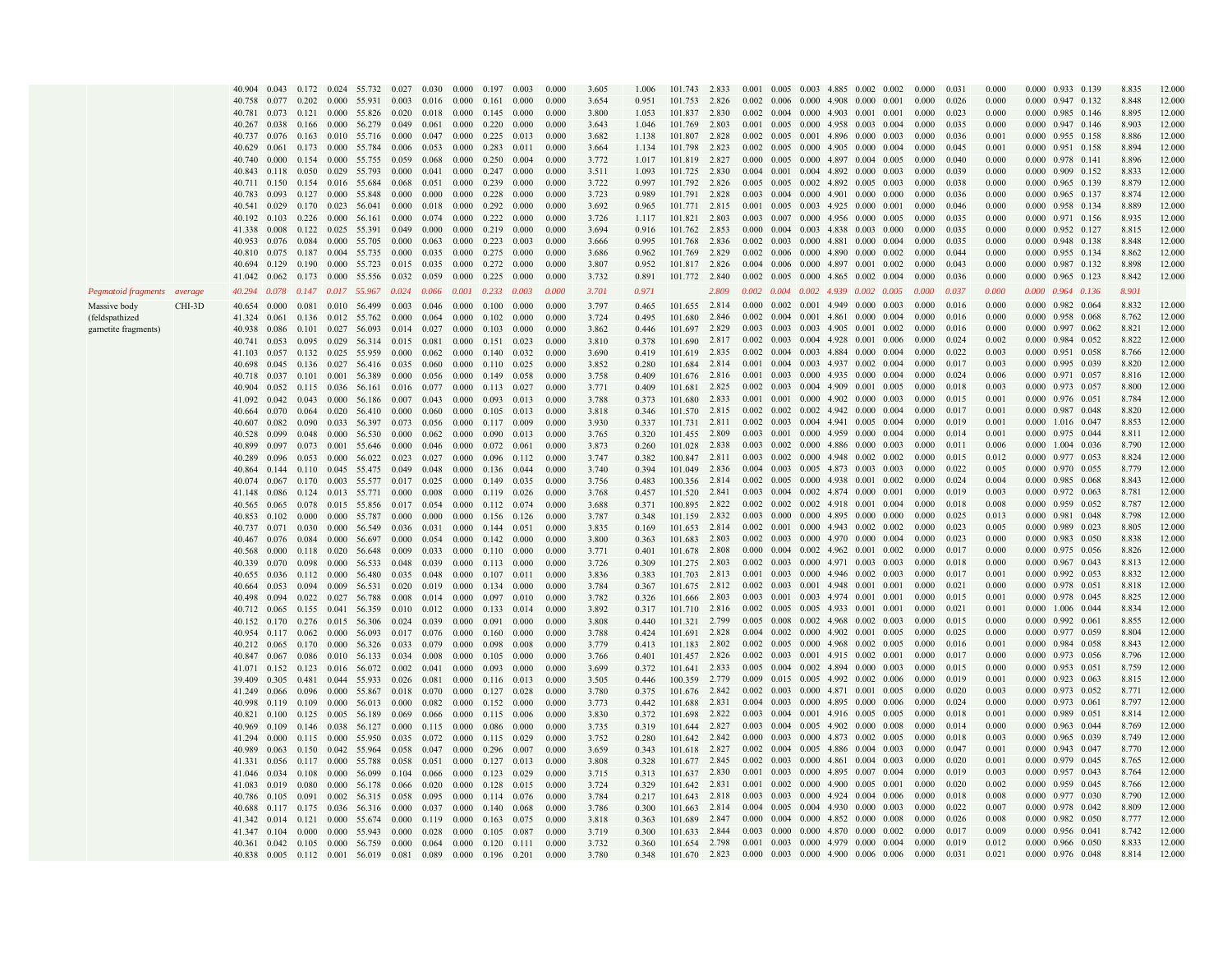| | | | | | | | | | | | | | | | | | | | | | | | | | | | | | | |
|---|---|---|---|---|---|---|---|---|---|---|---|---|---|---|---|---|---|---|---|---|---|---|---|---|---|---|---|---|---|---|
| | | 40.904 | 0.043 | 0.172 | 0.024 | 55.732 | 0.027 | 0.030 | 0.000 | 0.197 | 0.003 | 0.000 | 3.605 | 1.006 | 101.743 | 2.833 | 0.001 | 0.005 | 0.003 | 4.885 | 0.002 | 0.002 | 0.000 | 0.031 | 0.000 | 0.000 | 0.933 | 0.139 | 8.835 | 12.000 |
| | | 40.758 | 0.077 | 0.202 | 0.000 | 55.931 | 0.003 | 0.016 | 0.000 | 0.161 | 0.000 | 0.000 | 3.654 | 0.951 | 101.753 | 2.826 | 0.002 | 0.006 | 0.000 | 4.908 | 0.000 | 0.001 | 0.000 | 0.026 | 0.000 | 0.000 | 0.947 | 0.132 | 8.848 | 12.000 |
| | | 40.781 | 0.073 | 0.121 | 0.000 | 55.826 | 0.020 | 0.018 | 0.000 | 0.145 | 0.000 | 0.000 | 3.800 | 1.053 | 101.837 | 2.830 | 0.002 | 0.004 | 0.000 | 4.903 | 0.001 | 0.001 | 0.000 | 0.023 | 0.000 | 0.000 | 0.985 | 0.146 | 8.895 | 12.000 |
| | | 40.267 | 0.038 | 0.166 | 0.000 | 56.279 | 0.049 | 0.061 | 0.000 | 0.220 | 0.000 | 0.000 | 3.643 | 1.046 | 101.769 | 2.803 | 0.001 | 0.005 | 0.000 | 4.958 | 0.003 | 0.004 | 0.000 | 0.035 | 0.000 | 0.000 | 0.947 | 0.146 | 8.903 | 12.000 |
| | | 40.737 | 0.076 | 0.163 | 0.010 | 55.716 | 0.000 | 0.047 | 0.000 | 0.225 | 0.013 | 0.000 | 3.682 | 1.138 | 101.807 | 2.828 | 0.002 | 0.005 | 0.001 | 4.896 | 0.000 | 0.003 | 0.000 | 0.036 | 0.001 | 0.000 | 0.955 | 0.158 | 8.886 | 12.000 |
| | | 40.629 | 0.061 | 0.173 | 0.000 | 55.784 | 0.006 | 0.053 | 0.000 | 0.283 | 0.011 | 0.000 | 3.664 | 1.134 | 101.798 | 2.823 | 0.002 | 0.005 | 0.000 | 4.905 | 0.000 | 0.004 | 0.000 | 0.045 | 0.001 | 0.000 | 0.951 | 0.158 | 8.894 | 12.000 |
| | | 40.740 | 0.000 | 0.154 | 0.000 | 55.755 | 0.059 | 0.068 | 0.000 | 0.250 | 0.004 | 0.000 | 3.772 | 1.017 | 101.819 | 2.827 | 0.000 | 0.005 | 0.000 | 4.897 | 0.004 | 0.005 | 0.000 | 0.040 | 0.000 | 0.000 | 0.978 | 0.141 | 8.896 | 12.000 |
| | | 40.843 | 0.118 | 0.050 | 0.029 | 55.793 | 0.000 | 0.041 | 0.000 | 0.247 | 0.000 | 0.000 | 3.511 | 1.093 | 101.725 | 2.830 | 0.004 | 0.001 | 0.004 | 4.892 | 0.000 | 0.003 | 0.000 | 0.039 | 0.000 | 0.000 | 0.909 | 0.152 | 8.833 | 12.000 |
| | | 40.711 | 0.150 | 0.154 | 0.016 | 55.684 | 0.068 | 0.051 | 0.000 | 0.239 | 0.000 | 0.000 | 3.722 | 0.997 | 101.792 | 2.826 | 0.005 | 0.005 | 0.002 | 4.892 | 0.005 | 0.003 | 0.000 | 0.038 | 0.000 | 0.000 | 0.965 | 0.139 | 8.879 | 12.000 |
| | | 40.783 | 0.093 | 0.127 | 0.000 | 55.848 | 0.000 | 0.000 | 0.000 | 0.228 | 0.000 | 0.000 | 3.723 | 0.989 | 101.791 | 2.828 | 0.003 | 0.004 | 0.000 | 4.901 | 0.000 | 0.000 | 0.000 | 0.036 | 0.000 | 0.000 | 0.965 | 0.137 | 8.874 | 12.000 |
| | | 40.541 | 0.029 | 0.170 | 0.023 | 56.041 | 0.000 | 0.018 | 0.000 | 0.292 | 0.000 | 0.000 | 3.692 | 0.965 | 101.771 | 2.815 | 0.001 | 0.005 | 0.003 | 4.925 | 0.000 | 0.001 | 0.000 | 0.046 | 0.000 | 0.000 | 0.958 | 0.134 | 8.889 | 12.000 |
| | | 40.192 | 0.103 | 0.226 | 0.000 | 56.161 | 0.000 | 0.074 | 0.000 | 0.222 | 0.000 | 0.000 | 3.726 | 1.117 | 101.821 | 2.803 | 0.003 | 0.007 | 0.000 | 4.956 | 0.000 | 0.005 | 0.000 | 0.035 | 0.000 | 0.000 | 0.971 | 0.156 | 8.935 | 12.000 |
| | | 41.338 | 0.008 | 0.122 | 0.025 | 55.391 | 0.049 | 0.000 | 0.000 | 0.219 | 0.000 | 0.000 | 3.694 | 0.916 | 101.762 | 2.853 | 0.000 | 0.004 | 0.003 | 4.838 | 0.003 | 0.000 | 0.000 | 0.035 | 0.000 | 0.000 | 0.952 | 0.127 | 8.815 | 12.000 |
| | | 40.953 | 0.076 | 0.084 | 0.000 | 55.705 | 0.000 | 0.063 | 0.000 | 0.223 | 0.003 | 0.000 | 3.666 | 0.995 | 101.768 | 2.836 | 0.002 | 0.003 | 0.000 | 4.881 | 0.000 | 0.004 | 0.000 | 0.035 | 0.000 | 0.000 | 0.948 | 0.138 | 8.848 | 12.000 |
| | | 40.810 | 0.075 | 0.187 | 0.004 | 55.735 | 0.000 | 0.035 | 0.000 | 0.275 | 0.000 | 0.000 | 3.686 | 0.962 | 101.769 | 2.829 | 0.002 | 0.006 | 0.000 | 4.890 | 0.000 | 0.002 | 0.000 | 0.044 | 0.000 | 0.000 | 0.955 | 0.134 | 8.862 | 12.000 |
| | | 40.694 | 0.129 | 0.190 | 0.000 | 55.723 | 0.015 | 0.035 | 0.000 | 0.272 | 0.000 | 0.000 | 3.807 | 0.952 | 101.817 | 2.826 | 0.004 | 0.006 | 0.000 | 4.897 | 0.001 | 0.002 | 0.000 | 0.043 | 0.000 | 0.000 | 0.987 | 0.132 | 8.898 | 12.000 |
| | | 41.042 | 0.062 | 0.173 | 0.000 | 55.556 | 0.032 | 0.059 | 0.000 | 0.225 | 0.000 | 0.000 | 3.732 | 0.891 | 101.772 | 2.840 | 0.002 | 0.005 | 0.000 | 4.865 | 0.002 | 0.004 | 0.000 | 0.036 | 0.000 | 0.000 | 0.965 | 0.123 | 8.842 | 12.000 |
| *Pegmatoid fragments* | *average* | *40.294* | *0.078* | *0.147* | *0.017* | *55.967* | *0.024* | *0.066* | *0.001* | *0.233* | *0.003* | *0.000* | *3.701* | *0.971* | | *2.809* | *0.002* | *0.004* | *0.002* | *4.939* | *0.002* | *0.005* | *0.000* | *0.037* | *0.000* | *0.000* | *0.964* | *0.136* | *8.901* | |
| Massive body (feldspathized garnetite fragments) | CHI-3D | 40.654 | 0.000 | 0.081 | 0.010 | 56.499 | 0.003 | 0.046 | 0.000 | 0.100 | 0.000 | 0.000 | 3.797 | 0.465 | 101.655 | 2.814 | 0.000 | 0.002 | 0.001 | 4.949 | 0.000 | 0.003 | 0.000 | 0.016 | 0.000 | 0.000 | 0.982 | 0.064 | 8.832 | 12.000 |
| | | 41.324 | 0.061 | 0.136 | 0.012 | 55.762 | 0.000 | 0.064 | 0.000 | 0.102 | 0.000 | 0.000 | 3.724 | 0.495 | 101.680 | 2.846 | 0.002 | 0.004 | 0.001 | 4.861 | 0.000 | 0.004 | 0.000 | 0.016 | 0.000 | 0.000 | 0.958 | 0.068 | 8.762 | 12.000 |
| | | 40.938 | 0.086 | 0.101 | 0.027 | 56.093 | 0.014 | 0.027 | 0.000 | 0.103 | 0.000 | 0.000 | 3.862 | 0.446 | 101.697 | 2.829 | 0.003 | 0.003 | 0.003 | 4.905 | 0.001 | 0.002 | 0.000 | 0.016 | 0.000 | 0.000 | 0.997 | 0.062 | 8.821 | 12.000 |
| | | 40.741 | 0.053 | 0.095 | 0.029 | 56.314 | 0.015 | 0.081 | 0.000 | 0.151 | 0.023 | 0.000 | 3.810 | 0.378 | 101.690 | 2.817 | 0.002 | 0.003 | 0.004 | 4.928 | 0.001 | 0.006 | 0.000 | 0.024 | 0.002 | 0.000 | 0.984 | 0.052 | 8.822 | 12.000 |
| | | 41.103 | 0.057 | 0.132 | 0.025 | 55.959 | 0.000 | 0.062 | 0.000 | 0.140 | 0.032 | 0.000 | 3.690 | 0.419 | 101.619 | 2.835 | 0.002 | 0.004 | 0.003 | 4.884 | 0.000 | 0.004 | 0.000 | 0.022 | 0.003 | 0.000 | 0.951 | 0.058 | 8.766 | 12.000 |
| | | 40.698 | 0.045 | 0.136 | 0.027 | 56.416 | 0.035 | 0.060 | 0.000 | 0.110 | 0.025 | 0.000 | 3.852 | 0.280 | 101.684 | 2.814 | 0.001 | 0.004 | 0.003 | 4.937 | 0.002 | 0.004 | 0.000 | 0.017 | 0.003 | 0.000 | 0.995 | 0.039 | 8.820 | 12.000 |
| | | 40.718 | 0.037 | 0.101 | 0.001 | 56.389 | 0.000 | 0.056 | 0.000 | 0.149 | 0.058 | 0.000 | 3.758 | 0.409 | 101.676 | 2.816 | 0.001 | 0.003 | 0.000 | 4.935 | 0.000 | 0.004 | 0.000 | 0.024 | 0.006 | 0.000 | 0.971 | 0.057 | 8.816 | 12.000 |
| | | 40.904 | 0.052 | 0.115 | 0.036 | 56.161 | 0.016 | 0.077 | 0.000 | 0.113 | 0.027 | 0.000 | 3.771 | 0.409 | 101.681 | 2.825 | 0.002 | 0.003 | 0.004 | 4.909 | 0.001 | 0.005 | 0.000 | 0.018 | 0.003 | 0.000 | 0.973 | 0.057 | 8.800 | 12.000 |
| | | 41.092 | 0.042 | 0.043 | 0.000 | 56.186 | 0.007 | 0.043 | 0.000 | 0.093 | 0.013 | 0.000 | 3.788 | 0.373 | 101.680 | 2.833 | 0.001 | 0.001 | 0.000 | 4.902 | 0.000 | 0.003 | 0.000 | 0.015 | 0.001 | 0.000 | 0.976 | 0.051 | 8.784 | 12.000 |
| | | 40.664 | 0.070 | 0.064 | 0.020 | 56.410 | 0.000 | 0.060 | 0.000 | 0.105 | 0.013 | 0.000 | 3.818 | 0.346 | 101.570 | 2.815 | 0.002 | 0.002 | 0.002 | 4.942 | 0.000 | 0.004 | 0.000 | 0.017 | 0.001 | 0.000 | 0.987 | 0.048 | 8.820 | 12.000 |
| | | 40.607 | 0.082 | 0.090 | 0.033 | 56.397 | 0.073 | 0.056 | 0.000 | 0.117 | 0.009 | 0.000 | 3.930 | 0.337 | 101.731 | 2.811 | 0.002 | 0.003 | 0.004 | 4.941 | 0.005 | 0.004 | 0.000 | 0.019 | 0.001 | 0.000 | 1.016 | 0.047 | 8.853 | 12.000 |
| | | 40.528 | 0.099 | 0.048 | 0.000 | 56.530 | 0.000 | 0.062 | 0.000 | 0.090 | 0.013 | 0.000 | 3.765 | 0.320 | 101.455 | 2.809 | 0.003 | 0.001 | 0.000 | 4.959 | 0.000 | 0.004 | 0.000 | 0.014 | 0.001 | 0.000 | 0.975 | 0.044 | 8.811 | 12.000 |
| | | 40.899 | 0.097 | 0.073 | 0.001 | 55.646 | 0.000 | 0.046 | 0.000 | 0.072 | 0.061 | 0.000 | 3.873 | 0.260 | 101.028 | 2.838 | 0.003 | 0.002 | 0.000 | 4.886 | 0.000 | 0.003 | 0.000 | 0.011 | 0.006 | 0.000 | 1.004 | 0.036 | 8.790 | 12.000 |
| | | 40.289 | 0.096 | 0.053 | 0.000 | 56.022 | 0.023 | 0.027 | 0.000 | 0.096 | 0.112 | 0.000 | 3.747 | 0.382 | 100.847 | 2.811 | 0.003 | 0.002 | 0.000 | 4.948 | 0.002 | 0.002 | 0.000 | 0.015 | 0.012 | 0.000 | 0.977 | 0.053 | 8.824 | 12.000 |
| | | 40.864 | 0.144 | 0.110 | 0.045 | 55.475 | 0.049 | 0.048 | 0.000 | 0.136 | 0.044 | 0.000 | 3.740 | 0.394 | 101.049 | 2.836 | 0.004 | 0.003 | 0.005 | 4.873 | 0.003 | 0.003 | 0.000 | 0.022 | 0.005 | 0.000 | 0.970 | 0.055 | 8.779 | 12.000 |
| | | 40.074 | 0.067 | 0.170 | 0.003 | 55.577 | 0.017 | 0.025 | 0.000 | 0.149 | 0.035 | 0.000 | 3.756 | 0.483 | 100.356 | 2.814 | 0.002 | 0.005 | 0.000 | 4.938 | 0.001 | 0.002 | 0.000 | 0.024 | 0.004 | 0.000 | 0.985 | 0.068 | 8.843 | 12.000 |
| | | 41.148 | 0.086 | 0.124 | 0.013 | 55.771 | 0.000 | 0.008 | 0.000 | 0.119 | 0.026 | 0.000 | 3.768 | 0.457 | 101.520 | 2.841 | 0.003 | 0.004 | 0.002 | 4.874 | 0.000 | 0.001 | 0.000 | 0.019 | 0.003 | 0.000 | 0.972 | 0.063 | 8.781 | 12.000 |
| | | 40.565 | 0.065 | 0.078 | 0.015 | 55.856 | 0.017 | 0.054 | 0.000 | 0.112 | 0.074 | 0.000 | 3.688 | 0.371 | 100.895 | 2.822 | 0.002 | 0.002 | 0.002 | 4.918 | 0.001 | 0.004 | 0.000 | 0.018 | 0.008 | 0.000 | 0.959 | 0.052 | 8.787 | 12.000 |
| | | 40.853 | 0.102 | 0.000 | 0.000 | 55.787 | 0.000 | 0.000 | 0.000 | 0.156 | 0.126 | 0.000 | 3.787 | 0.348 | 101.159 | 2.833 | 0.003 | 0.000 | 0.000 | 4.895 | 0.000 | 0.000 | 0.000 | 0.025 | 0.013 | 0.000 | 0.981 | 0.048 | 8.798 | 12.000 |
| | | 40.737 | 0.071 | 0.030 | 0.000 | 56.549 | 0.036 | 0.031 | 0.000 | 0.144 | 0.051 | 0.000 | 3.835 | 0.169 | 101.653 | 2.814 | 0.002 | 0.001 | 0.000 | 4.943 | 0.002 | 0.002 | 0.000 | 0.023 | 0.005 | 0.000 | 0.989 | 0.023 | 8.805 | 12.000 |
| | | 40.467 | 0.076 | 0.084 | 0.000 | 56.697 | 0.000 | 0.054 | 0.000 | 0.142 | 0.000 | 0.000 | 3.800 | 0.363 | 101.683 | 2.803 | 0.002 | 0.003 | 0.000 | 4.970 | 0.000 | 0.004 | 0.000 | 0.023 | 0.000 | 0.000 | 0.983 | 0.050 | 8.838 | 12.000 |
| | | 40.568 | 0.000 | 0.118 | 0.020 | 56.648 | 0.009 | 0.033 | 0.000 | 0.110 | 0.000 | 0.000 | 3.771 | 0.401 | 101.678 | 2.808 | 0.000 | 0.004 | 0.002 | 4.962 | 0.001 | 0.002 | 0.000 | 0.017 | 0.000 | 0.000 | 0.975 | 0.056 | 8.826 | 12.000 |
| | | 40.339 | 0.070 | 0.098 | 0.000 | 56.533 | 0.048 | 0.039 | 0.000 | 0.113 | 0.000 | 0.000 | 3.726 | 0.309 | 101.275 | 2.803 | 0.002 | 0.003 | 0.000 | 4.971 | 0.003 | 0.003 | 0.000 | 0.018 | 0.000 | 0.000 | 0.967 | 0.043 | 8.813 | 12.000 |
| | | 40.655 | 0.036 | 0.112 | 0.000 | 56.480 | 0.035 | 0.048 | 0.000 | 0.107 | 0.011 | 0.000 | 3.836 | 0.383 | 101.703 | 2.813 | 0.001 | 0.003 | 0.000 | 4.946 | 0.002 | 0.003 | 0.000 | 0.017 | 0.001 | 0.000 | 0.992 | 0.053 | 8.832 | 12.000 |
| | | 40.664 | 0.053 | 0.094 | 0.009 | 56.531 | 0.020 | 0.019 | 0.000 | 0.134 | 0.000 | 0.000 | 3.784 | 0.367 | 101.675 | 2.812 | 0.002 | 0.003 | 0.001 | 4.948 | 0.001 | 0.001 | 0.000 | 0.021 | 0.000 | 0.000 | 0.978 | 0.051 | 8.818 | 12.000 |
| | | 40.498 | 0.094 | 0.022 | 0.027 | 56.788 | 0.008 | 0.014 | 0.000 | 0.097 | 0.010 | 0.000 | 3.782 | 0.326 | 101.666 | 2.803 | 0.003 | 0.001 | 0.003 | 4.974 | 0.001 | 0.001 | 0.000 | 0.015 | 0.001 | 0.000 | 0.978 | 0.045 | 8.825 | 12.000 |
| | | 40.712 | 0.065 | 0.155 | 0.041 | 56.359 | 0.010 | 0.012 | 0.000 | 0.133 | 0.014 | 0.000 | 3.892 | 0.317 | 101.710 | 2.816 | 0.002 | 0.005 | 0.005 | 4.933 | 0.001 | 0.001 | 0.000 | 0.021 | 0.001 | 0.000 | 1.006 | 0.044 | 8.834 | 12.000 |
| | | 40.152 | 0.170 | 0.276 | 0.015 | 56.306 | 0.024 | 0.039 | 0.000 | 0.091 | 0.000 | 0.000 | 3.808 | 0.440 | 101.321 | 2.799 | 0.005 | 0.008 | 0.002 | 4.968 | 0.002 | 0.003 | 0.000 | 0.015 | 0.000 | 0.000 | 0.992 | 0.061 | 8.855 | 12.000 |
| | | 40.954 | 0.117 | 0.062 | 0.000 | 56.093 | 0.017 | 0.076 | 0.000 | 0.160 | 0.000 | 0.000 | 3.788 | 0.424 | 101.691 | 2.828 | 0.004 | 0.002 | 0.000 | 4.902 | 0.001 | 0.005 | 0.000 | 0.025 | 0.000 | 0.000 | 0.977 | 0.059 | 8.804 | 12.000 |
| | | 40.212 | 0.065 | 0.170 | 0.000 | 56.326 | 0.033 | 0.079 | 0.000 | 0.098 | 0.008 | 0.000 | 3.779 | 0.413 | 101.183 | 2.802 | 0.002 | 0.005 | 0.000 | 4.968 | 0.002 | 0.005 | 0.000 | 0.016 | 0.001 | 0.000 | 0.984 | 0.058 | 8.843 | 12.000 |
| | | 40.847 | 0.067 | 0.086 | 0.010 | 56.133 | 0.034 | 0.008 | 0.000 | 0.105 | 0.000 | 0.000 | 3.766 | 0.401 | 101.457 | 2.826 | 0.002 | 0.003 | 0.001 | 4.915 | 0.002 | 0.001 | 0.000 | 0.017 | 0.000 | 0.000 | 0.973 | 0.056 | 8.796 | 12.000 |
| | | 41.071 | 0.152 | 0.123 | 0.016 | 56.072 | 0.002 | 0.041 | 0.000 | 0.093 | 0.000 | 0.000 | 3.699 | 0.372 | 101.641 | 2.833 | 0.005 | 0.004 | 0.002 | 4.894 | 0.000 | 0.003 | 0.000 | 0.015 | 0.000 | 0.000 | 0.953 | 0.051 | 8.759 | 12.000 |
| | | 39.409 | 0.305 | 0.481 | 0.044 | 55.933 | 0.026 | 0.081 | 0.000 | 0.116 | 0.013 | 0.000 | 3.505 | 0.446 | 100.359 | 2.779 | 0.009 | 0.015 | 0.005 | 4.992 | 0.002 | 0.006 | 0.000 | 0.019 | 0.001 | 0.000 | 0.923 | 0.063 | 8.815 | 12.000 |
| | | 41.249 | 0.066 | 0.096 | 0.000 | 55.867 | 0.018 | 0.070 | 0.000 | 0.127 | 0.028 | 0.000 | 3.780 | 0.375 | 101.676 | 2.842 | 0.002 | 0.003 | 0.000 | 4.871 | 0.001 | 0.005 | 0.000 | 0.020 | 0.003 | 0.000 | 0.973 | 0.052 | 8.771 | 12.000 |
| | | 40.998 | 0.119 | 0.109 | 0.000 | 56.013 | 0.000 | 0.082 | 0.000 | 0.152 | 0.000 | 0.000 | 3.773 | 0.442 | 101.688 | 2.831 | 0.004 | 0.003 | 0.000 | 4.895 | 0.000 | 0.006 | 0.000 | 0.024 | 0.000 | 0.000 | 0.973 | 0.061 | 8.797 | 12.000 |
| | | 40.821 | 0.100 | 0.125 | 0.005 | 56.189 | 0.069 | 0.066 | 0.000 | 0.115 | 0.006 | 0.000 | 3.830 | 0.372 | 101.698 | 2.822 | 0.003 | 0.004 | 0.001 | 4.916 | 0.005 | 0.005 | 0.000 | 0.018 | 0.001 | 0.000 | 0.989 | 0.051 | 8.814 | 12.000 |
| | | 40.969 | 0.109 | 0.146 | 0.038 | 56.127 | 0.000 | 0.115 | 0.000 | 0.086 | 0.000 | 0.000 | 3.735 | 0.319 | 101.644 | 2.827 | 0.003 | 0.004 | 0.005 | 4.902 | 0.000 | 0.008 | 0.000 | 0.014 | 0.000 | 0.000 | 0.963 | 0.044 | 8.769 | 12.000 |
| | | 41.294 | 0.000 | 0.115 | 0.000 | 55.950 | 0.035 | 0.072 | 0.000 | 0.115 | 0.029 | 0.000 | 3.752 | 0.280 | 101.642 | 2.842 | 0.000 | 0.003 | 0.000 | 4.873 | 0.002 | 0.005 | 0.000 | 0.018 | 0.003 | 0.000 | 0.965 | 0.039 | 8.749 | 12.000 |
| | | 40.989 | 0.063 | 0.150 | 0.042 | 55.964 | 0.058 | 0.047 | 0.000 | 0.296 | 0.007 | 0.000 | 3.659 | 0.343 | 101.618 | 2.827 | 0.002 | 0.004 | 0.005 | 4.886 | 0.004 | 0.003 | 0.000 | 0.047 | 0.001 | 0.000 | 0.943 | 0.047 | 8.770 | 12.000 |
| | | 41.331 | 0.056 | 0.117 | 0.000 | 55.788 | 0.058 | 0.051 | 0.000 | 0.127 | 0.013 | 0.000 | 3.808 | 0.328 | 101.677 | 2.845 | 0.002 | 0.003 | 0.000 | 4.861 | 0.004 | 0.003 | 0.000 | 0.020 | 0.001 | 0.000 | 0.979 | 0.045 | 8.765 | 12.000 |
| | | 41.046 | 0.034 | 0.108 | 0.000 | 56.099 | 0.104 | 0.066 | 0.000 | 0.123 | 0.029 | 0.000 | 3.715 | 0.313 | 101.637 | 2.830 | 0.001 | 0.003 | 0.000 | 4.895 | 0.007 | 0.004 | 0.000 | 0.019 | 0.003 | 0.000 | 0.957 | 0.043 | 8.764 | 12.000 |
| | | 41.083 | 0.019 | 0.080 | 0.000 | 56.178 | 0.066 | 0.020 | 0.000 | 0.128 | 0.015 | 0.000 | 3.724 | 0.329 | 101.642 | 2.831 | 0.001 | 0.002 | 0.000 | 4.900 | 0.005 | 0.001 | 0.000 | 0.020 | 0.002 | 0.000 | 0.959 | 0.045 | 8.766 | 12.000 |
| | | 40.786 | 0.105 | 0.091 | 0.002 | 56.315 | 0.058 | 0.095 | 0.000 | 0.114 | 0.076 | 0.000 | 3.784 | 0.217 | 101.643 | 2.818 | 0.003 | 0.003 | 0.000 | 4.924 | 0.004 | 0.006 | 0.000 | 0.018 | 0.008 | 0.000 | 0.977 | 0.030 | 8.790 | 12.000 |
| | | 40.688 | 0.117 | 0.175 | 0.036 | 56.316 | 0.000 | 0.037 | 0.000 | 0.140 | 0.068 | 0.000 | 3.786 | 0.300 | 101.663 | 2.814 | 0.004 | 0.005 | 0.004 | 4.930 | 0.000 | 0.003 | 0.000 | 0.022 | 0.007 | 0.000 | 0.978 | 0.042 | 8.809 | 12.000 |
| | | 41.342 | 0.014 | 0.121 | 0.000 | 55.674 | 0.000 | 0.119 | 0.000 | 0.163 | 0.075 | 0.000 | 3.818 | 0.363 | 101.689 | 2.847 | 0.000 | 0.004 | 0.000 | 4.852 | 0.000 | 0.008 | 0.000 | 0.026 | 0.008 | 0.000 | 0.982 | 0.050 | 8.777 | 12.000 |
| | | 41.347 | 0.104 | 0.000 | 0.000 | 55.943 | 0.000 | 0.028 | 0.000 | 0.105 | 0.087 | 0.000 | 3.719 | 0.300 | 101.633 | 2.844 | 0.003 | 0.000 | 0.000 | 4.870 | 0.000 | 0.002 | 0.000 | 0.017 | 0.009 | 0.000 | 0.956 | 0.041 | 8.742 | 12.000 |
| | | 40.361 | 0.042 | 0.105 | 0.000 | 56.759 | 0.000 | 0.064 | 0.000 | 0.120 | 0.111 | 0.000 | 3.732 | 0.360 | 101.654 | 2.798 | 0.001 | 0.003 | 0.000 | 4.979 | 0.000 | 0.004 | 0.000 | 0.019 | 0.012 | 0.000 | 0.966 | 0.050 | 8.833 | 12.000 |
| | | 40.838 | 0.005 | 0.112 | 0.001 | 56.019 | 0.081 | 0.089 | 0.000 | 0.196 | 0.201 | 0.000 | 3.780 | 0.348 | 101.670 | 2.823 | 0.000 | 0.003 | 0.000 | 4.900 | 0.006 | 0.006 | 0.000 | 0.031 | 0.021 | 0.000 | 0.976 | 0.048 | 8.814 | 12.000 |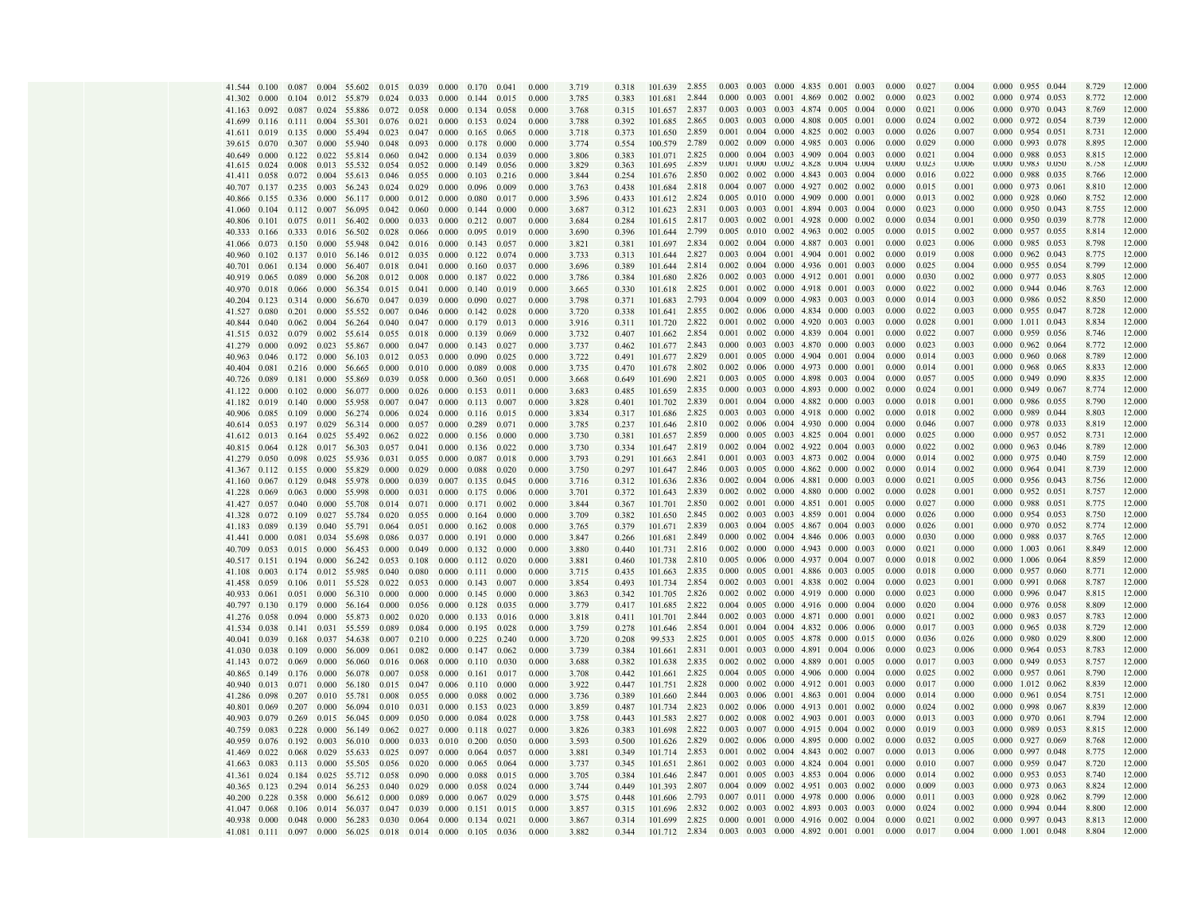| | | | | | | | | | | | | | | | | | | | | | | | | | | | | |
|---|---|---|---|---|---|---|---|---|---|---|---|---|---|---|---|---|---|---|---|---|---|---|---|---|---|---|---|---|
| 41.544 | 0.100 | 0.087 | 0.004 | 55.602 | 0.015 | 0.039 | 0.000 | 0.170 | 0.041 | 0.000 | 3.719 | 0.318 | 101.639 | 2.855 | 0.003 | 0.003 | 0.000 | 4.835 | 0.001 | 0.003 | 0.000 | 0.027 | 0.004 | 0.000 | 0.955 | 0.044 | 8.729 | 12.000 |
| 41.302 | 0.000 | 0.104 | 0.012 | 55.879 | 0.024 | 0.033 | 0.000 | 0.144 | 0.015 | 0.000 | 3.785 | 0.383 | 101.681 | 2.844 | 0.000 | 0.003 | 0.001 | 4.869 | 0.002 | 0.002 | 0.000 | 0.023 | 0.002 | 0.000 | 0.974 | 0.053 | 8.772 | 12.000 |
| 41.163 | 0.092 | 0.087 | 0.024 | 55.886 | 0.072 | 0.058 | 0.000 | 0.134 | 0.058 | 0.000 | 3.768 | 0.315 | 101.657 | 2.837 | 0.003 | 0.003 | 0.003 | 4.874 | 0.005 | 0.004 | 0.000 | 0.021 | 0.006 | 0.000 | 0.970 | 0.043 | 8.769 | 12.000 |
| 41.699 | 0.116 | 0.111 | 0.004 | 55.301 | 0.076 | 0.021 | 0.000 | 0.153 | 0.024 | 0.000 | 3.788 | 0.392 | 101.685 | 2.865 | 0.003 | 0.003 | 0.000 | 4.808 | 0.005 | 0.001 | 0.000 | 0.024 | 0.002 | 0.000 | 0.972 | 0.054 | 8.739 | 12.000 |
| 41.611 | 0.019 | 0.135 | 0.000 | 55.494 | 0.023 | 0.047 | 0.000 | 0.165 | 0.065 | 0.000 | 3.718 | 0.373 | 101.650 | 2.859 | 0.001 | 0.004 | 0.000 | 4.825 | 0.002 | 0.003 | 0.000 | 0.026 | 0.007 | 0.000 | 0.954 | 0.051 | 8.731 | 12.000 |
| 39.615 | 0.070 | 0.307 | 0.000 | 55.940 | 0.048 | 0.093 | 0.000 | 0.178 | 0.000 | 0.000 | 3.774 | 0.554 | 100.579 | 2.789 | 0.002 | 0.009 | 0.000 | 4.985 | 0.003 | 0.006 | 0.000 | 0.029 | 0.000 | 0.000 | 0.993 | 0.078 | 8.895 | 12.000 |
| 40.649 | 0.000 | 0.122 | 0.022 | 55.814 | 0.060 | 0.042 | 0.000 | 0.134 | 0.039 | 0.000 | 3.806 | 0.383 | 101.071 | 2.825 | 0.000 | 0.004 | 0.003 | 4.909 | 0.004 | 0.003 | 0.000 | 0.021 | 0.004 | 0.000 | 0.988 | 0.053 | 8.815 | 12.000 |
| 41.615 | 0.024 | 0.008 | 0.013 | 55.532 | 0.054 | 0.052 | 0.000 | 0.149 | 0.056 | 0.000 | 3.829 | 0.363 | 101.695 | 2.859 | 0.001 | 0.000 | 0.002 | 4.828 | 0.004 | 0.004 | 0.000 | 0.023 | 0.006 | 0.000 | 0.983 | 0.050 | 8.758 | 12.000 |
| 41.411 | 0.058 | 0.072 | 0.004 | 55.613 | 0.046 | 0.055 | 0.000 | 0.103 | 0.216 | 0.000 | 3.844 | 0.254 | 101.676 | 2.850 | 0.002 | 0.002 | 0.000 | 4.843 | 0.003 | 0.004 | 0.000 | 0.016 | 0.022 | 0.000 | 0.988 | 0.035 | 8.766 | 12.000 |
| 40.707 | 0.137 | 0.235 | 0.003 | 56.243 | 0.024 | 0.029 | 0.000 | 0.096 | 0.009 | 0.000 | 3.763 | 0.438 | 101.684 | 2.818 | 0.004 | 0.007 | 0.000 | 4.927 | 0.002 | 0.002 | 0.000 | 0.015 | 0.001 | 0.000 | 0.973 | 0.061 | 8.810 | 12.000 |
| 40.866 | 0.155 | 0.336 | 0.000 | 56.117 | 0.000 | 0.012 | 0.000 | 0.080 | 0.017 | 0.000 | 3.596 | 0.433 | 101.612 | 2.824 | 0.005 | 0.010 | 0.000 | 4.909 | 0.000 | 0.001 | 0.000 | 0.013 | 0.002 | 0.000 | 0.928 | 0.060 | 8.752 | 12.000 |
| 41.060 | 0.104 | 0.112 | 0.007 | 56.095 | 0.042 | 0.060 | 0.000 | 0.144 | 0.000 | 0.000 | 3.687 | 0.312 | 101.623 | 2.831 | 0.003 | 0.003 | 0.001 | 4.894 | 0.003 | 0.004 | 0.000 | 0.023 | 0.000 | 0.000 | 0.950 | 0.043 | 8.755 | 12.000 |
| 40.806 | 0.101 | 0.075 | 0.011 | 56.402 | 0.000 | 0.033 | 0.000 | 0.212 | 0.007 | 0.000 | 3.684 | 0.284 | 101.615 | 2.817 | 0.003 | 0.002 | 0.001 | 4.928 | 0.000 | 0.002 | 0.000 | 0.034 | 0.001 | 0.000 | 0.950 | 0.039 | 8.778 | 12.000 |
| 40.333 | 0.166 | 0.333 | 0.016 | 56.502 | 0.028 | 0.066 | 0.000 | 0.095 | 0.019 | 0.000 | 3.690 | 0.396 | 101.644 | 2.799 | 0.005 | 0.010 | 0.002 | 4.963 | 0.002 | 0.005 | 0.000 | 0.015 | 0.002 | 0.000 | 0.957 | 0.055 | 8.814 | 12.000 |
| 41.066 | 0.073 | 0.150 | 0.000 | 55.948 | 0.042 | 0.016 | 0.000 | 0.143 | 0.057 | 0.000 | 3.821 | 0.381 | 101.697 | 2.834 | 0.002 | 0.004 | 0.000 | 4.887 | 0.003 | 0.001 | 0.000 | 0.023 | 0.006 | 0.000 | 0.985 | 0.053 | 8.798 | 12.000 |
| 40.960 | 0.102 | 0.137 | 0.010 | 56.146 | 0.012 | 0.035 | 0.000 | 0.122 | 0.074 | 0.000 | 3.733 | 0.313 | 101.644 | 2.827 | 0.003 | 0.004 | 0.001 | 4.904 | 0.001 | 0.002 | 0.000 | 0.019 | 0.008 | 0.000 | 0.962 | 0.043 | 8.775 | 12.000 |
| 40.701 | 0.061 | 0.134 | 0.000 | 56.407 | 0.018 | 0.041 | 0.000 | 0.160 | 0.037 | 0.000 | 3.696 | 0.389 | 101.644 | 2.814 | 0.002 | 0.004 | 0.000 | 4.936 | 0.001 | 0.003 | 0.000 | 0.025 | 0.004 | 0.000 | 0.955 | 0.054 | 8.799 | 12.000 |
| 40.919 | 0.065 | 0.089 | 0.000 | 56.208 | 0.012 | 0.008 | 0.000 | 0.187 | 0.022 | 0.000 | 3.786 | 0.384 | 101.680 | 2.826 | 0.002 | 0.003 | 0.000 | 4.912 | 0.001 | 0.001 | 0.000 | 0.030 | 0.002 | 0.000 | 0.977 | 0.053 | 8.805 | 12.000 |
| 40.970 | 0.018 | 0.066 | 0.000 | 56.354 | 0.015 | 0.041 | 0.000 | 0.140 | 0.019 | 0.000 | 3.665 | 0.330 | 101.618 | 2.825 | 0.001 | 0.002 | 0.000 | 4.918 | 0.001 | 0.003 | 0.000 | 0.022 | 0.002 | 0.000 | 0.944 | 0.046 | 8.763 | 12.000 |
| 40.204 | 0.123 | 0.314 | 0.000 | 56.670 | 0.047 | 0.039 | 0.000 | 0.090 | 0.027 | 0.000 | 3.798 | 0.371 | 101.683 | 2.793 | 0.004 | 0.009 | 0.000 | 4.983 | 0.003 | 0.003 | 0.000 | 0.014 | 0.003 | 0.000 | 0.986 | 0.052 | 8.850 | 12.000 |
| 41.527 | 0.080 | 0.201 | 0.000 | 55.552 | 0.007 | 0.046 | 0.000 | 0.142 | 0.028 | 0.000 | 3.720 | 0.338 | 101.641 | 2.855 | 0.002 | 0.006 | 0.000 | 4.834 | 0.000 | 0.003 | 0.000 | 0.022 | 0.003 | 0.000 | 0.955 | 0.047 | 8.728 | 12.000 |
| 40.844 | 0.040 | 0.062 | 0.004 | 56.264 | 0.040 | 0.047 | 0.000 | 0.179 | 0.013 | 0.000 | 3.916 | 0.311 | 101.720 | 2.822 | 0.001 | 0.002 | 0.000 | 4.920 | 0.003 | 0.003 | 0.000 | 0.028 | 0.001 | 0.000 | 1.011 | 0.043 | 8.834 | 12.000 |
| 41.515 | 0.032 | 0.079 | 0.002 | 55.614 | 0.055 | 0.018 | 0.000 | 0.139 | 0.069 | 0.000 | 3.732 | 0.407 | 101.662 | 2.854 | 0.001 | 0.002 | 0.000 | 4.839 | 0.004 | 0.001 | 0.000 | 0.022 | 0.007 | 0.000 | 0.959 | 0.056 | 8.746 | 12.000 |
| 41.279 | 0.000 | 0.092 | 0.023 | 55.867 | 0.000 | 0.047 | 0.000 | 0.143 | 0.027 | 0.000 | 3.737 | 0.462 | 101.677 | 2.843 | 0.000 | 0.003 | 0.003 | 4.870 | 0.000 | 0.003 | 0.000 | 0.023 | 0.003 | 0.000 | 0.962 | 0.064 | 8.772 | 12.000 |
| 40.963 | 0.046 | 0.172 | 0.000 | 56.103 | 0.012 | 0.053 | 0.000 | 0.090 | 0.025 | 0.000 | 3.722 | 0.491 | 101.677 | 2.829 | 0.001 | 0.005 | 0.000 | 4.904 | 0.001 | 0.004 | 0.000 | 0.014 | 0.003 | 0.000 | 0.960 | 0.068 | 8.789 | 12.000 |
| 40.404 | 0.081 | 0.216 | 0.000 | 56.665 | 0.000 | 0.010 | 0.000 | 0.089 | 0.008 | 0.000 | 3.735 | 0.470 | 101.678 | 2.802 | 0.002 | 0.006 | 0.000 | 4.973 | 0.000 | 0.001 | 0.000 | 0.014 | 0.001 | 0.000 | 0.968 | 0.065 | 8.833 | 12.000 |
| 40.726 | 0.089 | 0.181 | 0.000 | 55.869 | 0.039 | 0.058 | 0.000 | 0.360 | 0.051 | 0.000 | 3.668 | 0.649 | 101.690 | 2.821 | 0.003 | 0.005 | 0.000 | 4.898 | 0.003 | 0.004 | 0.000 | 0.057 | 0.005 | 0.000 | 0.949 | 0.090 | 8.835 | 12.000 |
| 41.122 | 0.000 | 0.102 | 0.000 | 56.077 | 0.000 | 0.026 | 0.000 | 0.153 | 0.011 | 0.000 | 3.683 | 0.485 | 101.659 | 2.835 | 0.000 | 0.003 | 0.000 | 4.893 | 0.000 | 0.002 | 0.000 | 0.024 | 0.001 | 0.000 | 0.949 | 0.067 | 8.774 | 12.000 |
| 41.182 | 0.019 | 0.140 | 0.000 | 55.958 | 0.007 | 0.047 | 0.000 | 0.113 | 0.007 | 0.000 | 3.828 | 0.401 | 101.702 | 2.839 | 0.001 | 0.004 | 0.000 | 4.882 | 0.000 | 0.003 | 0.000 | 0.018 | 0.001 | 0.000 | 0.986 | 0.055 | 8.790 | 12.000 |
| 40.906 | 0.085 | 0.109 | 0.000 | 56.274 | 0.006 | 0.024 | 0.000 | 0.116 | 0.015 | 0.000 | 3.834 | 0.317 | 101.686 | 2.825 | 0.003 | 0.003 | 0.000 | 4.918 | 0.000 | 0.002 | 0.000 | 0.018 | 0.002 | 0.000 | 0.989 | 0.044 | 8.803 | 12.000 |
| 40.614 | 0.053 | 0.197 | 0.029 | 56.314 | 0.000 | 0.057 | 0.000 | 0.289 | 0.071 | 0.000 | 3.785 | 0.237 | 101.646 | 2.810 | 0.002 | 0.006 | 0.004 | 4.930 | 0.000 | 0.004 | 0.000 | 0.046 | 0.007 | 0.000 | 0.978 | 0.033 | 8.819 | 12.000 |
| 41.612 | 0.013 | 0.164 | 0.025 | 55.492 | 0.062 | 0.022 | 0.000 | 0.156 | 0.000 | 0.000 | 3.730 | 0.381 | 101.657 | 2.859 | 0.000 | 0.005 | 0.003 | 4.825 | 0.004 | 0.001 | 0.000 | 0.025 | 0.000 | 0.000 | 0.957 | 0.052 | 8.731 | 12.000 |
| 40.815 | 0.064 | 0.128 | 0.017 | 56.303 | 0.057 | 0.041 | 0.000 | 0.136 | 0.022 | 0.000 | 3.730 | 0.334 | 101.647 | 2.819 | 0.002 | 0.004 | 0.002 | 4.922 | 0.004 | 0.003 | 0.000 | 0.022 | 0.002 | 0.000 | 0.963 | 0.046 | 8.789 | 12.000 |
| 41.279 | 0.050 | 0.098 | 0.025 | 55.936 | 0.031 | 0.055 | 0.000 | 0.087 | 0.018 | 0.000 | 3.793 | 0.291 | 101.663 | 2.841 | 0.001 | 0.003 | 0.003 | 4.873 | 0.002 | 0.004 | 0.000 | 0.014 | 0.002 | 0.000 | 0.975 | 0.040 | 8.759 | 12.000 |
| 41.367 | 0.112 | 0.155 | 0.000 | 55.829 | 0.000 | 0.029 | 0.000 | 0.088 | 0.020 | 0.000 | 3.750 | 0.297 | 101.647 | 2.846 | 0.003 | 0.005 | 0.000 | 4.862 | 0.000 | 0.002 | 0.000 | 0.014 | 0.002 | 0.000 | 0.964 | 0.041 | 8.739 | 12.000 |
| 41.160 | 0.067 | 0.129 | 0.048 | 55.978 | 0.000 | 0.039 | 0.007 | 0.135 | 0.045 | 0.000 | 3.716 | 0.312 | 101.636 | 2.836 | 0.002 | 0.004 | 0.006 | 4.881 | 0.000 | 0.003 | 0.000 | 0.021 | 0.005 | 0.000 | 0.956 | 0.043 | 8.756 | 12.000 |
| 41.228 | 0.069 | 0.063 | 0.000 | 55.998 | 0.000 | 0.031 | 0.000 | 0.175 | 0.006 | 0.000 | 3.701 | 0.372 | 101.643 | 2.839 | 0.002 | 0.002 | 0.000 | 4.880 | 0.000 | 0.002 | 0.000 | 0.028 | 0.001 | 0.000 | 0.952 | 0.051 | 8.757 | 12.000 |
| 41.427 | 0.057 | 0.040 | 0.000 | 55.708 | 0.014 | 0.071 | 0.000 | 0.171 | 0.002 | 0.000 | 3.844 | 0.367 | 101.701 | 2.850 | 0.002 | 0.001 | 0.000 | 4.851 | 0.001 | 0.005 | 0.000 | 0.027 | 0.000 | 0.000 | 0.988 | 0.051 | 8.775 | 12.000 |
| 41.328 | 0.072 | 0.109 | 0.027 | 55.784 | 0.020 | 0.055 | 0.000 | 0.164 | 0.000 | 0.000 | 3.709 | 0.382 | 101.650 | 2.845 | 0.002 | 0.003 | 0.003 | 4.859 | 0.001 | 0.004 | 0.000 | 0.026 | 0.000 | 0.000 | 0.954 | 0.053 | 8.750 | 12.000 |
| 41.183 | 0.089 | 0.139 | 0.040 | 55.791 | 0.064 | 0.051 | 0.000 | 0.162 | 0.008 | 0.000 | 3.765 | 0.379 | 101.671 | 2.839 | 0.003 | 0.004 | 0.005 | 4.867 | 0.004 | 0.003 | 0.000 | 0.026 | 0.001 | 0.000 | 0.970 | 0.052 | 8.774 | 12.000 |
| 41.441 | 0.000 | 0.081 | 0.034 | 55.698 | 0.086 | 0.037 | 0.000 | 0.191 | 0.000 | 0.000 | 3.847 | 0.266 | 101.681 | 2.849 | 0.000 | 0.002 | 0.004 | 4.846 | 0.006 | 0.003 | 0.000 | 0.030 | 0.000 | 0.000 | 0.988 | 0.037 | 8.765 | 12.000 |
| 40.709 | 0.053 | 0.015 | 0.000 | 56.453 | 0.000 | 0.049 | 0.000 | 0.132 | 0.000 | 0.000 | 3.880 | 0.440 | 101.731 | 2.816 | 0.002 | 0.000 | 0.000 | 4.943 | 0.000 | 0.003 | 0.000 | 0.021 | 0.000 | 0.000 | 1.003 | 0.061 | 8.849 | 12.000 |
| 40.517 | 0.151 | 0.194 | 0.000 | 56.242 | 0.053 | 0.108 | 0.000 | 0.112 | 0.020 | 0.000 | 3.881 | 0.460 | 101.738 | 2.810 | 0.005 | 0.006 | 0.000 | 4.937 | 0.004 | 0.007 | 0.000 | 0.018 | 0.002 | 0.000 | 1.006 | 0.064 | 8.859 | 12.000 |
| 41.108 | 0.003 | 0.174 | 0.012 | 55.985 | 0.040 | 0.080 | 0.000 | 0.111 | 0.000 | 0.000 | 3.715 | 0.435 | 101.663 | 2.835 | 0.000 | 0.005 | 0.001 | 4.886 | 0.003 | 0.005 | 0.000 | 0.018 | 0.000 | 0.000 | 0.957 | 0.060 | 8.771 | 12.000 |
| 41.458 | 0.059 | 0.106 | 0.011 | 55.528 | 0.022 | 0.053 | 0.000 | 0.143 | 0.007 | 0.000 | 3.854 | 0.493 | 101.734 | 2.854 | 0.002 | 0.003 | 0.001 | 4.838 | 0.002 | 0.004 | 0.000 | 0.023 | 0.001 | 0.000 | 0.991 | 0.068 | 8.787 | 12.000 |
| 40.933 | 0.061 | 0.051 | 0.000 | 56.310 | 0.000 | 0.000 | 0.000 | 0.145 | 0.000 | 0.000 | 3.863 | 0.342 | 101.705 | 2.826 | 0.002 | 0.002 | 0.000 | 4.919 | 0.000 | 0.000 | 0.000 | 0.023 | 0.000 | 0.000 | 0.996 | 0.047 | 8.815 | 12.000 |
| 40.797 | 0.130 | 0.179 | 0.000 | 56.164 | 0.000 | 0.056 | 0.000 | 0.128 | 0.035 | 0.000 | 3.779 | 0.417 | 101.685 | 2.822 | 0.004 | 0.005 | 0.000 | 4.916 | 0.000 | 0.004 | 0.000 | 0.020 | 0.004 | 0.000 | 0.976 | 0.058 | 8.809 | 12.000 |
| 41.276 | 0.058 | 0.094 | 0.000 | 55.873 | 0.002 | 0.020 | 0.000 | 0.133 | 0.016 | 0.000 | 3.818 | 0.411 | 101.701 | 2.844 | 0.002 | 0.003 | 0.000 | 4.871 | 0.000 | 0.001 | 0.000 | 0.021 | 0.002 | 0.000 | 0.983 | 0.057 | 8.783 | 12.000 |
| 41.534 | 0.038 | 0.141 | 0.031 | 55.559 | 0.089 | 0.084 | 0.000 | 0.195 | 0.028 | 0.000 | 3.759 | 0.278 | 101.646 | 2.854 | 0.001 | 0.004 | 0.004 | 4.832 | 0.006 | 0.006 | 0.000 | 0.031 | 0.003 | 0.000 | 0.965 | 0.038 | 8.729 | 12.000 |
| 40.041 | 0.039 | 0.168 | 0.037 | 54.638 | 0.007 | 0.210 | 0.000 | 0.225 | 0.240 | 0.000 | 3.720 | 0.208 | 99.533 | 2.825 | 0.001 | 0.005 | 0.005 | 4.878 | 0.000 | 0.015 | 0.000 | 0.036 | 0.026 | 0.000 | 0.980 | 0.029 | 8.800 | 12.000 |
| 41.030 | 0.038 | 0.109 | 0.000 | 56.009 | 0.061 | 0.082 | 0.000 | 0.147 | 0.062 | 0.000 | 3.739 | 0.384 | 101.661 | 2.831 | 0.001 | 0.003 | 0.000 | 4.891 | 0.004 | 0.006 | 0.000 | 0.023 | 0.006 | 0.000 | 0.964 | 0.053 | 8.783 | 12.000 |
| 41.143 | 0.072 | 0.069 | 0.000 | 56.060 | 0.016 | 0.068 | 0.000 | 0.110 | 0.030 | 0.000 | 3.688 | 0.382 | 101.638 | 2.835 | 0.002 | 0.002 | 0.000 | 4.889 | 0.001 | 0.005 | 0.000 | 0.017 | 0.003 | 0.000 | 0.949 | 0.053 | 8.757 | 12.000 |
| 40.865 | 0.149 | 0.176 | 0.000 | 56.078 | 0.007 | 0.058 | 0.000 | 0.161 | 0.017 | 0.000 | 3.708 | 0.442 | 101.661 | 2.825 | 0.004 | 0.005 | 0.000 | 4.906 | 0.000 | 0.004 | 0.000 | 0.025 | 0.002 | 0.000 | 0.957 | 0.061 | 8.790 | 12.000 |
| 40.940 | 0.013 | 0.071 | 0.000 | 56.180 | 0.015 | 0.047 | 0.006 | 0.110 | 0.000 | 0.000 | 3.922 | 0.447 | 101.751 | 2.828 | 0.000 | 0.002 | 0.000 | 4.912 | 0.001 | 0.003 | 0.000 | 0.017 | 0.000 | 0.000 | 1.012 | 0.062 | 8.839 | 12.000 |
| 41.286 | 0.098 | 0.207 | 0.010 | 55.781 | 0.008 | 0.055 | 0.000 | 0.088 | 0.002 | 0.000 | 3.736 | 0.389 | 101.660 | 2.844 | 0.003 | 0.006 | 0.001 | 4.863 | 0.001 | 0.004 | 0.000 | 0.014 | 0.000 | 0.000 | 0.961 | 0.054 | 8.751 | 12.000 |
| 40.801 | 0.069 | 0.207 | 0.000 | 56.094 | 0.010 | 0.031 | 0.000 | 0.153 | 0.023 | 0.000 | 3.859 | 0.487 | 101.734 | 2.823 | 0.002 | 0.006 | 0.000 | 4.913 | 0.001 | 0.002 | 0.000 | 0.024 | 0.002 | 0.000 | 0.998 | 0.067 | 8.839 | 12.000 |
| 40.903 | 0.079 | 0.269 | 0.015 | 56.045 | 0.009 | 0.050 | 0.000 | 0.084 | 0.028 | 0.000 | 3.758 | 0.443 | 101.583 | 2.827 | 0.002 | 0.008 | 0.002 | 4.903 | 0.001 | 0.003 | 0.000 | 0.013 | 0.003 | 0.000 | 0.970 | 0.061 | 8.794 | 12.000 |
| 40.759 | 0.083 | 0.228 | 0.000 | 56.149 | 0.062 | 0.027 | 0.000 | 0.118 | 0.027 | 0.000 | 3.826 | 0.383 | 101.698 | 2.822 | 0.003 | 0.007 | 0.000 | 4.915 | 0.004 | 0.002 | 0.000 | 0.019 | 0.003 | 0.000 | 0.989 | 0.053 | 8.815 | 12.000 |
| 40.959 | 0.076 | 0.192 | 0.003 | 56.010 | 0.000 | 0.033 | 0.010 | 0.200 | 0.050 | 0.000 | 3.593 | 0.500 | 101.626 | 2.829 | 0.002 | 0.006 | 0.000 | 4.895 | 0.000 | 0.002 | 0.000 | 0.032 | 0.005 | 0.000 | 0.927 | 0.069 | 8.768 | 12.000 |
| 41.469 | 0.022 | 0.068 | 0.029 | 55.633 | 0.025 | 0.097 | 0.000 | 0.064 | 0.057 | 0.000 | 3.881 | 0.349 | 101.714 | 2.853 | 0.001 | 0.002 | 0.004 | 4.843 | 0.002 | 0.007 | 0.000 | 0.013 | 0.006 | 0.000 | 0.997 | 0.048 | 8.775 | 12.000 |
| 41.663 | 0.083 | 0.113 | 0.000 | 55.505 | 0.056 | 0.020 | 0.000 | 0.065 | 0.064 | 0.000 | 3.737 | 0.345 | 101.651 | 2.861 | 0.002 | 0.003 | 0.000 | 4.824 | 0.004 | 0.001 | 0.000 | 0.010 | 0.007 | 0.000 | 0.959 | 0.047 | 8.720 | 12.000 |
| 41.361 | 0.024 | 0.184 | 0.025 | 55.712 | 0.058 | 0.090 | 0.000 | 0.088 | 0.015 | 0.000 | 3.705 | 0.384 | 101.646 | 2.847 | 0.001 | 0.005 | 0.003 | 4.853 | 0.004 | 0.006 | 0.000 | 0.014 | 0.002 | 0.000 | 0.953 | 0.053 | 8.740 | 12.000 |
| 40.365 | 0.123 | 0.294 | 0.014 | 56.253 | 0.040 | 0.029 | 0.000 | 0.058 | 0.024 | 0.000 | 3.744 | 0.449 | 101.393 | 2.807 | 0.004 | 0.009 | 0.002 | 4.951 | 0.003 | 0.002 | 0.000 | 0.009 | 0.003 | 0.000 | 0.973 | 0.063 | 8.824 | 12.000 |
| 40.200 | 0.228 | 0.358 | 0.000 | 56.612 | 0.000 | 0.089 | 0.000 | 0.067 | 0.029 | 0.000 | 3.575 | 0.448 | 101.606 | 2.793 | 0.007 | 0.011 | 0.000 | 4.978 | 0.000 | 0.006 | 0.000 | 0.011 | 0.003 | 0.000 | 0.928 | 0.062 | 8.799 | 12.000 |
| 41.047 | 0.068 | 0.106 | 0.014 | 56.037 | 0.047 | 0.039 | 0.000 | 0.151 | 0.015 | 0.000 | 3.857 | 0.315 | 101.696 | 2.832 | 0.002 | 0.003 | 0.002 | 4.893 | 0.003 | 0.003 | 0.000 | 0.024 | 0.002 | 0.000 | 0.994 | 0.044 | 8.800 | 12.000 |
| 40.938 | 0.000 | 0.048 | 0.000 | 56.283 | 0.030 | 0.064 | 0.000 | 0.134 | 0.021 | 0.000 | 3.867 | 0.314 | 101.699 | 2.825 | 0.000 | 0.001 | 0.000 | 4.916 | 0.002 | 0.004 | 0.000 | 0.021 | 0.002 | 0.000 | 0.997 | 0.043 | 8.813 | 12.000 |
| 41.081 | 0.111 | 0.097 | 0.000 | 56.025 | 0.018 | 0.014 | 0.000 | 0.105 | 0.036 | 0.000 | 3.882 | 0.344 | 101.712 | 2.834 | 0.003 | 0.003 | 0.000 | 4.892 | 0.001 | 0.001 | 0.000 | 0.017 | 0.004 | 0.000 | 1.001 | 0.048 | 8.804 | 12.000 |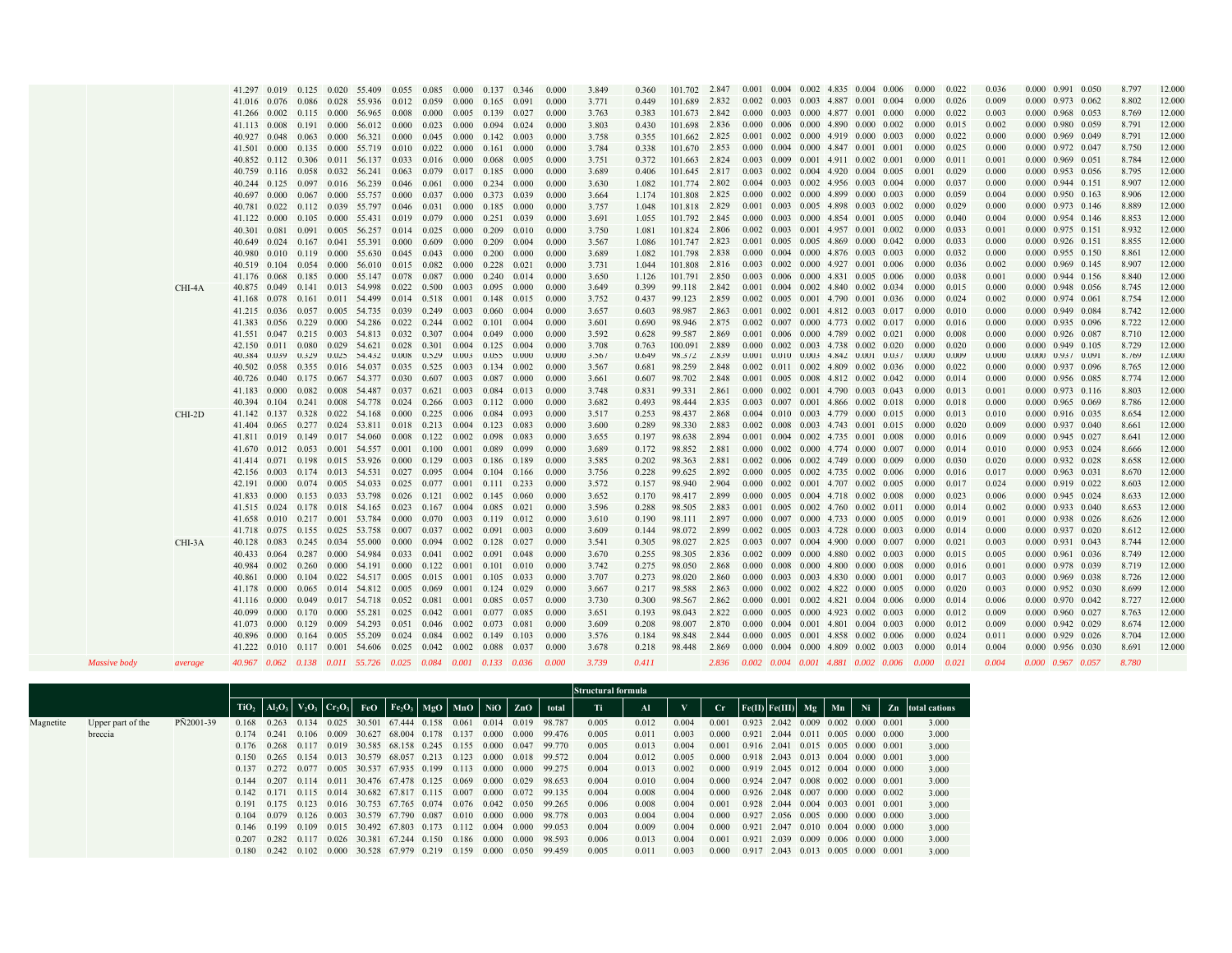| | | | | | | | | | | | | | | | | | | | | | | | | | | | | | | |
|---|---|---|---|---|---|---|---|---|---|---|---|---|---|---|---|---|---|---|---|---|---|---|---|---|---|---|---|---|---|---|
| | | | 41.297 | 0.019 | 0.125 | 0.020 | 55.409 | 0.055 | 0.085 | 0.000 | 0.137 | 0.346 | 0.000 | 3.849 | 0.360 | 101.702 | 2.847 | 0.001 | 0.004 | 0.002 | 4.835 | 0.004 | 0.006 | 0.000 | 0.022 | 0.036 | 0.000 | 0.991 | 0.050 | 8.797 | 12.000 |
| | | | 41.016 | 0.076 | 0.086 | 0.028 | 55.936 | 0.012 | 0.059 | 0.000 | 0.165 | 0.091 | 0.000 | 3.771 | 0.449 | 101.689 | 2.832 | 0.002 | 0.003 | 0.003 | 4.887 | 0.001 | 0.004 | 0.000 | 0.026 | 0.009 | 0.000 | 0.973 | 0.062 | 8.802 | 12.000 |
| | | | 41.266 | 0.002 | 0.115 | 0.000 | 56.965 | 0.008 | 0.000 | 0.005 | 0.139 | 0.027 | 0.000 | 3.763 | 0.383 | 101.673 | 2.842 | 0.000 | 0.003 | 0.000 | 4.877 | 0.001 | 0.000 | 0.000 | 0.022 | 0.003 | 0.000 | 0.968 | 0.053 | 8.769 | 12.000 |
| | | | 41.113 | 0.008 | 0.191 | 0.000 | 56.012 | 0.000 | 0.023 | 0.000 | 0.094 | 0.024 | 0.000 | 3.803 | 0.430 | 101.698 | 2.836 | 0.000 | 0.006 | 0.000 | 4.890 | 0.000 | 0.002 | 0.000 | 0.015 | 0.002 | 0.000 | 0.980 | 0.059 | 8.791 | 12.000 |
| | | | 40.927 | 0.048 | 0.063 | 0.000 | 56.321 | 0.000 | 0.045 | 0.000 | 0.142 | 0.003 | 0.000 | 3.758 | 0.355 | 101.662 | 2.825 | 0.001 | 0.002 | 0.000 | 4.919 | 0.000 | 0.003 | 0.000 | 0.022 | 0.000 | 0.000 | 0.969 | 0.049 | 8.791 | 12.000 |
| | | | 41.501 | 0.000 | 0.135 | 0.000 | 55.719 | 0.010 | 0.022 | 0.000 | 0.161 | 0.000 | 0.000 | 3.784 | 0.338 | 101.670 | 2.853 | 0.000 | 0.004 | 0.000 | 4.847 | 0.001 | 0.001 | 0.000 | 0.025 | 0.000 | 0.000 | 0.972 | 0.047 | 8.750 | 12.000 |
| | | | 40.852 | 0.112 | 0.306 | 0.011 | 56.137 | 0.033 | 0.016 | 0.000 | 0.068 | 0.005 | 0.000 | 3.751 | 0.372 | 101.663 | 2.824 | 0.003 | 0.009 | 0.001 | 4.911 | 0.002 | 0.001 | 0.000 | 0.011 | 0.001 | 0.000 | 0.969 | 0.051 | 8.784 | 12.000 |
| | | | 40.759 | 0.116 | 0.058 | 0.032 | 56.241 | 0.063 | 0.079 | 0.017 | 0.185 | 0.000 | 0.000 | 3.689 | 0.406 | 101.645 | 2.817 | 0.003 | 0.002 | 0.004 | 4.920 | 0.004 | 0.005 | 0.001 | 0.029 | 0.000 | 0.000 | 0.953 | 0.056 | 8.795 | 12.000 |
| | | | 40.244 | 0.125 | 0.097 | 0.016 | 56.239 | 0.046 | 0.061 | 0.000 | 0.234 | 0.000 | 0.000 | 3.630 | 1.082 | 101.774 | 2.802 | 0.004 | 0.003 | 0.002 | 4.956 | 0.003 | 0.004 | 0.000 | 0.037 | 0.000 | 0.000 | 0.944 | 0.151 | 8.907 | 12.000 |
| | | | 40.697 | 0.000 | 0.067 | 0.000 | 55.757 | 0.000 | 0.037 | 0.000 | 0.373 | 0.039 | 0.000 | 3.664 | 1.174 | 101.808 | 2.825 | 0.000 | 0.002 | 0.000 | 4.899 | 0.000 | 0.003 | 0.000 | 0.059 | 0.004 | 0.000 | 0.950 | 0.163 | 8.906 | 12.000 |
| | | | 40.781 | 0.022 | 0.112 | 0.039 | 55.797 | 0.046 | 0.031 | 0.000 | 0.185 | 0.000 | 0.000 | 3.757 | 1.048 | 101.818 | 2.829 | 0.001 | 0.003 | 0.005 | 4.898 | 0.003 | 0.002 | 0.000 | 0.029 | 0.000 | 0.000 | 0.973 | 0.146 | 8.889 | 12.000 |
| | | | 41.122 | 0.000 | 0.105 | 0.000 | 55.431 | 0.019 | 0.079 | 0.000 | 0.251 | 0.039 | 0.000 | 3.691 | 1.055 | 101.792 | 2.845 | 0.000 | 0.003 | 0.000 | 4.854 | 0.001 | 0.005 | 0.000 | 0.040 | 0.004 | 0.000 | 0.954 | 0.146 | 8.853 | 12.000 |
| | | | 40.301 | 0.081 | 0.091 | 0.005 | 56.257 | 0.014 | 0.025 | 0.000 | 0.209 | 0.010 | 0.000 | 3.750 | 1.081 | 101.824 | 2.806 | 0.002 | 0.003 | 0.001 | 4.957 | 0.001 | 0.002 | 0.000 | 0.033 | 0.001 | 0.000 | 0.975 | 0.151 | 8.932 | 12.000 |
| | | | 40.649 | 0.024 | 0.167 | 0.041 | 55.391 | 0.000 | 0.609 | 0.000 | 0.209 | 0.004 | 0.000 | 3.567 | 1.086 | 101.747 | 2.823 | 0.001 | 0.005 | 0.005 | 4.869 | 0.000 | 0.042 | 0.000 | 0.033 | 0.000 | 0.000 | 0.926 | 0.151 | 8.855 | 12.000 |
| | | | 40.980 | 0.010 | 0.119 | 0.000 | 55.630 | 0.045 | 0.043 | 0.000 | 0.200 | 0.000 | 0.000 | 3.689 | 1.082 | 101.798 | 2.838 | 0.000 | 0.004 | 0.000 | 4.876 | 0.003 | 0.003 | 0.000 | 0.032 | 0.000 | 0.000 | 0.955 | 0.150 | 8.861 | 12.000 |
| | | | 40.519 | 0.104 | 0.054 | 0.000 | 56.010 | 0.015 | 0.082 | 0.000 | 0.228 | 0.021 | 0.000 | 3.731 | 1.044 | 101.808 | 2.816 | 0.003 | 0.002 | 0.000 | 4.927 | 0.001 | 0.006 | 0.000 | 0.036 | 0.002 | 0.000 | 0.969 | 0.145 | 8.907 | 12.000 |
| | | | 41.176 | 0.068 | 0.185 | 0.000 | 55.147 | 0.078 | 0.087 | 0.000 | 0.240 | 0.014 | 0.000 | 3.650 | 1.126 | 101.791 | 2.850 | 0.003 | 0.006 | 0.000 | 4.831 | 0.005 | 0.006 | 0.000 | 0.038 | 0.001 | 0.000 | 0.944 | 0.156 | 8.840 | 12.000 |
| | | CHI-4A | 40.875 | 0.049 | 0.141 | 0.013 | 54.998 | 0.022 | 0.500 | 0.003 | 0.095 | 0.000 | 0.000 | 3.649 | 0.399 | 99.118 | 2.842 | 0.001 | 0.004 | 0.002 | 4.840 | 0.002 | 0.034 | 0.000 | 0.015 | 0.000 | 0.000 | 0.948 | 0.056 | 8.745 | 12.000 |
| | | | 41.168 | 0.078 | 0.161 | 0.011 | 54.499 | 0.014 | 0.518 | 0.001 | 0.148 | 0.015 | 0.000 | 3.752 | 0.437 | 99.123 | 2.859 | 0.002 | 0.005 | 0.001 | 4.790 | 0.001 | 0.036 | 0.000 | 0.024 | 0.002 | 0.000 | 0.974 | 0.061 | 8.754 | 12.000 |
| | | | 41.215 | 0.036 | 0.057 | 0.005 | 54.735 | 0.039 | 0.249 | 0.003 | 0.060 | 0.004 | 0.000 | 3.657 | 0.603 | 98.987 | 2.863 | 0.001 | 0.002 | 0.001 | 4.812 | 0.003 | 0.017 | 0.000 | 0.010 | 0.000 | 0.000 | 0.949 | 0.084 | 8.742 | 12.000 |
| | | | 41.383 | 0.056 | 0.229 | 0.000 | 54.286 | 0.022 | 0.244 | 0.002 | 0.101 | 0.004 | 0.000 | 3.601 | 0.690 | 98.946 | 2.875 | 0.002 | 0.007 | 0.000 | 4.773 | 0.002 | 0.017 | 0.000 | 0.016 | 0.000 | 0.000 | 0.935 | 0.096 | 8.722 | 12.000 |
| | | | 41.551 | 0.047 | 0.215 | 0.003 | 54.813 | 0.032 | 0.307 | 0.004 | 0.049 | 0.000 | 0.000 | 3.592 | 0.628 | 99.587 | 2.869 | 0.001 | 0.006 | 0.000 | 4.789 | 0.002 | 0.021 | 0.000 | 0.008 | 0.000 | 0.000 | 0.926 | 0.087 | 8.710 | 12.000 |
| | | | 42.150 | 0.011 | 0.080 | 0.029 | 54.621 | 0.028 | 0.301 | 0.004 | 0.125 | 0.004 | 0.000 | 3.708 | 0.763 | 100.091 | 2.889 | 0.000 | 0.002 | 0.003 | 4.738 | 0.002 | 0.020 | 0.000 | 0.020 | 0.000 | 0.000 | 0.949 | 0.105 | 8.729 | 12.000 |
| | | | 40.384 | 0.039 | 0.329 | 0.025 | 54.432 | 0.008 | 0.529 | 0.003 | 0.055 | 0.000 | 0.000 | 3.567 | 0.649 | 98.372 | 2.839 | 0.001 | 0.010 | 0.003 | 4.842 | 0.001 | 0.037 | 0.000 | 0.009 | 0.000 | 0.000 | 0.937 | 0.091 | 8.769 | 12.000 |
| | | | 40.502 | 0.058 | 0.355 | 0.016 | 54.037 | 0.035 | 0.525 | 0.003 | 0.134 | 0.002 | 0.000 | 3.567 | 0.681 | 98.259 | 2.848 | 0.002 | 0.011 | 0.002 | 4.809 | 0.002 | 0.036 | 0.000 | 0.022 | 0.000 | 0.000 | 0.937 | 0.096 | 8.765 | 12.000 |
| | | | 40.726 | 0.040 | 0.175 | 0.067 | 54.377 | 0.030 | 0.607 | 0.003 | 0.087 | 0.000 | 0.000 | 3.661 | 0.607 | 98.702 | 2.848 | 0.001 | 0.005 | 0.008 | 4.812 | 0.002 | 0.042 | 0.000 | 0.014 | 0.000 | 0.000 | 0.956 | 0.085 | 8.774 | 12.000 |
| | | | 41.183 | 0.000 | 0.082 | 0.008 | 54.487 | 0.037 | 0.621 | 0.003 | 0.084 | 0.013 | 0.000 | 3.748 | 0.831 | 99.331 | 2.861 | 0.000 | 0.002 | 0.001 | 4.790 | 0.003 | 0.043 | 0.000 | 0.013 | 0.001 | 0.000 | 0.973 | 0.116 | 8.803 | 12.000 |
| | | | 40.394 | 0.104 | 0.241 | 0.008 | 54.778 | 0.024 | 0.266 | 0.003 | 0.112 | 0.000 | 0.000 | 3.682 | 0.493 | 98.444 | 2.835 | 0.003 | 0.007 | 0.001 | 4.866 | 0.002 | 0.018 | 0.000 | 0.018 | 0.000 | 0.000 | 0.965 | 0.069 | 8.786 | 12.000 |
| | | CHI-2D | 41.142 | 0.137 | 0.328 | 0.022 | 54.168 | 0.000 | 0.225 | 0.006 | 0.084 | 0.093 | 0.000 | 3.517 | 0.253 | 98.437 | 2.868 | 0.004 | 0.010 | 0.003 | 4.779 | 0.000 | 0.015 | 0.000 | 0.013 | 0.010 | 0.000 | 0.916 | 0.035 | 8.654 | 12.000 |
| | | | 41.404 | 0.065 | 0.277 | 0.024 | 53.811 | 0.018 | 0.213 | 0.004 | 0.123 | 0.083 | 0.000 | 3.600 | 0.289 | 98.330 | 2.883 | 0.002 | 0.008 | 0.003 | 4.743 | 0.001 | 0.015 | 0.000 | 0.020 | 0.009 | 0.000 | 0.937 | 0.040 | 8.661 | 12.000 |
| | | | 41.811 | 0.019 | 0.149 | 0.017 | 54.060 | 0.008 | 0.122 | 0.002 | 0.098 | 0.083 | 0.000 | 3.655 | 0.197 | 98.638 | 2.894 | 0.001 | 0.004 | 0.002 | 4.735 | 0.001 | 0.008 | 0.000 | 0.016 | 0.009 | 0.000 | 0.945 | 0.027 | 8.641 | 12.000 |
| | | | 41.670 | 0.012 | 0.053 | 0.001 | 54.557 | 0.001 | 0.100 | 0.001 | 0.089 | 0.099 | 0.000 | 3.689 | 0.172 | 98.852 | 2.881 | 0.000 | 0.002 | 0.000 | 4.774 | 0.000 | 0.007 | 0.000 | 0.014 | 0.010 | 0.000 | 0.953 | 0.024 | 8.666 | 12.000 |
| | | | 41.414 | 0.071 | 0.198 | 0.015 | 53.926 | 0.000 | 0.129 | 0.003 | 0.186 | 0.189 | 0.000 | 3.585 | 0.202 | 98.363 | 2.881 | 0.002 | 0.006 | 0.002 | 4.749 | 0.000 | 0.009 | 0.000 | 0.030 | 0.020 | 0.000 | 0.932 | 0.028 | 8.658 | 12.000 |
| | | | 42.156 | 0.003 | 0.174 | 0.013 | 54.531 | 0.027 | 0.095 | 0.004 | 0.104 | 0.166 | 0.000 | 3.756 | 0.228 | 99.625 | 2.892 | 0.000 | 0.005 | 0.002 | 4.735 | 0.002 | 0.006 | 0.000 | 0.016 | 0.017 | 0.000 | 0.963 | 0.031 | 8.670 | 12.000 |
| | | | 42.191 | 0.000 | 0.074 | 0.005 | 54.033 | 0.025 | 0.077 | 0.001 | 0.111 | 0.233 | 0.000 | 3.572 | 0.157 | 98.940 | 2.904 | 0.000 | 0.002 | 0.001 | 4.707 | 0.002 | 0.005 | 0.000 | 0.017 | 0.024 | 0.000 | 0.919 | 0.022 | 8.603 | 12.000 |
| | | | 41.833 | 0.000 | 0.153 | 0.033 | 53.798 | 0.026 | 0.121 | 0.002 | 0.145 | 0.060 | 0.000 | 3.652 | 0.170 | 98.417 | 2.899 | 0.000 | 0.005 | 0.004 | 4.718 | 0.002 | 0.008 | 0.000 | 0.023 | 0.006 | 0.000 | 0.945 | 0.024 | 8.633 | 12.000 |
| | | | 41.515 | 0.024 | 0.178 | 0.018 | 54.165 | 0.023 | 0.167 | 0.004 | 0.085 | 0.021 | 0.000 | 3.596 | 0.288 | 98.505 | 2.883 | 0.001 | 0.005 | 0.002 | 4.760 | 0.002 | 0.011 | 0.000 | 0.014 | 0.002 | 0.000 | 0.933 | 0.040 | 8.653 | 12.000 |
| | | | 41.658 | 0.010 | 0.217 | 0.001 | 53.784 | 0.000 | 0.070 | 0.003 | 0.119 | 0.012 | 0.000 | 3.610 | 0.190 | 98.111 | 2.897 | 0.000 | 0.007 | 0.000 | 4.733 | 0.000 | 0.005 | 0.000 | 0.019 | 0.001 | 0.000 | 0.938 | 0.026 | 8.626 | 12.000 |
| | | | 41.718 | 0.075 | 0.155 | 0.025 | 53.758 | 0.007 | 0.037 | 0.002 | 0.091 | 0.003 | 0.000 | 3.609 | 0.144 | 98.072 | 2.899 | 0.002 | 0.005 | 0.003 | 4.728 | 0.000 | 0.003 | 0.000 | 0.014 | 0.000 | 0.000 | 0.937 | 0.020 | 8.612 | 12.000 |
| | | CHI-3A | 40.128 | 0.083 | 0.245 | 0.034 | 55.000 | 0.000 | 0.094 | 0.002 | 0.128 | 0.027 | 0.000 | 3.541 | 0.305 | 98.027 | 2.825 | 0.003 | 0.007 | 0.004 | 4.900 | 0.000 | 0.007 | 0.000 | 0.021 | 0.003 | 0.000 | 0.931 | 0.043 | 8.744 | 12.000 |
| | | | 40.433 | 0.064 | 0.287 | 0.000 | 54.984 | 0.033 | 0.041 | 0.002 | 0.091 | 0.048 | 0.000 | 3.670 | 0.255 | 98.305 | 2.836 | 0.002 | 0.009 | 0.000 | 4.880 | 0.002 | 0.003 | 0.000 | 0.015 | 0.005 | 0.000 | 0.961 | 0.036 | 8.749 | 12.000 |
| | | | 40.984 | 0.002 | 0.260 | 0.000 | 54.191 | 0.000 | 0.122 | 0.001 | 0.101 | 0.010 | 0.000 | 3.742 | 0.275 | 98.050 | 2.868 | 0.000 | 0.008 | 0.000 | 4.800 | 0.000 | 0.008 | 0.000 | 0.016 | 0.001 | 0.000 | 0.978 | 0.039 | 8.719 | 12.000 |
| | | | 40.861 | 0.000 | 0.104 | 0.022 | 54.517 | 0.005 | 0.015 | 0.001 | 0.105 | 0.033 | 0.000 | 3.707 | 0.273 | 98.020 | 2.860 | 0.000 | 0.003 | 0.003 | 4.830 | 0.000 | 0.001 | 0.000 | 0.017 | 0.003 | 0.000 | 0.969 | 0.038 | 8.726 | 12.000 |
| | | | 41.178 | 0.000 | 0.065 | 0.014 | 54.812 | 0.005 | 0.069 | 0.001 | 0.124 | 0.029 | 0.000 | 3.667 | 0.217 | 98.588 | 2.863 | 0.000 | 0.002 | 0.002 | 4.822 | 0.000 | 0.005 | 0.000 | 0.020 | 0.003 | 0.000 | 0.952 | 0.030 | 8.699 | 12.000 |
| | | | 41.116 | 0.000 | 0.049 | 0.017 | 54.718 | 0.052 | 0.081 | 0.001 | 0.085 | 0.057 | 0.000 | 3.730 | 0.300 | 98.567 | 2.862 | 0.000 | 0.001 | 0.002 | 4.821 | 0.004 | 0.006 | 0.000 | 0.014 | 0.006 | 0.000 | 0.970 | 0.042 | 8.727 | 12.000 |
| | | | 40.099 | 0.000 | 0.170 | 0.000 | 55.281 | 0.025 | 0.042 | 0.001 | 0.077 | 0.085 | 0.000 | 3.651 | 0.193 | 98.043 | 2.822 | 0.000 | 0.005 | 0.000 | 4.923 | 0.002 | 0.003 | 0.000 | 0.012 | 0.009 | 0.000 | 0.960 | 0.027 | 8.763 | 12.000 |
| | | | 41.073 | 0.000 | 0.129 | 0.009 | 54.293 | 0.051 | 0.046 | 0.002 | 0.073 | 0.081 | 0.000 | 3.609 | 0.208 | 98.007 | 2.870 | 0.000 | 0.004 | 0.001 | 4.801 | 0.004 | 0.003 | 0.000 | 0.012 | 0.009 | 0.000 | 0.942 | 0.029 | 8.674 | 12.000 |
| | | | 40.896 | 0.000 | 0.164 | 0.005 | 55.209 | 0.024 | 0.084 | 0.002 | 0.149 | 0.103 | 0.000 | 3.576 | 0.184 | 98.848 | 2.844 | 0.000 | 0.005 | 0.001 | 4.858 | 0.002 | 0.006 | 0.000 | 0.024 | 0.011 | 0.000 | 0.929 | 0.026 | 8.704 | 12.000 |
| | | | 41.222 | 0.010 | 0.117 | 0.001 | 54.606 | 0.025 | 0.042 | 0.002 | 0.088 | 0.037 | 0.000 | 3.678 | 0.218 | 98.448 | 2.869 | 0.000 | 0.004 | 0.000 | 4.809 | 0.002 | 0.003 | 0.000 | 0.014 | 0.004 | 0.000 | 0.956 | 0.030 | 8.691 | 12.000 |
| | *Massive body* | *average* | *40.967* | *0.062* | *0.138* | *0.011* | *55.726* | *0.025* | *0.084* | *0.001* | *0.133* | *0.036* | *0.000* | *3.739* | *0.411* | | *2.836* | *0.002* | *0.004* | *0.001* | *4.881* | *0.002* | *0.006* | *0.000* | *0.021* | *0.004* | *0.000* | *0.967* | *0.057* | *8.780* | |

| | | | | | | | | | | | | | | Structural formula | | | | | | | | | | | |
|---|---|---|---|---|---|---|---|---|---|---|---|---|---|---|---|---|---|---|---|---|---|---|---|---|---|
| | | | $TiO_2$ | $Al_2O_3$ | $V_2O_3$ | $Cr_2O_3$ | FeO | $Fe_2O_3$ | MgO | MnO | NiO | ZnO | total | Ti | Al | V | Cr | Fe(II) | Fe(III) | Mg | Mn | Ni | Zn | total cations |
| Magnetite | Upper part of the breccia | PŇ2001-39 | 0.168 | 0.263 | 0.134 | 0.025 | 30.501 | 67.444 | 0.158 | 0.061 | 0.014 | 0.019 | 98.787 | 0.005 | 0.012 | 0.004 | 0.001 | 0.923 | 2.042 | 0.009 | 0.002 | 0.000 | 0.001 | 3.000 |
| | | | 0.174 | 0.241 | 0.106 | 0.009 | 30.627 | 68.004 | 0.178 | 0.137 | 0.000 | 0.000 | 99.476 | 0.005 | 0.011 | 0.003 | 0.000 | 0.921 | 2.044 | 0.011 | 0.005 | 0.000 | 0.000 | 3.000 |
| | | | 0.176 | 0.268 | 0.117 | 0.019 | 30.585 | 68.158 | 0.245 | 0.155 | 0.000 | 0.047 | 99.770 | 0.005 | 0.013 | 0.004 | 0.001 | 0.916 | 2.041 | 0.015 | 0.005 | 0.000 | 0.001 | 3.000 |
| | | | 0.150 | 0.265 | 0.154 | 0.013 | 30.579 | 68.057 | 0.213 | 0.123 | 0.000 | 0.018 | 99.572 | 0.004 | 0.012 | 0.005 | 0.000 | 0.918 | 2.043 | 0.013 | 0.004 | 0.000 | 0.001 | 3.000 |
| | | | 0.137 | 0.272 | 0.077 | 0.005 | 30.537 | 67.935 | 0.199 | 0.113 | 0.000 | 0.000 | 99.275 | 0.004 | 0.013 | 0.002 | 0.000 | 0.919 | 2.045 | 0.012 | 0.004 | 0.000 | 0.000 | 3.000 |
| | | | 0.144 | 0.207 | 0.114 | 0.011 | 30.476 | 67.478 | 0.125 | 0.069 | 0.000 | 0.029 | 98.653 | 0.004 | 0.010 | 0.004 | 0.000 | 0.924 | 2.047 | 0.008 | 0.002 | 0.000 | 0.001 | 3.000 |
| | | | 0.142 | 0.171 | 0.115 | 0.014 | 30.682 | 67.817 | 0.115 | 0.007 | 0.000 | 0.072 | 99.135 | 0.004 | 0.008 | 0.004 | 0.000 | 0.926 | 2.048 | 0.007 | 0.000 | 0.000 | 0.002 | 3.000 |
| | | | 0.191 | 0.175 | 0.123 | 0.016 | 30.753 | 67.765 | 0.074 | 0.076 | 0.042 | 0.050 | 99.265 | 0.006 | 0.008 | 0.004 | 0.001 | 0.928 | 2.044 | 0.004 | 0.003 | 0.001 | 0.001 | 3.000 |
| | | | 0.104 | 0.079 | 0.126 | 0.003 | 30.579 | 67.790 | 0.087 | 0.010 | 0.000 | 0.000 | 98.778 | 0.003 | 0.004 | 0.004 | 0.000 | 0.927 | 2.056 | 0.005 | 0.000 | 0.000 | 0.000 | 3.000 |
| | | | 0.146 | 0.199 | 0.109 | 0.015 | 30.492 | 67.803 | 0.173 | 0.112 | 0.004 | 0.000 | 99.053 | 0.004 | 0.009 | 0.004 | 0.000 | 0.921 | 2.047 | 0.010 | 0.004 | 0.000 | 0.000 | 3.000 |
| | | | 0.207 | 0.282 | 0.117 | 0.026 | 30.381 | 67.244 | 0.150 | 0.186 | 0.000 | 0.000 | 98.593 | 0.006 | 0.013 | 0.004 | 0.001 | 0.921 | 2.039 | 0.009 | 0.006 | 0.000 | 0.000 | 3.000 |
| | | | 0.180 | 0.242 | 0.102 | 0.000 | 30.528 | 67.979 | 0.219 | 0.159 | 0.000 | 0.050 | 99.459 | 0.005 | 0.011 | 0.003 | 0.000 | 0.917 | 2.043 | 0.013 | 0.005 | 0.000 | 0.001 | 3.000 |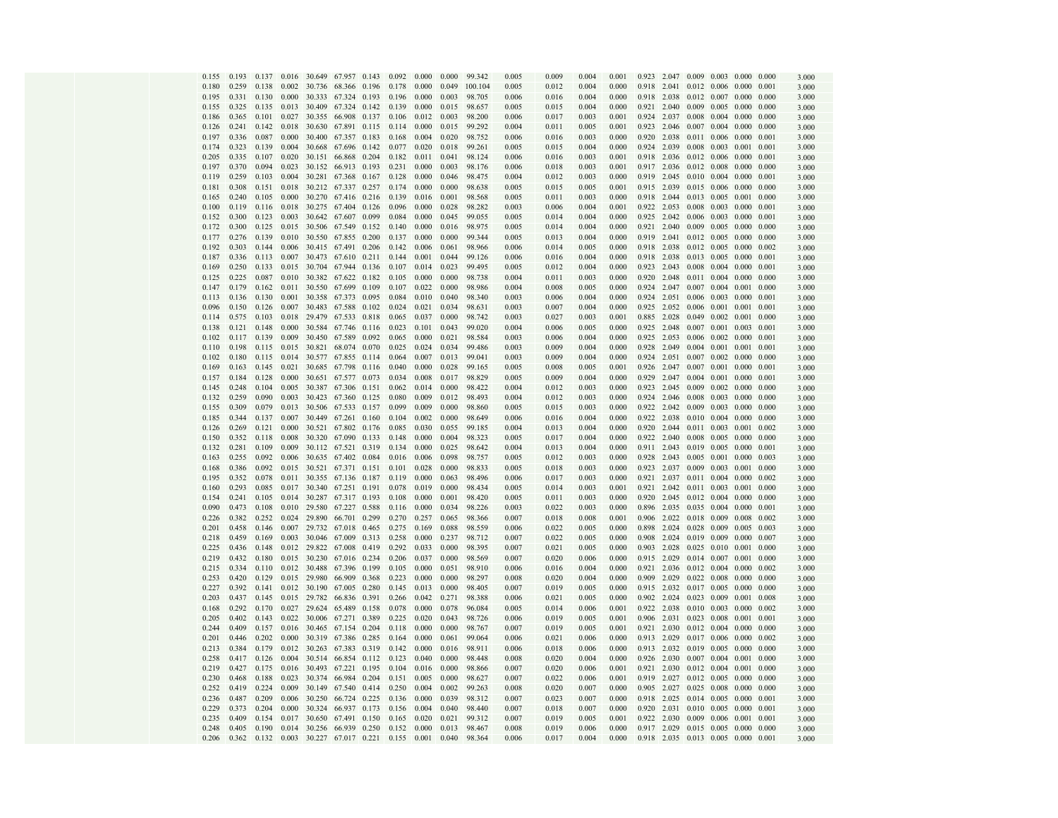| | | | | | | | | | | | | | | | | | | | | | | |
|---|---|---|---|---|---|---|---|---|---|---|---|---|---|---|---|---|---|---|---|---|---|---|
| 0.155 | 0.193 | 0.137 | 0.016 | 30.649 | 67.957 | 0.143 | 0.092 | 0.000 | 0.000 | 99.342 | 0.005 | 0.009 | 0.004 | 0.001 | 0.923 | 2.047 | 0.009 | 0.003 | 0.000 | 0.000 | 3.000 |
| 0.180 | 0.259 | 0.138 | 0.002 | 30.736 | 68.366 | 0.196 | 0.178 | 0.000 | 0.049 | 100.104 | 0.005 | 0.012 | 0.004 | 0.000 | 0.918 | 2.041 | 0.012 | 0.006 | 0.000 | 0.001 | 3.000 |
| 0.195 | 0.331 | 0.130 | 0.000 | 30.333 | 67.324 | 0.193 | 0.196 | 0.000 | 0.003 | 98.705 | 0.006 | 0.016 | 0.004 | 0.000 | 0.918 | 2.038 | 0.012 | 0.007 | 0.000 | 0.000 | 3.000 |
| 0.155 | 0.325 | 0.135 | 0.013 | 30.409 | 67.324 | 0.142 | 0.139 | 0.000 | 0.015 | 98.657 | 0.005 | 0.015 | 0.004 | 0.000 | 0.921 | 2.040 | 0.009 | 0.005 | 0.000 | 0.000 | 3.000 |
| 0.186 | 0.365 | 0.101 | 0.027 | 30.355 | 66.908 | 0.137 | 0.106 | 0.012 | 0.003 | 98.200 | 0.006 | 0.017 | 0.003 | 0.001 | 0.924 | 2.037 | 0.008 | 0.004 | 0.000 | 0.000 | 3.000 |
| 0.126 | 0.241 | 0.142 | 0.018 | 30.630 | 67.891 | 0.115 | 0.114 | 0.000 | 0.015 | 99.292 | 0.004 | 0.011 | 0.005 | 0.001 | 0.923 | 2.046 | 0.007 | 0.004 | 0.000 | 0.000 | 3.000 |
| 0.197 | 0.336 | 0.087 | 0.000 | 30.400 | 67.357 | 0.183 | 0.168 | 0.004 | 0.020 | 98.752 | 0.006 | 0.016 | 0.003 | 0.000 | 0.920 | 2.038 | 0.011 | 0.006 | 0.000 | 0.001 | 3.000 |
| 0.174 | 0.323 | 0.139 | 0.004 | 30.668 | 67.696 | 0.142 | 0.077 | 0.020 | 0.018 | 99.261 | 0.005 | 0.015 | 0.004 | 0.000 | 0.924 | 2.039 | 0.008 | 0.003 | 0.001 | 0.001 | 3.000 |
| 0.205 | 0.335 | 0.107 | 0.020 | 30.151 | 66.868 | 0.204 | 0.182 | 0.011 | 0.041 | 98.124 | 0.006 | 0.016 | 0.003 | 0.001 | 0.918 | 2.036 | 0.012 | 0.006 | 0.000 | 0.001 | 3.000 |
| 0.197 | 0.370 | 0.094 | 0.023 | 30.152 | 66.913 | 0.193 | 0.231 | 0.000 | 0.003 | 98.176 | 0.006 | 0.018 | 0.003 | 0.001 | 0.917 | 2.036 | 0.012 | 0.008 | 0.000 | 0.000 | 3.000 |
| 0.119 | 0.259 | 0.103 | 0.004 | 30.281 | 67.368 | 0.167 | 0.128 | 0.000 | 0.046 | 98.475 | 0.004 | 0.012 | 0.003 | 0.000 | 0.919 | 2.045 | 0.010 | 0.004 | 0.000 | 0.001 | 3.000 |
| 0.181 | 0.308 | 0.151 | 0.018 | 30.212 | 67.337 | 0.257 | 0.174 | 0.000 | 0.000 | 98.638 | 0.005 | 0.015 | 0.005 | 0.001 | 0.915 | 2.039 | 0.015 | 0.006 | 0.000 | 0.000 | 3.000 |
| 0.165 | 0.240 | 0.105 | 0.000 | 30.270 | 67.416 | 0.216 | 0.139 | 0.016 | 0.001 | 98.568 | 0.005 | 0.011 | 0.003 | 0.000 | 0.918 | 2.044 | 0.013 | 0.005 | 0.001 | 0.000 | 3.000 |
| 0.100 | 0.119 | 0.116 | 0.018 | 30.275 | 67.404 | 0.126 | 0.096 | 0.000 | 0.028 | 98.282 | 0.003 | 0.006 | 0.004 | 0.001 | 0.922 | 2.053 | 0.008 | 0.003 | 0.000 | 0.001 | 3.000 |
| 0.152 | 0.300 | 0.123 | 0.003 | 30.642 | 67.607 | 0.099 | 0.084 | 0.000 | 0.045 | 99.055 | 0.005 | 0.014 | 0.004 | 0.000 | 0.925 | 2.042 | 0.006 | 0.003 | 0.000 | 0.001 | 3.000 |
| 0.172 | 0.300 | 0.125 | 0.015 | 30.506 | 67.549 | 0.152 | 0.140 | 0.000 | 0.016 | 98.975 | 0.005 | 0.014 | 0.004 | 0.000 | 0.921 | 2.040 | 0.009 | 0.005 | 0.000 | 0.000 | 3.000 |
| 0.177 | 0.276 | 0.139 | 0.010 | 30.550 | 67.855 | 0.200 | 0.137 | 0.000 | 0.000 | 99.344 | 0.005 | 0.013 | 0.004 | 0.000 | 0.919 | 2.041 | 0.012 | 0.005 | 0.000 | 0.000 | 3.000 |
| 0.192 | 0.303 | 0.144 | 0.006 | 30.415 | 67.491 | 0.206 | 0.142 | 0.006 | 0.061 | 98.966 | 0.006 | 0.014 | 0.005 | 0.000 | 0.918 | 2.038 | 0.012 | 0.005 | 0.000 | 0.002 | 3.000 |
| 0.187 | 0.336 | 0.113 | 0.007 | 30.473 | 67.610 | 0.211 | 0.144 | 0.001 | 0.044 | 99.126 | 0.006 | 0.016 | 0.004 | 0.000 | 0.918 | 2.038 | 0.013 | 0.005 | 0.000 | 0.001 | 3.000 |
| 0.169 | 0.250 | 0.133 | 0.015 | 30.704 | 67.944 | 0.136 | 0.107 | 0.014 | 0.023 | 99.495 | 0.005 | 0.012 | 0.004 | 0.000 | 0.923 | 2.043 | 0.008 | 0.004 | 0.000 | 0.001 | 3.000 |
| 0.125 | 0.225 | 0.087 | 0.010 | 30.382 | 67.622 | 0.182 | 0.105 | 0.000 | 0.000 | 98.738 | 0.004 | 0.011 | 0.003 | 0.000 | 0.920 | 2.048 | 0.011 | 0.004 | 0.000 | 0.000 | 3.000 |
| 0.147 | 0.179 | 0.162 | 0.011 | 30.550 | 67.699 | 0.109 | 0.107 | 0.022 | 0.000 | 98.986 | 0.004 | 0.008 | 0.005 | 0.000 | 0.924 | 2.047 | 0.007 | 0.004 | 0.001 | 0.000 | 3.000 |
| 0.113 | 0.136 | 0.130 | 0.001 | 30.358 | 67.373 | 0.095 | 0.084 | 0.010 | 0.040 | 98.340 | 0.003 | 0.006 | 0.004 | 0.000 | 0.924 | 2.051 | 0.006 | 0.003 | 0.000 | 0.001 | 3.000 |
| 0.096 | 0.150 | 0.126 | 0.007 | 30.483 | 67.588 | 0.102 | 0.024 | 0.021 | 0.034 | 98.631 | 0.003 | 0.007 | 0.004 | 0.000 | 0.925 | 2.052 | 0.006 | 0.001 | 0.001 | 0.001 | 3.000 |
| 0.114 | 0.575 | 0.103 | 0.018 | 29.479 | 67.533 | 0.818 | 0.065 | 0.037 | 0.000 | 98.742 | 0.003 | 0.027 | 0.003 | 0.001 | 0.885 | 2.028 | 0.049 | 0.002 | 0.001 | 0.000 | 3.000 |
| 0.138 | 0.121 | 0.148 | 0.000 | 30.584 | 67.746 | 0.116 | 0.023 | 0.101 | 0.043 | 99.020 | 0.004 | 0.006 | 0.005 | 0.000 | 0.925 | 2.048 | 0.007 | 0.001 | 0.003 | 0.001 | 3.000 |
| 0.102 | 0.117 | 0.139 | 0.009 | 30.450 | 67.589 | 0.092 | 0.065 | 0.000 | 0.021 | 98.584 | 0.003 | 0.006 | 0.004 | 0.000 | 0.925 | 2.053 | 0.006 | 0.002 | 0.000 | 0.001 | 3.000 |
| 0.110 | 0.198 | 0.115 | 0.015 | 30.821 | 68.074 | 0.070 | 0.025 | 0.024 | 0.034 | 99.486 | 0.003 | 0.009 | 0.004 | 0.000 | 0.928 | 2.049 | 0.004 | 0.001 | 0.001 | 0.001 | 3.000 |
| 0.102 | 0.180 | 0.115 | 0.014 | 30.577 | 67.855 | 0.114 | 0.064 | 0.007 | 0.013 | 99.041 | 0.003 | 0.009 | 0.004 | 0.000 | 0.924 | 2.051 | 0.007 | 0.002 | 0.000 | 0.000 | 3.000 |
| 0.169 | 0.163 | 0.145 | 0.021 | 30.685 | 67.798 | 0.116 | 0.040 | 0.000 | 0.028 | 99.165 | 0.005 | 0.008 | 0.005 | 0.001 | 0.926 | 2.047 | 0.007 | 0.001 | 0.000 | 0.001 | 3.000 |
| 0.157 | 0.184 | 0.128 | 0.000 | 30.651 | 67.577 | 0.073 | 0.034 | 0.008 | 0.017 | 98.829 | 0.005 | 0.009 | 0.004 | 0.000 | 0.929 | 2.047 | 0.004 | 0.001 | 0.000 | 0.001 | 3.000 |
| 0.145 | 0.248 | 0.104 | 0.005 | 30.387 | 67.306 | 0.151 | 0.062 | 0.014 | 0.000 | 98.422 | 0.004 | 0.012 | 0.003 | 0.000 | 0.923 | 2.045 | 0.009 | 0.002 | 0.000 | 0.000 | 3.000 |
| 0.132 | 0.259 | 0.090 | 0.003 | 30.423 | 67.360 | 0.125 | 0.080 | 0.009 | 0.012 | 98.493 | 0.004 | 0.012 | 0.003 | 0.000 | 0.924 | 2.046 | 0.008 | 0.003 | 0.000 | 0.000 | 3.000 |
| 0.155 | 0.309 | 0.079 | 0.013 | 30.506 | 67.533 | 0.157 | 0.099 | 0.009 | 0.000 | 98.860 | 0.005 | 0.015 | 0.003 | 0.000 | 0.922 | 2.042 | 0.009 | 0.003 | 0.000 | 0.000 | 3.000 |
| 0.185 | 0.344 | 0.137 | 0.007 | 30.449 | 67.261 | 0.160 | 0.104 | 0.002 | 0.000 | 98.649 | 0.006 | 0.016 | 0.004 | 0.000 | 0.922 | 2.038 | 0.010 | 0.004 | 0.000 | 0.000 | 3.000 |
| 0.126 | 0.269 | 0.121 | 0.000 | 30.521 | 67.802 | 0.176 | 0.085 | 0.030 | 0.055 | 99.185 | 0.004 | 0.013 | 0.004 | 0.000 | 0.920 | 2.044 | 0.011 | 0.003 | 0.001 | 0.002 | 3.000 |
| 0.150 | 0.352 | 0.118 | 0.008 | 30.320 | 67.090 | 0.133 | 0.148 | 0.000 | 0.004 | 98.323 | 0.005 | 0.017 | 0.004 | 0.000 | 0.922 | 2.040 | 0.008 | 0.005 | 0.000 | 0.000 | 3.000 |
| 0.132 | 0.281 | 0.109 | 0.009 | 30.112 | 67.521 | 0.319 | 0.134 | 0.000 | 0.025 | 98.642 | 0.004 | 0.013 | 0.004 | 0.000 | 0.911 | 2.043 | 0.019 | 0.005 | 0.000 | 0.001 | 3.000 |
| 0.163 | 0.255 | 0.092 | 0.006 | 30.635 | 67.402 | 0.084 | 0.016 | 0.006 | 0.098 | 98.757 | 0.005 | 0.012 | 0.003 | 0.000 | 0.928 | 2.043 | 0.005 | 0.001 | 0.000 | 0.003 | 3.000 |
| 0.168 | 0.386 | 0.092 | 0.015 | 30.521 | 67.371 | 0.151 | 0.101 | 0.028 | 0.000 | 98.833 | 0.005 | 0.018 | 0.003 | 0.000 | 0.923 | 2.037 | 0.009 | 0.003 | 0.001 | 0.000 | 3.000 |
| 0.195 | 0.352 | 0.078 | 0.011 | 30.355 | 67.136 | 0.187 | 0.119 | 0.000 | 0.063 | 98.496 | 0.006 | 0.017 | 0.003 | 0.000 | 0.921 | 2.037 | 0.011 | 0.004 | 0.000 | 0.002 | 3.000 |
| 0.160 | 0.293 | 0.085 | 0.017 | 30.340 | 67.251 | 0.191 | 0.078 | 0.019 | 0.000 | 98.434 | 0.005 | 0.014 | 0.003 | 0.001 | 0.921 | 2.042 | 0.011 | 0.003 | 0.001 | 0.000 | 3.000 |
| 0.154 | 0.241 | 0.105 | 0.014 | 30.287 | 67.317 | 0.193 | 0.108 | 0.000 | 0.001 | 98.420 | 0.005 | 0.011 | 0.003 | 0.000 | 0.920 | 2.045 | 0.012 | 0.004 | 0.000 | 0.000 | 3.000 |
| 0.090 | 0.473 | 0.108 | 0.010 | 29.580 | 67.227 | 0.588 | 0.116 | 0.000 | 0.034 | 98.226 | 0.003 | 0.022 | 0.003 | 0.000 | 0.896 | 2.035 | 0.035 | 0.004 | 0.000 | 0.001 | 3.000 |
| 0.226 | 0.382 | 0.252 | 0.024 | 29.890 | 66.701 | 0.299 | 0.270 | 0.257 | 0.065 | 98.366 | 0.007 | 0.018 | 0.008 | 0.001 | 0.906 | 2.022 | 0.018 | 0.009 | 0.008 | 0.002 | 3.000 |
| 0.201 | 0.458 | 0.146 | 0.007 | 29.732 | 67.018 | 0.465 | 0.275 | 0.169 | 0.088 | 98.559 | 0.006 | 0.022 | 0.005 | 0.000 | 0.898 | 2.024 | 0.028 | 0.009 | 0.005 | 0.003 | 3.000 |
| 0.218 | 0.459 | 0.169 | 0.003 | 30.046 | 67.009 | 0.313 | 0.258 | 0.000 | 0.237 | 98.712 | 0.007 | 0.022 | 0.005 | 0.000 | 0.908 | 2.024 | 0.019 | 0.009 | 0.000 | 0.007 | 3.000 |
| 0.225 | 0.436 | 0.148 | 0.012 | 29.822 | 67.008 | 0.419 | 0.292 | 0.033 | 0.000 | 98.395 | 0.007 | 0.021 | 0.005 | 0.000 | 0.903 | 2.028 | 0.025 | 0.010 | 0.001 | 0.000 | 3.000 |
| 0.219 | 0.432 | 0.180 | 0.015 | 30.230 | 67.016 | 0.234 | 0.206 | 0.037 | 0.000 | 98.569 | 0.007 | 0.020 | 0.006 | 0.000 | 0.915 | 2.029 | 0.014 | 0.007 | 0.001 | 0.000 | 3.000 |
| 0.215 | 0.334 | 0.110 | 0.012 | 30.488 | 67.396 | 0.199 | 0.105 | 0.000 | 0.051 | 98.910 | 0.006 | 0.016 | 0.004 | 0.000 | 0.921 | 2.036 | 0.012 | 0.004 | 0.000 | 0.002 | 3.000 |
| 0.253 | 0.420 | 0.129 | 0.015 | 29.980 | 66.909 | 0.368 | 0.223 | 0.000 | 0.000 | 98.297 | 0.008 | 0.020 | 0.004 | 0.000 | 0.909 | 2.029 | 0.022 | 0.008 | 0.000 | 0.000 | 3.000 |
| 0.227 | 0.392 | 0.141 | 0.012 | 30.190 | 67.005 | 0.280 | 0.145 | 0.013 | 0.000 | 98.405 | 0.007 | 0.019 | 0.005 | 0.000 | 0.915 | 2.032 | 0.017 | 0.005 | 0.000 | 0.000 | 3.000 |
| 0.203 | 0.437 | 0.145 | 0.015 | 29.782 | 66.836 | 0.391 | 0.266 | 0.042 | 0.271 | 98.388 | 0.006 | 0.021 | 0.005 | 0.000 | 0.902 | 2.024 | 0.023 | 0.009 | 0.001 | 0.008 | 3.000 |
| 0.168 | 0.292 | 0.170 | 0.027 | 29.624 | 65.489 | 0.158 | 0.078 | 0.000 | 0.078 | 96.084 | 0.005 | 0.014 | 0.006 | 0.001 | 0.922 | 2.038 | 0.010 | 0.003 | 0.000 | 0.002 | 3.000 |
| 0.205 | 0.402 | 0.143 | 0.022 | 30.006 | 67.271 | 0.389 | 0.225 | 0.020 | 0.043 | 98.726 | 0.006 | 0.019 | 0.005 | 0.001 | 0.906 | 2.031 | 0.023 | 0.008 | 0.001 | 0.001 | 3.000 |
| 0.244 | 0.409 | 0.157 | 0.016 | 30.465 | 67.154 | 0.204 | 0.118 | 0.000 | 0.000 | 98.767 | 0.007 | 0.019 | 0.005 | 0.001 | 0.921 | 2.030 | 0.012 | 0.004 | 0.000 | 0.000 | 3.000 |
| 0.201 | 0.446 | 0.202 | 0.000 | 30.319 | 67.386 | 0.285 | 0.164 | 0.000 | 0.061 | 99.064 | 0.006 | 0.021 | 0.006 | 0.000 | 0.913 | 2.029 | 0.017 | 0.006 | 0.000 | 0.002 | 3.000 |
| 0.213 | 0.384 | 0.179 | 0.012 | 30.263 | 67.383 | 0.319 | 0.142 | 0.000 | 0.016 | 98.911 | 0.006 | 0.018 | 0.006 | 0.000 | 0.913 | 2.032 | 0.019 | 0.005 | 0.000 | 0.000 | 3.000 |
| 0.258 | 0.417 | 0.126 | 0.004 | 30.514 | 66.854 | 0.112 | 0.123 | 0.040 | 0.000 | 98.448 | 0.008 | 0.020 | 0.004 | 0.000 | 0.926 | 2.030 | 0.007 | 0.004 | 0.001 | 0.000 | 3.000 |
| 0.219 | 0.427 | 0.175 | 0.016 | 30.493 | 67.221 | 0.195 | 0.104 | 0.016 | 0.000 | 98.866 | 0.007 | 0.020 | 0.006 | 0.001 | 0.921 | 2.030 | 0.012 | 0.004 | 0.001 | 0.000 | 3.000 |
| 0.230 | 0.468 | 0.188 | 0.023 | 30.374 | 66.984 | 0.204 | 0.151 | 0.005 | 0.000 | 98.627 | 0.007 | 0.022 | 0.006 | 0.001 | 0.919 | 2.027 | 0.012 | 0.005 | 0.000 | 0.000 | 3.000 |
| 0.252 | 0.419 | 0.224 | 0.009 | 30.149 | 67.540 | 0.414 | 0.250 | 0.004 | 0.002 | 99.263 | 0.008 | 0.020 | 0.007 | 0.000 | 0.905 | 2.027 | 0.025 | 0.008 | 0.000 | 0.000 | 3.000 |
| 0.236 | 0.487 | 0.209 | 0.006 | 30.250 | 66.724 | 0.225 | 0.136 | 0.000 | 0.039 | 98.312 | 0.007 | 0.023 | 0.007 | 0.000 | 0.918 | 2.025 | 0.014 | 0.005 | 0.000 | 0.001 | 3.000 |
| 0.229 | 0.373 | 0.204 | 0.000 | 30.324 | 66.937 | 0.173 | 0.156 | 0.004 | 0.040 | 98.440 | 0.007 | 0.018 | 0.007 | 0.000 | 0.920 | 2.031 | 0.010 | 0.005 | 0.000 | 0.001 | 3.000 |
| 0.235 | 0.409 | 0.154 | 0.017 | 30.650 | 67.491 | 0.150 | 0.165 | 0.020 | 0.021 | 99.312 | 0.007 | 0.019 | 0.005 | 0.001 | 0.922 | 2.030 | 0.009 | 0.006 | 0.001 | 0.001 | 3.000 |
| 0.248 | 0.405 | 0.190 | 0.014 | 30.256 | 66.939 | 0.250 | 0.152 | 0.000 | 0.013 | 98.467 | 0.008 | 0.019 | 0.006 | 0.000 | 0.917 | 2.029 | 0.015 | 0.005 | 0.000 | 0.000 | 3.000 |
| 0.206 | 0.362 | 0.132 | 0.003 | 30.227 | 67.017 | 0.221 | 0.155 | 0.001 | 0.040 | 98.364 | 0.006 | 0.017 | 0.004 | 0.000 | 0.918 | 2.035 | 0.013 | 0.005 | 0.000 | 0.001 | 3.000 |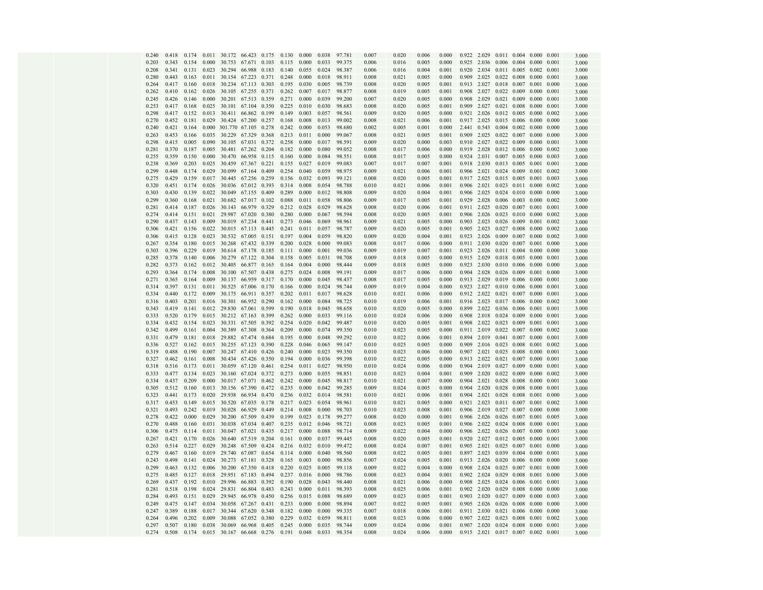| | | | | | | | | | | | | | | | | | | | | | | |
|---|---|---|---|---|---|---|---|---|---|---|---|---|---|---|---|---|---|---|---|---|---|---|
| 0.240 | 0.418 | 0.174 | 0.011 | 30.172 | 66.423 | 0.175 | 0.130 | 0.000 | 0.038 | 97.781 | 0.007 | 0.020 | 0.006 | 0.000 | 0.922 | 2.029 | 0.011 | 0.004 | 0.000 | 0.001 | 3.000 |
| 0.203 | 0.343 | 0.154 | 0.000 | 30.753 | 67.671 | 0.103 | 0.115 | 0.000 | 0.033 | 99.375 | 0.006 | 0.016 | 0.005 | 0.000 | 0.925 | 2.036 | 0.006 | 0.004 | 0.000 | 0.001 | 3.000 |
| 0.208 | 0.341 | 0.131 | 0.023 | 30.294 | 66.988 | 0.183 | 0.140 | 0.055 | 0.024 | 98.387 | 0.006 | 0.016 | 0.004 | 0.001 | 0.920 | 2.034 | 0.011 | 0.005 | 0.002 | 0.001 | 3.000 |
| 0.280 | 0.443 | 0.163 | 0.011 | 30.154 | 67.223 | 0.371 | 0.248 | 0.000 | 0.018 | 98.911 | 0.008 | 0.021 | 0.005 | 0.000 | 0.909 | 2.025 | 0.022 | 0.008 | 0.000 | 0.001 | 3.000 |
| 0.264 | 0.417 | 0.160 | 0.018 | 30.234 | 67.113 | 0.303 | 0.195 | 0.030 | 0.005 | 98.739 | 0.008 | 0.020 | 0.005 | 0.001 | 0.913 | 2.027 | 0.018 | 0.007 | 0.001 | 0.000 | 3.000 |
| 0.262 | 0.410 | 0.162 | 0.026 | 30.105 | 67.255 | 0.371 | 0.262 | 0.007 | 0.017 | 98.877 | 0.008 | 0.019 | 0.005 | 0.001 | 0.908 | 2.027 | 0.022 | 0.009 | 0.000 | 0.001 | 3.000 |
| 0.245 | 0.426 | 0.146 | 0.000 | 30.201 | 67.513 | 0.359 | 0.271 | 0.000 | 0.039 | 99.200 | 0.007 | 0.020 | 0.005 | 0.000 | 0.908 | 2.029 | 0.021 | 0.009 | 0.000 | 0.001 | 3.000 |
| 0.253 | 0.417 | 0.168 | 0.025 | 30.101 | 67.104 | 0.350 | 0.225 | 0.010 | 0.030 | 98.683 | 0.008 | 0.020 | 0.005 | 0.001 | 0.909 | 2.027 | 0.021 | 0.008 | 0.000 | 0.001 | 3.000 |
| 0.298 | 0.417 | 0.152 | 0.013 | 30.411 | 66.862 | 0.199 | 0.149 | 0.003 | 0.057 | 98.561 | 0.009 | 0.020 | 0.005 | 0.000 | 0.921 | 2.026 | 0.012 | 0.005 | 0.000 | 0.002 | 3.000 |
| 0.270 | 0.452 | 0.181 | 0.029 | 30.424 | 67.200 | 0.257 | 0.168 | 0.008 | 0.013 | 99.002 | 0.008 | 0.021 | 0.006 | 0.001 | 0.917 | 2.025 | 0.015 | 0.006 | 0.000 | 0.000 | 3.000 |
| 0.240 | 0.421 | 0.164 | 0.000 | 301.770 | 67.105 | 0.278 | 0.242 | 0.000 | 0.053 | 98.680 | 0.002 | 0.005 | 0.001 | 0.000 | 2.441 | 0.543 | 0.004 | 0.002 | 0.000 | 0.000 | 3.000 |
| 0.263 | 0.453 | 0.166 | 0.035 | 30.229 | 67.329 | 0.368 | 0.213 | 0.011 | 0.000 | 99.067 | 0.008 | 0.021 | 0.005 | 0.001 | 0.909 | 2.025 | 0.022 | 0.007 | 0.000 | 0.000 | 3.000 |
| 0.298 | 0.415 | 0.005 | 0.090 | 30.105 | 67.031 | 0.372 | 0.258 | 0.000 | 0.017 | 98.591 | 0.009 | 0.020 | 0.000 | 0.003 | 0.910 | 2.027 | 0.022 | 0.009 | 0.000 | 0.001 | 3.000 |
| 0.281 | 0.370 | 0.187 | 0.005 | 30.481 | 67.262 | 0.204 | 0.182 | 0.000 | 0.080 | 99.052 | 0.008 | 0.017 | 0.006 | 0.000 | 0.919 | 2.028 | 0.012 | 0.006 | 0.000 | 0.002 | 3.000 |
| 0.255 | 0.359 | 0.150 | 0.000 | 30.470 | 66.958 | 0.115 | 0.160 | 0.000 | 0.084 | 98.551 | 0.008 | 0.017 | 0.005 | 0.000 | 0.924 | 2.031 | 0.007 | 0.005 | 0.000 | 0.003 | 3.000 |
| 0.238 | 0.369 | 0.203 | 0.025 | 30.459 | 67.367 | 0.221 | 0.155 | 0.027 | 0.019 | 99.083 | 0.007 | 0.017 | 0.007 | 0.001 | 0.918 | 2.030 | 0.013 | 0.005 | 0.001 | 0.001 | 3.000 |
| 0.299 | 0.448 | 0.174 | 0.029 | 30.099 | 67.164 | 0.409 | 0.254 | 0.000 | 0.054 | 98.975 | 0.009 | 0.021 | 0.006 | 0.001 | 0.906 | 2.021 | 0.024 | 0.009 | 0.001 | 0.002 | 3.000 |
| 0.275 | 0.429 | 0.159 | 0.017 | 30.445 | 67.256 | 0.259 | 0.156 | 0.032 | 0.093 | 99.121 | 0.008 | 0.020 | 0.005 | 0.001 | 0.917 | 2.025 | 0.015 | 0.005 | 0.001 | 0.003 | 3.000 |
| 0.320 | 0.451 | 0.174 | 0.026 | 30.036 | 67.012 | 0.393 | 0.314 | 0.008 | 0.054 | 98.788 | 0.010 | 0.021 | 0.006 | 0.001 | 0.906 | 2.021 | 0.023 | 0.011 | 0.000 | 0.002 | 3.000 |
| 0.303 | 0.430 | 0.139 | 0.022 | 30.049 | 67.155 | 0.409 | 0.289 | 0.000 | 0.012 | 98.808 | 0.009 | 0.020 | 0.004 | 0.001 | 0.906 | 2.025 | 0.024 | 0.010 | 0.000 | 0.000 | 3.000 |
| 0.299 | 0.360 | 0.168 | 0.021 | 30.682 | 67.017 | 0.102 | 0.088 | 0.011 | 0.058 | 98.806 | 0.009 | 0.017 | 0.005 | 0.001 | 0.929 | 2.028 | 0.006 | 0.003 | 0.000 | 0.002 | 3.000 |
| 0.281 | 0.414 | 0.187 | 0.026 | 30.143 | 66.979 | 0.329 | 0.212 | 0.028 | 0.029 | 98.628 | 0.008 | 0.020 | 0.006 | 0.001 | 0.911 | 2.025 | 0.020 | 0.007 | 0.001 | 0.001 | 3.000 |
| 0.274 | 0.414 | 0.151 | 0.021 | 29.987 | 67.020 | 0.380 | 0.280 | 0.000 | 0.067 | 98.594 | 0.008 | 0.020 | 0.005 | 0.001 | 0.906 | 2.026 | 0.023 | 0.010 | 0.000 | 0.002 | 3.000 |
| 0.290 | 0.437 | 0.143 | 0.009 | 30.019 | 67.234 | 0.441 | 0.273 | 0.046 | 0.069 | 98.961 | 0.009 | 0.021 | 0.005 | 0.000 | 0.903 | 2.023 | 0.026 | 0.009 | 0.001 | 0.002 | 3.000 |
| 0.306 | 0.421 | 0.156 | 0.022 | 30.015 | 67.113 | 0.445 | 0.241 | 0.011 | 0.057 | 98.787 | 0.009 | 0.020 | 0.005 | 0.001 | 0.905 | 2.023 | 0.027 | 0.008 | 0.000 | 0.002 | 3.000 |
| 0.306 | 0.415 | 0.128 | 0.023 | 30.532 | 67.005 | 0.151 | 0.197 | 0.004 | 0.059 | 98.820 | 0.009 | 0.020 | 0.004 | 0.001 | 0.923 | 2.026 | 0.009 | 0.007 | 0.000 | 0.002 | 3.000 |
| 0.267 | 0.354 | 0.180 | 0.015 | 30.268 | 67.432 | 0.339 | 0.200 | 0.028 | 0.000 | 99.083 | 0.008 | 0.017 | 0.006 | 0.000 | 0.911 | 2.030 | 0.020 | 0.007 | 0.001 | 0.000 | 3.000 |
| 0.303 | 0.396 | 0.229 | 0.019 | 30.614 | 67.178 | 0.185 | 0.111 | 0.000 | 0.001 | 99.036 | 0.009 | 0.019 | 0.007 | 0.001 | 0.923 | 2.026 | 0.011 | 0.004 | 0.000 | 0.000 | 3.000 |
| 0.285 | 0.378 | 0.140 | 0.006 | 30.279 | 67.122 | 0.304 | 0.158 | 0.005 | 0.031 | 98.708 | 0.009 | 0.018 | 0.005 | 0.000 | 0.915 | 2.029 | 0.018 | 0.005 | 0.000 | 0.001 | 3.000 |
| 0.282 | 0.373 | 0.162 | 0.012 | 30.405 | 66.877 | 0.165 | 0.164 | 0.004 | 0.000 | 98.444 | 0.009 | 0.018 | 0.005 | 0.000 | 0.923 | 2.030 | 0.010 | 0.006 | 0.000 | 0.000 | 3.000 |
| 0.293 | 0.364 | 0.174 | 0.008 | 30.100 | 67.507 | 0.438 | 0.275 | 0.024 | 0.008 | 99.191 | 0.009 | 0.017 | 0.006 | 0.000 | 0.904 | 2.028 | 0.026 | 0.009 | 0.001 | 0.000 | 3.000 |
| 0.271 | 0.365 | 0.164 | 0.009 | 30.137 | 66.959 | 0.317 | 0.170 | 0.000 | 0.045 | 98.437 | 0.008 | 0.017 | 0.005 | 0.000 | 0.913 | 2.029 | 0.019 | 0.006 | 0.000 | 0.001 | 3.000 |
| 0.314 | 0.397 | 0.131 | 0.011 | 30.525 | 67.006 | 0.170 | 0.166 | 0.000 | 0.024 | 98.744 | 0.009 | 0.019 | 0.004 | 0.000 | 0.923 | 2.027 | 0.010 | 0.006 | 0.000 | 0.001 | 3.000 |
| 0.334 | 0.440 | 0.172 | 0.009 | 30.175 | 66.911 | 0.357 | 0.202 | 0.011 | 0.017 | 98.628 | 0.010 | 0.021 | 0.006 | 0.000 | 0.912 | 2.022 | 0.021 | 0.007 | 0.000 | 0.001 | 3.000 |
| 0.316 | 0.403 | 0.201 | 0.016 | 30.301 | 66.952 | 0.290 | 0.162 | 0.000 | 0.084 | 98.725 | 0.010 | 0.019 | 0.006 | 0.001 | 0.916 | 2.023 | 0.017 | 0.006 | 0.000 | 0.002 | 3.000 |
| 0.343 | 0.419 | 0.141 | 0.012 | 29.830 | 67.061 | 0.599 | 0.190 | 0.018 | 0.045 | 98.658 | 0.010 | 0.020 | 0.005 | 0.000 | 0.899 | 2.022 | 0.036 | 0.006 | 0.001 | 0.001 | 3.000 |
| 0.333 | 0.520 | 0.179 | 0.015 | 30.212 | 67.163 | 0.399 | 0.262 | 0.000 | 0.033 | 99.116 | 0.010 | 0.024 | 0.006 | 0.000 | 0.908 | 2.018 | 0.024 | 0.009 | 0.000 | 0.001 | 3.000 |
| 0.334 | 0.432 | 0.154 | 0.023 | 30.331 | 67.505 | 0.392 | 0.254 | 0.020 | 0.042 | 99.487 | 0.010 | 0.020 | 0.005 | 0.001 | 0.908 | 2.022 | 0.023 | 0.009 | 0.001 | 0.001 | 3.000 |
| 0.342 | 0.499 | 0.161 | 0.004 | 30.389 | 67.308 | 0.364 | 0.209 | 0.000 | 0.074 | 99.350 | 0.010 | 0.023 | 0.005 | 0.000 | 0.911 | 2.019 | 0.022 | 0.007 | 0.000 | 0.002 | 3.000 |
| 0.331 | 0.479 | 0.181 | 0.018 | 29.882 | 67.474 | 0.684 | 0.195 | 0.000 | 0.048 | 99.292 | 0.010 | 0.022 | 0.006 | 0.001 | 0.894 | 2.019 | 0.041 | 0.007 | 0.000 | 0.001 | 3.000 |
| 0.336 | 0.527 | 0.162 | 0.015 | 30.255 | 67.123 | 0.390 | 0.228 | 0.046 | 0.065 | 99.147 | 0.010 | 0.025 | 0.005 | 0.000 | 0.909 | 2.016 | 0.023 | 0.008 | 0.001 | 0.002 | 3.000 |
| 0.319 | 0.488 | 0.190 | 0.007 | 30.247 | 67.410 | 0.426 | 0.240 | 0.000 | 0.023 | 99.350 | 0.010 | 0.023 | 0.006 | 0.000 | 0.907 | 2.021 | 0.025 | 0.008 | 0.000 | 0.001 | 3.000 |
| 0.327 | 0.462 | 0.161 | 0.008 | 30.434 | 67.426 | 0.350 | 0.194 | 0.000 | 0.036 | 99.398 | 0.010 | 0.022 | 0.005 | 0.000 | 0.913 | 2.022 | 0.021 | 0.007 | 0.000 | 0.001 | 3.000 |
| 0.318 | 0.516 | 0.173 | 0.011 | 30.059 | 67.120 | 0.461 | 0.254 | 0.011 | 0.027 | 98.950 | 0.010 | 0.024 | 0.006 | 0.000 | 0.904 | 2.019 | 0.027 | 0.009 | 0.000 | 0.001 | 3.000 |
| 0.333 | 0.477 | 0.134 | 0.023 | 30.160 | 67.024 | 0.372 | 0.273 | 0.000 | 0.055 | 98.851 | 0.010 | 0.023 | 0.004 | 0.001 | 0.909 | 2.020 | 0.022 | 0.009 | 0.000 | 0.002 | 3.000 |
| 0.334 | 0.437 | 0.209 | 0.000 | 30.017 | 67.071 | 0.462 | 0.242 | 0.000 | 0.045 | 98.817 | 0.010 | 0.021 | 0.007 | 0.000 | 0.904 | 2.021 | 0.028 | 0.008 | 0.000 | 0.001 | 3.000 |
| 0.305 | 0.512 | 0.160 | 0.013 | 30.156 | 67.390 | 0.472 | 0.235 | 0.000 | 0.042 | 99.285 | 0.009 | 0.024 | 0.005 | 0.000 | 0.904 | 2.020 | 0.028 | 0.008 | 0.000 | 0.001 | 3.000 |
| 0.323 | 0.441 | 0.173 | 0.020 | 29.938 | 66.934 | 0.470 | 0.236 | 0.032 | 0.014 | 98.581 | 0.010 | 0.021 | 0.006 | 0.001 | 0.904 | 2.021 | 0.028 | 0.008 | 0.001 | 0.000 | 3.000 |
| 0.317 | 0.453 | 0.149 | 0.015 | 30.520 | 67.035 | 0.178 | 0.217 | 0.023 | 0.054 | 98.961 | 0.010 | 0.021 | 0.005 | 0.000 | 0.921 | 2.023 | 0.011 | 0.007 | 0.001 | 0.002 | 3.000 |
| 0.321 | 0.493 | 0.242 | 0.019 | 30.028 | 66.929 | 0.449 | 0.214 | 0.008 | 0.000 | 98.703 | 0.010 | 0.023 | 0.008 | 0.001 | 0.906 | 2.019 | 0.027 | 0.007 | 0.000 | 0.000 | 3.000 |
| 0.278 | 0.422 | 0.000 | 0.029 | 30.200 | 67.509 | 0.439 | 0.199 | 0.023 | 0.178 | 99.277 | 0.008 | 0.020 | 0.000 | 0.001 | 0.906 | 2.026 | 0.026 | 0.007 | 0.001 | 0.005 | 3.000 |
| 0.270 | 0.488 | 0.160 | 0.031 | 30.038 | 67.034 | 0.407 | 0.235 | 0.012 | 0.046 | 98.721 | 0.008 | 0.023 | 0.005 | 0.001 | 0.906 | 2.022 | 0.024 | 0.008 | 0.000 | 0.001 | 3.000 |
| 0.306 | 0.475 | 0.114 | 0.011 | 30.047 | 67.021 | 0.435 | 0.217 | 0.000 | 0.088 | 98.714 | 0.009 | 0.022 | 0.004 | 0.000 | 0.906 | 2.022 | 0.026 | 0.007 | 0.000 | 0.003 | 3.000 |
| 0.267 | 0.421 | 0.170 | 0.026 | 30.640 | 67.519 | 0.204 | 0.161 | 0.000 | 0.037 | 99.445 | 0.008 | 0.020 | 0.005 | 0.001 | 0.920 | 2.027 | 0.012 | 0.005 | 0.000 | 0.001 | 3.000 |
| 0.263 | 0.514 | 0.227 | 0.029 | 30.248 | 67.509 | 0.424 | 0.216 | 0.032 | 0.010 | 99.472 | 0.008 | 0.024 | 0.007 | 0.001 | 0.905 | 2.021 | 0.025 | 0.007 | 0.001 | 0.000 | 3.000 |
| 0.279 | 0.467 | 0.160 | 0.019 | 29.740 | 67.087 | 0.654 | 0.114 | 0.000 | 0.040 | 98.560 | 0.008 | 0.022 | 0.005 | 0.001 | 0.897 | 2.023 | 0.039 | 0.004 | 0.000 | 0.001 | 3.000 |
| 0.243 | 0.498 | 0.141 | 0.024 | 30.273 | 67.181 | 0.328 | 0.165 | 0.003 | 0.000 | 98.856 | 0.007 | 0.024 | 0.005 | 0.001 | 0.913 | 2.026 | 0.020 | 0.006 | 0.000 | 0.000 | 3.000 |
| 0.299 | 0.463 | 0.132 | 0.006 | 30.200 | 67.350 | 0.418 | 0.220 | 0.025 | 0.005 | 99.118 | 0.009 | 0.022 | 0.004 | 0.000 | 0.908 | 2.024 | 0.025 | 0.007 | 0.001 | 0.000 | 3.000 |
| 0.275 | 0.485 | 0.127 | 0.018 | 29.951 | 67.183 | 0.494 | 0.237 | 0.016 | 0.000 | 98.786 | 0.008 | 0.023 | 0.004 | 0.001 | 0.902 | 2.024 | 0.029 | 0.008 | 0.001 | 0.000 | 3.000 |
| 0.269 | 0.437 | 0.192 | 0.010 | 29.996 | 66.883 | 0.392 | 0.190 | 0.028 | 0.043 | 98.440 | 0.008 | 0.021 | 0.006 | 0.000 | 0.908 | 2.025 | 0.024 | 0.006 | 0.001 | 0.001 | 3.000 |
| 0.281 | 0.518 | 0.198 | 0.024 | 29.831 | 66.804 | 0.483 | 0.243 | 0.000 | 0.011 | 98.393 | 0.008 | 0.025 | 0.006 | 0.001 | 0.902 | 2.020 | 0.029 | 0.008 | 0.000 | 0.000 | 3.000 |
| 0.284 | 0.493 | 0.151 | 0.029 | 29.945 | 66.978 | 0.450 | 0.256 | 0.015 | 0.088 | 98.689 | 0.009 | 0.023 | 0.005 | 0.001 | 0.903 | 2.020 | 0.027 | 0.009 | 0.000 | 0.003 | 3.000 |
| 0.249 | 0.475 | 0.147 | 0.034 | 30.058 | 67.267 | 0.431 | 0.233 | 0.000 | 0.000 | 98.894 | 0.007 | 0.022 | 0.005 | 0.001 | 0.905 | 2.026 | 0.026 | 0.008 | 0.000 | 0.000 | 3.000 |
| 0.247 | 0.389 | 0.188 | 0.017 | 30.344 | 67.620 | 0.348 | 0.182 | 0.000 | 0.000 | 99.335 | 0.007 | 0.018 | 0.006 | 0.001 | 0.911 | 2.030 | 0.021 | 0.006 | 0.000 | 0.000 | 3.000 |
| 0.264 | 0.496 | 0.202 | 0.009 | 30.088 | 67.052 | 0.380 | 0.229 | 0.032 | 0.059 | 98.811 | 0.008 | 0.023 | 0.006 | 0.000 | 0.907 | 2.022 | 0.023 | 0.008 | 0.001 | 0.002 | 3.000 |
| 0.297 | 0.507 | 0.180 | 0.038 | 30.069 | 66.968 | 0.405 | 0.245 | 0.000 | 0.035 | 98.744 | 0.009 | 0.024 | 0.006 | 0.001 | 0.907 | 2.020 | 0.024 | 0.008 | 0.000 | 0.001 | 3.000 |
| 0.274 | 0.508 | 0.174 | 0.015 | 30.167 | 66.668 | 0.276 | 0.191 | 0.048 | 0.033 | 98.354 | 0.008 | 0.024 | 0.006 | 0.000 | 0.915 | 2.021 | 0.017 | 0.007 | 0.002 | 0.001 | 3.000 |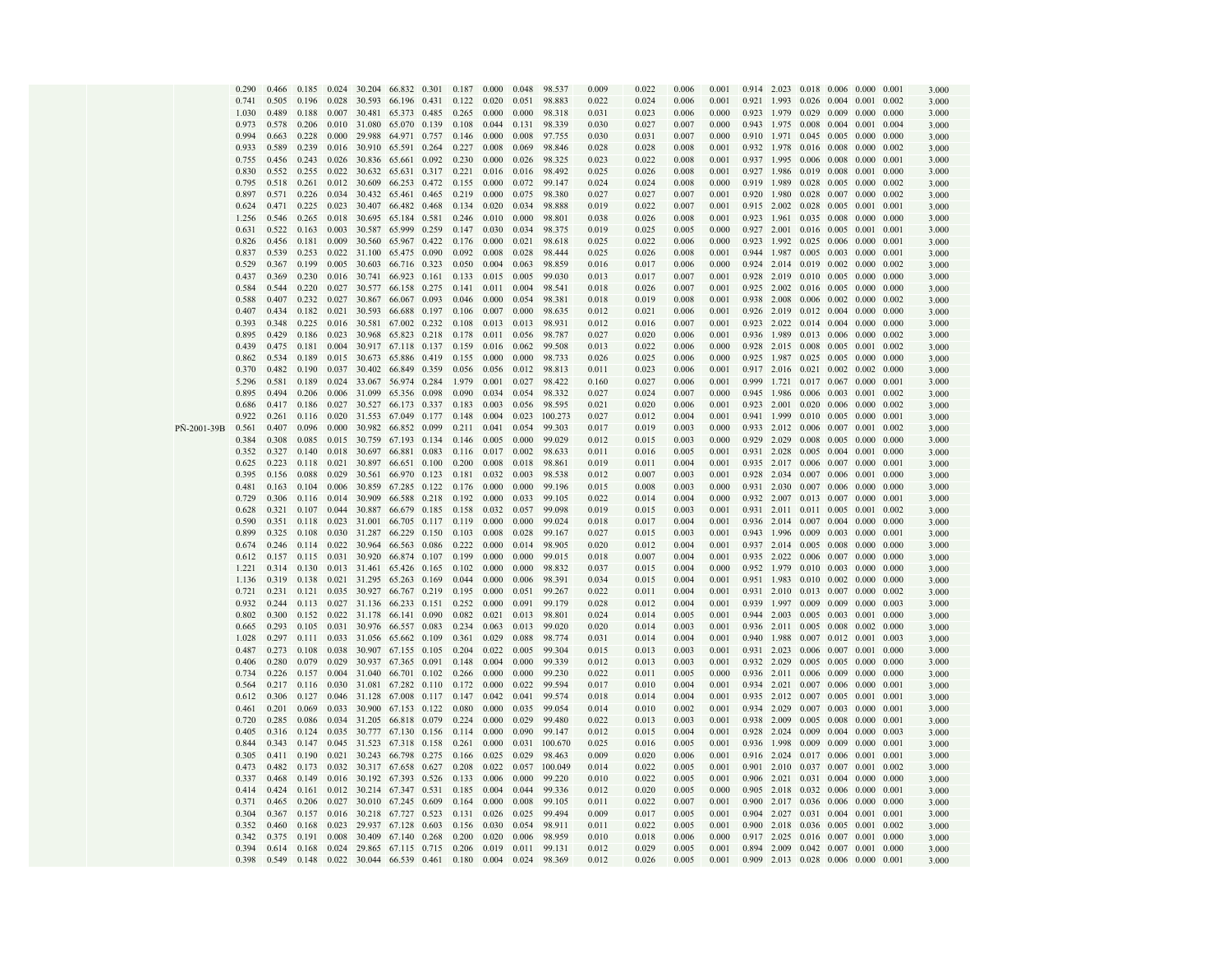| | | | | | | | | | | | | | | | | | | | | | | | | | | | |
|---|---|---|---|---|---|---|---|---|---|---|---|---|---|---|---|---|---|---|---|---|---|---|---|---|---|---|---|
| | | | 0.290 | 0.466 | 0.185 | 0.024 | 30.204 | 66.832 | 0.301 | 0.187 | 0.000 | 0.048 | 98.537 | 0.009 | 0.022 | 0.006 | 0.001 | 0.914 | 2.023 | 0.018 | 0.006 | 0.000 | 0.001 | 3.000 |
| | | | 0.741 | 0.505 | 0.196 | 0.028 | 30.593 | 66.196 | 0.431 | 0.122 | 0.020 | 0.051 | 98.883 | 0.022 | 0.024 | 0.006 | 0.001 | 0.921 | 1.993 | 0.026 | 0.004 | 0.001 | 0.002 | 3.000 |
| | | | 1.030 | 0.489 | 0.188 | 0.007 | 30.481 | 65.373 | 0.485 | 0.265 | 0.000 | 0.000 | 98.318 | 0.031 | 0.023 | 0.006 | 0.000 | 0.923 | 1.979 | 0.029 | 0.009 | 0.000 | 0.000 | 3.000 |
| | | | 0.973 | 0.578 | 0.206 | 0.010 | 31.080 | 65.070 | 0.139 | 0.108 | 0.044 | 0.131 | 98.339 | 0.030 | 0.027 | 0.007 | 0.000 | 0.943 | 1.975 | 0.008 | 0.004 | 0.001 | 0.004 | 3.000 |
| | | | 0.994 | 0.663 | 0.228 | 0.000 | 29.988 | 64.971 | 0.757 | 0.146 | 0.000 | 0.008 | 97.755 | 0.030 | 0.031 | 0.007 | 0.000 | 0.910 | 1.971 | 0.045 | 0.005 | 0.000 | 0.000 | 3.000 |
| | | | 0.933 | 0.589 | 0.239 | 0.016 | 30.910 | 65.591 | 0.264 | 0.227 | 0.008 | 0.069 | 98.846 | 0.028 | 0.028 | 0.008 | 0.001 | 0.932 | 1.978 | 0.016 | 0.008 | 0.000 | 0.002 | 3.000 |
| | | | 0.755 | 0.456 | 0.243 | 0.026 | 30.836 | 65.661 | 0.092 | 0.230 | 0.000 | 0.026 | 98.325 | 0.023 | 0.022 | 0.008 | 0.001 | 0.937 | 1.995 | 0.006 | 0.008 | 0.000 | 0.001 | 3.000 |
| | | | 0.830 | 0.552 | 0.255 | 0.022 | 30.632 | 65.631 | 0.317 | 0.221 | 0.016 | 0.016 | 98.492 | 0.025 | 0.026 | 0.008 | 0.001 | 0.927 | 1.986 | 0.019 | 0.008 | 0.001 | 0.000 | 3.000 |
| | | | 0.795 | 0.518 | 0.261 | 0.012 | 30.609 | 66.253 | 0.472 | 0.155 | 0.000 | 0.072 | 99.147 | 0.024 | 0.024 | 0.008 | 0.000 | 0.919 | 1.989 | 0.028 | 0.005 | 0.000 | 0.002 | 3.000 |
| | | | 0.897 | 0.571 | 0.226 | 0.034 | 30.432 | 65.461 | 0.465 | 0.219 | 0.000 | 0.075 | 98.380 | 0.027 | 0.027 | 0.007 | 0.001 | 0.920 | 1.980 | 0.028 | 0.007 | 0.000 | 0.002 | 3.000 |
| | | | 0.624 | 0.471 | 0.225 | 0.023 | 30.407 | 66.482 | 0.468 | 0.134 | 0.020 | 0.034 | 98.888 | 0.019 | 0.022 | 0.007 | 0.001 | 0.915 | 2.002 | 0.028 | 0.005 | 0.001 | 0.001 | 3.000 |
| | | | 1.256 | 0.546 | 0.265 | 0.018 | 30.695 | 65.184 | 0.581 | 0.246 | 0.010 | 0.000 | 98.801 | 0.038 | 0.026 | 0.008 | 0.001 | 0.923 | 1.961 | 0.035 | 0.008 | 0.000 | 0.000 | 3.000 |
| | | | 0.631 | 0.522 | 0.163 | 0.003 | 30.587 | 65.999 | 0.259 | 0.147 | 0.030 | 0.034 | 98.375 | 0.019 | 0.025 | 0.005 | 0.000 | 0.927 | 2.001 | 0.016 | 0.005 | 0.001 | 0.001 | 3.000 |
| | | | 0.826 | 0.456 | 0.181 | 0.009 | 30.560 | 65.967 | 0.422 | 0.176 | 0.000 | 0.021 | 98.618 | 0.025 | 0.022 | 0.006 | 0.000 | 0.923 | 1.992 | 0.025 | 0.006 | 0.000 | 0.001 | 3.000 |
| | | | 0.837 | 0.539 | 0.253 | 0.022 | 31.100 | 65.475 | 0.090 | 0.092 | 0.008 | 0.028 | 98.444 | 0.025 | 0.026 | 0.008 | 0.001 | 0.944 | 1.987 | 0.005 | 0.003 | 0.000 | 0.001 | 3.000 |
| | | | 0.529 | 0.367 | 0.199 | 0.005 | 30.603 | 66.716 | 0.323 | 0.050 | 0.004 | 0.063 | 98.859 | 0.016 | 0.017 | 0.006 | 0.000 | 0.924 | 2.014 | 0.019 | 0.002 | 0.000 | 0.002 | 3.000 |
| | | | 0.437 | 0.369 | 0.230 | 0.016 | 30.741 | 66.923 | 0.161 | 0.133 | 0.015 | 0.005 | 99.030 | 0.013 | 0.017 | 0.007 | 0.001 | 0.928 | 2.019 | 0.010 | 0.005 | 0.000 | 0.000 | 3.000 |
| | | | 0.584 | 0.544 | 0.220 | 0.027 | 30.577 | 66.158 | 0.275 | 0.141 | 0.011 | 0.004 | 98.541 | 0.018 | 0.026 | 0.007 | 0.001 | 0.925 | 2.002 | 0.016 | 0.005 | 0.000 | 0.000 | 3.000 |
| | | | 0.588 | 0.407 | 0.232 | 0.027 | 30.867 | 66.067 | 0.093 | 0.046 | 0.000 | 0.054 | 98.381 | 0.018 | 0.019 | 0.008 | 0.001 | 0.938 | 2.008 | 0.006 | 0.002 | 0.000 | 0.002 | 3.000 |
| | | | 0.407 | 0.434 | 0.182 | 0.021 | 30.593 | 66.688 | 0.197 | 0.106 | 0.007 | 0.000 | 98.635 | 0.012 | 0.021 | 0.006 | 0.001 | 0.926 | 2.019 | 0.012 | 0.004 | 0.000 | 0.000 | 3.000 |
| | | | 0.393 | 0.348 | 0.225 | 0.016 | 30.581 | 67.002 | 0.232 | 0.108 | 0.013 | 0.013 | 98.931 | 0.012 | 0.016 | 0.007 | 0.001 | 0.923 | 2.022 | 0.014 | 0.004 | 0.000 | 0.000 | 3.000 |
| | | | 0.895 | 0.429 | 0.186 | 0.023 | 30.968 | 65.823 | 0.218 | 0.178 | 0.011 | 0.056 | 98.787 | 0.027 | 0.020 | 0.006 | 0.001 | 0.936 | 1.989 | 0.013 | 0.006 | 0.000 | 0.002 | 3.000 |
| | | | 0.439 | 0.475 | 0.181 | 0.004 | 30.917 | 67.118 | 0.137 | 0.159 | 0.016 | 0.062 | 99.508 | 0.013 | 0.022 | 0.006 | 0.000 | 0.928 | 2.015 | 0.008 | 0.005 | 0.001 | 0.002 | 3.000 |
| | | | 0.862 | 0.534 | 0.189 | 0.015 | 30.673 | 65.886 | 0.419 | 0.155 | 0.000 | 0.000 | 98.733 | 0.026 | 0.025 | 0.006 | 0.000 | 0.925 | 1.987 | 0.025 | 0.005 | 0.000 | 0.000 | 3.000 |
| | | | 0.370 | 0.482 | 0.190 | 0.037 | 30.402 | 66.849 | 0.359 | 0.056 | 0.056 | 0.012 | 98.813 | 0.011 | 0.023 | 0.006 | 0.001 | 0.917 | 2.016 | 0.021 | 0.002 | 0.002 | 0.000 | 3.000 |
| | | | 5.296 | 0.581 | 0.189 | 0.024 | 33.067 | 56.974 | 0.284 | 1.979 | 0.001 | 0.027 | 98.422 | 0.160 | 0.027 | 0.006 | 0.001 | 0.999 | 1.721 | 0.017 | 0.067 | 0.000 | 0.001 | 3.000 |
| | | | 0.895 | 0.494 | 0.206 | 0.006 | 31.099 | 65.356 | 0.098 | 0.090 | 0.034 | 0.054 | 98.332 | 0.027 | 0.024 | 0.007 | 0.000 | 0.945 | 1.986 | 0.006 | 0.003 | 0.001 | 0.002 | 3.000 |
| | | | 0.686 | 0.417 | 0.186 | 0.027 | 30.527 | 66.173 | 0.337 | 0.183 | 0.003 | 0.056 | 98.595 | 0.021 | 0.020 | 0.006 | 0.001 | 0.923 | 2.001 | 0.020 | 0.006 | 0.000 | 0.002 | 3.000 |
| | | | 0.922 | 0.261 | 0.116 | 0.020 | 31.553 | 67.049 | 0.177 | 0.148 | 0.004 | 0.023 | 100.273 | 0.027 | 0.012 | 0.004 | 0.001 | 0.941 | 1.999 | 0.010 | 0.005 | 0.000 | 0.001 | 3.000 |
| | | PÑ-2001-39B | 0.561 | 0.407 | 0.096 | 0.000 | 30.982 | 66.852 | 0.099 | 0.211 | 0.041 | 0.054 | 99.303 | 0.017 | 0.019 | 0.003 | 0.000 | 0.933 | 2.012 | 0.006 | 0.007 | 0.001 | 0.002 | 3.000 |
| | | | 0.384 | 0.308 | 0.085 | 0.015 | 30.759 | 67.193 | 0.134 | 0.146 | 0.005 | 0.000 | 99.029 | 0.012 | 0.015 | 0.003 | 0.000 | 0.929 | 2.029 | 0.008 | 0.005 | 0.000 | 0.000 | 3.000 |
| | | | 0.352 | 0.327 | 0.140 | 0.018 | 30.697 | 66.881 | 0.083 | 0.116 | 0.017 | 0.002 | 98.633 | 0.011 | 0.016 | 0.005 | 0.001 | 0.931 | 2.028 | 0.005 | 0.004 | 0.001 | 0.000 | 3.000 |
| | | | 0.625 | 0.223 | 0.118 | 0.021 | 30.897 | 66.651 | 0.100 | 0.200 | 0.008 | 0.018 | 98.861 | 0.019 | 0.011 | 0.004 | 0.001 | 0.935 | 2.017 | 0.006 | 0.007 | 0.000 | 0.001 | 3.000 |
| | | | 0.395 | 0.156 | 0.088 | 0.029 | 30.561 | 66.970 | 0.123 | 0.181 | 0.032 | 0.003 | 98.538 | 0.012 | 0.007 | 0.003 | 0.001 | 0.928 | 2.034 | 0.007 | 0.006 | 0.001 | 0.000 | 3.000 |
| | | | 0.481 | 0.163 | 0.104 | 0.006 | 30.859 | 67.285 | 0.122 | 0.176 | 0.000 | 0.000 | 99.196 | 0.015 | 0.008 | 0.003 | 0.000 | 0.931 | 2.030 | 0.007 | 0.006 | 0.000 | 0.000 | 3.000 |
| | | | 0.729 | 0.306 | 0.116 | 0.014 | 30.909 | 66.588 | 0.218 | 0.192 | 0.000 | 0.033 | 99.105 | 0.022 | 0.014 | 0.004 | 0.000 | 0.932 | 2.007 | 0.013 | 0.007 | 0.000 | 0.001 | 3.000 |
| | | | 0.628 | 0.321 | 0.107 | 0.044 | 30.887 | 66.679 | 0.185 | 0.158 | 0.032 | 0.057 | 99.098 | 0.019 | 0.015 | 0.003 | 0.001 | 0.931 | 2.011 | 0.011 | 0.005 | 0.001 | 0.002 | 3.000 |
| | | | 0.590 | 0.351 | 0.118 | 0.023 | 31.001 | 66.705 | 0.117 | 0.119 | 0.000 | 0.000 | 99.024 | 0.018 | 0.017 | 0.004 | 0.001 | 0.936 | 2.014 | 0.007 | 0.004 | 0.000 | 0.000 | 3.000 |
| | | | 0.899 | 0.325 | 0.108 | 0.030 | 31.287 | 66.229 | 0.150 | 0.103 | 0.008 | 0.028 | 99.167 | 0.027 | 0.015 | 0.003 | 0.001 | 0.943 | 1.996 | 0.009 | 0.003 | 0.000 | 0.001 | 3.000 |
| | | | 0.674 | 0.246 | 0.114 | 0.022 | 30.964 | 66.563 | 0.086 | 0.222 | 0.000 | 0.014 | 98.905 | 0.020 | 0.012 | 0.004 | 0.001 | 0.937 | 2.014 | 0.005 | 0.008 | 0.000 | 0.000 | 3.000 |
| | | | 0.612 | 0.157 | 0.115 | 0.031 | 30.920 | 66.874 | 0.107 | 0.199 | 0.000 | 0.000 | 99.015 | 0.018 | 0.007 | 0.004 | 0.001 | 0.935 | 2.022 | 0.006 | 0.007 | 0.000 | 0.000 | 3.000 |
| | | | 1.221 | 0.314 | 0.130 | 0.013 | 31.461 | 65.426 | 0.165 | 0.102 | 0.000 | 0.000 | 98.832 | 0.037 | 0.015 | 0.004 | 0.000 | 0.952 | 1.979 | 0.010 | 0.003 | 0.000 | 0.000 | 3.000 |
| | | | 1.136 | 0.319 | 0.138 | 0.021 | 31.295 | 65.263 | 0.169 | 0.044 | 0.000 | 0.006 | 98.391 | 0.034 | 0.015 | 0.004 | 0.001 | 0.951 | 1.983 | 0.010 | 0.002 | 0.000 | 0.000 | 3.000 |
| | | | 0.721 | 0.231 | 0.121 | 0.035 | 30.927 | 66.767 | 0.219 | 0.195 | 0.000 | 0.051 | 99.267 | 0.022 | 0.011 | 0.004 | 0.001 | 0.931 | 2.010 | 0.013 | 0.007 | 0.000 | 0.002 | 3.000 |
| | | | 0.932 | 0.244 | 0.113 | 0.027 | 31.136 | 66.233 | 0.151 | 0.252 | 0.000 | 0.091 | 99.179 | 0.028 | 0.012 | 0.004 | 0.001 | 0.939 | 1.997 | 0.009 | 0.009 | 0.000 | 0.003 | 3.000 |
| | | | 0.802 | 0.300 | 0.152 | 0.022 | 31.178 | 66.141 | 0.090 | 0.082 | 0.021 | 0.013 | 98.801 | 0.024 | 0.014 | 0.005 | 0.001 | 0.944 | 2.003 | 0.005 | 0.003 | 0.001 | 0.000 | 3.000 |
| | | | 0.665 | 0.293 | 0.105 | 0.031 | 30.976 | 66.557 | 0.083 | 0.234 | 0.063 | 0.013 | 99.020 | 0.020 | 0.014 | 0.003 | 0.001 | 0.936 | 2.011 | 0.005 | 0.008 | 0.002 | 0.000 | 3.000 |
| | | | 1.028 | 0.297 | 0.111 | 0.033 | 31.056 | 65.662 | 0.109 | 0.361 | 0.029 | 0.088 | 98.774 | 0.031 | 0.014 | 0.004 | 0.001 | 0.940 | 1.988 | 0.007 | 0.012 | 0.001 | 0.003 | 3.000 |
| | | | 0.487 | 0.273 | 0.108 | 0.038 | 30.907 | 67.155 | 0.105 | 0.204 | 0.022 | 0.005 | 99.304 | 0.015 | 0.013 | 0.003 | 0.001 | 0.931 | 2.023 | 0.006 | 0.007 | 0.001 | 0.000 | 3.000 |
| | | | 0.406 | 0.280 | 0.079 | 0.029 | 30.937 | 67.365 | 0.091 | 0.148 | 0.004 | 0.000 | 99.339 | 0.012 | 0.013 | 0.003 | 0.001 | 0.932 | 2.029 | 0.005 | 0.005 | 0.000 | 0.000 | 3.000 |
| | | | 0.734 | 0.226 | 0.157 | 0.004 | 31.040 | 66.701 | 0.102 | 0.266 | 0.000 | 0.000 | 99.230 | 0.022 | 0.011 | 0.005 | 0.000 | 0.936 | 2.011 | 0.006 | 0.009 | 0.000 | 0.000 | 3.000 |
| | | | 0.564 | 0.217 | 0.116 | 0.030 | 31.081 | 67.282 | 0.110 | 0.172 | 0.000 | 0.022 | 99.594 | 0.017 | 0.010 | 0.004 | 0.001 | 0.934 | 2.021 | 0.007 | 0.006 | 0.000 | 0.001 | 3.000 |
| | | | 0.612 | 0.306 | 0.127 | 0.046 | 31.128 | 67.008 | 0.117 | 0.147 | 0.042 | 0.041 | 99.574 | 0.018 | 0.014 | 0.004 | 0.001 | 0.935 | 2.012 | 0.007 | 0.005 | 0.001 | 0.001 | 3.000 |
| | | | 0.461 | 0.201 | 0.069 | 0.033 | 30.900 | 67.153 | 0.122 | 0.080 | 0.000 | 0.035 | 99.054 | 0.014 | 0.010 | 0.002 | 0.001 | 0.934 | 2.029 | 0.007 | 0.003 | 0.000 | 0.001 | 3.000 |
| | | | 0.720 | 0.285 | 0.086 | 0.034 | 31.205 | 66.818 | 0.079 | 0.224 | 0.000 | 0.029 | 99.480 | 0.022 | 0.013 | 0.003 | 0.001 | 0.938 | 2.009 | 0.005 | 0.008 | 0.000 | 0.001 | 3.000 |
| | | | 0.405 | 0.316 | 0.124 | 0.035 | 30.777 | 67.130 | 0.156 | 0.114 | 0.000 | 0.090 | 99.147 | 0.012 | 0.015 | 0.004 | 0.001 | 0.928 | 2.024 | 0.009 | 0.004 | 0.000 | 0.003 | 3.000 |
| | | | 0.844 | 0.343 | 0.147 | 0.045 | 31.523 | 67.318 | 0.158 | 0.261 | 0.000 | 0.031 | 100.670 | 0.025 | 0.016 | 0.005 | 0.001 | 0.936 | 1.998 | 0.009 | 0.009 | 0.000 | 0.001 | 3.000 |
| | | | 0.305 | 0.411 | 0.190 | 0.021 | 30.243 | 66.798 | 0.275 | 0.166 | 0.025 | 0.029 | 98.463 | 0.009 | 0.020 | 0.006 | 0.001 | 0.916 | 2.024 | 0.017 | 0.006 | 0.001 | 0.001 | 3.000 |
| | | | 0.473 | 0.482 | 0.173 | 0.032 | 30.317 | 67.658 | 0.627 | 0.208 | 0.022 | 0.057 | 100.049 | 0.014 | 0.022 | 0.005 | 0.001 | 0.901 | 2.010 | 0.037 | 0.007 | 0.001 | 0.002 | 3.000 |
| | | | 0.337 | 0.468 | 0.149 | 0.016 | 30.192 | 67.393 | 0.526 | 0.133 | 0.006 | 0.000 | 99.220 | 0.010 | 0.022 | 0.005 | 0.001 | 0.906 | 2.021 | 0.031 | 0.004 | 0.000 | 0.000 | 3.000 |
| | | | 0.414 | 0.424 | 0.161 | 0.012 | 30.214 | 67.347 | 0.531 | 0.185 | 0.004 | 0.044 | 99.336 | 0.012 | 0.020 | 0.005 | 0.000 | 0.905 | 2.018 | 0.032 | 0.006 | 0.000 | 0.001 | 3.000 |
| | | | 0.371 | 0.465 | 0.206 | 0.027 | 30.010 | 67.245 | 0.609 | 0.164 | 0.000 | 0.008 | 99.105 | 0.011 | 0.022 | 0.007 | 0.001 | 0.900 | 2.017 | 0.036 | 0.006 | 0.000 | 0.000 | 3.000 |
| | | | 0.304 | 0.367 | 0.157 | 0.016 | 30.218 | 67.727 | 0.523 | 0.131 | 0.026 | 0.025 | 99.494 | 0.009 | 0.017 | 0.005 | 0.001 | 0.904 | 2.027 | 0.031 | 0.004 | 0.001 | 0.001 | 3.000 |
| | | | 0.352 | 0.460 | 0.168 | 0.023 | 29.937 | 67.128 | 0.603 | 0.156 | 0.030 | 0.054 | 98.911 | 0.011 | 0.022 | 0.005 | 0.001 | 0.900 | 2.018 | 0.036 | 0.005 | 0.001 | 0.002 | 3.000 |
| | | | 0.342 | 0.375 | 0.191 | 0.008 | 30.409 | 67.140 | 0.268 | 0.200 | 0.020 | 0.006 | 98.959 | 0.010 | 0.018 | 0.006 | 0.000 | 0.917 | 2.025 | 0.016 | 0.007 | 0.001 | 0.000 | 3.000 |
| | | | 0.394 | 0.614 | 0.168 | 0.024 | 29.865 | 67.115 | 0.715 | 0.206 | 0.019 | 0.011 | 99.131 | 0.012 | 0.029 | 0.005 | 0.001 | 0.894 | 2.009 | 0.042 | 0.007 | 0.001 | 0.000 | 3.000 |
| | | | 0.398 | 0.549 | 0.148 | 0.022 | 30.044 | 66.539 | 0.461 | 0.180 | 0.004 | 0.024 | 98.369 | 0.012 | 0.026 | 0.005 | 0.001 | 0.909 | 2.013 | 0.028 | 0.006 | 0.000 | 0.001 | 3.000 |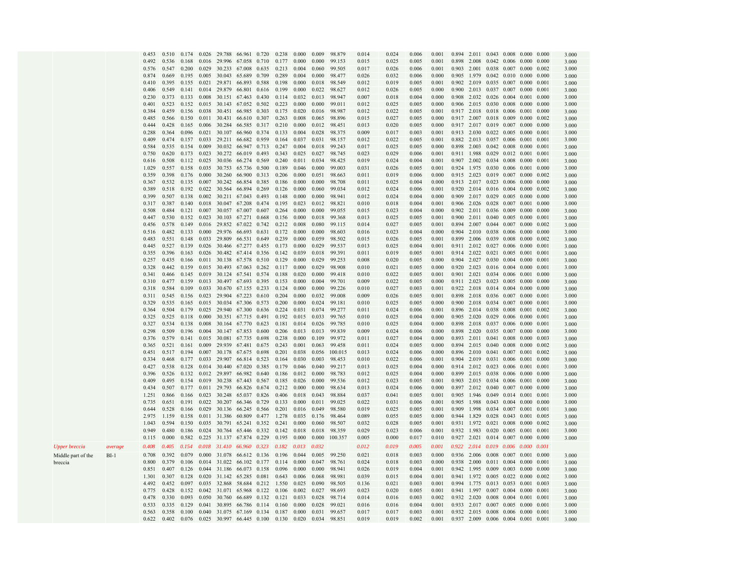| | | | | | | | | | | | | | | | | | | | | | | | | | |
|---|---|---|---|---|---|---|---|---|---|---|---|---|---|---|---|---|---|---|---|---|---|---|---|---|---|
| | | 0.453 | 0.510 | 0.174 | 0.026 | 29.788 | 66.961 | 0.720 | 0.238 | 0.000 | 0.009 | 98.879 | 0.014 | 0.024 | 0.006 | 0.001 | 0.894 | 2.011 | 0.043 | 0.008 | 0.000 | 0.000 | 3.000 |
| | | 0.492 | 0.536 | 0.168 | 0.016 | 29.996 | 67.058 | 0.710 | 0.177 | 0.000 | 0.000 | 99.153 | 0.015 | 0.025 | 0.005 | 0.001 | 0.898 | 2.008 | 0.042 | 0.006 | 0.000 | 0.000 | 3.000 |
| | | 0.576 | 0.547 | 0.200 | 0.029 | 30.233 | 67.008 | 0.635 | 0.213 | 0.004 | 0.060 | 99.505 | 0.017 | 0.026 | 0.006 | 0.001 | 0.903 | 2.001 | 0.038 | 0.007 | 0.000 | 0.002 | 3.000 |
| | | 0.874 | 0.669 | 0.195 | 0.005 | 30.043 | 65.689 | 0.709 | 0.289 | 0.004 | 0.000 | 98.477 | 0.026 | 0.032 | 0.006 | 0.000 | 0.905 | 1.979 | 0.042 | 0.010 | 0.000 | 0.000 | 3.000 |
| | | 0.410 | 0.395 | 0.155 | 0.021 | 29.871 | 66.893 | 0.588 | 0.198 | 0.000 | 0.018 | 98.549 | 0.012 | 0.019 | 0.005 | 0.001 | 0.902 | 2.019 | 0.035 | 0.007 | 0.000 | 0.001 | 3.000 |
| | | 0.406 | 0.549 | 0.141 | 0.014 | 29.879 | 66.801 | 0.616 | 0.199 | 0.000 | 0.022 | 98.627 | 0.012 | 0.026 | 0.005 | 0.000 | 0.900 | 2.013 | 0.037 | 0.007 | 0.000 | 0.001 | 3.000 |
| | | 0.230 | 0.373 | 0.133 | 0.008 | 30.151 | 67.463 | 0.430 | 0.114 | 0.032 | 0.013 | 98.947 | 0.007 | 0.018 | 0.004 | 0.000 | 0.908 | 2.032 | 0.026 | 0.004 | 0.001 | 0.000 | 3.000 |
| | | 0.401 | 0.523 | 0.152 | 0.015 | 30.143 | 67.052 | 0.502 | 0.223 | 0.000 | 0.000 | 99.011 | 0.012 | 0.025 | 0.005 | 0.000 | 0.906 | 2.015 | 0.030 | 0.008 | 0.000 | 0.000 | 3.000 |
| | | 0.384 | 0.459 | 0.156 | 0.038 | 30.451 | 66.985 | 0.303 | 0.175 | 0.020 | 0.016 | 98.987 | 0.012 | 0.022 | 0.005 | 0.001 | 0.917 | 2.018 | 0.018 | 0.006 | 0.001 | 0.000 | 3.000 |
| | | 0.485 | 0.566 | 0.150 | 0.011 | 30.431 | 66.610 | 0.307 | 0.263 | 0.008 | 0.065 | 98.896 | 0.015 | 0.027 | 0.005 | 0.000 | 0.917 | 2.007 | 0.018 | 0.009 | 0.000 | 0.002 | 3.000 |
| | | 0.444 | 0.428 | 0.165 | 0.006 | 30.284 | 66.585 | 0.317 | 0.210 | 0.000 | 0.012 | 98.451 | 0.013 | 0.020 | 0.005 | 0.000 | 0.917 | 2.017 | 0.019 | 0.007 | 0.000 | 0.000 | 3.000 |
| | | 0.288 | 0.364 | 0.096 | 0.021 | 30.107 | 66.960 | 0.374 | 0.133 | 0.004 | 0.028 | 98.375 | 0.009 | 0.017 | 0.003 | 0.001 | 0.913 | 2.030 | 0.022 | 0.005 | 0.000 | 0.001 | 3.000 |
| | | 0.409 | 0.474 | 0.157 | 0.033 | 29.211 | 66.682 | 0.959 | 0.164 | 0.037 | 0.031 | 98.157 | 0.012 | 0.022 | 0.005 | 0.001 | 0.882 | 2.013 | 0.057 | 0.006 | 0.001 | 0.001 | 3.000 |
| | | 0.584 | 0.535 | 0.154 | 0.009 | 30.032 | 66.947 | 0.713 | 0.247 | 0.004 | 0.018 | 99.243 | 0.017 | 0.025 | 0.005 | 0.000 | 0.898 | 2.003 | 0.042 | 0.008 | 0.000 | 0.001 | 3.000 |
| | | 0.750 | 0.620 | 0.173 | 0.023 | 30.272 | 66.019 | 0.493 | 0.343 | 0.025 | 0.027 | 98.745 | 0.023 | 0.029 | 0.006 | 0.001 | 0.911 | 1.988 | 0.029 | 0.012 | 0.001 | 0.001 | 3.000 |
| | | 0.616 | 0.508 | 0.112 | 0.025 | 30.036 | 66.274 | 0.569 | 0.240 | 0.011 | 0.034 | 98.425 | 0.019 | 0.024 | 0.004 | 0.001 | 0.907 | 2.002 | 0.034 | 0.008 | 0.000 | 0.001 | 3.000 |
| | | 1.029 | 0.557 | 0.158 | 0.035 | 30.753 | 65.736 | 0.500 | 0.189 | 0.046 | 0.000 | 99.003 | 0.031 | 0.026 | 0.005 | 0.001 | 0.924 | 1.975 | 0.030 | 0.006 | 0.001 | 0.000 | 3.000 |
| | | 0.359 | 0.398 | 0.176 | 0.000 | 30.260 | 66.900 | 0.313 | 0.206 | 0.000 | 0.051 | 98.663 | 0.011 | 0.019 | 0.006 | 0.000 | 0.915 | 2.023 | 0.019 | 0.007 | 0.000 | 0.002 | 3.000 |
| | | 0.367 | 0.532 | 0.135 | 0.007 | 30.242 | 66.854 | 0.385 | 0.186 | 0.000 | 0.000 | 98.708 | 0.011 | 0.025 | 0.004 | 0.000 | 0.913 | 2.017 | 0.023 | 0.006 | 0.000 | 0.000 | 3.000 |
| | | 0.389 | 0.518 | 0.192 | 0.022 | 30.564 | 66.894 | 0.269 | 0.126 | 0.000 | 0.060 | 99.034 | 0.012 | 0.024 | 0.006 | 0.001 | 0.920 | 2.014 | 0.016 | 0.004 | 0.000 | 0.002 | 3.000 |
| | | 0.399 | 0.507 | 0.138 | 0.002 | 30.211 | 67.043 | 0.493 | 0.148 | 0.000 | 0.000 | 98.941 | 0.012 | 0.024 | 0.004 | 0.000 | 0.909 | 2.017 | 0.029 | 0.005 | 0.000 | 0.000 | 3.000 |
| | | 0.317 | 0.387 | 0.140 | 0.018 | 30.047 | 67.208 | 0.474 | 0.195 | 0.023 | 0.012 | 98.821 | 0.010 | 0.018 | 0.004 | 0.001 | 0.906 | 2.026 | 0.028 | 0.007 | 0.001 | 0.000 | 3.000 |
| | | 0.508 | 0.484 | 0.121 | 0.007 | 30.057 | 67.007 | 0.607 | 0.264 | 0.000 | 0.000 | 99.055 | 0.015 | 0.023 | 0.004 | 0.000 | 0.902 | 2.011 | 0.036 | 0.009 | 0.000 | 0.000 | 3.000 |
| | | 0.447 | 0.530 | 0.152 | 0.023 | 30.103 | 67.271 | 0.668 | 0.156 | 0.000 | 0.018 | 99.368 | 0.013 | 0.025 | 0.005 | 0.001 | 0.900 | 2.011 | 0.040 | 0.005 | 0.000 | 0.001 | 3.000 |
| | | 0.456 | 0.578 | 0.149 | 0.016 | 29.852 | 67.022 | 0.742 | 0.212 | 0.008 | 0.080 | 99.115 | 0.014 | 0.027 | 0.005 | 0.001 | 0.894 | 2.007 | 0.044 | 0.007 | 0.000 | 0.002 | 3.000 |
| | | 0.516 | 0.482 | 0.133 | 0.000 | 29.976 | 66.693 | 0.631 | 0.172 | 0.000 | 0.000 | 98.603 | 0.016 | 0.023 | 0.004 | 0.000 | 0.904 | 2.010 | 0.038 | 0.006 | 0.000 | 0.000 | 3.000 |
| | | 0.483 | 0.551 | 0.148 | 0.033 | 29.809 | 66.531 | 0.649 | 0.239 | 0.000 | 0.059 | 98.502 | 0.015 | 0.026 | 0.005 | 0.001 | 0.899 | 2.006 | 0.039 | 0.008 | 0.000 | 0.002 | 3.000 |
| | | 0.445 | 0.527 | 0.139 | 0.026 | 30.466 | 67.277 | 0.455 | 0.173 | 0.000 | 0.029 | 99.537 | 0.013 | 0.025 | 0.004 | 0.001 | 0.911 | 2.012 | 0.027 | 0.006 | 0.000 | 0.001 | 3.000 |
| | | 0.355 | 0.396 | 0.163 | 0.026 | 30.482 | 67.414 | 0.356 | 0.142 | 0.039 | 0.018 | 99.391 | 0.011 | 0.019 | 0.005 | 0.001 | 0.914 | 2.022 | 0.021 | 0.005 | 0.001 | 0.001 | 3.000 |
| | | 0.257 | 0.435 | 0.166 | 0.011 | 30.138 | 67.578 | 0.510 | 0.129 | 0.000 | 0.029 | 99.253 | 0.008 | 0.020 | 0.005 | 0.000 | 0.904 | 2.027 | 0.030 | 0.004 | 0.000 | 0.001 | 3.000 |
| | | 0.328 | 0.442 | 0.159 | 0.015 | 30.493 | 67.063 | 0.262 | 0.117 | 0.000 | 0.029 | 98.908 | 0.010 | 0.021 | 0.005 | 0.000 | 0.920 | 2.023 | 0.016 | 0.004 | 0.000 | 0.001 | 3.000 |
| | | 0.341 | 0.466 | 0.145 | 0.019 | 30.124 | 67.541 | 0.574 | 0.188 | 0.020 | 0.000 | 99.418 | 0.010 | 0.022 | 0.005 | 0.001 | 0.901 | 2.021 | 0.034 | 0.006 | 0.001 | 0.000 | 3.000 |
| | | 0.310 | 0.477 | 0.159 | 0.013 | 30.497 | 67.693 | 0.395 | 0.153 | 0.000 | 0.004 | 99.701 | 0.009 | 0.022 | 0.005 | 0.000 | 0.911 | 2.023 | 0.023 | 0.005 | 0.000 | 0.000 | 3.000 |
| | | 0.318 | 0.584 | 0.109 | 0.033 | 30.670 | 67.155 | 0.233 | 0.124 | 0.000 | 0.000 | 99.226 | 0.010 | 0.027 | 0.003 | 0.001 | 0.922 | 2.018 | 0.014 | 0.004 | 0.000 | 0.000 | 3.000 |
| | | 0.311 | 0.545 | 0.156 | 0.023 | 29.904 | 67.223 | 0.610 | 0.204 | 0.000 | 0.032 | 99.008 | 0.009 | 0.026 | 0.005 | 0.001 | 0.898 | 2.018 | 0.036 | 0.007 | 0.000 | 0.001 | 3.000 |
| | | 0.329 | 0.535 | 0.165 | 0.015 | 30.034 | 67.306 | 0.573 | 0.200 | 0.000 | 0.024 | 99.181 | 0.010 | 0.025 | 0.005 | 0.000 | 0.900 | 2.018 | 0.034 | 0.007 | 0.000 | 0.001 | 3.000 |
| | | 0.364 | 0.504 | 0.179 | 0.025 | 29.940 | 67.300 | 0.636 | 0.224 | 0.031 | 0.074 | 99.277 | 0.011 | 0.024 | 0.006 | 0.001 | 0.896 | 2.014 | 0.038 | 0.008 | 0.001 | 0.002 | 3.000 |
| | | 0.325 | 0.525 | 0.118 | 0.000 | 30.351 | 67.715 | 0.491 | 0.192 | 0.015 | 0.033 | 99.765 | 0.010 | 0.025 | 0.004 | 0.000 | 0.905 | 2.020 | 0.029 | 0.006 | 0.000 | 0.001 | 3.000 |
| | | 0.327 | 0.534 | 0.138 | 0.008 | 30.164 | 67.770 | 0.623 | 0.181 | 0.014 | 0.026 | 99.785 | 0.010 | 0.025 | 0.004 | 0.000 | 0.898 | 2.018 | 0.037 | 0.006 | 0.000 | 0.001 | 3.000 |
| | | 0.298 | 0.509 | 0.196 | 0.004 | 30.147 | 67.853 | 0.600 | 0.206 | 0.013 | 0.013 | 99.839 | 0.009 | 0.024 | 0.006 | 0.000 | 0.898 | 2.020 | 0.035 | 0.007 | 0.000 | 0.000 | 3.000 |
| | | 0.376 | 0.579 | 0.141 | 0.015 | 30.081 | 67.735 | 0.698 | 0.238 | 0.000 | 0.109 | 99.972 | 0.011 | 0.027 | 0.004 | 0.000 | 0.893 | 2.011 | 0.041 | 0.008 | 0.000 | 0.003 | 3.000 |
| | | 0.365 | 0.521 | 0.161 | 0.009 | 29.939 | 67.481 | 0.675 | 0.243 | 0.001 | 0.063 | 99.458 | 0.011 | 0.024 | 0.005 | 0.000 | 0.894 | 2.015 | 0.040 | 0.008 | 0.000 | 0.002 | 3.000 |
| | | 0.451 | 0.517 | 0.194 | 0.007 | 30.178 | 67.675 | 0.698 | 0.201 | 0.038 | 0.056 | 100.015 | 0.013 | 0.024 | 0.006 | 0.000 | 0.896 | 2.010 | 0.041 | 0.007 | 0.001 | 0.002 | 3.000 |
| | | 0.334 | 0.468 | 0.177 | 0.033 | 29.907 | 66.814 | 0.523 | 0.164 | 0.030 | 0.003 | 98.453 | 0.010 | 0.022 | 0.006 | 0.001 | 0.904 | 2.019 | 0.031 | 0.006 | 0.001 | 0.000 | 3.000 |
| | | 0.427 | 0.538 | 0.128 | 0.014 | 30.440 | 67.020 | 0.385 | 0.179 | 0.046 | 0.040 | 99.217 | 0.013 | 0.025 | 0.004 | 0.000 | 0.914 | 2.012 | 0.023 | 0.006 | 0.001 | 0.001 | 3.000 |
| | | 0.396 | 0.526 | 0.132 | 0.012 | 29.897 | 66.982 | 0.640 | 0.186 | 0.012 | 0.000 | 98.783 | 0.012 | 0.025 | 0.004 | 0.000 | 0.899 | 2.015 | 0.038 | 0.006 | 0.000 | 0.000 | 3.000 |
| | | 0.409 | 0.495 | 0.154 | 0.019 | 30.238 | 67.443 | 0.567 | 0.185 | 0.026 | 0.000 | 99.536 | 0.012 | 0.023 | 0.005 | 0.001 | 0.903 | 2.015 | 0.034 | 0.006 | 0.001 | 0.000 | 3.000 |
| | | 0.434 | 0.507 | 0.177 | 0.011 | 29.793 | 66.826 | 0.674 | 0.212 | 0.000 | 0.000 | 98.634 | 0.013 | 0.024 | 0.006 | 0.000 | 0.897 | 2.012 | 0.040 | 0.007 | 0.000 | 0.000 | 3.000 |
| | | 1.251 | 0.866 | 0.166 | 0.023 | 30.248 | 65.037 | 0.826 | 0.406 | 0.018 | 0.043 | 98.884 | 0.037 | 0.041 | 0.005 | 0.001 | 0.905 | 1.946 | 0.049 | 0.014 | 0.001 | 0.001 | 3.000 |
| | | 0.735 | 0.651 | 0.191 | 0.022 | 30.207 | 66.346 | 0.729 | 0.133 | 0.000 | 0.011 | 99.025 | 0.022 | 0.031 | 0.006 | 0.001 | 0.905 | 1.988 | 0.043 | 0.004 | 0.000 | 0.000 | 3.000 |
| | | 0.644 | 0.528 | 0.166 | 0.029 | 30.136 | 66.245 | 0.566 | 0.201 | 0.016 | 0.049 | 98.580 | 0.019 | 0.025 | 0.005 | 0.001 | 0.909 | 1.998 | 0.034 | 0.007 | 0.001 | 0.001 | 3.000 |
| | | 2.975 | 1.159 | 0.158 | 0.011 | 31.386 | 60.809 | 0.477 | 1.278 | 0.035 | 0.176 | 98.464 | 0.089 | 0.055 | 0.005 | 0.000 | 0.944 | 1.829 | 0.028 | 0.043 | 0.001 | 0.005 | 3.000 |
| | | 1.043 | 0.594 | 0.150 | 0.035 | 30.791 | 65.241 | 0.352 | 0.241 | 0.000 | 0.060 | 98.507 | 0.032 | 0.028 | 0.005 | 0.001 | 0.931 | 1.972 | 0.021 | 0.008 | 0.000 | 0.002 | 3.000 |
| | | 0.949 | 0.480 | 0.186 | 0.024 | 30.764 | 65.446 | 0.332 | 0.142 | 0.018 | 0.018 | 98.359 | 0.029 | 0.023 | 0.006 | 0.001 | 0.932 | 1.983 | 0.020 | 0.005 | 0.001 | 0.001 | 3.000 |
| | | 0.115 | 0.000 | 0.582 | 0.225 | 31.137 | 67.874 | 0.229 | 0.195 | 0.000 | 0.000 | 100.357 | 0.005 | 0.000 | 0.017 | 0.010 | 0.927 | 2.021 | 0.014 | 0.007 | 0.000 | 0.000 | 3.000 |
| *Upper breccia* | *average* | *0.408* | *0.405* | *0.154* | *0.018* | *31.410* | *66.960* | *0.323* | *0.182* | *0.013* | *0.032* | | *0.012* | *0.019* | *0.005* | *0.001* | *0.922* | *2.014* | *0.019* | *0.006* | *0.000* | *0.001* | |
| Middle part of the breccia | BI-1 | 0.708 | 0.392 | 0.079 | 0.000 | 31.078 | 66.612 | 0.136 | 0.196 | 0.044 | 0.005 | 99.250 | 0.021 | 0.018 | 0.003 | 0.000 | 0.936 | 2.006 | 0.008 | 0.007 | 0.001 | 0.000 | 3.000 |
| | | 0.800 | 0.379 | 0.106 | 0.014 | 31.022 | 66.102 | 0.177 | 0.114 | 0.000 | 0.047 | 98.761 | 0.024 | 0.018 | 0.003 | 0.000 | 0.938 | 2.000 | 0.011 | 0.004 | 0.000 | 0.001 | 3.000 |
| | | 0.851 | 0.407 | 0.126 | 0.044 | 31.186 | 66.073 | 0.158 | 0.096 | 0.000 | 0.000 | 98.941 | 0.026 | 0.019 | 0.004 | 0.001 | 0.942 | 1.995 | 0.009 | 0.003 | 0.000 | 0.000 | 3.000 |
| | | 1.301 | 0.307 | 0.128 | 0.020 | 31.142 | 65.285 | 0.081 | 0.643 | 0.006 | 0.068 | 98.981 | 0.039 | 0.015 | 0.004 | 0.001 | 0.941 | 1.972 | 0.005 | 0.022 | 0.000 | 0.002 | 3.000 |
| | | 4.492 | 0.452 | 0.097 | 0.035 | 32.868 | 58.684 | 0.212 | 1.550 | 0.025 | 0.090 | 98.505 | 0.136 | 0.021 | 0.003 | 0.001 | 0.994 | 1.775 | 0.013 | 0.053 | 0.001 | 0.003 | 3.000 |
| | | 0.775 | 0.428 | 0.152 | 0.042 | 31.071 | 65.968 | 0.122 | 0.106 | 0.002 | 0.027 | 98.693 | 0.023 | 0.020 | 0.005 | 0.001 | 0.941 | 1.997 | 0.007 | 0.004 | 0.000 | 0.001 | 3.000 |
| | | 0.478 | 0.330 | 0.093 | 0.050 | 30.760 | 66.689 | 0.132 | 0.121 | 0.033 | 0.028 | 98.714 | 0.014 | 0.016 | 0.003 | 0.002 | 0.932 | 2.020 | 0.008 | 0.004 | 0.001 | 0.001 | 3.000 |
| | | 0.533 | 0.335 | 0.129 | 0.041 | 30.895 | 66.786 | 0.114 | 0.160 | 0.000 | 0.028 | 99.021 | 0.016 | 0.016 | 0.004 | 0.001 | 0.933 | 2.017 | 0.007 | 0.005 | 0.000 | 0.001 | 3.000 |
| | | 0.563 | 0.358 | 0.100 | 0.040 | 31.075 | 67.169 | 0.134 | 0.187 | 0.000 | 0.031 | 99.657 | 0.017 | 0.017 | 0.003 | 0.001 | 0.932 | 2.015 | 0.008 | 0.006 | 0.000 | 0.001 | 3.000 |
| | | 0.622 | 0.402 | 0.076 | 0.025 | 30.997 | 66.445 | 0.100 | 0.130 | 0.020 | 0.034 | 98.851 | 0.019 | 0.019 | 0.002 | 0.001 | 0.937 | 2.009 | 0.006 | 0.004 | 0.001 | 0.001 | 3.000 |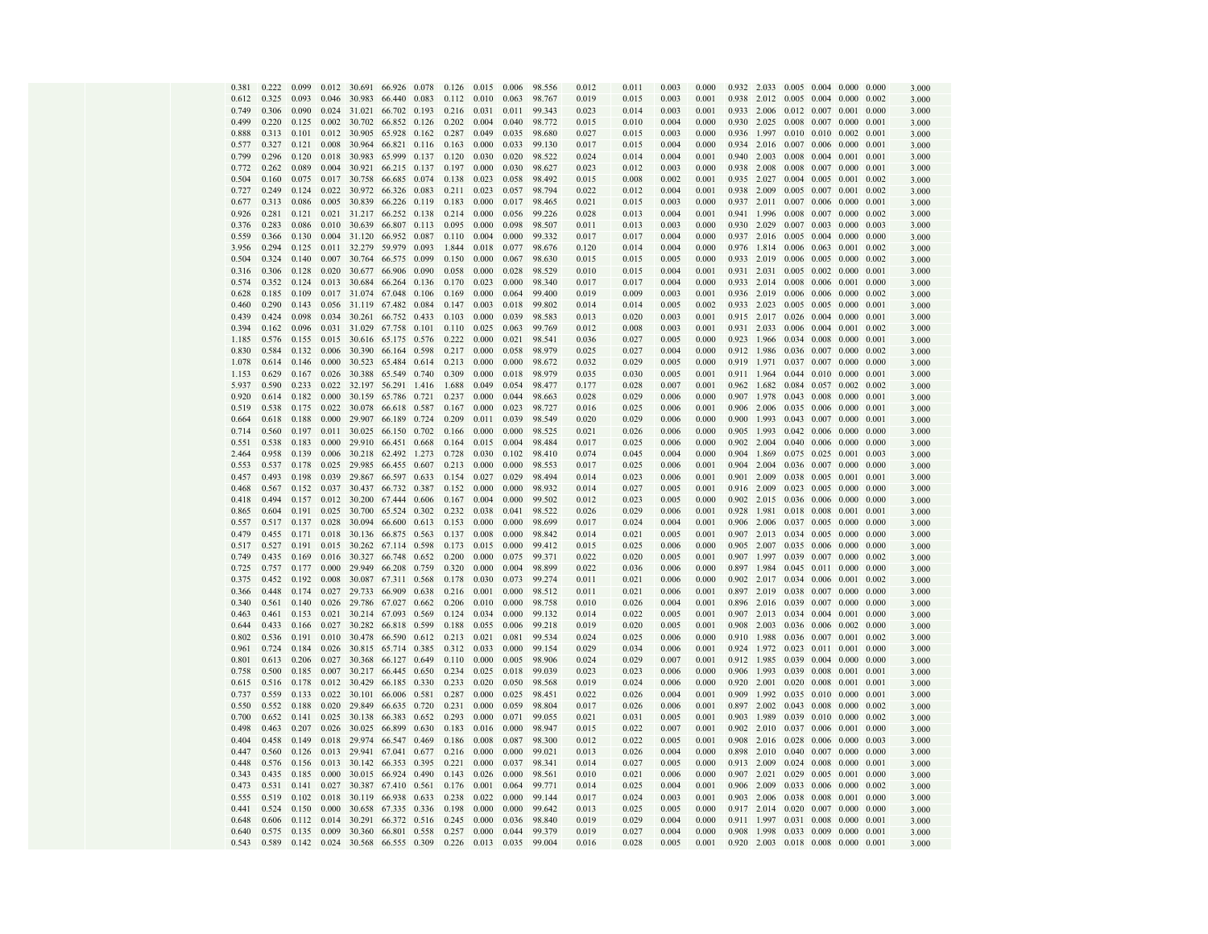|  |  |  |  |  |  |  |  |  |  |  |  |  |  |  |  |  |  |  |  |  |  |  |  |
|---|---|---|---|---|---|---|---|---|---|---|---|---|---|---|---|---|---|---|---|---|---|---|---|
| 0.381 | 0.222 | 0.099 | 0.012 | 30.691 | 66.926 | 0.078 | 0.126 | 0.015 | 0.006 | 98.556 | 0.012 | 0.011 | 0.003 | 0.000 | 0.932 | 2.033 | 0.005 | 0.004 | 0.000 | 0.000 | 3.000 |
| 0.612 | 0.325 | 0.093 | 0.046 | 30.983 | 66.440 | 0.083 | 0.112 | 0.010 | 0.063 | 98.767 | 0.019 | 0.015 | 0.003 | 0.001 | 0.938 | 2.012 | 0.005 | 0.004 | 0.000 | 0.002 | 3.000 |
| 0.749 | 0.306 | 0.090 | 0.024 | 31.021 | 66.702 | 0.193 | 0.216 | 0.031 | 0.011 | 99.343 | 0.023 | 0.014 | 0.003 | 0.001 | 0.933 | 2.006 | 0.012 | 0.007 | 0.001 | 0.000 | 3.000 |
| 0.499 | 0.220 | 0.125 | 0.002 | 30.702 | 66.852 | 0.126 | 0.202 | 0.004 | 0.040 | 98.772 | 0.015 | 0.010 | 0.004 | 0.000 | 0.930 | 2.025 | 0.008 | 0.007 | 0.000 | 0.001 | 3.000 |
| 0.888 | 0.313 | 0.101 | 0.012 | 30.905 | 65.928 | 0.162 | 0.287 | 0.049 | 0.035 | 98.680 | 0.027 | 0.015 | 0.003 | 0.000 | 0.936 | 1.997 | 0.010 | 0.010 | 0.002 | 0.001 | 3.000 |
| 0.577 | 0.327 | 0.121 | 0.008 | 30.964 | 66.821 | 0.116 | 0.163 | 0.000 | 0.033 | 99.130 | 0.017 | 0.015 | 0.004 | 0.000 | 0.934 | 2.016 | 0.007 | 0.006 | 0.000 | 0.001 | 3.000 |
| 0.799 | 0.296 | 0.120 | 0.018 | 30.983 | 65.999 | 0.137 | 0.120 | 0.030 | 0.020 | 98.522 | 0.024 | 0.014 | 0.004 | 0.001 | 0.940 | 2.003 | 0.008 | 0.004 | 0.001 | 0.001 | 3.000 |
| 0.772 | 0.262 | 0.089 | 0.004 | 30.921 | 66.215 | 0.137 | 0.197 | 0.000 | 0.030 | 98.627 | 0.023 | 0.012 | 0.003 | 0.000 | 0.938 | 2.008 | 0.008 | 0.007 | 0.000 | 0.001 | 3.000 |
| 0.504 | 0.160 | 0.075 | 0.017 | 30.758 | 66.685 | 0.074 | 0.138 | 0.023 | 0.058 | 98.492 | 0.015 | 0.008 | 0.002 | 0.001 | 0.935 | 2.027 | 0.004 | 0.005 | 0.001 | 0.002 | 3.000 |
| 0.727 | 0.249 | 0.124 | 0.022 | 30.972 | 66.326 | 0.083 | 0.211 | 0.023 | 0.057 | 98.794 | 0.022 | 0.012 | 0.004 | 0.001 | 0.938 | 2.009 | 0.005 | 0.007 | 0.001 | 0.002 | 3.000 |
| 0.677 | 0.313 | 0.086 | 0.005 | 30.839 | 66.226 | 0.119 | 0.183 | 0.000 | 0.017 | 98.465 | 0.021 | 0.015 | 0.003 | 0.000 | 0.937 | 2.011 | 0.007 | 0.006 | 0.000 | 0.001 | 3.000 |
| 0.926 | 0.281 | 0.121 | 0.021 | 31.217 | 66.252 | 0.138 | 0.214 | 0.000 | 0.056 | 99.226 | 0.028 | 0.013 | 0.004 | 0.001 | 0.941 | 1.996 | 0.008 | 0.007 | 0.000 | 0.002 | 3.000 |
| 0.376 | 0.283 | 0.086 | 0.010 | 30.639 | 66.807 | 0.113 | 0.095 | 0.000 | 0.098 | 98.507 | 0.011 | 0.013 | 0.003 | 0.000 | 0.930 | 2.029 | 0.007 | 0.003 | 0.000 | 0.003 | 3.000 |
| 0.559 | 0.366 | 0.130 | 0.004 | 31.120 | 66.952 | 0.087 | 0.110 | 0.004 | 0.000 | 99.332 | 0.017 | 0.017 | 0.004 | 0.000 | 0.937 | 2.016 | 0.005 | 0.004 | 0.000 | 0.000 | 3.000 |
| 3.956 | 0.294 | 0.125 | 0.011 | 32.279 | 59.979 | 0.093 | 1.844 | 0.018 | 0.077 | 98.676 | 0.120 | 0.014 | 0.004 | 0.000 | 0.976 | 1.814 | 0.006 | 0.063 | 0.001 | 0.002 | 3.000 |
| 0.504 | 0.324 | 0.140 | 0.007 | 30.764 | 66.575 | 0.099 | 0.150 | 0.000 | 0.067 | 98.630 | 0.015 | 0.015 | 0.005 | 0.000 | 0.933 | 2.019 | 0.006 | 0.005 | 0.000 | 0.002 | 3.000 |
| 0.316 | 0.306 | 0.128 | 0.020 | 30.677 | 66.906 | 0.090 | 0.058 | 0.000 | 0.028 | 98.529 | 0.010 | 0.015 | 0.004 | 0.001 | 0.931 | 2.031 | 0.005 | 0.002 | 0.000 | 0.001 | 3.000 |
| 0.574 | 0.352 | 0.124 | 0.013 | 30.684 | 66.264 | 0.136 | 0.170 | 0.023 | 0.000 | 98.340 | 0.017 | 0.017 | 0.004 | 0.000 | 0.933 | 2.014 | 0.008 | 0.006 | 0.001 | 0.000 | 3.000 |
| 0.628 | 0.185 | 0.109 | 0.017 | 31.074 | 67.048 | 0.106 | 0.169 | 0.000 | 0.064 | 99.400 | 0.019 | 0.009 | 0.003 | 0.001 | 0.936 | 2.019 | 0.006 | 0.006 | 0.000 | 0.002 | 3.000 |
| 0.460 | 0.290 | 0.143 | 0.056 | 31.119 | 67.482 | 0.084 | 0.147 | 0.003 | 0.018 | 99.802 | 0.014 | 0.014 | 0.005 | 0.002 | 0.933 | 2.023 | 0.005 | 0.005 | 0.000 | 0.001 | 3.000 |
| 0.439 | 0.424 | 0.098 | 0.034 | 30.261 | 66.752 | 0.433 | 0.103 | 0.000 | 0.039 | 98.583 | 0.013 | 0.020 | 0.003 | 0.001 | 0.915 | 2.017 | 0.026 | 0.004 | 0.000 | 0.001 | 3.000 |
| 0.394 | 0.162 | 0.096 | 0.031 | 31.029 | 67.758 | 0.101 | 0.110 | 0.025 | 0.063 | 99.769 | 0.012 | 0.008 | 0.003 | 0.001 | 0.931 | 2.033 | 0.006 | 0.004 | 0.001 | 0.002 | 3.000 |
| 1.185 | 0.576 | 0.155 | 0.015 | 30.616 | 65.175 | 0.576 | 0.222 | 0.000 | 0.021 | 98.541 | 0.036 | 0.027 | 0.005 | 0.000 | 0.923 | 1.966 | 0.034 | 0.008 | 0.000 | 0.001 | 3.000 |
| 0.830 | 0.584 | 0.132 | 0.006 | 30.390 | 66.164 | 0.598 | 0.217 | 0.000 | 0.058 | 98.979 | 0.025 | 0.027 | 0.004 | 0.000 | 0.912 | 1.986 | 0.036 | 0.007 | 0.000 | 0.002 | 3.000 |
| 1.078 | 0.614 | 0.146 | 0.000 | 30.523 | 65.484 | 0.614 | 0.213 | 0.000 | 0.000 | 98.672 | 0.032 | 0.029 | 0.005 | 0.000 | 0.919 | 1.971 | 0.037 | 0.007 | 0.000 | 0.000 | 3.000 |
| 1.153 | 0.629 | 0.167 | 0.026 | 30.388 | 65.549 | 0.740 | 0.309 | 0.000 | 0.018 | 98.979 | 0.035 | 0.030 | 0.005 | 0.001 | 0.911 | 1.964 | 0.044 | 0.010 | 0.000 | 0.001 | 3.000 |
| 5.937 | 0.590 | 0.233 | 0.022 | 32.197 | 56.291 | 1.416 | 1.688 | 0.049 | 0.054 | 98.477 | 0.177 | 0.028 | 0.007 | 0.001 | 0.962 | 1.682 | 0.084 | 0.057 | 0.002 | 0.002 | 3.000 |
| 0.920 | 0.614 | 0.182 | 0.000 | 30.159 | 65.786 | 0.721 | 0.237 | 0.000 | 0.044 | 98.663 | 0.028 | 0.029 | 0.006 | 0.000 | 0.907 | 1.978 | 0.043 | 0.008 | 0.000 | 0.001 | 3.000 |
| 0.519 | 0.538 | 0.175 | 0.022 | 30.078 | 66.618 | 0.587 | 0.167 | 0.000 | 0.023 | 98.727 | 0.016 | 0.025 | 0.006 | 0.001 | 0.906 | 2.006 | 0.035 | 0.006 | 0.000 | 0.001 | 3.000 |
| 0.664 | 0.618 | 0.188 | 0.000 | 29.907 | 66.189 | 0.724 | 0.209 | 0.011 | 0.039 | 98.549 | 0.020 | 0.029 | 0.006 | 0.000 | 0.900 | 1.993 | 0.043 | 0.007 | 0.000 | 0.001 | 3.000 |
| 0.714 | 0.560 | 0.197 | 0.011 | 30.025 | 66.150 | 0.702 | 0.166 | 0.000 | 0.000 | 98.525 | 0.021 | 0.026 | 0.006 | 0.000 | 0.905 | 1.993 | 0.042 | 0.006 | 0.000 | 0.000 | 3.000 |
| 0.551 | 0.538 | 0.183 | 0.000 | 29.910 | 66.451 | 0.668 | 0.164 | 0.015 | 0.004 | 98.484 | 0.017 | 0.025 | 0.006 | 0.000 | 0.902 | 2.004 | 0.040 | 0.006 | 0.000 | 0.000 | 3.000 |
| 2.464 | 0.958 | 0.139 | 0.006 | 30.218 | 62.492 | 1.273 | 0.728 | 0.030 | 0.102 | 98.410 | 0.074 | 0.045 | 0.004 | 0.000 | 0.904 | 1.869 | 0.075 | 0.025 | 0.001 | 0.003 | 3.000 |
| 0.553 | 0.537 | 0.178 | 0.025 | 29.985 | 66.455 | 0.607 | 0.213 | 0.000 | 0.000 | 98.553 | 0.017 | 0.025 | 0.006 | 0.001 | 0.904 | 2.004 | 0.036 | 0.007 | 0.000 | 0.000 | 3.000 |
| 0.457 | 0.493 | 0.198 | 0.039 | 29.867 | 66.597 | 0.633 | 0.154 | 0.027 | 0.029 | 98.494 | 0.014 | 0.023 | 0.006 | 0.001 | 0.901 | 2.009 | 0.038 | 0.005 | 0.001 | 0.001 | 3.000 |
| 0.468 | 0.567 | 0.152 | 0.037 | 30.437 | 66.732 | 0.387 | 0.152 | 0.000 | 0.000 | 98.932 | 0.014 | 0.027 | 0.005 | 0.001 | 0.916 | 2.009 | 0.023 | 0.005 | 0.000 | 0.000 | 3.000 |
| 0.418 | 0.494 | 0.157 | 0.012 | 30.200 | 67.444 | 0.606 | 0.167 | 0.004 | 0.000 | 99.502 | 0.012 | 0.023 | 0.005 | 0.000 | 0.902 | 2.015 | 0.036 | 0.006 | 0.000 | 0.000 | 3.000 |
| 0.865 | 0.604 | 0.191 | 0.025 | 30.700 | 65.524 | 0.302 | 0.232 | 0.038 | 0.041 | 98.522 | 0.026 | 0.029 | 0.006 | 0.001 | 0.928 | 1.981 | 0.018 | 0.008 | 0.001 | 0.001 | 3.000 |
| 0.557 | 0.517 | 0.137 | 0.028 | 30.094 | 66.600 | 0.613 | 0.153 | 0.000 | 0.000 | 98.699 | 0.017 | 0.024 | 0.004 | 0.001 | 0.906 | 2.006 | 0.037 | 0.005 | 0.000 | 0.000 | 3.000 |
| 0.479 | 0.455 | 0.171 | 0.018 | 30.136 | 66.875 | 0.563 | 0.137 | 0.008 | 0.000 | 98.842 | 0.014 | 0.021 | 0.005 | 0.001 | 0.907 | 2.013 | 0.034 | 0.005 | 0.000 | 0.000 | 3.000 |
| 0.517 | 0.527 | 0.191 | 0.015 | 30.262 | 67.114 | 0.598 | 0.173 | 0.015 | 0.000 | 99.412 | 0.015 | 0.025 | 0.006 | 0.000 | 0.905 | 2.007 | 0.035 | 0.006 | 0.000 | 0.000 | 3.000 |
| 0.749 | 0.435 | 0.169 | 0.016 | 30.327 | 66.748 | 0.652 | 0.200 | 0.000 | 0.075 | 99.371 | 0.022 | 0.020 | 0.005 | 0.001 | 0.907 | 1.997 | 0.039 | 0.007 | 0.000 | 0.002 | 3.000 |
| 0.725 | 0.757 | 0.177 | 0.000 | 29.949 | 66.208 | 0.759 | 0.320 | 0.000 | 0.004 | 98.899 | 0.022 | 0.036 | 0.006 | 0.000 | 0.897 | 1.984 | 0.045 | 0.011 | 0.000 | 0.000 | 3.000 |
| 0.375 | 0.452 | 0.192 | 0.008 | 30.087 | 67.311 | 0.568 | 0.178 | 0.030 | 0.073 | 99.274 | 0.011 | 0.021 | 0.006 | 0.000 | 0.902 | 2.017 | 0.034 | 0.006 | 0.001 | 0.002 | 3.000 |
| 0.366 | 0.448 | 0.174 | 0.027 | 29.733 | 66.909 | 0.638 | 0.216 | 0.001 | 0.000 | 98.512 | 0.011 | 0.021 | 0.006 | 0.001 | 0.897 | 2.019 | 0.038 | 0.007 | 0.000 | 0.000 | 3.000 |
| 0.340 | 0.561 | 0.140 | 0.026 | 29.786 | 67.027 | 0.662 | 0.206 | 0.010 | 0.000 | 98.758 | 0.010 | 0.026 | 0.004 | 0.001 | 0.896 | 2.016 | 0.039 | 0.007 | 0.000 | 0.000 | 3.000 |
| 0.463 | 0.461 | 0.153 | 0.021 | 30.214 | 67.093 | 0.569 | 0.124 | 0.034 | 0.000 | 99.132 | 0.014 | 0.022 | 0.005 | 0.001 | 0.907 | 2.013 | 0.034 | 0.004 | 0.001 | 0.000 | 3.000 |
| 0.644 | 0.433 | 0.166 | 0.027 | 30.282 | 66.818 | 0.599 | 0.188 | 0.055 | 0.006 | 99.218 | 0.019 | 0.020 | 0.005 | 0.001 | 0.908 | 2.003 | 0.036 | 0.006 | 0.002 | 0.000 | 3.000 |
| 0.802 | 0.536 | 0.191 | 0.010 | 30.478 | 66.590 | 0.612 | 0.213 | 0.021 | 0.081 | 99.534 | 0.024 | 0.025 | 0.006 | 0.000 | 0.910 | 1.988 | 0.036 | 0.007 | 0.001 | 0.002 | 3.000 |
| 0.961 | 0.724 | 0.184 | 0.026 | 30.815 | 65.714 | 0.385 | 0.312 | 0.033 | 0.000 | 99.154 | 0.029 | 0.034 | 0.006 | 0.001 | 0.924 | 1.972 | 0.023 | 0.011 | 0.001 | 0.000 | 3.000 |
| 0.801 | 0.613 | 0.206 | 0.027 | 30.368 | 66.127 | 0.649 | 0.110 | 0.000 | 0.005 | 98.906 | 0.024 | 0.029 | 0.007 | 0.001 | 0.912 | 1.985 | 0.039 | 0.004 | 0.000 | 0.000 | 3.000 |
| 0.758 | 0.500 | 0.185 | 0.007 | 30.217 | 66.445 | 0.650 | 0.234 | 0.025 | 0.018 | 99.039 | 0.023 | 0.023 | 0.006 | 0.000 | 0.906 | 1.993 | 0.039 | 0.008 | 0.001 | 0.001 | 3.000 |
| 0.615 | 0.516 | 0.178 | 0.012 | 30.429 | 66.185 | 0.330 | 0.233 | 0.020 | 0.050 | 98.568 | 0.019 | 0.024 | 0.006 | 0.000 | 0.920 | 2.001 | 0.020 | 0.008 | 0.001 | 0.001 | 3.000 |
| 0.737 | 0.559 | 0.133 | 0.022 | 30.101 | 66.006 | 0.581 | 0.287 | 0.000 | 0.025 | 98.451 | 0.022 | 0.026 | 0.004 | 0.001 | 0.909 | 1.992 | 0.035 | 0.010 | 0.000 | 0.001 | 3.000 |
| 0.550 | 0.552 | 0.188 | 0.020 | 29.849 | 66.635 | 0.720 | 0.231 | 0.000 | 0.059 | 98.804 | 0.017 | 0.026 | 0.006 | 0.001 | 0.897 | 2.002 | 0.043 | 0.008 | 0.000 | 0.002 | 3.000 |
| 0.700 | 0.652 | 0.141 | 0.025 | 30.138 | 66.383 | 0.652 | 0.293 | 0.000 | 0.071 | 99.055 | 0.021 | 0.031 | 0.005 | 0.001 | 0.903 | 1.989 | 0.039 | 0.010 | 0.000 | 0.002 | 3.000 |
| 0.498 | 0.463 | 0.207 | 0.026 | 30.025 | 66.899 | 0.630 | 0.183 | 0.016 | 0.000 | 98.947 | 0.015 | 0.022 | 0.007 | 0.001 | 0.902 | 2.010 | 0.037 | 0.006 | 0.001 | 0.000 | 3.000 |
| 0.404 | 0.458 | 0.149 | 0.018 | 29.974 | 66.547 | 0.469 | 0.186 | 0.008 | 0.087 | 98.300 | 0.012 | 0.022 | 0.005 | 0.001 | 0.908 | 2.016 | 0.028 | 0.006 | 0.000 | 0.003 | 3.000 |
| 0.447 | 0.560 | 0.126 | 0.013 | 29.941 | 67.041 | 0.677 | 0.216 | 0.000 | 0.000 | 99.021 | 0.013 | 0.026 | 0.004 | 0.000 | 0.898 | 2.010 | 0.040 | 0.007 | 0.000 | 0.000 | 3.000 |
| 0.448 | 0.576 | 0.156 | 0.013 | 30.142 | 66.353 | 0.395 | 0.221 | 0.000 | 0.037 | 98.341 | 0.014 | 0.027 | 0.005 | 0.000 | 0.913 | 2.009 | 0.024 | 0.008 | 0.000 | 0.001 | 3.000 |
| 0.343 | 0.435 | 0.185 | 0.000 | 30.015 | 66.924 | 0.490 | 0.143 | 0.026 | 0.000 | 98.561 | 0.010 | 0.021 | 0.006 | 0.000 | 0.907 | 2.021 | 0.029 | 0.005 | 0.001 | 0.000 | 3.000 |
| 0.473 | 0.531 | 0.141 | 0.027 | 30.387 | 67.410 | 0.561 | 0.176 | 0.001 | 0.064 | 99.771 | 0.014 | 0.025 | 0.004 | 0.001 | 0.906 | 2.009 | 0.033 | 0.006 | 0.000 | 0.002 | 3.000 |
| 0.555 | 0.519 | 0.102 | 0.018 | 30.119 | 66.938 | 0.633 | 0.238 | 0.022 | 0.000 | 99.144 | 0.017 | 0.024 | 0.003 | 0.001 | 0.903 | 2.006 | 0.038 | 0.008 | 0.001 | 0.000 | 3.000 |
| 0.441 | 0.524 | 0.150 | 0.000 | 30.658 | 67.335 | 0.336 | 0.198 | 0.000 | 0.000 | 99.642 | 0.013 | 0.025 | 0.005 | 0.000 | 0.917 | 2.014 | 0.020 | 0.007 | 0.000 | 0.000 | 3.000 |
| 0.648 | 0.606 | 0.112 | 0.014 | 30.291 | 66.372 | 0.516 | 0.245 | 0.000 | 0.036 | 98.840 | 0.019 | 0.029 | 0.004 | 0.000 | 0.911 | 1.997 | 0.031 | 0.008 | 0.000 | 0.001 | 3.000 |
| 0.640 | 0.575 | 0.135 | 0.009 | 30.360 | 66.801 | 0.558 | 0.257 | 0.000 | 0.044 | 99.379 | 0.019 | 0.027 | 0.004 | 0.000 | 0.908 | 1.998 | 0.033 | 0.009 | 0.000 | 0.001 | 3.000 |
| 0.543 | 0.589 | 0.142 | 0.024 | 30.568 | 66.555 | 0.309 | 0.226 | 0.013 | 0.035 | 99.004 | 0.016 | 0.028 | 0.005 | 0.001 | 0.920 | 2.003 | 0.018 | 0.008 | 0.000 | 0.001 | 3.000 |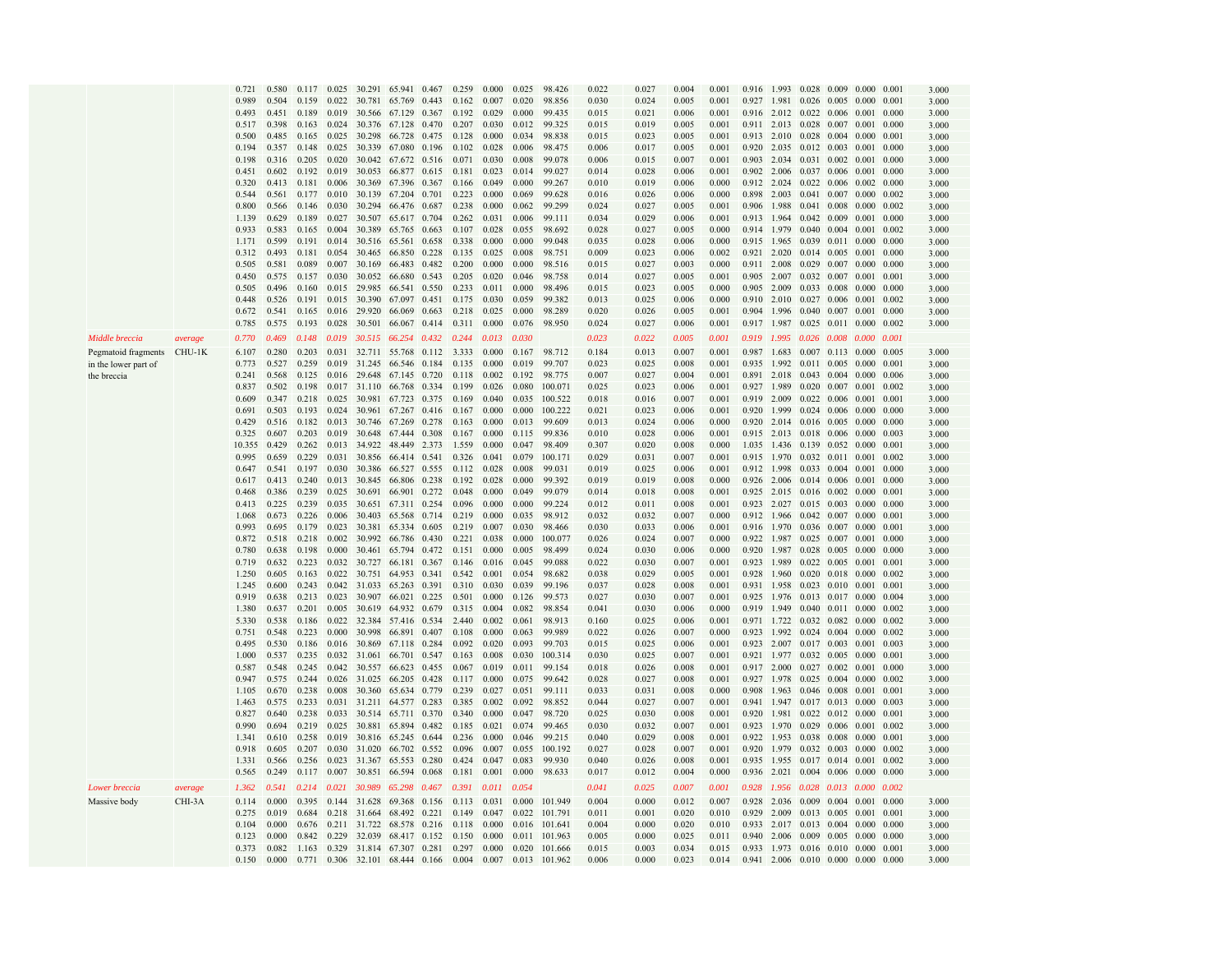| | | | | | | | | | | | | | | | | | | | | | | | |
|---|---|---|---|---|---|---|---|---|---|---|---|---|---|---|---|---|---|---|---|---|---|---|---|
| | | 0.721 | 0.580 | 0.117 | 0.025 | 30.291 | 65.941 | 0.467 | 0.259 | 0.000 | 0.025 | 98.426 | 0.022 | 0.027 | 0.004 | 0.001 | 0.916 | 1.993 | 0.028 | 0.009 | 0.000 | 0.001 | 3.000 |
| | | 0.989 | 0.504 | 0.159 | 0.022 | 30.781 | 65.769 | 0.443 | 0.162 | 0.007 | 0.020 | 98.856 | 0.030 | 0.024 | 0.005 | 0.001 | 0.927 | 1.981 | 0.026 | 0.005 | 0.000 | 0.001 | 3.000 |
| | | 0.493 | 0.451 | 0.189 | 0.019 | 30.566 | 67.129 | 0.367 | 0.192 | 0.029 | 0.000 | 99.435 | 0.015 | 0.021 | 0.006 | 0.001 | 0.916 | 2.012 | 0.022 | 0.006 | 0.001 | 0.000 | 3.000 |
| | | 0.517 | 0.398 | 0.163 | 0.024 | 30.376 | 67.128 | 0.470 | 0.207 | 0.030 | 0.012 | 99.325 | 0.015 | 0.019 | 0.005 | 0.001 | 0.911 | 2.013 | 0.028 | 0.007 | 0.001 | 0.000 | 3.000 |
| | | 0.500 | 0.485 | 0.165 | 0.025 | 30.298 | 66.728 | 0.475 | 0.128 | 0.000 | 0.034 | 98.838 | 0.015 | 0.023 | 0.005 | 0.001 | 0.913 | 2.010 | 0.028 | 0.004 | 0.000 | 0.001 | 3.000 |
| | | 0.194 | 0.357 | 0.148 | 0.025 | 30.339 | 67.080 | 0.196 | 0.102 | 0.028 | 0.006 | 98.475 | 0.006 | 0.017 | 0.005 | 0.001 | 0.920 | 2.035 | 0.012 | 0.003 | 0.001 | 0.000 | 3.000 |
| | | 0.198 | 0.316 | 0.205 | 0.020 | 30.042 | 67.672 | 0.516 | 0.071 | 0.030 | 0.008 | 99.078 | 0.006 | 0.015 | 0.007 | 0.001 | 0.903 | 2.034 | 0.031 | 0.002 | 0.001 | 0.000 | 3.000 |
| | | 0.451 | 0.602 | 0.192 | 0.019 | 30.053 | 66.877 | 0.615 | 0.181 | 0.023 | 0.014 | 99.027 | 0.014 | 0.028 | 0.006 | 0.001 | 0.902 | 2.006 | 0.037 | 0.006 | 0.001 | 0.000 | 3.000 |
| | | 0.320 | 0.413 | 0.181 | 0.006 | 30.369 | 67.396 | 0.367 | 0.166 | 0.049 | 0.000 | 99.267 | 0.010 | 0.019 | 0.006 | 0.000 | 0.912 | 2.024 | 0.022 | 0.006 | 0.002 | 0.000 | 3.000 |
| | | 0.544 | 0.561 | 0.177 | 0.010 | 30.139 | 67.204 | 0.701 | 0.223 | 0.000 | 0.069 | 99.628 | 0.016 | 0.026 | 0.006 | 0.000 | 0.898 | 2.003 | 0.041 | 0.007 | 0.000 | 0.002 | 3.000 |
| | | 0.800 | 0.566 | 0.146 | 0.030 | 30.294 | 66.476 | 0.687 | 0.238 | 0.000 | 0.062 | 99.299 | 0.024 | 0.027 | 0.005 | 0.001 | 0.906 | 1.988 | 0.041 | 0.008 | 0.000 | 0.002 | 3.000 |
| | | 1.139 | 0.629 | 0.189 | 0.027 | 30.507 | 65.617 | 0.704 | 0.262 | 0.031 | 0.006 | 99.111 | 0.034 | 0.029 | 0.006 | 0.001 | 0.913 | 1.964 | 0.042 | 0.009 | 0.001 | 0.000 | 3.000 |
| | | 0.933 | 0.583 | 0.165 | 0.004 | 30.389 | 65.765 | 0.663 | 0.107 | 0.028 | 0.055 | 98.692 | 0.028 | 0.027 | 0.005 | 0.000 | 0.914 | 1.979 | 0.040 | 0.004 | 0.001 | 0.002 | 3.000 |
| | | 1.171 | 0.599 | 0.191 | 0.014 | 30.516 | 65.561 | 0.658 | 0.338 | 0.000 | 0.000 | 99.048 | 0.035 | 0.028 | 0.006 | 0.000 | 0.915 | 1.965 | 0.039 | 0.011 | 0.000 | 0.000 | 3.000 |
| | | 0.312 | 0.493 | 0.181 | 0.054 | 30.465 | 66.850 | 0.228 | 0.135 | 0.025 | 0.008 | 98.751 | 0.009 | 0.023 | 0.006 | 0.002 | 0.921 | 2.020 | 0.014 | 0.005 | 0.001 | 0.000 | 3.000 |
| | | 0.505 | 0.581 | 0.089 | 0.007 | 30.169 | 66.483 | 0.482 | 0.200 | 0.000 | 0.000 | 98.516 | 0.015 | 0.027 | 0.003 | 0.000 | 0.911 | 2.008 | 0.029 | 0.007 | 0.000 | 0.000 | 3.000 |
| | | 0.450 | 0.575 | 0.157 | 0.030 | 30.052 | 66.680 | 0.543 | 0.205 | 0.020 | 0.046 | 98.758 | 0.014 | 0.027 | 0.005 | 0.001 | 0.905 | 2.007 | 0.032 | 0.007 | 0.001 | 0.001 | 3.000 |
| | | 0.505 | 0.496 | 0.160 | 0.015 | 29.985 | 66.541 | 0.550 | 0.233 | 0.011 | 0.000 | 98.496 | 0.015 | 0.023 | 0.005 | 0.000 | 0.905 | 2.009 | 0.033 | 0.008 | 0.000 | 0.000 | 3.000 |
| | | 0.448 | 0.526 | 0.191 | 0.015 | 30.390 | 67.097 | 0.451 | 0.175 | 0.030 | 0.059 | 99.382 | 0.013 | 0.025 | 0.006 | 0.000 | 0.910 | 2.010 | 0.027 | 0.006 | 0.001 | 0.002 | 3.000 |
| | | 0.672 | 0.541 | 0.165 | 0.016 | 29.920 | 66.069 | 0.663 | 0.218 | 0.025 | 0.000 | 98.289 | 0.020 | 0.026 | 0.005 | 0.001 | 0.904 | 1.996 | 0.040 | 0.007 | 0.001 | 0.000 | 3.000 |
| | | 0.785 | 0.575 | 0.193 | 0.028 | 30.501 | 66.067 | 0.414 | 0.311 | 0.000 | 0.076 | 98.950 | 0.024 | 0.027 | 0.006 | 0.001 | 0.917 | 1.987 | 0.025 | 0.011 | 0.000 | 0.002 | 3.000 |
| *Middle breccia* | *average* | *0.770* | *0.469* | *0.148* | *0.019* | *30.515* | *66.254* | *0.432* | *0.244* | *0.013* | *0.030* | | *0.023* | *0.022* | *0.005* | *0.001* | *0.919* | *1.995* | *0.026* | *0.008* | *0.000* | *0.001* | |
| Pegmatoid fragments in the lower part of the breccia | CHU-1K | 6.107 | 0.280 | 0.203 | 0.031 | 32.711 | 55.768 | 0.112 | 3.333 | 0.000 | 0.167 | 98.712 | 0.184 | 0.013 | 0.007 | 0.001 | 0.987 | 1.683 | 0.007 | 0.113 | 0.000 | 0.005 | 3.000 |
| | | 0.773 | 0.527 | 0.259 | 0.019 | 31.245 | 66.546 | 0.184 | 0.135 | 0.000 | 0.019 | 99.707 | 0.023 | 0.025 | 0.008 | 0.001 | 0.935 | 1.992 | 0.011 | 0.005 | 0.000 | 0.001 | 3.000 |
| | | 0.241 | 0.568 | 0.125 | 0.016 | 29.648 | 67.145 | 0.720 | 0.118 | 0.002 | 0.192 | 98.775 | 0.007 | 0.027 | 0.004 | 0.001 | 0.891 | 2.018 | 0.043 | 0.004 | 0.000 | 0.006 | 3.000 |
| | | 0.837 | 0.502 | 0.198 | 0.017 | 31.110 | 66.768 | 0.334 | 0.199 | 0.026 | 0.080 | 100.071 | 0.025 | 0.023 | 0.006 | 0.001 | 0.927 | 1.989 | 0.020 | 0.007 | 0.001 | 0.002 | 3.000 |
| | | 0.609 | 0.347 | 0.218 | 0.025 | 30.981 | 67.723 | 0.375 | 0.169 | 0.040 | 0.035 | 100.522 | 0.018 | 0.016 | 0.007 | 0.001 | 0.919 | 2.009 | 0.022 | 0.006 | 0.001 | 0.001 | 3.000 |
| | | 0.691 | 0.503 | 0.193 | 0.024 | 30.961 | 67.267 | 0.416 | 0.167 | 0.000 | 0.000 | 100.222 | 0.021 | 0.023 | 0.006 | 0.001 | 0.920 | 1.999 | 0.024 | 0.006 | 0.000 | 0.000 | 3.000 |
| | | 0.429 | 0.516 | 0.182 | 0.013 | 30.746 | 67.269 | 0.278 | 0.163 | 0.000 | 0.013 | 99.609 | 0.013 | 0.024 | 0.006 | 0.000 | 0.920 | 2.014 | 0.016 | 0.005 | 0.000 | 0.000 | 3.000 |
| | | 0.325 | 0.607 | 0.203 | 0.019 | 30.648 | 67.444 | 0.308 | 0.167 | 0.000 | 0.115 | 99.836 | 0.010 | 0.028 | 0.006 | 0.001 | 0.915 | 2.013 | 0.018 | 0.006 | 0.000 | 0.003 | 3.000 |
| | | 10.355 | 0.429 | 0.262 | 0.013 | 34.922 | 48.449 | 2.373 | 1.559 | 0.000 | 0.047 | 98.409 | 0.307 | 0.020 | 0.008 | 0.000 | 1.035 | 1.436 | 0.139 | 0.052 | 0.000 | 0.001 | 3.000 |
| | | 0.995 | 0.659 | 0.229 | 0.031 | 30.856 | 66.414 | 0.541 | 0.326 | 0.041 | 0.079 | 100.171 | 0.029 | 0.031 | 0.007 | 0.001 | 0.915 | 1.970 | 0.032 | 0.011 | 0.001 | 0.002 | 3.000 |
| | | 0.647 | 0.541 | 0.197 | 0.030 | 30.386 | 66.527 | 0.555 | 0.112 | 0.028 | 0.008 | 99.031 | 0.019 | 0.025 | 0.006 | 0.001 | 0.912 | 1.998 | 0.033 | 0.004 | 0.001 | 0.000 | 3.000 |
| | | 0.617 | 0.413 | 0.240 | 0.013 | 30.845 | 66.806 | 0.238 | 0.192 | 0.028 | 0.000 | 99.392 | 0.019 | 0.019 | 0.008 | 0.000 | 0.926 | 2.006 | 0.014 | 0.006 | 0.001 | 0.000 | 3.000 |
| | | 0.468 | 0.386 | 0.239 | 0.025 | 30.691 | 66.901 | 0.272 | 0.048 | 0.000 | 0.049 | 99.079 | 0.014 | 0.018 | 0.008 | 0.001 | 0.925 | 2.015 | 0.016 | 0.002 | 0.000 | 0.001 | 3.000 |
| | | 0.413 | 0.225 | 0.239 | 0.035 | 30.651 | 67.311 | 0.254 | 0.096 | 0.000 | 0.000 | 99.224 | 0.012 | 0.011 | 0.008 | 0.001 | 0.923 | 2.027 | 0.015 | 0.003 | 0.000 | 0.000 | 3.000 |
| | | 1.068 | 0.673 | 0.226 | 0.006 | 30.403 | 65.568 | 0.714 | 0.219 | 0.000 | 0.035 | 98.912 | 0.032 | 0.032 | 0.007 | 0.000 | 0.912 | 1.966 | 0.042 | 0.007 | 0.000 | 0.001 | 3.000 |
| | | 0.993 | 0.695 | 0.179 | 0.023 | 30.381 | 65.334 | 0.605 | 0.219 | 0.007 | 0.030 | 98.466 | 0.030 | 0.033 | 0.006 | 0.001 | 0.916 | 1.970 | 0.036 | 0.007 | 0.000 | 0.001 | 3.000 |
| | | 0.872 | 0.518 | 0.218 | 0.002 | 30.992 | 66.786 | 0.430 | 0.221 | 0.038 | 0.000 | 100.077 | 0.026 | 0.024 | 0.007 | 0.000 | 0.922 | 1.987 | 0.025 | 0.007 | 0.001 | 0.000 | 3.000 |
| | | 0.780 | 0.638 | 0.198 | 0.000 | 30.461 | 65.794 | 0.472 | 0.151 | 0.000 | 0.005 | 98.499 | 0.024 | 0.030 | 0.006 | 0.000 | 0.920 | 1.987 | 0.028 | 0.005 | 0.000 | 0.000 | 3.000 |
| | | 0.719 | 0.632 | 0.223 | 0.032 | 30.727 | 66.181 | 0.367 | 0.146 | 0.016 | 0.045 | 99.088 | 0.022 | 0.030 | 0.007 | 0.001 | 0.923 | 1.989 | 0.022 | 0.005 | 0.001 | 0.001 | 3.000 |
| | | 1.250 | 0.605 | 0.163 | 0.022 | 30.751 | 64.953 | 0.341 | 0.542 | 0.001 | 0.054 | 98.682 | 0.038 | 0.029 | 0.005 | 0.001 | 0.928 | 1.960 | 0.020 | 0.018 | 0.000 | 0.002 | 3.000 |
| | | 1.245 | 0.600 | 0.243 | 0.042 | 31.033 | 65.263 | 0.391 | 0.310 | 0.030 | 0.039 | 99.196 | 0.037 | 0.028 | 0.008 | 0.001 | 0.931 | 1.958 | 0.023 | 0.010 | 0.001 | 0.001 | 3.000 |
| | | 0.919 | 0.638 | 0.213 | 0.023 | 30.907 | 66.021 | 0.225 | 0.501 | 0.000 | 0.126 | 99.573 | 0.027 | 0.030 | 0.007 | 0.001 | 0.925 | 1.976 | 0.013 | 0.017 | 0.000 | 0.004 | 3.000 |
| | | 1.380 | 0.637 | 0.201 | 0.005 | 30.619 | 64.932 | 0.679 | 0.315 | 0.004 | 0.082 | 98.854 | 0.041 | 0.030 | 0.006 | 0.000 | 0.919 | 1.949 | 0.040 | 0.011 | 0.000 | 0.002 | 3.000 |
| | | 5.330 | 0.538 | 0.186 | 0.022 | 32.384 | 57.416 | 0.534 | 2.440 | 0.002 | 0.061 | 98.913 | 0.160 | 0.025 | 0.006 | 0.001 | 0.971 | 1.722 | 0.032 | 0.082 | 0.000 | 0.002 | 3.000 |
| | | 0.751 | 0.548 | 0.223 | 0.000 | 30.998 | 66.891 | 0.407 | 0.108 | 0.000 | 0.063 | 99.989 | 0.022 | 0.026 | 0.007 | 0.000 | 0.923 | 1.992 | 0.024 | 0.004 | 0.000 | 0.002 | 3.000 |
| | | 0.495 | 0.530 | 0.186 | 0.016 | 30.869 | 67.118 | 0.284 | 0.092 | 0.020 | 0.093 | 99.703 | 0.015 | 0.025 | 0.006 | 0.001 | 0.923 | 2.007 | 0.017 | 0.003 | 0.001 | 0.003 | 3.000 |
| | | 1.000 | 0.537 | 0.235 | 0.032 | 31.061 | 66.701 | 0.547 | 0.163 | 0.008 | 0.030 | 100.314 | 0.030 | 0.025 | 0.007 | 0.001 | 0.921 | 1.977 | 0.032 | 0.005 | 0.000 | 0.001 | 3.000 |
| | | 0.587 | 0.548 | 0.245 | 0.042 | 30.557 | 66.623 | 0.455 | 0.067 | 0.019 | 0.011 | 99.154 | 0.018 | 0.026 | 0.008 | 0.001 | 0.917 | 2.000 | 0.027 | 0.002 | 0.001 | 0.000 | 3.000 |
| | | 0.947 | 0.575 | 0.244 | 0.026 | 31.025 | 66.205 | 0.428 | 0.117 | 0.000 | 0.075 | 99.642 | 0.028 | 0.027 | 0.008 | 0.001 | 0.927 | 1.978 | 0.025 | 0.004 | 0.000 | 0.002 | 3.000 |
| | | 1.105 | 0.670 | 0.238 | 0.008 | 30.360 | 65.634 | 0.779 | 0.239 | 0.027 | 0.051 | 99.111 | 0.033 | 0.031 | 0.008 | 0.000 | 0.908 | 1.963 | 0.046 | 0.008 | 0.001 | 0.001 | 3.000 |
| | | 1.463 | 0.575 | 0.233 | 0.031 | 31.211 | 64.577 | 0.283 | 0.385 | 0.002 | 0.092 | 98.852 | 0.044 | 0.027 | 0.007 | 0.001 | 0.941 | 1.947 | 0.017 | 0.013 | 0.000 | 0.003 | 3.000 |
| | | 0.827 | 0.640 | 0.238 | 0.033 | 30.514 | 65.711 | 0.370 | 0.340 | 0.000 | 0.047 | 98.720 | 0.025 | 0.030 | 0.008 | 0.001 | 0.920 | 1.981 | 0.022 | 0.012 | 0.000 | 0.001 | 3.000 |
| | | 0.990 | 0.694 | 0.219 | 0.025 | 30.881 | 65.894 | 0.482 | 0.185 | 0.021 | 0.074 | 99.465 | 0.030 | 0.032 | 0.007 | 0.001 | 0.923 | 1.970 | 0.029 | 0.006 | 0.001 | 0.002 | 3.000 |
| | | 1.341 | 0.610 | 0.258 | 0.019 | 30.816 | 65.245 | 0.644 | 0.236 | 0.000 | 0.046 | 99.215 | 0.040 | 0.029 | 0.008 | 0.001 | 0.922 | 1.953 | 0.038 | 0.008 | 0.000 | 0.001 | 3.000 |
| | | 0.918 | 0.605 | 0.207 | 0.030 | 31.020 | 66.702 | 0.552 | 0.096 | 0.007 | 0.055 | 100.192 | 0.027 | 0.028 | 0.007 | 0.001 | 0.920 | 1.979 | 0.032 | 0.003 | 0.000 | 0.002 | 3.000 |
| | | 1.331 | 0.566 | 0.256 | 0.023 | 31.367 | 65.553 | 0.280 | 0.424 | 0.047 | 0.083 | 99.930 | 0.040 | 0.026 | 0.008 | 0.001 | 0.935 | 1.955 | 0.017 | 0.014 | 0.001 | 0.002 | 3.000 |
| | | 0.565 | 0.249 | 0.117 | 0.007 | 30.851 | 66.594 | 0.068 | 0.181 | 0.001 | 0.000 | 98.633 | 0.017 | 0.012 | 0.004 | 0.000 | 0.936 | 2.021 | 0.004 | 0.006 | 0.000 | 0.000 | 3.000 |
| *Lower breccia* | *average* | *1.362* | *0.541* | *0.214* | *0.021* | *30.989* | *65.298* | *0.467* | *0.391* | *0.011* | *0.054* | | *0.041* | *0.025* | *0.007* | *0.001* | *0.928* | *1.956* | *0.028* | *0.013* | *0.000* | *0.002* | |
| Massive body | CHI-3A | 0.114 | 0.000 | 0.395 | 0.144 | 31.628 | 69.368 | 0.156 | 0.113 | 0.031 | 0.000 | 101.949 | 0.004 | 0.000 | 0.012 | 0.007 | 0.928 | 2.036 | 0.009 | 0.004 | 0.001 | 0.000 | 3.000 |
| | | 0.275 | 0.019 | 0.684 | 0.218 | 31.664 | 68.492 | 0.221 | 0.149 | 0.047 | 0.022 | 101.791 | 0.011 | 0.001 | 0.020 | 0.010 | 0.929 | 2.009 | 0.013 | 0.005 | 0.001 | 0.001 | 3.000 |
| | | 0.104 | 0.000 | 0.676 | 0.211 | 31.722 | 68.578 | 0.216 | 0.118 | 0.000 | 0.016 | 101.641 | 0.004 | 0.000 | 0.020 | 0.010 | 0.933 | 2.017 | 0.013 | 0.004 | 0.000 | 0.000 | 3.000 |
| | | 0.123 | 0.000 | 0.842 | 0.229 | 32.039 | 68.417 | 0.152 | 0.150 | 0.000 | 0.011 | 101.963 | 0.005 | 0.000 | 0.025 | 0.011 | 0.940 | 2.006 | 0.009 | 0.005 | 0.000 | 0.000 | 3.000 |
| | | 0.373 | 0.082 | 1.163 | 0.329 | 31.814 | 67.307 | 0.281 | 0.297 | 0.000 | 0.020 | 101.666 | 0.015 | 0.003 | 0.034 | 0.015 | 0.933 | 1.973 | 0.016 | 0.010 | 0.000 | 0.001 | 3.000 |
| | | 0.150 | 0.000 | 0.771 | 0.306 | 32.101 | 68.444 | 0.166 | 0.004 | 0.007 | 0.013 | 101.962 | 0.006 | 0.000 | 0.023 | 0.014 | 0.941 | 2.006 | 0.010 | 0.000 | 0.000 | 0.000 | 3.000 |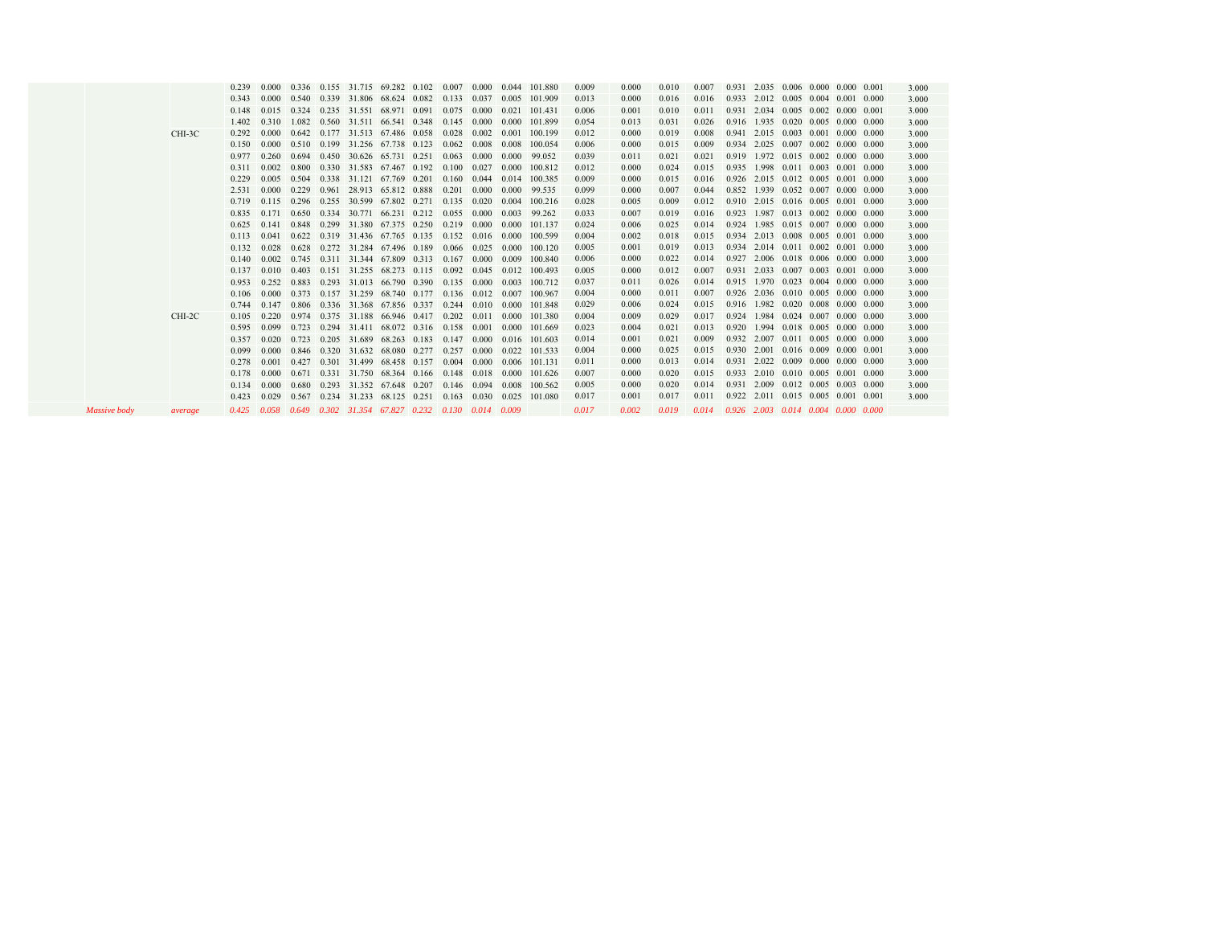| | | | | | | | | | | | | | | | | | | | | | | | | | | |
|---|---|---|---|---|---|---|---|---|---|---|---|---|---|---|---|---|---|---|---|---|---|---|---|---|---|---|
| | | | 0.239 | 0.000 | 0.336 | 0.155 | 31.715 | 69.282 | 0.102 | 0.007 | 0.000 | 0.044 | 101.880 | 0.009 | 0.000 | 0.010 | 0.007 | 0.931 | 2.035 | 0.006 | 0.000 | 0.000 | 0.001 | 3.000 |
| | | | 0.343 | 0.000 | 0.540 | 0.339 | 31.806 | 68.624 | 0.082 | 0.133 | 0.037 | 0.005 | 101.909 | 0.013 | 0.000 | 0.016 | 0.016 | 0.933 | 2.012 | 0.005 | 0.004 | 0.001 | 0.000 | 3.000 |
| | | | 0.148 | 0.015 | 0.324 | 0.235 | 31.551 | 68.971 | 0.091 | 0.075 | 0.000 | 0.021 | 101.431 | 0.006 | 0.001 | 0.010 | 0.011 | 0.931 | 2.034 | 0.005 | 0.002 | 0.000 | 0.001 | 3.000 |
| | | | 1.402 | 0.310 | 1.082 | 0.560 | 31.511 | 66.541 | 0.348 | 0.145 | 0.000 | 0.000 | 101.899 | 0.054 | 0.013 | 0.031 | 0.026 | 0.916 | 1.935 | 0.020 | 0.005 | 0.000 | 0.000 | 3.000 |
| | | CHI-3C | 0.292 | 0.000 | 0.642 | 0.177 | 31.513 | 67.486 | 0.058 | 0.028 | 0.002 | 0.001 | 100.199 | 0.012 | 0.000 | 0.019 | 0.008 | 0.941 | 2.015 | 0.003 | 0.001 | 0.000 | 0.000 | 3.000 |
| | | | 0.150 | 0.000 | 0.510 | 0.199 | 31.256 | 67.738 | 0.123 | 0.062 | 0.008 | 0.008 | 100.054 | 0.006 | 0.000 | 0.015 | 0.009 | 0.934 | 2.025 | 0.007 | 0.002 | 0.000 | 0.000 | 3.000 |
| | | | 0.977 | 0.260 | 0.694 | 0.450 | 30.626 | 65.731 | 0.251 | 0.063 | 0.000 | 0.000 | 99.052 | 0.039 | 0.011 | 0.021 | 0.021 | 0.919 | 1.972 | 0.015 | 0.002 | 0.000 | 0.000 | 3.000 |
| | | | 0.311 | 0.002 | 0.800 | 0.330 | 31.583 | 67.467 | 0.192 | 0.100 | 0.027 | 0.000 | 100.812 | 0.012 | 0.000 | 0.024 | 0.015 | 0.935 | 1.998 | 0.011 | 0.003 | 0.001 | 0.000 | 3.000 |
| | | | 0.229 | 0.005 | 0.504 | 0.338 | 31.121 | 67.769 | 0.201 | 0.160 | 0.044 | 0.014 | 100.385 | 0.009 | 0.000 | 0.015 | 0.016 | 0.926 | 2.015 | 0.012 | 0.005 | 0.001 | 0.000 | 3.000 |
| | | | 2.531 | 0.000 | 0.229 | 0.961 | 28.913 | 65.812 | 0.888 | 0.201 | 0.000 | 0.000 | 99.535 | 0.099 | 0.000 | 0.007 | 0.044 | 0.852 | 1.939 | 0.052 | 0.007 | 0.000 | 0.000 | 3.000 |
| | | | 0.719 | 0.115 | 0.296 | 0.255 | 30.599 | 67.802 | 0.271 | 0.135 | 0.020 | 0.004 | 100.216 | 0.028 | 0.005 | 0.009 | 0.012 | 0.910 | 2.015 | 0.016 | 0.005 | 0.001 | 0.000 | 3.000 |
| | | | 0.835 | 0.171 | 0.650 | 0.334 | 30.771 | 66.231 | 0.212 | 0.055 | 0.000 | 0.003 | 99.262 | 0.033 | 0.007 | 0.019 | 0.016 | 0.923 | 1.987 | 0.013 | 0.002 | 0.000 | 0.000 | 3.000 |
| | | | 0.625 | 0.141 | 0.848 | 0.299 | 31.380 | 67.375 | 0.250 | 0.219 | 0.000 | 0.000 | 101.137 | 0.024 | 0.006 | 0.025 | 0.014 | 0.924 | 1.985 | 0.015 | 0.007 | 0.000 | 0.000 | 3.000 |
| | | | 0.113 | 0.041 | 0.622 | 0.319 | 31.436 | 67.765 | 0.135 | 0.152 | 0.016 | 0.000 | 100.599 | 0.004 | 0.002 | 0.018 | 0.015 | 0.934 | 2.013 | 0.008 | 0.005 | 0.001 | 0.000 | 3.000 |
| | | | 0.132 | 0.028 | 0.628 | 0.272 | 31.284 | 67.496 | 0.189 | 0.066 | 0.025 | 0.000 | 100.120 | 0.005 | 0.001 | 0.019 | 0.013 | 0.934 | 2.014 | 0.011 | 0.002 | 0.001 | 0.000 | 3.000 |
| | | | 0.140 | 0.002 | 0.745 | 0.311 | 31.344 | 67.809 | 0.313 | 0.167 | 0.000 | 0.009 | 100.840 | 0.006 | 0.000 | 0.022 | 0.014 | 0.927 | 2.006 | 0.018 | 0.006 | 0.000 | 0.000 | 3.000 |
| | | | 0.137 | 0.010 | 0.403 | 0.151 | 31.255 | 68.273 | 0.115 | 0.092 | 0.045 | 0.012 | 100.493 | 0.005 | 0.000 | 0.012 | 0.007 | 0.931 | 2.033 | 0.007 | 0.003 | 0.001 | 0.000 | 3.000 |
| | | | 0.953 | 0.252 | 0.883 | 0.293 | 31.013 | 66.790 | 0.390 | 0.135 | 0.000 | 0.003 | 100.712 | 0.037 | 0.011 | 0.026 | 0.014 | 0.915 | 1.970 | 0.023 | 0.004 | 0.000 | 0.000 | 3.000 |
| | | | 0.106 | 0.000 | 0.373 | 0.157 | 31.259 | 68.740 | 0.177 | 0.136 | 0.012 | 0.007 | 100.967 | 0.004 | 0.000 | 0.011 | 0.007 | 0.926 | 2.036 | 0.010 | 0.005 | 0.000 | 0.000 | 3.000 |
| | | | 0.744 | 0.147 | 0.806 | 0.336 | 31.368 | 67.856 | 0.337 | 0.244 | 0.010 | 0.000 | 101.848 | 0.029 | 0.006 | 0.024 | 0.015 | 0.916 | 1.982 | 0.020 | 0.008 | 0.000 | 0.000 | 3.000 |
| | | CHI-2C | 0.105 | 0.220 | 0.974 | 0.375 | 31.188 | 66.946 | 0.417 | 0.202 | 0.011 | 0.000 | 101.380 | 0.004 | 0.009 | 0.029 | 0.017 | 0.924 | 1.984 | 0.024 | 0.007 | 0.000 | 0.000 | 3.000 |
| | | | 0.595 | 0.099 | 0.723 | 0.294 | 31.411 | 68.072 | 0.316 | 0.158 | 0.001 | 0.000 | 101.669 | 0.023 | 0.004 | 0.021 | 0.013 | 0.920 | 1.994 | 0.018 | 0.005 | 0.000 | 0.000 | 3.000 |
| | | | 0.357 | 0.020 | 0.723 | 0.205 | 31.689 | 68.263 | 0.183 | 0.147 | 0.000 | 0.016 | 101.603 | 0.014 | 0.001 | 0.021 | 0.009 | 0.932 | 2.007 | 0.011 | 0.005 | 0.000 | 0.000 | 3.000 |
| | | | 0.099 | 0.000 | 0.846 | 0.320 | 31.632 | 68.080 | 0.277 | 0.257 | 0.000 | 0.022 | 101.533 | 0.004 | 0.000 | 0.025 | 0.015 | 0.930 | 2.001 | 0.016 | 0.009 | 0.000 | 0.001 | 3.000 |
| | | | 0.278 | 0.001 | 0.427 | 0.301 | 31.499 | 68.458 | 0.157 | 0.004 | 0.000 | 0.006 | 101.131 | 0.011 | 0.000 | 0.013 | 0.014 | 0.931 | 2.022 | 0.009 | 0.000 | 0.000 | 0.000 | 3.000 |
| | | | 0.178 | 0.000 | 0.671 | 0.331 | 31.750 | 68.364 | 0.166 | 0.148 | 0.018 | 0.000 | 101.626 | 0.007 | 0.000 | 0.020 | 0.015 | 0.933 | 2.010 | 0.010 | 0.005 | 0.001 | 0.000 | 3.000 |
| | | | 0.134 | 0.000 | 0.680 | 0.293 | 31.352 | 67.648 | 0.207 | 0.146 | 0.094 | 0.008 | 100.562 | 0.005 | 0.000 | 0.020 | 0.014 | 0.931 | 2.009 | 0.012 | 0.005 | 0.003 | 0.000 | 3.000 |
| | | | 0.423 | 0.029 | 0.567 | 0.234 | 31.233 | 68.125 | 0.251 | 0.163 | 0.030 | 0.025 | 101.080 | 0.017 | 0.001 | 0.017 | 0.011 | 0.922 | 2.011 | 0.015 | 0.005 | 0.001 | 0.001 | 3.000 |
| | *Massive body* | *average* | *0.425* | *0.058* | *0.649* | *0.302* | *31.354* | *67.827* | *0.232* | *0.130* | *0.014* | *0.009* | | *0.017* | *0.002* | *0.019* | *0.014* | *0.926* | *2.003* | *0.014* | *0.004* | *0.000* | *0.000* | |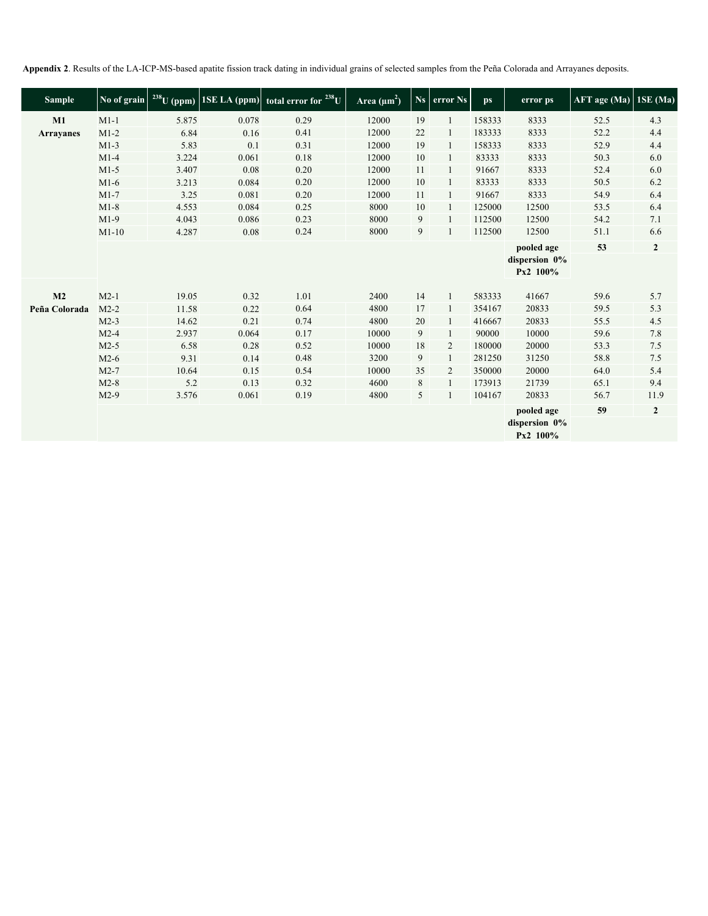**Appendix 2**. Results of the LA-ICP-MS-based apatite fission track dating in individual grains of selected samples from the Peña Colorada and Arrayanes deposits.

| Sample | No of grain | $^{238}$U (ppm) | 1SE LA (ppm) | total error for $^{238}$U | Area (μm$^2$) | Ns | error Ns | ρs | error ρs | AFT age (Ma) | 1SE (Ma) |
|---|---|---|---|---|---|---|---|---|---|---|---|
| **M1 Arrayanes** | M1-1 | 5.875 | 0.078 | 0.29 | 12000 | 19 | 1 | 158333 | 8333 | 52.5 | 4.3 |
| | M1-2 | 6.84 | 0.16 | 0.41 | 12000 | 22 | 1 | 183333 | 8333 | 52.2 | 4.4 |
| | M1-3 | 5.83 | 0.1 | 0.31 | 12000 | 19 | 1 | 158333 | 8333 | 52.9 | 4.4 |
| | M1-4 | 3.224 | 0.061 | 0.18 | 12000 | 10 | 1 | 83333 | 8333 | 50.3 | 6.0 |
| | M1-5 | 3.407 | 0.08 | 0.20 | 12000 | 11 | 1 | 91667 | 8333 | 52.4 | 6.0 |
| | M1-6 | 3.213 | 0.084 | 0.20 | 12000 | 10 | 1 | 83333 | 8333 | 50.5 | 6.2 |
| | M1-7 | 3.25 | 0.081 | 0.20 | 12000 | 11 | 1 | 91667 | 8333 | 54.9 | 6.4 |
| | M1-8 | 4.553 | 0.084 | 0.25 | 8000 | 10 | 1 | 125000 | 12500 | 53.5 | 6.4 |
| | M1-9 | 4.043 | 0.086 | 0.23 | 8000 | 9 | 1 | 112500 | 12500 | 54.2 | 7.1 |
| | M1-10 | 4.287 | 0.08 | 0.24 | 8000 | 9 | 1 | 112500 | 12500 | 51.1 | 6.6 |
| | | | | | | | | | **pooled age** | **53** | **2** |
| | | | | | | | | | **dispersion 0%** | | |
| | | | | | | | | | **Px2 100%** | | |
| **M2 Peña Colorada** | M2-1 | 19.05 | 0.32 | 1.01 | 2400 | 14 | 1 | 583333 | 41667 | 59.6 | 5.7 |
| | M2-2 | 11.58 | 0.22 | 0.64 | 4800 | 17 | 1 | 354167 | 20833 | 59.5 | 5.3 |
| | M2-3 | 14.62 | 0.21 | 0.74 | 4800 | 20 | 1 | 416667 | 20833 | 55.5 | 4.5 |
| | M2-4 | 2.937 | 0.064 | 0.17 | 10000 | 9 | 1 | 90000 | 10000 | 59.6 | 7.8 |
| | M2-5 | 6.58 | 0.28 | 0.52 | 10000 | 18 | 2 | 180000 | 20000 | 53.3 | 7.5 |
| | M2-6 | 9.31 | 0.14 | 0.48 | 3200 | 9 | 1 | 281250 | 31250 | 58.8 | 7.5 |
| | M2-7 | 10.64 | 0.15 | 0.54 | 10000 | 35 | 2 | 350000 | 20000 | 64.0 | 5.4 |
| | M2-8 | 5.2 | 0.13 | 0.32 | 4600 | 8 | 1 | 173913 | 21739 | 65.1 | 9.4 |
| | M2-9 | 3.576 | 0.061 | 0.19 | 4800 | 5 | 1 | 104167 | 20833 | 56.7 | 11.9 |
| | | | | | | | | | **pooled age** | **59** | **2** |
| | | | | | | | | | **dispersion 0%** | | |
| | | | | | | | | | **Px2 100%** | | |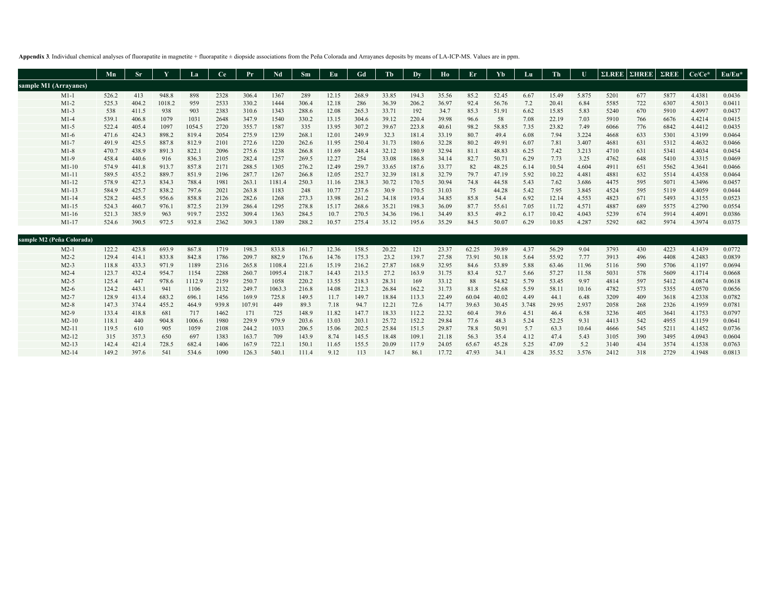**Appendix 3**. Individual chemical analyses of fluorapatite in magnetite + fluorapatite ± diopside associations from the Peña Colorada and Arrayanes deposits by means of LA-ICP-MS. Values are in ppm.

| | Mn | Sr | Y | La | Ce | Pr | Nd | Sm | Eu | Gd | Tb | Dy | Ho | Er | Yb | Lu | Th | U | ΣLREE | ΣHREE | ΣREE | Ce/Ce* | Eu/Eu* |
|---|---|---|---|---|---|---|---|---|---|---|---|---|---|---|---|---|---|---|---|---|---|---|---|
| **sample M1 (Arrayanes)** | | | | | | | | | | | | | | | | | | | | | | | |
| M1-1 | 526.2 | 413 | 948.8 | 898 | 2328 | 306.4 | 1367 | 289 | 12.15 | 268.9 | 33.85 | 194.3 | 35.56 | 85.2 | 52.45 | 6.67 | 15.49 | 5.875 | 5201 | 677 | 5877 | 4.4381 | 0.0436 |
| M1-2 | 525.3 | 404.2 | 1018.2 | 959 | 2533 | 330.2 | 1444 | 306.4 | 12.18 | 286 | 36.39 | 206.2 | 36.97 | 92.4 | 56.76 | 7.2 | 20.41 | 6.84 | 5585 | 722 | 6307 | 4.5013 | 0.0411 |
| M1-3 | 538 | 411.5 | 938 | 903 | 2383 | 310.6 | 1343 | 288.6 | 12.08 | 265.3 | 33.71 | 192 | 34.7 | 85.3 | 51.91 | 6.62 | 15.85 | 5.83 | 5240 | 670 | 5910 | 4.4997 | 0.0437 |
| M1-4 | 539.1 | 406.8 | 1079 | 1031 | 2648 | 347.9 | 1540 | 330.2 | 13.15 | 304.6 | 39.12 | 220.4 | 39.98 | 96.6 | 58 | 7.08 | 22.19 | 7.03 | 5910 | 766 | 6676 | 4.4214 | 0.0415 |
| M1-5 | 522.4 | 405.4 | 1097 | 1054.5 | 2720 | 355.7 | 1587 | 335 | 13.95 | 307.2 | 39.67 | 223.8 | 40.61 | 98.2 | 58.85 | 7.35 | 23.82 | 7.49 | 6066 | 776 | 6842 | 4.4412 | 0.0435 |
| M1-6 | 471.6 | 424.3 | 898.2 | 819.4 | 2054 | 275.9 | 1239 | 268.1 | 12.01 | 249.9 | 32.3 | 181.4 | 33.19 | 80.7 | 49.4 | 6.08 | 7.94 | 3.224 | 4668 | 633 | 5301 | 4.3199 | 0.0464 |
| M1-7 | 491.9 | 425.5 | 887.8 | 812.9 | 2101 | 272.6 | 1220 | 262.6 | 11.95 | 250.4 | 31.73 | 180.6 | 32.28 | 80.2 | 49.91 | 6.07 | 7.81 | 3.407 | 4681 | 631 | 5312 | 4.4632 | 0.0466 |
| M1-8 | 470.7 | 438.9 | 891.3 | 822.1 | 2096 | 275.6 | 1238 | 266.8 | 11.69 | 248.4 | 32.12 | 180.9 | 32.94 | 81.1 | 48.83 | 6.25 | 7.42 | 3.213 | 4710 | 631 | 5341 | 4.4034 | 0.0454 |
| M1-9 | 458.4 | 440.6 | 916 | 836.3 | 2105 | 282.4 | 1257 | 269.5 | 12.27 | 254 | 33.08 | 186.8 | 34.14 | 82.7 | 50.71 | 6.29 | 7.73 | 3.25 | 4762 | 648 | 5410 | 4.3315 | 0.0469 |
| M1-10 | 574.9 | 441.8 | 913.7 | 857.8 | 2171 | 288.5 | 1305 | 276.2 | 12.49 | 259.7 | 33.65 | 187.6 | 33.77 | 82 | 48.25 | 6.14 | 10.54 | 4.604 | 4911 | 651 | 5562 | 4.3641 | 0.0466 |
| M1-11 | 589.5 | 435.2 | 889.7 | 851.9 | 2196 | 287.7 | 1267 | 266.8 | 12.05 | 252.7 | 32.39 | 181.8 | 32.79 | 79.7 | 47.19 | 5.92 | 10.22 | 4.481 | 4881 | 632 | 5514 | 4.4358 | 0.0464 |
| M1-12 | 578.9 | 427.3 | 834.3 | 788.4 | 1981 | 263.1 | 1181.4 | 250.3 | 11.16 | 238.3 | 30.72 | 170.5 | 30.94 | 74.8 | 44.58 | 5.43 | 7.62 | 3.686 | 4475 | 595 | 5071 | 4.3496 | 0.0457 |
| M1-13 | 584.9 | 425.7 | 838.2 | 797.6 | 2021 | 263.8 | 1183 | 248 | 10.77 | 237.6 | 30.9 | 170.5 | 31.03 | 75 | 44.28 | 5.42 | 7.95 | 3.845 | 4524 | 595 | 5119 | 4.4059 | 0.0444 |
| M1-14 | 528.2 | 445.5 | 956.6 | 858.8 | 2126 | 282.6 | 1268 | 273.3 | 13.98 | 261.2 | 34.18 | 193.4 | 34.85 | 85.8 | 54.4 | 6.92 | 12.14 | 4.553 | 4823 | 671 | 5493 | 4.3155 | 0.0523 |
| M1-15 | 524.3 | 460.7 | 976.1 | 872.5 | 2139 | 286.4 | 1295 | 278.8 | 15.17 | 268.6 | 35.21 | 198.3 | 36.09 | 87.7 | 55.61 | 7.05 | 11.72 | 4.571 | 4887 | 689 | 5575 | 4.2790 | 0.0554 |
| M1-16 | 521.3 | 385.9 | 963 | 919.7 | 2352 | 309.4 | 1363 | 284.5 | 10.7 | 270.5 | 34.36 | 196.1 | 34.49 | 83.5 | 49.2 | 6.17 | 10.42 | 4.043 | 5239 | 674 | 5914 | 4.4091 | 0.0386 |
| M1-17 | 524.6 | 390.5 | 972.5 | 932.8 | 2362 | 309.3 | 1389 | 288.2 | 10.57 | 275.4 | 35.12 | 195.6 | 35.29 | 84.5 | 50.07 | 6.29 | 10.85 | 4.287 | 5292 | 682 | 5974 | 4.3974 | 0.0375 |
| **sample M2 (Peña Colorada)** | | | | | | | | | | | | | | | | | | | | | | | |
| M2-1 | 122.2 | 423.8 | 693.9 | 867.8 | 1719 | 198.3 | 833.8 | 161.7 | 12.36 | 158.5 | 20.22 | 121 | 23.37 | 62.25 | 39.89 | 4.37 | 56.29 | 9.04 | 3793 | 430 | 4223 | 4.1439 | 0.0772 |
| M2-2 | 129.4 | 414.1 | 833.8 | 842.8 | 1786 | 209.7 | 882.9 | 176.6 | 14.76 | 175.3 | 23.2 | 139.7 | 27.58 | 73.91 | 50.18 | 5.64 | 55.92 | 7.77 | 3913 | 496 | 4408 | 4.2483 | 0.0839 |
| M2-3 | 118.8 | 433.3 | 971.9 | 1189 | 2316 | 265.8 | 1108.4 | 221.6 | 15.19 | 216.2 | 27.87 | 168.9 | 32.95 | 84.6 | 53.89 | 5.88 | 63.46 | 11.96 | 5116 | 590 | 5706 | 4.1197 | 0.0694 |
| M2-4 | 123.7 | 432.4 | 954.7 | 1154 | 2288 | 260.7 | 1095.4 | 218.7 | 14.43 | 213.5 | 27.2 | 163.9 | 31.75 | 83.4 | 52.7 | 5.66 | 57.27 | 11.58 | 5031 | 578 | 5609 | 4.1714 | 0.0668 |
| M2-5 | 125.4 | 447 | 978.6 | 1112.9 | 2159 | 250.7 | 1058 | 220.2 | 13.55 | 218.3 | 28.31 | 169 | 33.12 | 88 | 54.82 | 5.79 | 53.45 | 9.97 | 4814 | 597 | 5412 | 4.0874 | 0.0618 |
| M2-6 | 124.2 | 443.1 | 941 | 1106 | 2132 | 249.7 | 1063.3 | 216.8 | 14.08 | 212.3 | 26.84 | 162.2 | 31.73 | 81.8 | 52.68 | 5.59 | 58.11 | 10.16 | 4782 | 573 | 5355 | 4.0570 | 0.0656 |
| M2-7 | 128.9 | 413.4 | 683.2 | 696.1 | 1456 | 169.9 | 725.8 | 149.5 | 11.7 | 149.7 | 18.84 | 113.3 | 22.49 | 60.04 | 40.02 | 4.49 | 44.1 | 6.48 | 3209 | 409 | 3618 | 4.2338 | 0.0782 |
| M2-8 | 147.3 | 374.4 | 455.2 | 464.9 | 939.8 | 107.91 | 449 | 89.3 | 7.18 | 94.7 | 12.21 | 72.6 | 14.77 | 39.63 | 30.45 | 3.748 | 29.95 | 2.937 | 2058 | 268 | 2326 | 4.1959 | 0.0781 |
| M2-9 | 133.4 | 418.8 | 681 | 717 | 1462 | 171 | 725 | 148.9 | 11.82 | 147.7 | 18.33 | 112.2 | 22.32 | 60.4 | 39.6 | 4.51 | 46.4 | 6.58 | 3236 | 405 | 3641 | 4.1753 | 0.0797 |
| M2-10 | 118.1 | 440 | 904.8 | 1006.6 | 1980 | 229.9 | 979.9 | 203.6 | 13.03 | 203.1 | 25.72 | 152.2 | 29.84 | 77.6 | 48.3 | 5.24 | 52.25 | 9.31 | 4413 | 542 | 4955 | 4.1159 | 0.0641 |
| M2-11 | 119.5 | 610 | 905 | 1059 | 2108 | 244.2 | 1033 | 206.5 | 15.06 | 202.5 | 25.84 | 151.5 | 29.87 | 78.8 | 50.91 | 5.7 | 63.3 | 10.64 | 4666 | 545 | 5211 | 4.1452 | 0.0736 |
| M2-12 | 315 | 357.3 | 650 | 697 | 1383 | 163.7 | 709 | 143.9 | 8.74 | 145.5 | 18.48 | 109.1 | 21.18 | 56.3 | 35.4 | 4.12 | 47.4 | 5.43 | 3105 | 390 | 3495 | 4.0943 | 0.0604 |
| M2-13 | 142.4 | 421.4 | 728.5 | 682.4 | 1406 | 167.9 | 722.1 | 150.1 | 11.65 | 155.5 | 20.09 | 117.9 | 24.05 | 65.67 | 45.28 | 5.25 | 47.09 | 5.2 | 3140 | 434 | 3574 | 4.1538 | 0.0763 |
| M2-14 | 149.2 | 397.6 | 541 | 534.6 | 1090 | 126.3 | 540.1 | 111.4 | 9.12 | 113 | 14.7 | 86.1 | 17.72 | 47.93 | 34.1 | 4.28 | 35.52 | 3.576 | 2412 | 318 | 2729 | 4.1948 | 0.0813 |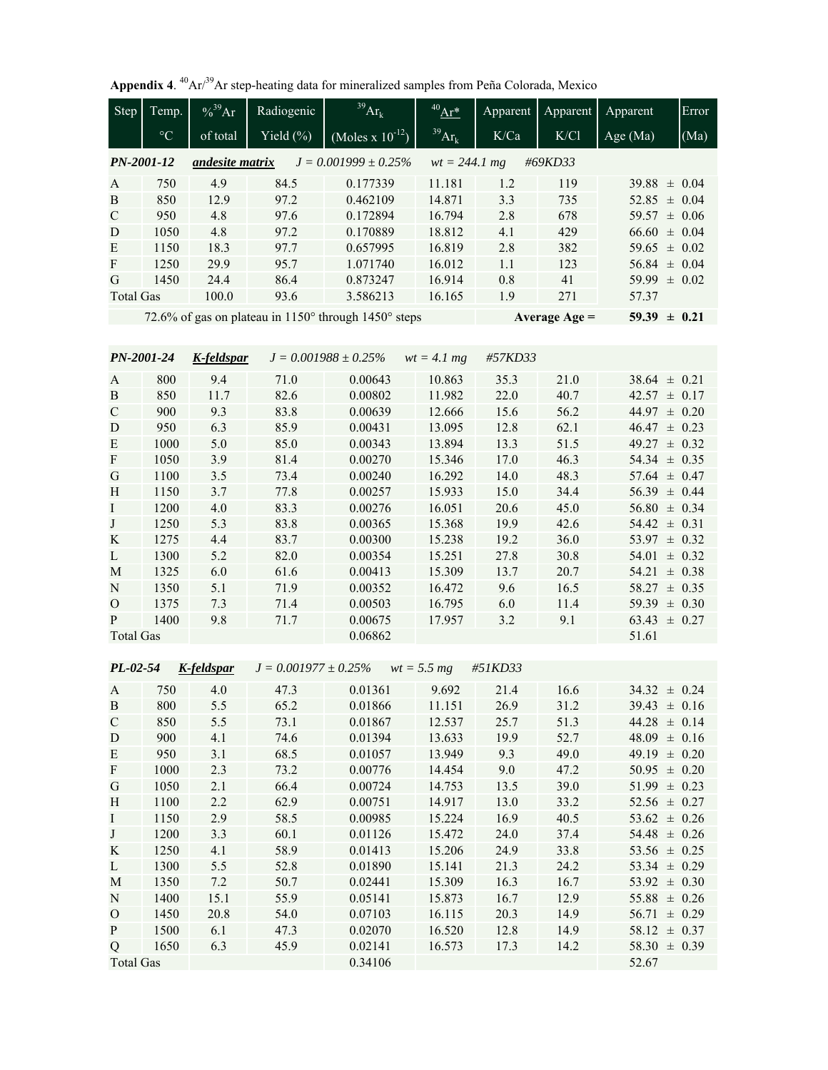**Appendix 4**. $^{40}Ar/^{39}Ar$ step-heating data for mineralized samples from Peña Colorada, Mexico

| Step | Temp. °C | % $^{39}Ar$ of total | Radiogenic Yield (%) | $^{39}Ar_k$ (Moles x $10^{-12}$) | $^{40}Ar^*$ / $^{39}Ar_k$ | Apparent K/Ca | Apparent K/Cl | Apparent Age (Ma) | Error (Ma) |
|---|---|---|---|---|---|---|---|---|---|
| ***PN-2001-12*** | ***andesite matrix*** | *J = 0.001999 ± 0.25%* | | | *wt = 244.1 mg* | | *#69KD33* | | |
| A | 750 | 4.9 | 84.5 | 0.177339 | 11.181 | 1.2 | 119 | 39.88 | ± 0.04 |
| B | 850 | 12.9 | 97.2 | 0.462109 | 14.871 | 3.3 | 735 | 52.85 | ± 0.04 |
| C | 950 | 4.8 | 97.6 | 0.172894 | 16.794 | 2.8 | 678 | 59.57 | ± 0.06 |
| D | 1050 | 4.8 | 97.2 | 0.170889 | 18.812 | 4.1 | 429 | 66.60 | ± 0.04 |
| E | 1150 | 18.3 | 97.7 | 0.657995 | 16.819 | 2.8 | 382 | 59.65 | ± 0.02 |
| F | 1250 | 29.9 | 95.7 | 1.071740 | 16.012 | 1.1 | 123 | 56.84 | ± 0.04 |
| G | 1450 | 24.4 | 86.4 | 0.873247 | 16.914 | 0.8 | 41 | 59.99 | ± 0.02 |
| Total Gas | | 100.0 | 93.6 | 3.586213 | 16.165 | 1.9 | 271 | 57.37 | |
| | 72.6% of gas on plateau in 1150° through 1450° steps | | | | | | **Average Age =** | **59.39** | **± 0.21** |
| ***PN-2001-24*** | ***K-feldspar*** | *J = 0.001988 ± 0.25%* | | *wt = 4.1 mg* | | *#57KD33* | | | |
| A | 800 | 9.4 | 71.0 | 0.00643 | 10.863 | 35.3 | 21.0 | 38.64 | ± 0.21 |
| B | 850 | 11.7 | 82.6 | 0.00802 | 11.982 | 22.0 | 40.7 | 42.57 | ± 0.17 |
| C | 900 | 9.3 | 83.8 | 0.00639 | 12.666 | 15.6 | 56.2 | 44.97 | ± 0.20 |
| D | 950 | 6.3 | 85.9 | 0.00431 | 13.095 | 12.8 | 62.1 | 46.47 | ± 0.23 |
| E | 1000 | 5.0 | 85.0 | 0.00343 | 13.894 | 13.3 | 51.5 | 49.27 | ± 0.32 |
| F | 1050 | 3.9 | 81.4 | 0.00270 | 15.346 | 17.0 | 46.3 | 54.34 | ± 0.35 |
| G | 1100 | 3.5 | 73.4 | 0.00240 | 16.292 | 14.0 | 48.3 | 57.64 | ± 0.47 |
| H | 1150 | 3.7 | 77.8 | 0.00257 | 15.933 | 15.0 | 34.4 | 56.39 | ± 0.44 |
| I | 1200 | 4.0 | 83.3 | 0.00276 | 16.051 | 20.6 | 45.0 | 56.80 | ± 0.34 |
| J | 1250 | 5.3 | 83.8 | 0.00365 | 15.368 | 19.9 | 42.6 | 54.42 | ± 0.31 |
| K | 1275 | 4.4 | 83.7 | 0.00300 | 15.238 | 19.2 | 36.0 | 53.97 | ± 0.32 |
| L | 1300 | 5.2 | 82.0 | 0.00354 | 15.251 | 27.8 | 30.8 | 54.01 | ± 0.32 |
| M | 1325 | 6.0 | 61.6 | 0.00413 | 15.309 | 13.7 | 20.7 | 54.21 | ± 0.38 |
| N | 1350 | 5.1 | 71.9 | 0.00352 | 16.472 | 9.6 | 16.5 | 58.27 | ± 0.35 |
| O | 1375 | 7.3 | 71.4 | 0.00503 | 16.795 | 6.0 | 11.4 | 59.39 | ± 0.30 |
| P | 1400 | 9.8 | 71.7 | 0.00675 | 17.957 | 3.2 | 9.1 | 63.43 | ± 0.27 |
| Total Gas | | | | 0.06862 | | | | 51.61 | |
| ***PL-02-54*** | ***K-feldspar*** | *J = 0.001977 ± 0.25%* | | *wt = 5.5 mg* | | *#51KD33* | | | |
| A | 750 | 4.0 | 47.3 | 0.01361 | 9.692 | 21.4 | 16.6 | 34.32 | ± 0.24 |
| B | 800 | 5.5 | 65.2 | 0.01866 | 11.151 | 26.9 | 31.2 | 39.43 | ± 0.16 |
| C | 850 | 5.5 | 73.1 | 0.01867 | 12.537 | 25.7 | 51.3 | 44.28 | ± 0.14 |
| D | 900 | 4.1 | 74.6 | 0.01394 | 13.633 | 19.9 | 52.7 | 48.09 | ± 0.16 |
| E | 950 | 3.1 | 68.5 | 0.01057 | 13.949 | 9.3 | 49.0 | 49.19 | ± 0.20 |
| F | 1000 | 2.3 | 73.2 | 0.00776 | 14.454 | 9.0 | 47.2 | 50.95 | ± 0.20 |
| G | 1050 | 2.1 | 66.4 | 0.00724 | 14.753 | 13.5 | 39.0 | 51.99 | ± 0.23 |
| H | 1100 | 2.2 | 62.9 | 0.00751 | 14.917 | 13.0 | 33.2 | 52.56 | ± 0.27 |
| I | 1150 | 2.9 | 58.5 | 0.00985 | 15.224 | 16.9 | 40.5 | 53.62 | ± 0.26 |
| J | 1200 | 3.3 | 60.1 | 0.01126 | 15.472 | 24.0 | 37.4 | 54.48 | ± 0.26 |
| K | 1250 | 4.1 | 58.9 | 0.01413 | 15.206 | 24.9 | 33.8 | 53.56 | ± 0.25 |
| L | 1300 | 5.5 | 52.8 | 0.01890 | 15.141 | 21.3 | 24.2 | 53.34 | ± 0.29 |
| M | 1350 | 7.2 | 50.7 | 0.02441 | 15.309 | 16.3 | 16.7 | 53.92 | ± 0.30 |
| N | 1400 | 15.1 | 55.9 | 0.05141 | 15.873 | 16.7 | 12.9 | 55.88 | ± 0.26 |
| O | 1450 | 20.8 | 54.0 | 0.07103 | 16.115 | 20.3 | 14.9 | 56.71 | ± 0.29 |
| P | 1500 | 6.1 | 47.3 | 0.02070 | 16.520 | 12.8 | 14.9 | 58.12 | ± 0.37 |
| Q | 1650 | 6.3 | 45.9 | 0.02141 | 16.573 | 17.3 | 14.2 | 58.30 | ± 0.39 |
| Total Gas | | | | 0.34106 | | | | 52.67 | |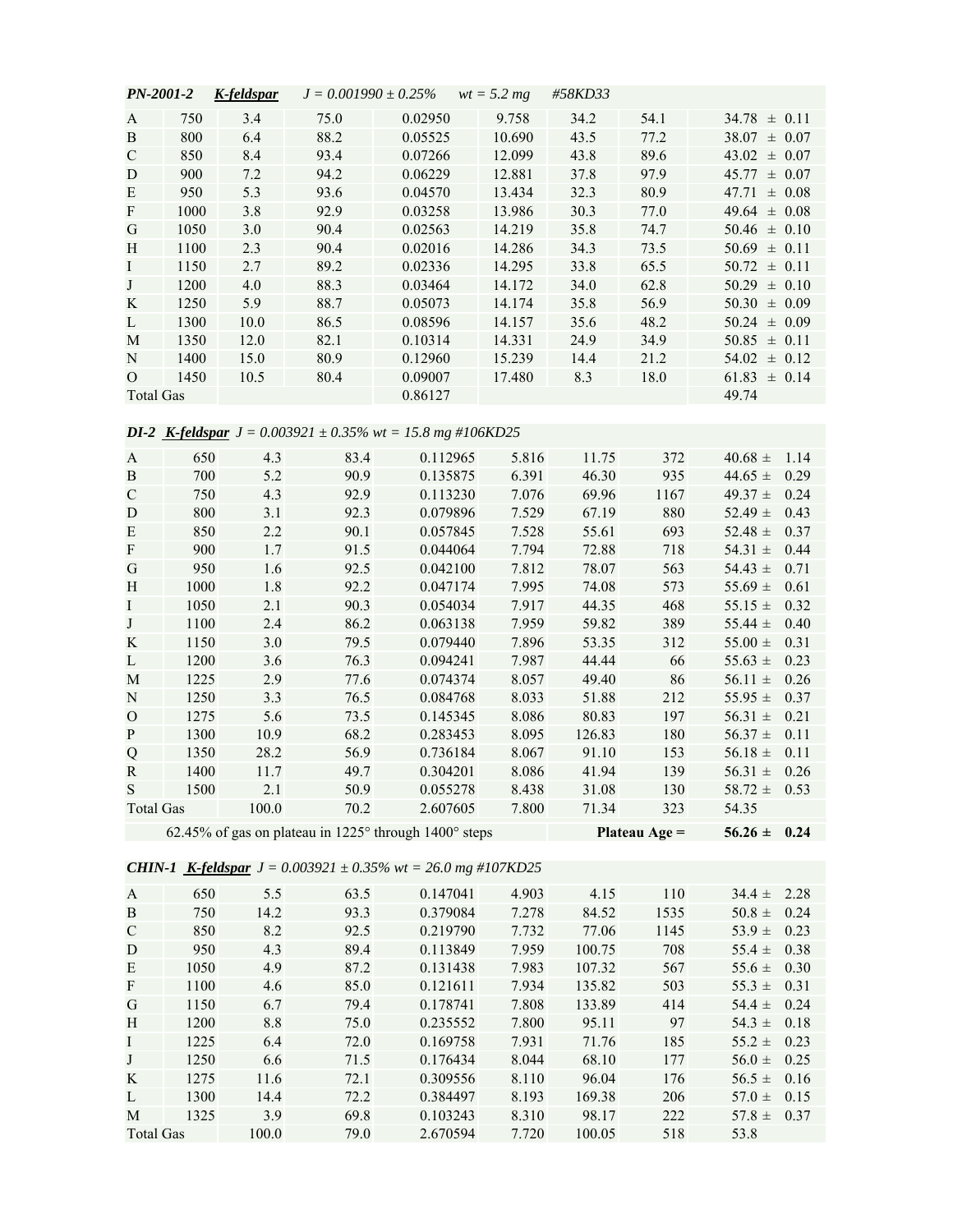| ***PN-2001-2*** | ***K-feldspar*** | *J = 0.001990 ± 0.25%* | *wt = 5.2 mg* | *#58KD33* | | | | |
|---|---|---|---|---|---|---|---|---|
| A | 750 | 3.4 | 75.0 | 0.02950 | 9.758 | 34.2 | 54.1 | 34.78 ± 0.11 |
| B | 800 | 6.4 | 88.2 | 0.05525 | 10.690 | 43.5 | 77.2 | 38.07 ± 0.07 |
| C | 850 | 8.4 | 93.4 | 0.07266 | 12.099 | 43.8 | 89.6 | 43.02 ± 0.07 |
| D | 900 | 7.2 | 94.2 | 0.06229 | 12.881 | 37.8 | 97.9 | 45.77 ± 0.07 |
| E | 950 | 5.3 | 93.6 | 0.04570 | 13.434 | 32.3 | 80.9 | 47.71 ± 0.08 |
| F | 1000 | 3.8 | 92.9 | 0.03258 | 13.986 | 30.3 | 77.0 | 49.64 ± 0.08 |
| G | 1050 | 3.0 | 90.4 | 0.02563 | 14.219 | 35.8 | 74.7 | 50.46 ± 0.10 |
| H | 1100 | 2.3 | 90.4 | 0.02016 | 14.286 | 34.3 | 73.5 | 50.69 ± 0.11 |
| I | 1150 | 2.7 | 89.2 | 0.02336 | 14.295 | 33.8 | 65.5 | 50.72 ± 0.11 |
| J | 1200 | 4.0 | 88.3 | 0.03464 | 14.172 | 34.0 | 62.8 | 50.29 ± 0.10 |
| K | 1250 | 5.9 | 88.7 | 0.05073 | 14.174 | 35.8 | 56.9 | 50.30 ± 0.09 |
| L | 1300 | 10.0 | 86.5 | 0.08596 | 14.157 | 35.6 | 48.2 | 50.24 ± 0.09 |
| M | 1350 | 12.0 | 82.1 | 0.10314 | 14.331 | 24.9 | 34.9 | 50.85 ± 0.11 |
| N | 1400 | 15.0 | 80.9 | 0.12960 | 15.239 | 14.4 | 21.2 | 54.02 ± 0.12 |
| O | 1450 | 10.5 | 80.4 | 0.09007 | 17.480 | 8.3 | 18.0 | 61.83 ± 0.14 |
| Total Gas | | | | 0.86127 | | | | 49.74 |

| ***DI-2*** ***K-feldspar*** *J = 0.003921 ± 0.35% wt = 15.8 mg #106KD25* | | | | | | | | |
|---|---|---|---|---|---|---|---|---|
| A | 650 | 4.3 | 83.4 | 0.112965 | 5.816 | 11.75 | 372 | 40.68 ± 1.14 |
| B | 700 | 5.2 | 90.9 | 0.135875 | 6.391 | 46.30 | 935 | 44.65 ± 0.29 |
| C | 750 | 4.3 | 92.9 | 0.113230 | 7.076 | 69.96 | 1167 | 49.37 ± 0.24 |
| D | 800 | 3.1 | 92.3 | 0.079896 | 7.529 | 67.19 | 880 | 52.49 ± 0.43 |
| E | 850 | 2.2 | 90.1 | 0.057845 | 7.528 | 55.61 | 693 | 52.48 ± 0.37 |
| F | 900 | 1.7 | 91.5 | 0.044064 | 7.794 | 72.88 | 718 | 54.31 ± 0.44 |
| G | 950 | 1.6 | 92.5 | 0.042100 | 7.812 | 78.07 | 563 | 54.43 ± 0.71 |
| H | 1000 | 1.8 | 92.2 | 0.047174 | 7.995 | 74.08 | 573 | 55.69 ± 0.61 |
| I | 1050 | 2.1 | 90.3 | 0.054034 | 7.917 | 44.35 | 468 | 55.15 ± 0.32 |
| J | 1100 | 2.4 | 86.2 | 0.063138 | 7.959 | 59.82 | 389 | 55.44 ± 0.40 |
| K | 1150 | 3.0 | 79.5 | 0.079440 | 7.896 | 53.35 | 312 | 55.00 ± 0.31 |
| L | 1200 | 3.6 | 76.3 | 0.094241 | 7.987 | 44.44 | 66 | 55.63 ± 0.23 |
| M | 1225 | 2.9 | 77.6 | 0.074374 | 8.057 | 49.40 | 86 | 56.11 ± 0.26 |
| N | 1250 | 3.3 | 76.5 | 0.084768 | 8.033 | 51.88 | 212 | 55.95 ± 0.37 |
| O | 1275 | 5.6 | 73.5 | 0.145345 | 8.086 | 80.83 | 197 | 56.31 ± 0.21 |
| P | 1300 | 10.9 | 68.2 | 0.283453 | 8.095 | 126.83 | 180 | 56.37 ± 0.11 |
| Q | 1350 | 28.2 | 56.9 | 0.736184 | 8.067 | 91.10 | 153 | 56.18 ± 0.11 |
| R | 1400 | 11.7 | 49.7 | 0.304201 | 8.086 | 41.94 | 139 | 56.31 ± 0.26 |
| S | 1500 | 2.1 | 50.9 | 0.055278 | 8.438 | 31.08 | 130 | 58.72 ± 0.53 |
| Total Gas | | 100.0 | 70.2 | 2.607605 | 7.800 | 71.34 | 323 | 54.35 |
| | 62.45% of gas on plateau in 1225° through 1400° steps | | | | | | **Plateau Age =** | **56.26 ± 0.24** |

| ***CHIN-1*** ***K-feldspar*** *J = 0.003921 ± 0.35% wt = 26.0 mg #107KD25* | | | | | | | | |
|---|---|---|---|---|---|---|---|---|
| A | 650 | 5.5 | 63.5 | 0.147041 | 4.903 | 4.15 | 110 | 34.4 ± 2.28 |
| B | 750 | 14.2 | 93.3 | 0.379084 | 7.278 | 84.52 | 1535 | 50.8 ± 0.24 |
| C | 850 | 8.2 | 92.5 | 0.219790 | 7.732 | 77.06 | 1145 | 53.9 ± 0.23 |
| D | 950 | 4.3 | 89.4 | 0.113849 | 7.959 | 100.75 | 708 | 55.4 ± 0.38 |
| E | 1050 | 4.9 | 87.2 | 0.131438 | 7.983 | 107.32 | 567 | 55.6 ± 0.30 |
| F | 1100 | 4.6 | 85.0 | 0.121611 | 7.934 | 135.82 | 503 | 55.3 ± 0.31 |
| G | 1150 | 6.7 | 79.4 | 0.178741 | 7.808 | 133.89 | 414 | 54.4 ± 0.24 |
| H | 1200 | 8.8 | 75.0 | 0.235552 | 7.800 | 95.11 | 97 | 54.3 ± 0.18 |
| I | 1225 | 6.4 | 72.0 | 0.169758 | 7.931 | 71.76 | 185 | 55.2 ± 0.23 |
| J | 1250 | 6.6 | 71.5 | 0.176434 | 8.044 | 68.10 | 177 | 56.0 ± 0.25 |
| K | 1275 | 11.6 | 72.1 | 0.309556 | 8.110 | 96.04 | 176 | 56.5 ± 0.16 |
| L | 1300 | 14.4 | 72.2 | 0.384497 | 8.193 | 169.38 | 206 | 57.0 ± 0.15 |
| M | 1325 | 3.9 | 69.8 | 0.103243 | 8.310 | 98.17 | 222 | 57.8 ± 0.37 |
| Total Gas | | 100.0 | 79.0 | 2.670594 | 7.720 | 100.05 | 518 | 53.8 |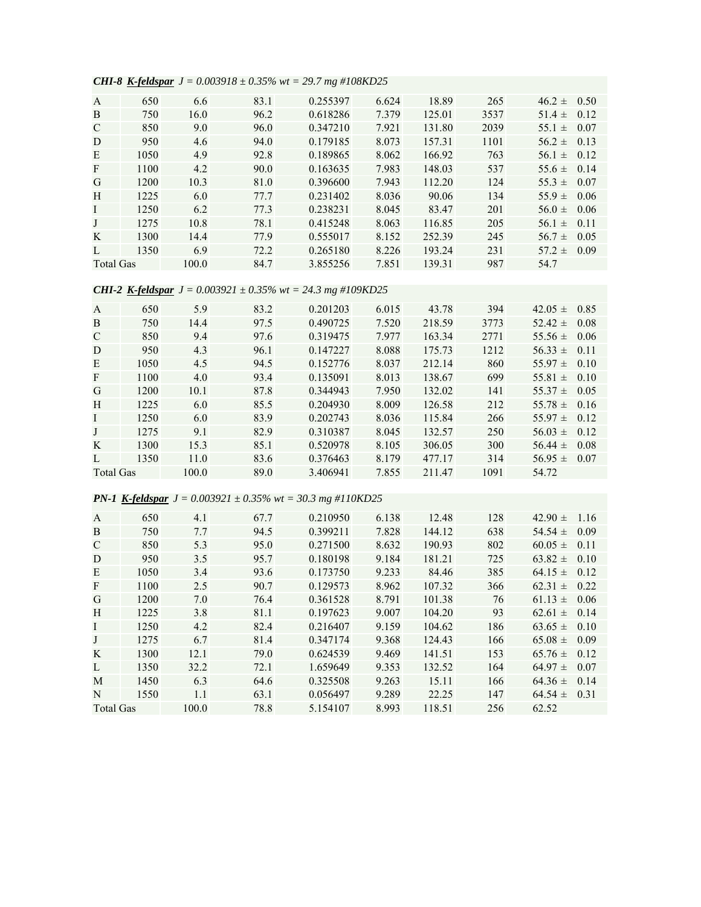***CHI-8*** ***K-feldspar*** *J = 0.003918 ± 0.35% wt = 29.7 mg #108KD25*

| | | | | | | | | |
|---|---|---|---|---|---|---|---|---|
| A | 650 | 6.6 | 83.1 | 0.255397 | 6.624 | 18.89 | 265 | 46.2 ± 0.50 |
| B | 750 | 16.0 | 96.2 | 0.618286 | 7.379 | 125.01 | 3537 | 51.4 ± 0.12 |
| C | 850 | 9.0 | 96.0 | 0.347210 | 7.921 | 131.80 | 2039 | 55.1 ± 0.07 |
| D | 950 | 4.6 | 94.0 | 0.179185 | 8.073 | 157.31 | 1101 | 56.2 ± 0.13 |
| E | 1050 | 4.9 | 92.8 | 0.189865 | 8.062 | 166.92 | 763 | 56.1 ± 0.12 |
| F | 1100 | 4.2 | 90.0 | 0.163635 | 7.983 | 148.03 | 537 | 55.6 ± 0.14 |
| G | 1200 | 10.3 | 81.0 | 0.396600 | 7.943 | 112.20 | 124 | 55.3 ± 0.07 |
| H | 1225 | 6.0 | 77.7 | 0.231402 | 8.036 | 90.06 | 134 | 55.9 ± 0.06 |
| I | 1250 | 6.2 | 77.3 | 0.238231 | 8.045 | 83.47 | 201 | 56.0 ± 0.06 |
| J | 1275 | 10.8 | 78.1 | 0.415248 | 8.063 | 116.85 | 205 | 56.1 ± 0.11 |
| K | 1300 | 14.4 | 77.9 | 0.555017 | 8.152 | 252.39 | 245 | 56.7 ± 0.05 |
| L | 1350 | 6.9 | 72.2 | 0.265180 | 8.226 | 193.24 | 231 | 57.2 ± 0.09 |
| Total Gas | | 100.0 | 84.7 | 3.855256 | 7.851 | 139.31 | 987 | 54.7 |

***CHI-2*** ***K-feldspar*** *J = 0.003921 ± 0.35% wt = 24.3 mg #109KD25*

| | | | | | | | | |
|---|---|---|---|---|---|---|---|---|
| A | 650 | 5.9 | 83.2 | 0.201203 | 6.015 | 43.78 | 394 | 42.05 ± 0.85 |
| B | 750 | 14.4 | 97.5 | 0.490725 | 7.520 | 218.59 | 3773 | 52.42 ± 0.08 |
| C | 850 | 9.4 | 97.6 | 0.319475 | 7.977 | 163.34 | 2771 | 55.56 ± 0.06 |
| D | 950 | 4.3 | 96.1 | 0.147227 | 8.088 | 175.73 | 1212 | 56.33 ± 0.11 |
| E | 1050 | 4.5 | 94.5 | 0.152776 | 8.037 | 212.14 | 860 | 55.97 ± 0.10 |
| F | 1100 | 4.0 | 93.4 | 0.135091 | 8.013 | 138.67 | 699 | 55.81 ± 0.10 |
| G | 1200 | 10.1 | 87.8 | 0.344943 | 7.950 | 132.02 | 141 | 55.37 ± 0.05 |
| H | 1225 | 6.0 | 85.5 | 0.204930 | 8.009 | 126.58 | 212 | 55.78 ± 0.16 |
| I | 1250 | 6.0 | 83.9 | 0.202743 | 8.036 | 115.84 | 266 | 55.97 ± 0.12 |
| J | 1275 | 9.1 | 82.9 | 0.310387 | 8.045 | 132.57 | 250 | 56.03 ± 0.12 |
| K | 1300 | 15.3 | 85.1 | 0.520978 | 8.105 | 306.05 | 300 | 56.44 ± 0.08 |
| L | 1350 | 11.0 | 83.6 | 0.376463 | 8.179 | 477.17 | 314 | 56.95 ± 0.07 |
| Total Gas | | 100.0 | 89.0 | 3.406941 | 7.855 | 211.47 | 1091 | 54.72 |

***PN-1*** ***K-feldspar*** *J = 0.003921 ± 0.35% wt = 30.3 mg #110KD25*

| | | | | | | | | |
|---|---|---|---|---|---|---|---|---|
| A | 650 | 4.1 | 67.7 | 0.210950 | 6.138 | 12.48 | 128 | 42.90 ± 1.16 |
| B | 750 | 7.7 | 94.5 | 0.399211 | 7.828 | 144.12 | 638 | 54.54 ± 0.09 |
| C | 850 | 5.3 | 95.0 | 0.271500 | 8.632 | 190.93 | 802 | 60.05 ± 0.11 |
| D | 950 | 3.5 | 95.7 | 0.180198 | 9.184 | 181.21 | 725 | 63.82 ± 0.10 |
| E | 1050 | 3.4 | 93.6 | 0.173750 | 9.233 | 84.46 | 385 | 64.15 ± 0.12 |
| F | 1100 | 2.5 | 90.7 | 0.129573 | 8.962 | 107.32 | 366 | 62.31 ± 0.22 |
| G | 1200 | 7.0 | 76.4 | 0.361528 | 8.791 | 101.38 | 76 | 61.13 ± 0.06 |
| H | 1225 | 3.8 | 81.1 | 0.197623 | 9.007 | 104.20 | 93 | 62.61 ± 0.14 |
| I | 1250 | 4.2 | 82.4 | 0.216407 | 9.159 | 104.62 | 186 | 63.65 ± 0.10 |
| J | 1275 | 6.7 | 81.4 | 0.347174 | 9.368 | 124.43 | 166 | 65.08 ± 0.09 |
| K | 1300 | 12.1 | 79.0 | 0.624539 | 9.469 | 141.51 | 153 | 65.76 ± 0.12 |
| L | 1350 | 32.2 | 72.1 | 1.659649 | 9.353 | 132.52 | 164 | 64.97 ± 0.07 |
| M | 1450 | 6.3 | 64.6 | 0.325508 | 9.263 | 15.11 | 166 | 64.36 ± 0.14 |
| N | 1550 | 1.1 | 63.1 | 0.056497 | 9.289 | 22.25 | 147 | 64.54 ± 0.31 |
| Total Gas | | 100.0 | 78.8 | 5.154107 | 8.993 | 118.51 | 256 | 62.52 |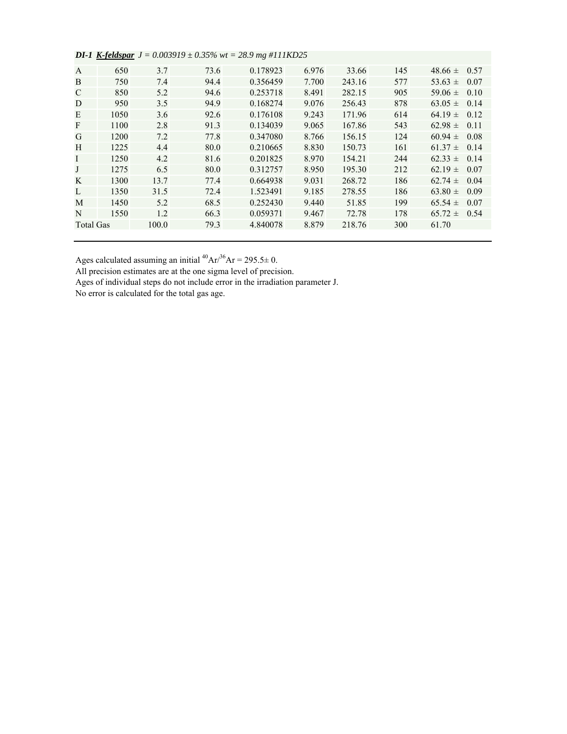| ***DI-1*** ***K-feldspar*** *J = 0.003919 ± 0.35% wt = 28.9 mg #111KD25* | | | | | | | | | |
|---|---|---|---|---|---|---|---|---|---|
| A | 650 | 3.7 | 73.6 | 0.178923 | 6.976 | 33.66 | 145 | 48.66 ± | 0.57 |
| B | 750 | 7.4 | 94.4 | 0.356459 | 7.700 | 243.16 | 577 | 53.63 ± | 0.07 |
| C | 850 | 5.2 | 94.6 | 0.253718 | 8.491 | 282.15 | 905 | 59.06 ± | 0.10 |
| D | 950 | 3.5 | 94.9 | 0.168274 | 9.076 | 256.43 | 878 | 63.05 ± | 0.14 |
| E | 1050 | 3.6 | 92.6 | 0.176108 | 9.243 | 171.96 | 614 | 64.19 ± | 0.12 |
| F | 1100 | 2.8 | 91.3 | 0.134039 | 9.065 | 167.86 | 543 | 62.98 ± | 0.11 |
| G | 1200 | 7.2 | 77.8 | 0.347080 | 8.766 | 156.15 | 124 | 60.94 ± | 0.08 |
| H | 1225 | 4.4 | 80.0 | 0.210665 | 8.830 | 150.73 | 161 | 61.37 ± | 0.14 |
| I | 1250 | 4.2 | 81.6 | 0.201825 | 8.970 | 154.21 | 244 | 62.33 ± | 0.14 |
| J | 1275 | 6.5 | 80.0 | 0.312757 | 8.950 | 195.30 | 212 | 62.19 ± | 0.07 |
| K | 1300 | 13.7 | 77.4 | 0.664938 | 9.031 | 268.72 | 186 | 62.74 ± | 0.04 |
| L | 1350 | 31.5 | 72.4 | 1.523491 | 9.185 | 278.55 | 186 | 63.80 ± | 0.09 |
| M | 1450 | 5.2 | 68.5 | 0.252430 | 9.440 | 51.85 | 199 | 65.54 ± | 0.07 |
| N | 1550 | 1.2 | 66.3 | 0.059371 | 9.467 | 72.78 | 178 | 65.72 ± | 0.54 |
| Total Gas | | 100.0 | 79.3 | 4.840078 | 8.879 | 218.76 | 300 | 61.70 | |

Ages calculated assuming an initial $^{40}Ar/^{36}Ar = 295.5 \pm 0$.
All precision estimates are at the one sigma level of precision.
Ages of individual steps do not include error in the irradiation parameter J.
No error is calculated for the total gas age.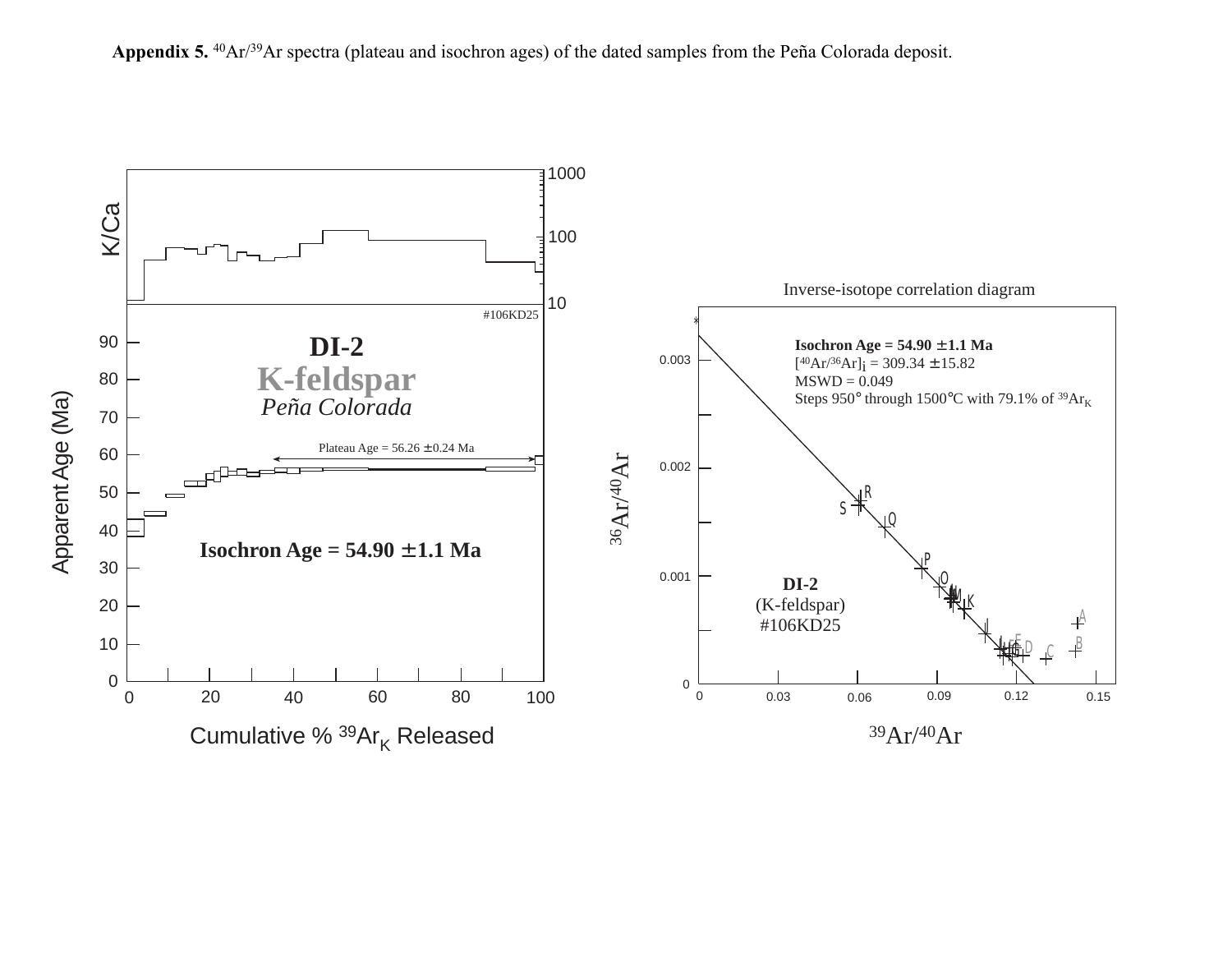**Appendix 5.** $^{40}Ar/^{39}Ar$ spectra (plateau and isochron ages) of the dated samples from the Peña Colorada deposit.

**DI-2**

**K-feldspar**

*Peña Colorada*

#106KD25

Plateau Age = 56.26 ± 0.24 Ma

**Isochron Age = 54.90 ± 1.1 Ma**

Inverse-isotope correlation diagram

**Isochron Age = 54.90 ± 1.1 Ma**

$[^{40}Ar/^{36}Ar]_i$ = 309.34 ± 15.82

MSWD = 0.049

Steps 950° through 1500°C with 79.1% of $^{39}Ar_K$

**DI-2**

(K-feldspar)

#106KD25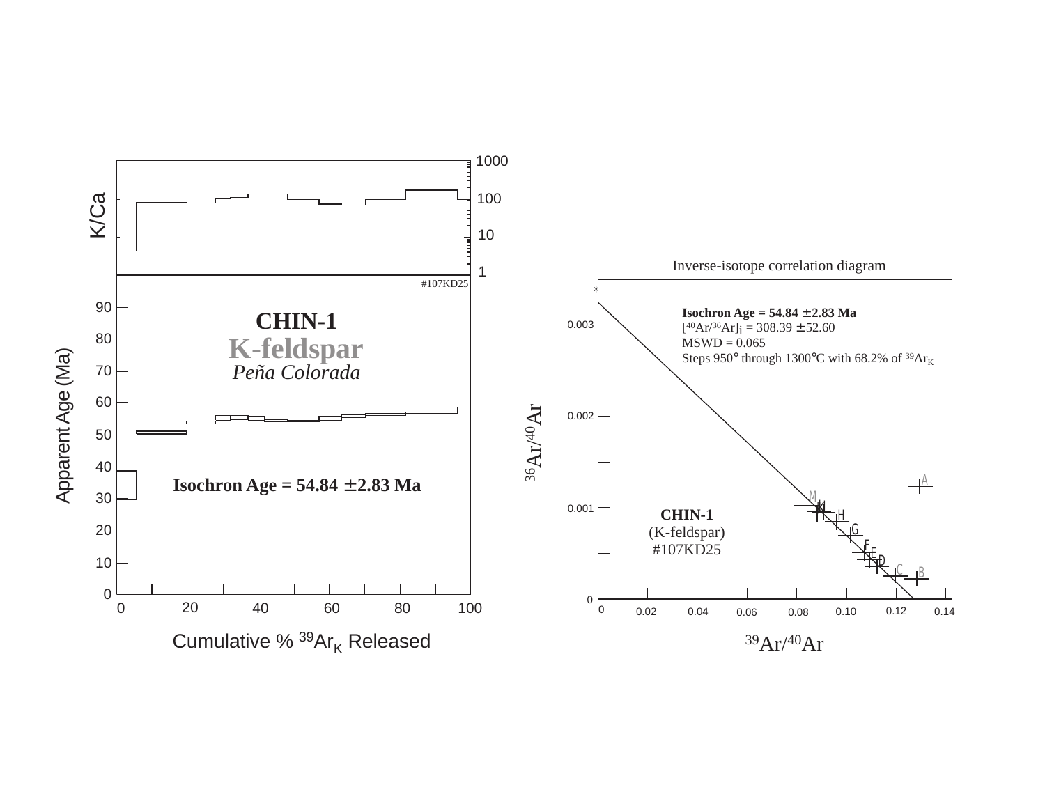K/Ca

1000

100

10

1

#107KD25

Apparent Age (Ma)

**CHIN-1**

**K-feldspar**

*Peña Colorada*

**Isochron Age = 54.84 ±2.83 Ma**

Cumulative % $^{39}Ar_K$ Released

Inverse-isotope correlation diagram

**Isochron Age = 54.84 ±2.83 Ma**

$[^{40}Ar/^{36}Ar]_i$ = 308.39 ±52.60

MSWD = 0.065

Steps 950° through 1300°C with 68.2% of $^{39}Ar_K$

$^{36}Ar/^{40}Ar$

**CHIN-1**

(K-feldspar)

#107KD25

$^{39}Ar/^{40}Ar$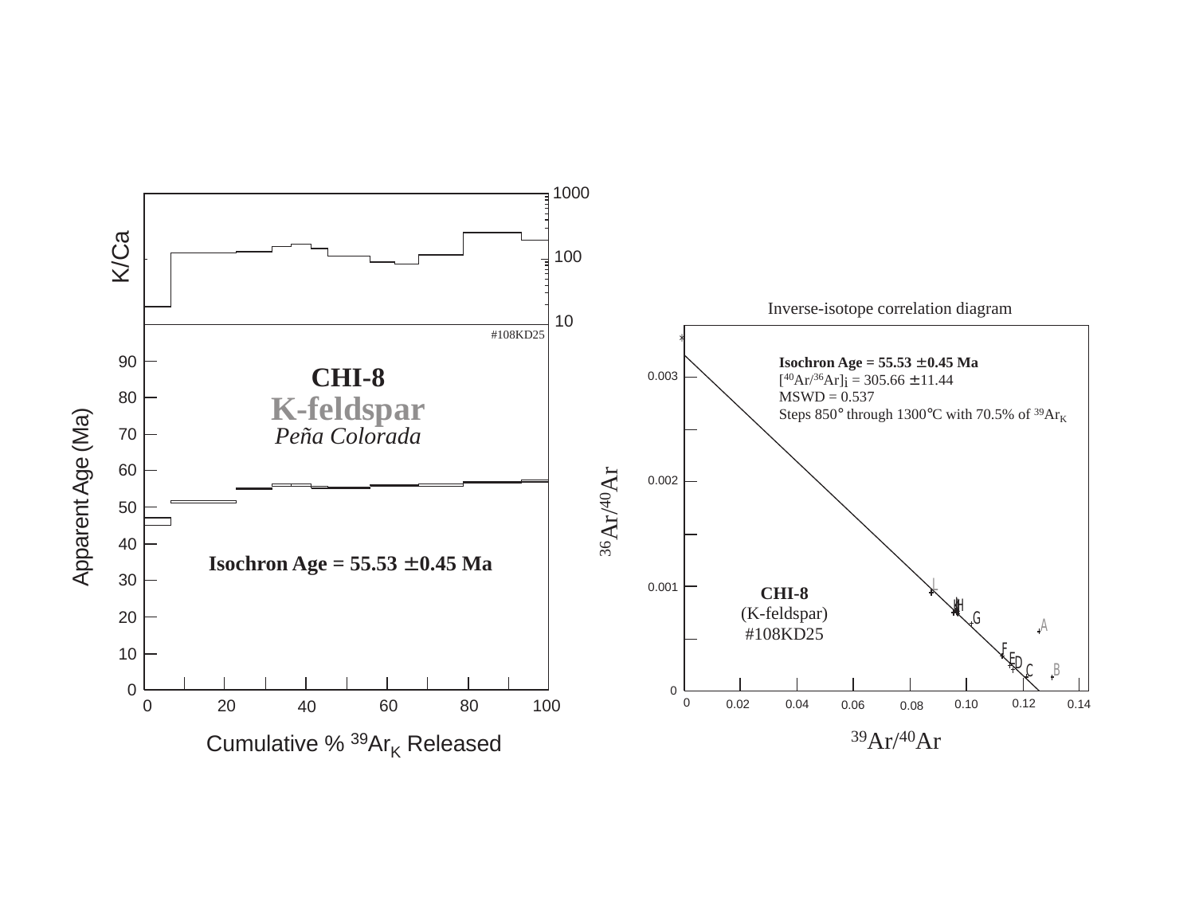K/Ca

1000

100

10

#108KD25

Apparent Age (Ma)

**CHI-8**

**K-feldspar**

*Peña Colorada*

**Isochron Age = 55.53 ±0.45 Ma**

Cumulative % $^{39}Ar_K$ Released

Inverse-isotope correlation diagram

**Isochron Age = 55.53 ±0.45 Ma**
$[^{40}Ar/^{36}Ar]_i$ = 305.66 ±11.44
MSWD = 0.537
Steps 850° through 1300°C with 70.5% of $^{39}Ar_K$

**CHI-8**
(K-feldspar)
#108KD25

$^{36}Ar/^{40}Ar$

$^{39}Ar/^{40}Ar$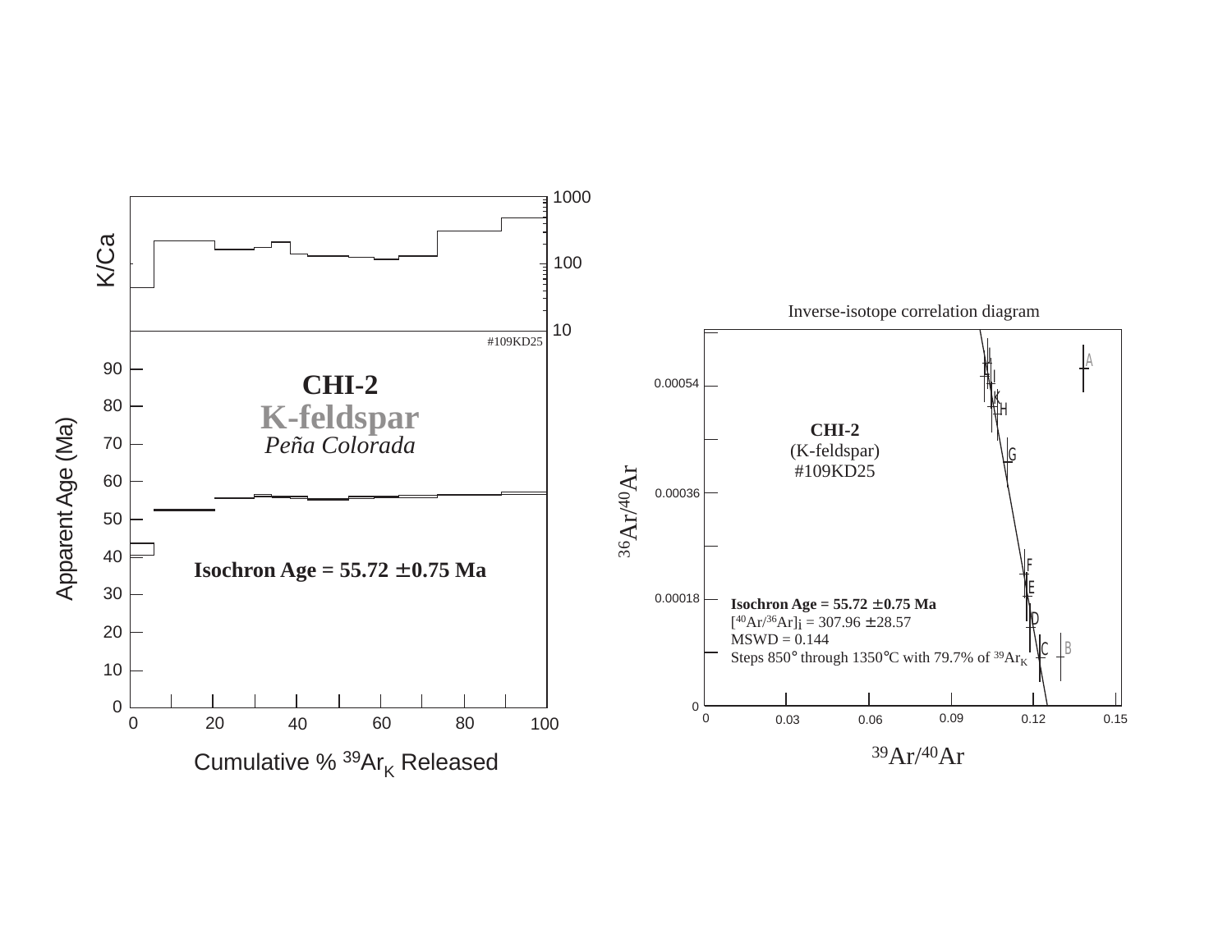**CHI-2**

**K-feldspar**

*Peña Colorada*

#109KD25

**Isochron Age = 55.72 ±0.75 Ma**

K/Ca

Apparent Age (Ma)

Cumulative % $^{39}Ar_K$ Released

Inverse-isotope correlation diagram

**CHI-2**

(K-feldspar)

#109KD25

**Isochron Age = 55.72 ±0.75 Ma**

$[^{40}Ar/^{36}Ar]_i$ = 307.96 ±28.57

MSWD = 0.144

Steps 850° through 1350°C with 79.7% of $^{39}Ar_K$

$^{36}Ar/^{40}Ar$

$^{39}Ar/^{40}Ar$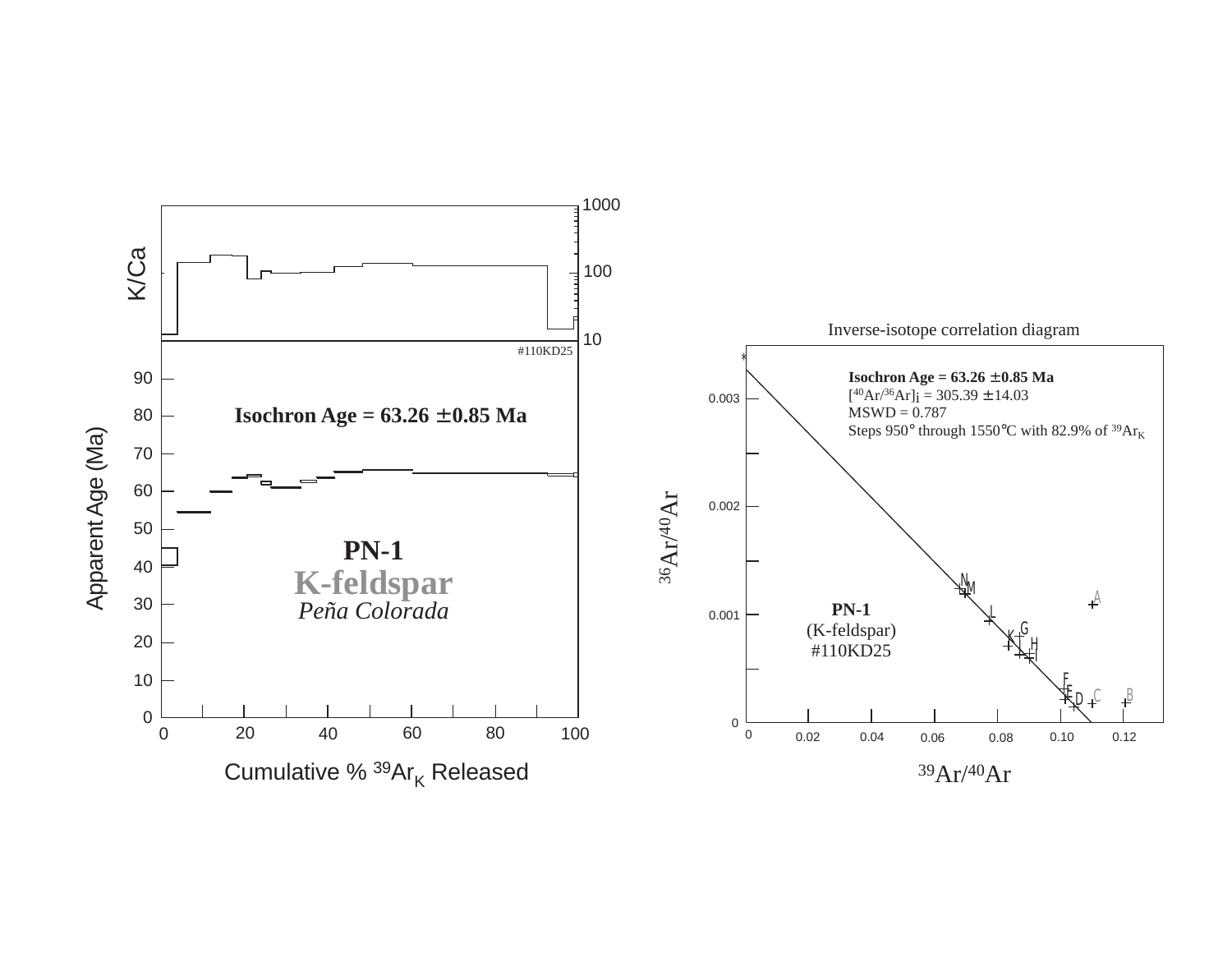K/Ca

1000

100

10

#110KD25

Isochron Age = 63.26 ±0.85 Ma

Apparent Age (Ma)

**PN-1**

**K-feldspar**

*Peña Colorada*

Cumulative % $^{39}Ar_K$ Released

Inverse-isotope correlation diagram

**Isochron Age = 63.26 ±0.85 Ma**

$[^{40}Ar/^{36}Ar]_i$ = 305.39 ±14.03

MSWD = 0.787

Steps 950° through 1550°C with 82.9% of $^{39}Ar_K$

**PN-1**

(K-feldspar)

#110KD25

$^{36}Ar/^{40}Ar$

$^{39}Ar/^{40}Ar$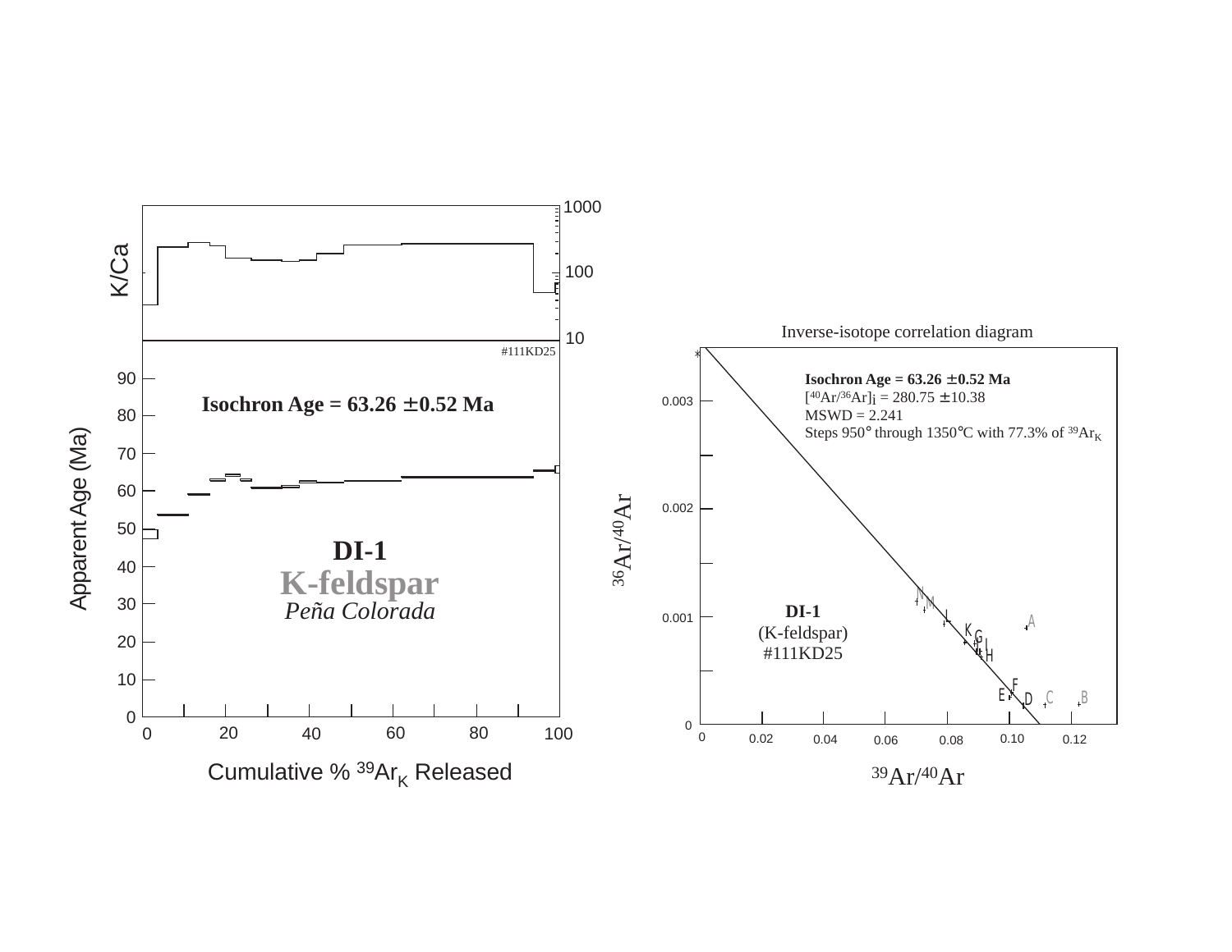K/Ca

1000

100

10

#111KD25

Isochron Age = 63.26 ±0.52 Ma

Apparent Age (Ma)

**DI-1**

**K-feldspar**

*Peña Colorada*

Cumulative % $^{39}Ar_K$ Released

Inverse-isotope correlation diagram

**Isochron Age = 63.26 ±0.52 Ma**

$[^{40}Ar/^{36}Ar]_i$ = 280.75 ±10.38

MSWD = 2.241

Steps 950° through 1350°C with 77.3% of $^{39}Ar_K$

$^{36}Ar/^{40}Ar$

**DI-1**

(K-feldspar)

#111KD25

$^{39}Ar/^{40}Ar$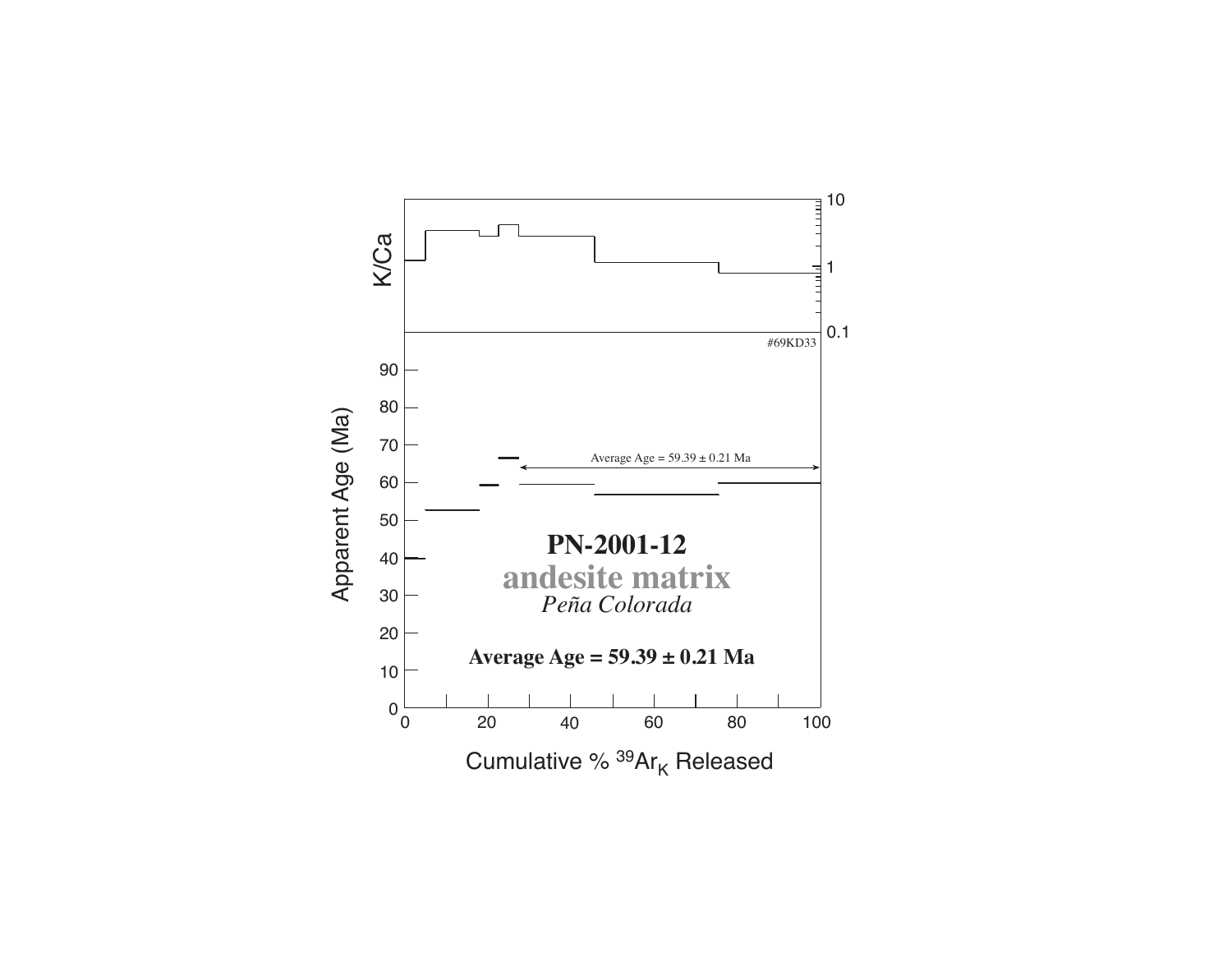K/Ca

#69KD33

Apparent Age (Ma)

Average Age = 59.39 ± 0.21 Ma

**PN-2001-12**

**andesite matrix**

*Peña Colorada*

**Average Age = 59.39 ± 0.21 Ma**

Cumulative % $^{39}Ar_K$ Released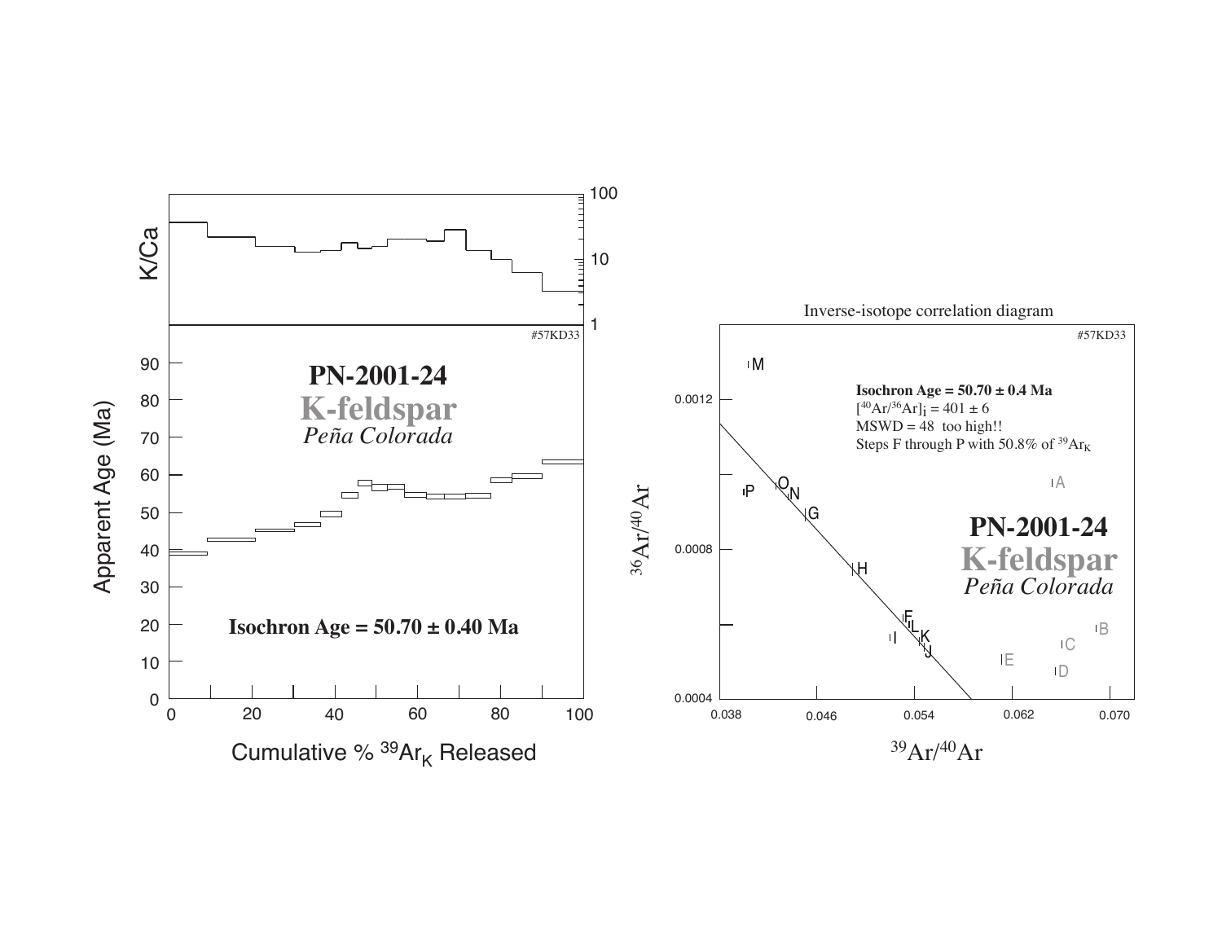K/Ca

100

10

1

#57KD33

Apparent Age (Ma)

90
80
70
60
50
40
30
20
10
0

**PN-2001-24**

**K-feldspar**

*Peña Colorada*

**Isochron Age = 50.70 ± 0.40 Ma**

0 20 40 60 80 100

Cumulative % $^{39}Ar_K$ Released

Inverse-isotope correlation diagram

#57KD33

**Isochron Age = 50.70 ± 0.4 Ma**

$[^{40}Ar/^{36}Ar]_i = 401 \pm 6$

MSWD = 48 too high!!

Steps F through P with 50.8% of $^{39}Ar_K$

**PN-2001-24**

**K-feldspar**

*Peña Colorada*

$^{36}Ar/^{40}Ar$

0.0012
0.0008
0.0004

0.038 0.046 0.054 0.062 0.070

$^{39}Ar/^{40}Ar$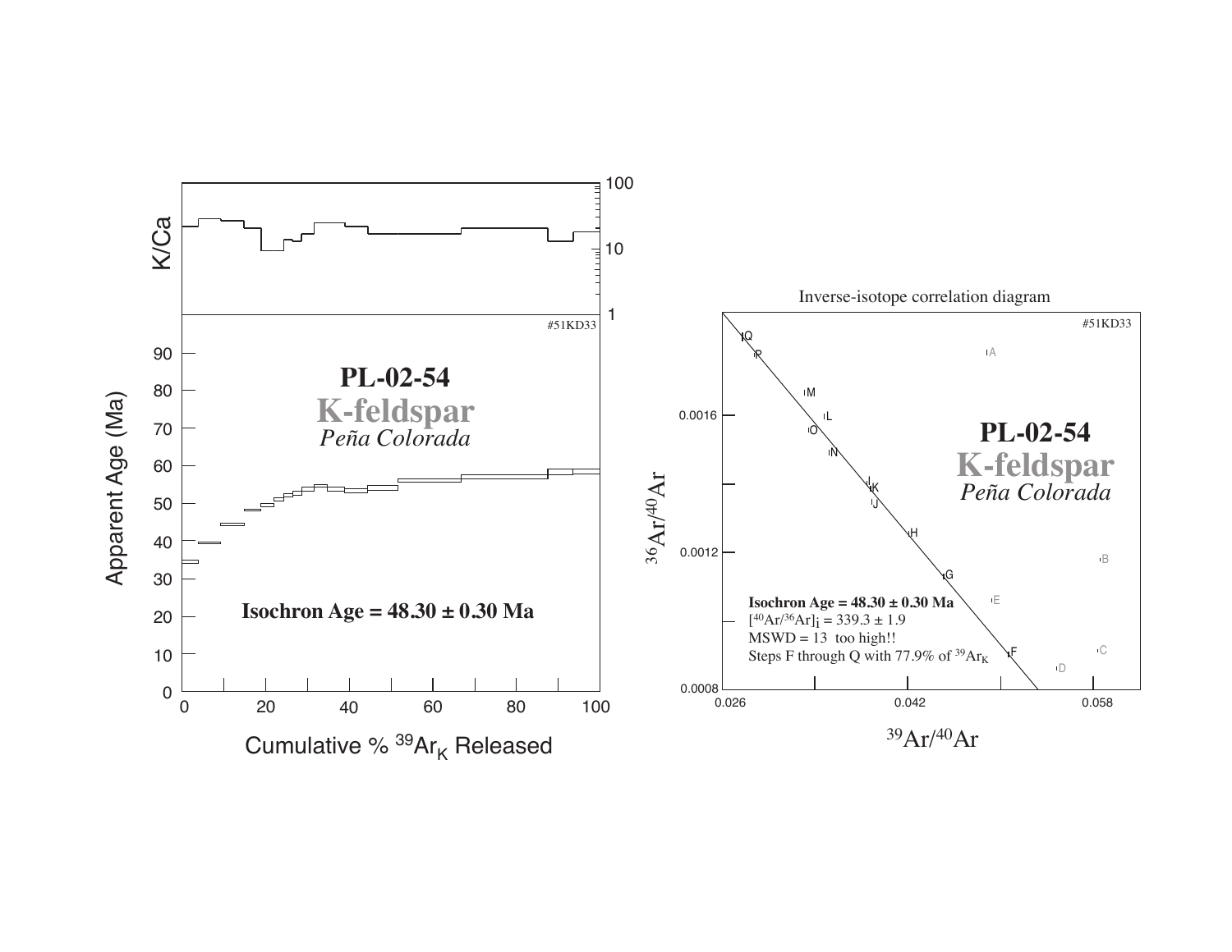K/Ca

#51KD33

**PL-02-54**

**K-feldspar**

*Peña Colorada*

**Isochron Age = 48.30 ± 0.30 Ma**

Apparent Age (Ma)

Cumulative % $^{39}Ar_K$ Released

Inverse-isotope correlation diagram

#51KD33

**PL-02-54**

**K-feldspar**

*Peña Colorada*

**Isochron Age = 48.30 ± 0.30 Ma**

$[^{40}Ar/^{36}Ar]_i = 339.3 \pm 1.9$

MSWD = 13 too high!!

Steps F through Q with 77.9% of $^{39}Ar_K$

$^{36}Ar/^{40}Ar$

$^{39}Ar/^{40}Ar$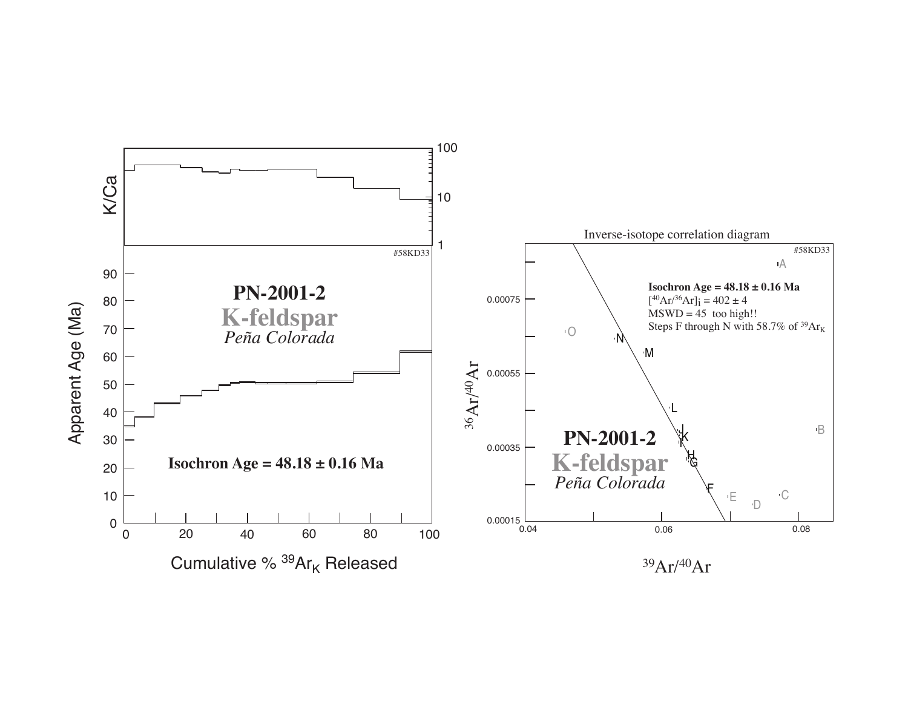K/Ca

100

10

1

#58KD33

Apparent Age (Ma)

90

80

70

60

50

40

30

20

10

0

**PN-2001-2**

**K-feldspar**

*Peña Colorada*

**Isochron Age = 48.18 ± 0.16 Ma**

0 20 40 60 80 100

Cumulative % $^{39}Ar_K$ Released

Inverse-isotope correlation diagram

#58KD33

**Isochron Age = 48.18 ± 0.16 Ma**

$[^{40}Ar/^{36}Ar]_i = 402 \pm 4$

MSWD = 45 too high!!

Steps F through N with 58.7% of $^{39}Ar_K$

A

O

N

M

L

J

K

I

H

G

F

E

D

C

B

**PN-2001-2**

**K-feldspar**

*Peña Colorada*

$^{36}Ar/^{40}Ar$

0.00075

0.00055

0.00035

0.00015

0.04 0.06 0.08

$^{39}Ar/^{40}Ar$